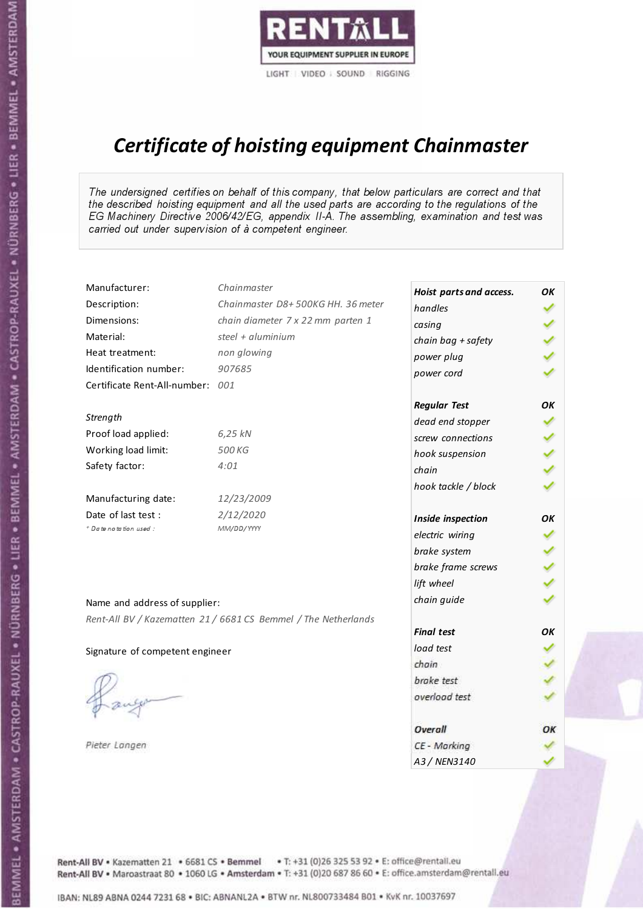RENTALL
YOUR EQUIPMENT SUPPLIER IN EUROPE
LIGHT | VIDEO | SOUND | RIGGING

# *Certificate of hoisting equipment Chainmaster*

*The undersigned certifies on behalf of this company, that below particulars are correct and that the described hoisting equipment and all the used parts are according to the regulations of the EG Machinery Directive 2006/42/EG, appendix II-A. The assembling, examination and test was carried out under supervision of à competent engineer.*

| | |
|---|---|
| Manufacturer: | *Chainmaster* |
| Description: | *Chainmaster D8+ 500KG HH. 36 meter* |
| Dimensions: | *chain diameter 7 x 22 mm parten 1* |
| Material: | *steel + aluminium* |
| Heat treatment: | *non glowing* |
| Identification number: | *907685* |
| Certificate Rent-All-number: | *001* |

*Strength*

| | |
|---|---|
| Proof load applied: | *6,25 kN* |
| Working load limit: | *500 KG* |
| Safety factor: | *4:01* |

| | |
|---|---|
| Manufacturing date: | *12/23/2009* |
| Date of last test : | *2/12/2020* |
| *\* Date notation used :* | *MM/DD/YYYY* |

Name and address of supplier:

*Rent-All BV / Kazematten 21 / 6681 CS Bemmel / The Netherlands*

Signature of competent engineer

*Pieter Langen*

| ***Hoist parts and access.*** | ***OK*** |
|---|---|
| *handles* | ✓ |
| *casing* | ✓ |
| *chain bag + safety* | ✓ |
| *power plug* | ✓ |
| *power cord* | ✓ |
| ***Regular Test*** | ***OK*** |
| *dead end stopper* | ✓ |
| *screw connections* | ✓ |
| *hook suspension* | ✓ |
| *chain* | ✓ |
| *hook tackle / block* | ✓ |
| ***Inside inspection*** | ***OK*** |
| *electric wiring* | ✓ |
| *brake system* | ✓ |
| *brake frame screws* | ✓ |
| *lift wheel* | ✓ |
| *chain guide* | ✓ |
| ***Final test*** | ***OK*** |
| *load test* | ✓ |
| *chain* | ✓ |
| *brake test* | ✓ |
| *overload test* | ✓ |
| ***Overall*** | ***OK*** |
| *CE - Marking* | ✓ |
| *A3 / NEN3140* | ✓ |

Rent-All BV • Kazematten 21 • 6681 CS • **Bemmel** • T: +31 (0)26 325 53 92 • E: office@rentall.eu
Rent-All BV • Maroastraat 80 • 1060 LG • **Amsterdam** • T: +31 (0)20 687 86 60 • E: office.amsterdam@rentall.eu

IBAN: NL89 ABNA 0244 7231 68 • BIC: ABNANL2A • BTW nr. NL800733484 B01 • KvK nr. 10037697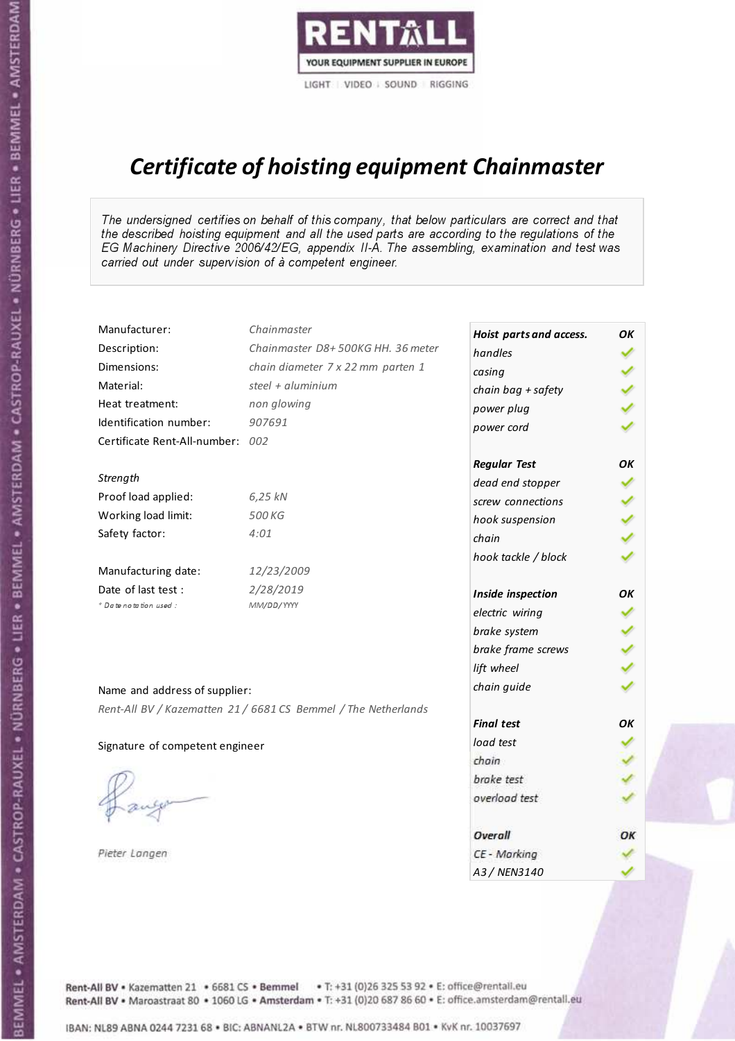RENTALL

YOUR EQUIPMENT SUPPLIER IN EUROPE

LIGHT | VIDEO | SOUND | RIGGING

# *Certificate of hoisting equipment Chainmaster*

*The undersigned certifies on behalf of this company, that below particulars are correct and that the described hoisting equipment and all the used parts are according to the regulations of the EG Machinery Directive 2006/42/EG, appendix II-A. The assembling, examination and test was carried out under supervision of à competent engineer.*

| | |
|---|---|
| Manufacturer: | *Chainmaster* |
| Description: | *Chainmaster D8+ 500KG HH. 36 meter* |
| Dimensions: | *chain diameter 7 x 22 mm parten 1* |
| Material: | *steel + aluminium* |
| Heat treatment: | *non glowing* |
| Identification number: | *907691* |
| Certificate Rent-All-number: | *002* |

*Strength*

| | |
|---|---|
| Proof load applied: | *6,25 kN* |
| Working load limit: | *500 KG* |
| Safety factor: | *4:01* |

| | |
|---|---|
| Manufacturing date: | *12/23/2009* |
| Date of last test : | *2/28/2019* |
| *Date notation used :* | *MM/DD/YYYY* |

| ***Hoist parts and access.*** | ***OK*** |
|---|---|
| *handles* | ✓ |
| *casing* | ✓ |
| *chain bag + safety* | ✓ |
| *power plug* | ✓ |
| *power cord* | ✓ |
| ***Regular Test*** | ***OK*** |
| *dead end stopper* | ✓ |
| *screw connections* | ✓ |
| *hook suspension* | ✓ |
| *chain* | ✓ |
| *hook tackle / block* | ✓ |
| ***Inside inspection*** | ***OK*** |
| *electric wiring* | ✓ |
| *brake system* | ✓ |
| *brake frame screws* | ✓ |
| *lift wheel* | ✓ |
| *chain guide* | ✓ |
| ***Final test*** | ***OK*** |
| *load test* | ✓ |
| *chain* | ✓ |
| *brake test* | ✓ |
| *overload test* | ✓ |
| ***Overall*** | ***OK*** |
| *CE - Marking* | ✓ |
| *A3 / NEN3140* | ✓ |

Name and address of supplier:

*Rent-All BV / Kazematten 21 / 6681 CS Bemmel / The Netherlands*

Signature of competent engineer

*Pieter Langen*

Rent-All BV • Kazematten 21 • 6681 CS • **Bemmel** • T: +31 (0)26 325 53 92 • E: office@rentall.eu
Rent-All BV • Maroastraat 80 • 1060 LG • **Amsterdam** • T: +31 (0)20 687 86 60 • E: office.amsterdam@rentall.eu

IBAN: NL89 ABNA 0244 7231 68 • BIC: ABNANL2A • BTW nr. NL800733484 B01 • KvK nr. 10037697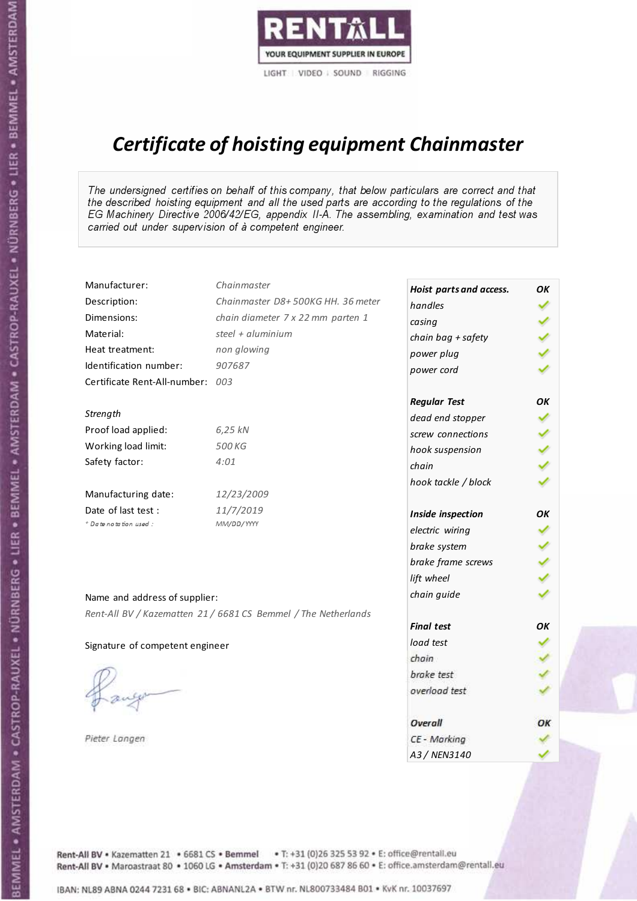RENTALL
YOUR EQUIPMENT SUPPLIER IN EUROPE
LIGHT | VIDEO | SOUND | RIGGING

# *Certificate of hoisting equipment Chainmaster*

*The undersigned certifies on behalf of this company, that below particulars are correct and that the described hoisting equipment and all the used parts are according to the regulations of the EG Machinery Directive 2006/42/EG, appendix II-A. The assembling, examination and test was carried out under supervision of à competent engineer.*

| | |
|---|---|
| Manufacturer: | *Chainmaster* |
| Description: | *Chainmaster D8+ 500KG HH. 36 meter* |
| Dimensions: | *chain diameter 7 x 22 mm parten 1* |
| Material: | *steel + aluminium* |
| Heat treatment: | *non glowing* |
| Identification number: | *907687* |
| Certificate Rent-All-number: | *003* |

*Strength*

| | |
|---|---|
| Proof load applied: | *6,25 kN* |
| Working load limit: | *500 KG* |
| Safety factor: | *4:01* |

| | |
|---|---|
| Manufacturing date: | *12/23/2009* |
| Date of last test : | *11/7/2019* |
| * Date notation used : | *MM/DD/YYYY* |

| *Hoist parts and access.* | *OK* |
|---|---|
| *handles* | ✓ |
| *casing* | ✓ |
| *chain bag + safety* | ✓ |
| *power plug* | ✓ |
| *power cord* | ✓ |
| ***Regular Test*** | ***OK*** |
| *dead end stopper* | ✓ |
| *screw connections* | ✓ |
| *hook suspension* | ✓ |
| *chain* | ✓ |
| *hook tackle / block* | ✓ |
| ***Inside inspection*** | ***OK*** |
| *electric wiring* | ✓ |
| *brake system* | ✓ |
| *brake frame screws* | ✓ |
| *lift wheel* | ✓ |
| *chain guide* | ✓ |
| ***Final test*** | ***OK*** |
| *load test* | ✓ |
| *chain* | ✓ |
| *brake test* | ✓ |
| *overload test* | ✓ |
| ***Overall*** | ***OK*** |
| *CE - Marking* | ✓ |
| *A3 / NEN3140* | ✓ |

Name and address of supplier:

*Rent-All BV / Kazematten 21 / 6681 CS Bemmel / The Netherlands*

Signature of competent engineer

*Pieter Langen*

Rent-All BV • Kazematten 21 • 6681 CS • **Bemmel** • T: +31 (0)26 325 53 92 • E: office@rentall.eu
Rent-All BV • Maroastraat 80 • 1060 LG • **Amsterdam** • T: +31 (0)20 687 86 60 • E: office.amsterdam@rentall.eu

IBAN: NL89 ABNA 0244 7231 68 • BIC: ABNANL2A • BTW nr. NL800733484 B01 • KvK nr. 10037697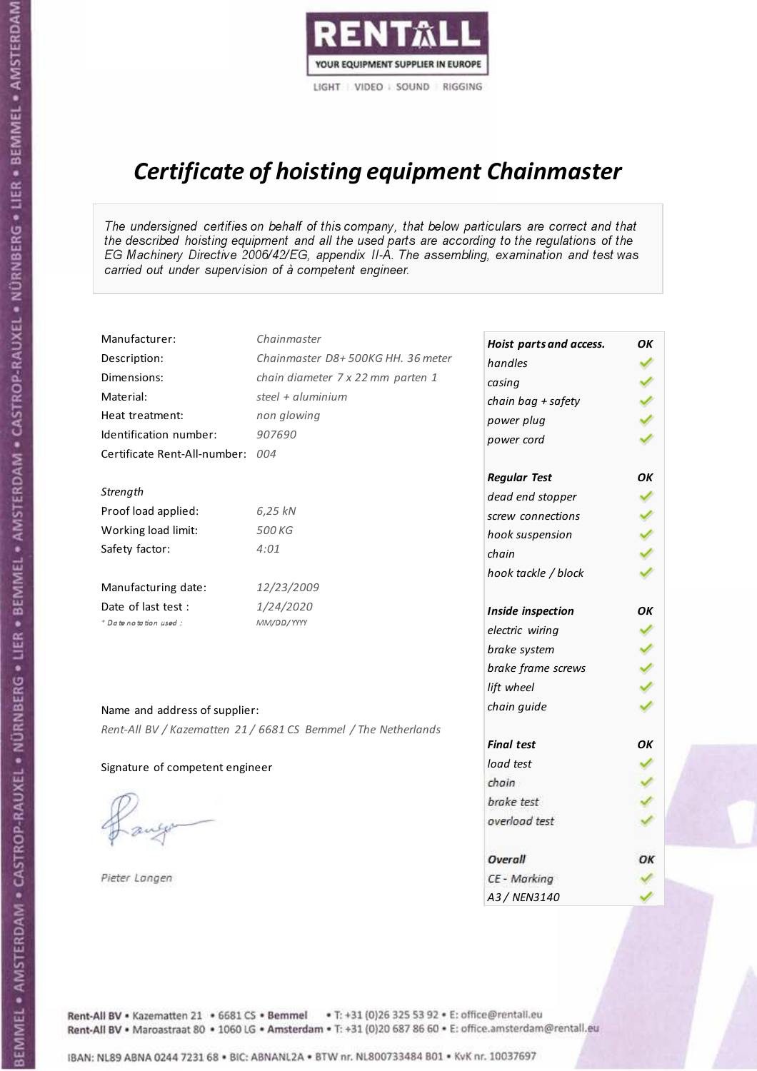RENTALL
YOUR EQUIPMENT SUPPLIER IN EUROPE
LIGHT | VIDEO | SOUND | RIGGING

# *Certificate of hoisting equipment Chainmaster*

*The undersigned certifies on behalf of this company, that below particulars are correct and that the described hoisting equipment and all the used parts are according to the regulations of the EG Machinery Directive 2006/42/EG, appendix II-A. The assembling, examination and test was carried out under supervision of à competent engineer.*

| | |
|---|---|
| Manufacturer: | *Chainmaster* |
| Description: | *Chainmaster D8+ 500KG HH. 36 meter* |
| Dimensions: | *chain diameter 7 x 22 mm parten 1* |
| Material: | *steel + aluminium* |
| Heat treatment: | *non glowing* |
| Identification number: | *907690* |
| Certificate Rent-All-number: | *004* |

*Strength*

| | |
|---|---|
| Proof load applied: | *6,25 kN* |
| Working load limit: | *500 KG* |
| Safety factor: | *4:01* |

| | |
|---|---|
| Manufacturing date: | *12/23/2009* |
| Date of last test : | *1/24/2020* |
| *\* Date notation used :* | *MM/DD/YYYY* |

| ***Hoist parts and access.*** | ***OK*** |
|---|---|
| *handles* | ✓ |
| *casing* | ✓ |
| *chain bag + safety* | ✓ |
| *power plug* | ✓ |
| *power cord* | ✓ |
| ***Regular Test*** | ***OK*** |
| *dead end stopper* | ✓ |
| *screw connections* | ✓ |
| *hook suspension* | ✓ |
| *chain* | ✓ |
| *hook tackle / block* | ✓ |
| ***Inside inspection*** | ***OK*** |
| *electric wiring* | ✓ |
| *brake system* | ✓ |
| *brake frame screws* | ✓ |
| *lift wheel* | ✓ |
| *chain guide* | ✓ |
| ***Final test*** | ***OK*** |
| *load test* | ✓ |
| *chain* | ✓ |
| *brake test* | ✓ |
| *overload test* | ✓ |
| ***Overall*** | ***OK*** |
| *CE - Marking* | ✓ |
| *A3 / NEN3140* | ✓ |

Name and address of supplier:

*Rent-All BV / Kazematten 21 / 6681 CS Bemmel / The Netherlands*

Signature of competent engineer

*Pieter Langen*

Rent-All BV • Kazematten 21 • 6681 CS • **Bemmel** • T: +31 (0)26 325 53 92 • E: office@rentall.eu
Rent-All BV • Maroastraat 80 • 1060 LG • **Amsterdam** • T: +31 (0)20 687 86 60 • E: office.amsterdam@rentall.eu

IBAN: NL89 ABNA 0244 7231 68 • BIC: ABNANL2A • BTW nr. NL800733484 B01 • KvK nr. 10037697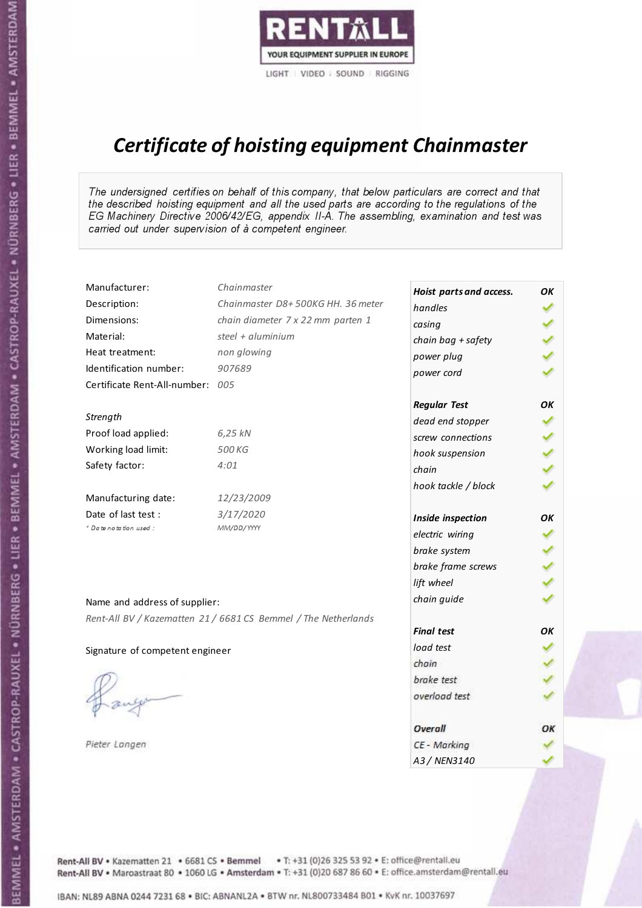RENTALL

YOUR EQUIPMENT SUPPLIER IN EUROPE

LIGHT | VIDEO | SOUND | RIGGING

# *Certificate of hoisting equipment Chainmaster*

*The undersigned certifies on behalf of this company, that below particulars are correct and that the described hoisting equipment and all the used parts are according to the regulations of the EG Machinery Directive 2006/42/EG, appendix II-A. The assembling, examination and test was carried out under supervision of à competent engineer.*

| | |
|---|---|
| Manufacturer: | *Chainmaster* |
| Description: | *Chainmaster D8+ 500KG HH. 36 meter* |
| Dimensions: | *chain diameter 7 x 22 mm parten 1* |
| Material: | *steel + aluminium* |
| Heat treatment: | *non glowing* |
| Identification number: | *907689* |
| Certificate Rent-All-number: | *005* |

*Strength*

| | |
|---|---|
| Proof load applied: | *6,25 kN* |
| Working load limit: | *500 KG* |
| Safety factor: | *4:01* |

| | |
|---|---|
| Manufacturing date: | *12/23/2009* |
| Date of last test : | *3/17/2020* |
| * Date notation used : | *MM/DD/YYYY* |

Name and address of supplier:

*Rent-All BV / Kazematten 21 / 6681 CS Bemmel / The Netherlands*

Signature of competent engineer

*Pieter Langen*

| ***Hoist parts and access.*** | ***OK*** |
|---|---|
| *handles* | ✓ |
| *casing* | ✓ |
| *chain bag + safety* | ✓ |
| *power plug* | ✓ |
| *power cord* | ✓ |
| ***Regular Test*** | ***OK*** |
| *dead end stopper* | ✓ |
| *screw connections* | ✓ |
| *hook suspension* | ✓ |
| *chain* | ✓ |
| *hook tackle / block* | ✓ |
| ***Inside inspection*** | ***OK*** |
| *electric wiring* | ✓ |
| *brake system* | ✓ |
| *brake frame screws* | ✓ |
| *lift wheel* | ✓ |
| *chain guide* | ✓ |
| ***Final test*** | ***OK*** |
| *load test* | ✓ |
| *chain* | ✓ |
| *brake test* | ✓ |
| *overload test* | ✓ |
| ***Overall*** | ***OK*** |
| *CE - Marking* | ✓ |
| *A3 / NEN3140* | ✓ |

Rent-All BV • Kazematten 21 • 6681 CS • **Bemmel** • T: +31 (0)26 325 53 92 • E: office@rentall.eu
Rent-All BV • Maroastraat 80 • 1060 LG • **Amsterdam** • T: +31 (0)20 687 86 60 • E: office.amsterdam@rentall.eu

IBAN: NL89 ABNA 0244 7231 68 • BIC: ABNANL2A • BTW nr. NL800733484 B01 • KvK nr. 10037697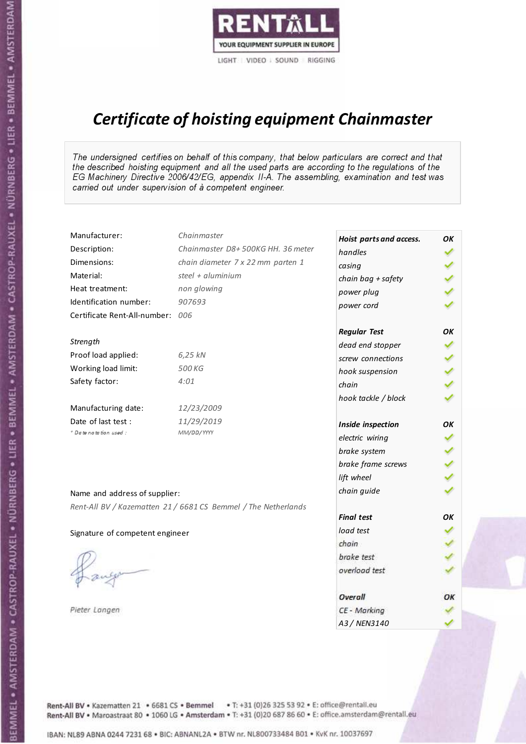RENTALL
YOUR EQUIPMENT SUPPLIER IN EUROPE
LIGHT | VIDEO | SOUND | RIGGING

# *Certificate of hoisting equipment Chainmaster*

*The undersigned certifies on behalf of this company, that below particulars are correct and that the described hoisting equipment and all the used parts are according to the regulations of the EG Machinery Directive 2006/42/EG, appendix II-A. The assembling, examination and test was carried out under supervision of à competent engineer.*

| | |
|---|---|
| Manufacturer: | *Chainmaster* |
| Description: | *Chainmaster D8+ 500KG HH. 36 meter* |
| Dimensions: | *chain diameter 7 x 22 mm parten 1* |
| Material: | *steel + aluminium* |
| Heat treatment: | *non glowing* |
| Identification number: | *907693* |
| Certificate Rent-All-number: | *006* |

*Strength*

| | |
|---|---|
| Proof load applied: | *6,25 kN* |
| Working load limit: | *500 KG* |
| Safety factor: | *4:01* |

| | |
|---|---|
| Manufacturing date: | *12/23/2009* |
| Date of last test : | *11/29/2019* |
| *\* Date notation used :* | *MM/DD/YYYY* |

| ***Hoist parts and access.*** | ***OK*** |
|---|---|
| *handles* | ✓ |
| *casing* | ✓ |
| *chain bag + safety* | ✓ |
| *power plug* | ✓ |
| *power cord* | ✓ |
| ***Regular Test*** | ***OK*** |
| *dead end stopper* | ✓ |
| *screw connections* | ✓ |
| *hook suspension* | ✓ |
| *chain* | ✓ |
| *hook tackle / block* | ✓ |
| ***Inside inspection*** | ***OK*** |
| *electric wiring* | ✓ |
| *brake system* | ✓ |
| *brake frame screws* | ✓ |
| *lift wheel* | ✓ |
| *chain guide* | ✓ |
| ***Final test*** | ***OK*** |
| *load test* | ✓ |
| *chain* | ✓ |
| *brake test* | ✓ |
| *overload test* | ✓ |
| ***Overall*** | ***OK*** |
| *CE - Marking* | ✓ |
| *A3 / NEN3140* | ✓ |

Name and address of supplier:

*Rent-All BV / Kazematten 21 / 6681 CS Bemmel / The Netherlands*

Signature of competent engineer

*Pieter Langen*

Rent-All BV • Kazematten 21 • 6681 CS • **Bemmel** • T: +31 (0)26 325 53 92 • E: office@rentall.eu
Rent-All BV • Maroastraat 80 • 1060 LG • **Amsterdam** • T: +31 (0)20 687 86 60 • E: office.amsterdam@rentall.eu

IBAN: NL89 ABNA 0244 7231 68 • BIC: ABNANL2A • BTW nr. NL800733484 B01 • KvK nr. 10037697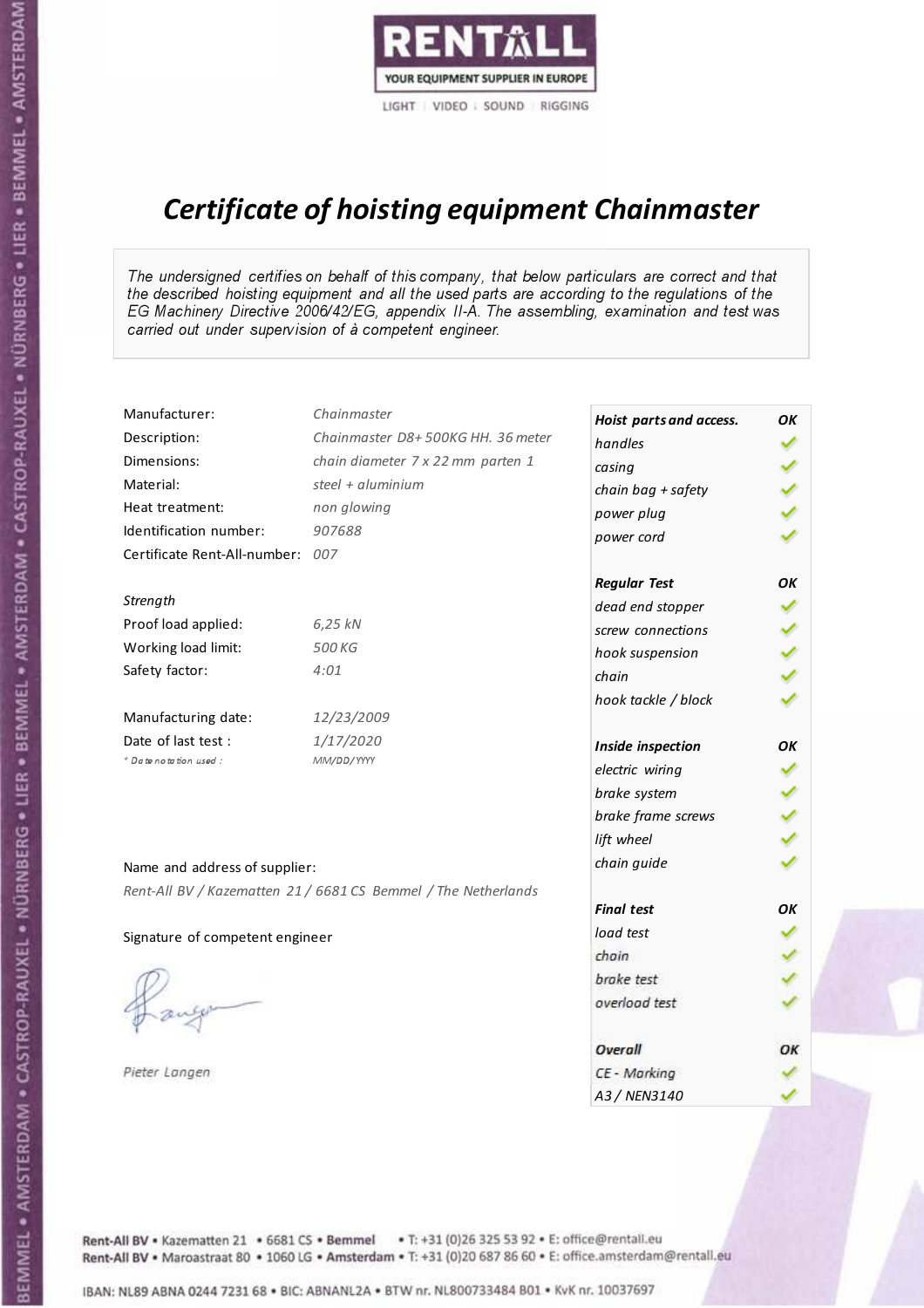RENTALL

YOUR EQUIPMENT SUPPLIER IN EUROPE

LIGHT | VIDEO | SOUND | RIGGING

# *Certificate of hoisting equipment Chainmaster*

*The undersigned certifies on behalf of this company, that below particulars are correct and that the described hoisting equipment and all the used parts are according to the regulations of the EG Machinery Directive 2006/42/EG, appendix II-A. The assembling, examination and test was carried out under supervision of à competent engineer.*

| | |
|---|---|
| Manufacturer: | *Chainmaster* |
| Description: | *Chainmaster D8+ 500KG HH. 36 meter* |
| Dimensions: | *chain diameter 7 x 22 mm parten 1* |
| Material: | *steel + aluminium* |
| Heat treatment: | *non glowing* |
| Identification number: | *907688* |
| Certificate Rent-All-number: | *007* |

*Strength*

| | |
|---|---|
| Proof load applied: | *6,25 kN* |
| Working load limit: | *500 KG* |
| Safety factor: | *4:01* |

| | |
|---|---|
| Manufacturing date: | *12/23/2009* |
| Date of last test : | *1/17/2020* |
| *\* Date notation used :* | *MM/DD/YYYY* |

| *Hoist parts and access.* | *OK* |
|---|---|
| *handles* | ✓ |
| *casing* | ✓ |
| *chain bag + safety* | ✓ |
| *power plug* | ✓ |
| *power cord* | ✓ |
| ***Regular Test*** | ***OK*** |
| *dead end stopper* | ✓ |
| *screw connections* | ✓ |
| *hook suspension* | ✓ |
| *chain* | ✓ |
| *hook tackle / block* | ✓ |
| ***Inside inspection*** | ***OK*** |
| *electric wiring* | ✓ |
| *brake system* | ✓ |
| *brake frame screws* | ✓ |
| *lift wheel* | ✓ |
| *chain guide* | ✓ |
| ***Final test*** | ***OK*** |
| *load test* | ✓ |
| *chain* | ✓ |
| *brake test* | ✓ |
| *overload test* | ✓ |
| ***Overall*** | ***OK*** |
| *CE - Marking* | ✓ |
| *A3 / NEN3140* | ✓ |

Name and address of supplier:

*Rent-All BV / Kazematten 21 / 6681 CS Bemmel / The Netherlands*

Signature of competent engineer

*Pieter Langen*

Rent-All BV • Kazematten 21 • 6681 CS • **Bemmel** • T: +31 (0)26 325 53 92 • E: office@rentall.eu
Rent-All BV • Maroastraat 80 • 1060 LG • **Amsterdam** • T: +31 (0)20 687 86 60 • E: office.amsterdam@rentall.eu

IBAN: NL89 ABNA 0244 7231 68 • BIC: ABNANL2A • BTW nr. NL800733484 B01 • KvK nr. 10037697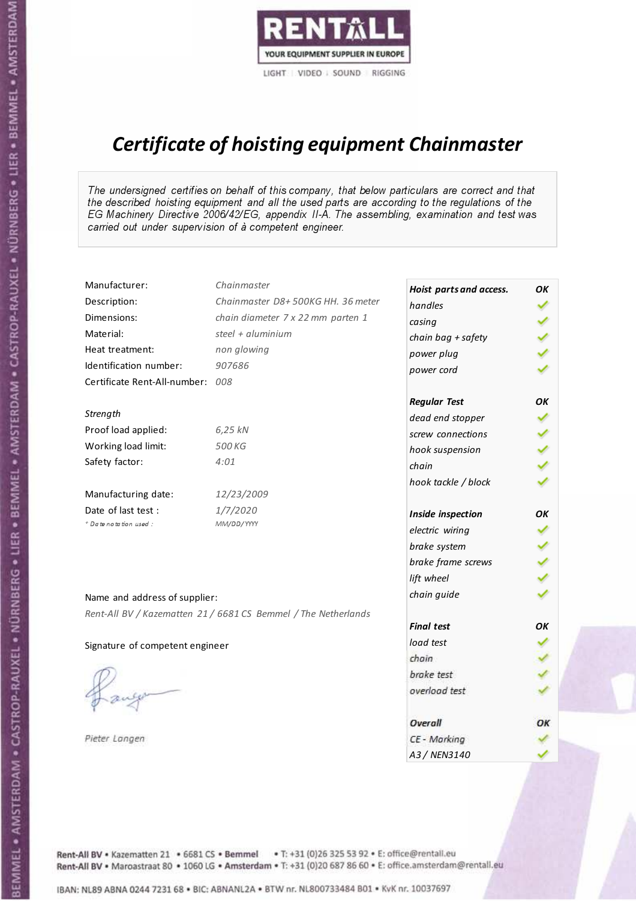RENTALL

YOUR EQUIPMENT SUPPLIER IN EUROPE

LIGHT | VIDEO | SOUND | RIGGING

# *Certificate of hoisting equipment Chainmaster*

*The undersigned certifies on behalf of this company, that below particulars are correct and that the described hoisting equipment and all the used parts are according to the regulations of the EG Machinery Directive 2006/42/EG, appendix II-A. The assembling, examination and test was carried out under supervision of à competent engineer.*

| | |
|---|---|
| Manufacturer: | *Chainmaster* |
| Description: | *Chainmaster D8+ 500KG HH. 36 meter* |
| Dimensions: | *chain diameter 7 x 22 mm parten 1* |
| Material: | *steel + aluminium* |
| Heat treatment: | *non glowing* |
| Identification number: | *907686* |
| Certificate Rent-All-number: | *008* |

*Strength*

| | |
|---|---|
| Proof load applied: | *6,25 kN* |
| Working load limit: | *500 KG* |
| Safety factor: | *4:01* |

| | |
|---|---|
| Manufacturing date: | *12/23/2009* |
| Date of last test : | *1/7/2020* |
| *\* Date notation used :* | *MM/DD/YYYY* |

| *Hoist parts and access.* | *OK* |
|---|---|
| *handles* | ✓ |
| *casing* | ✓ |
| *chain bag + safety* | ✓ |
| *power plug* | ✓ |
| *power cord* | ✓ |
| ***Regular Test*** | ***OK*** |
| *dead end stopper* | ✓ |
| *screw connections* | ✓ |
| *hook suspension* | ✓ |
| *chain* | ✓ |
| *hook tackle / block* | ✓ |
| ***Inside inspection*** | ***OK*** |
| *electric wiring* | ✓ |
| *brake system* | ✓ |
| *brake frame screws* | ✓ |
| *lift wheel* | ✓ |
| *chain guide* | ✓ |
| ***Final test*** | ***OK*** |
| *load test* | ✓ |
| *chain* | ✓ |
| *brake test* | ✓ |
| *overload test* | ✓ |
| ***Overall*** | ***OK*** |
| *CE - Marking* | ✓ |
| *A3 / NEN3140* | ✓ |

Name and address of supplier:

*Rent-All BV / Kazematten 21 / 6681 CS Bemmel / The Netherlands*

Signature of competent engineer

*Pieter Langen*

Rent-All BV • Kazematten 21 • 6681 CS • **Bemmel** • T: +31 (0)26 325 53 92 • E: office@rentall.eu
Rent-All BV • Maroastraat 80 • 1060 LG • **Amsterdam** • T: +31 (0)20 687 86 60 • E: office.amsterdam@rentall.eu

IBAN: NL89 ABNA 0244 7231 68 • BIC: ABNANL2A • BTW nr. NL800733484 B01 • KvK nr. 10037697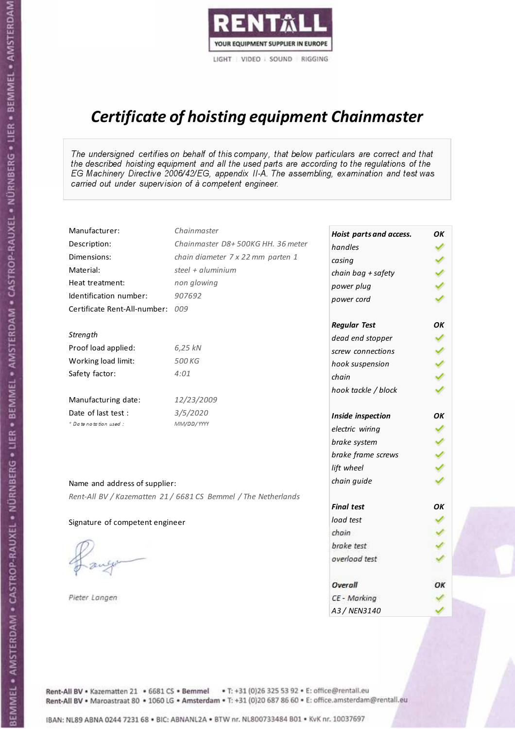RENTALL
YOUR EQUIPMENT SUPPLIER IN EUROPE
LIGHT | VIDEO | SOUND | RIGGING

# *Certificate of hoisting equipment Chainmaster*

*The undersigned certifies on behalf of this company, that below particulars are correct and that the described hoisting equipment and all the used parts are according to the regulations of the EG Machinery Directive 2006/42/EG, appendix II-A. The assembling, examination and test was carried out under supervision of à competent engineer.*

| | |
|---|---|
| Manufacturer: | *Chainmaster* |
| Description: | *Chainmaster D8+ 500KG HH. 36 meter* |
| Dimensions: | *chain diameter 7 x 22 mm parten 1* |
| Material: | *steel + aluminium* |
| Heat treatment: | *non glowing* |
| Identification number: | *907692* |
| Certificate Rent-All-number: | *009* |

*Strength*

| | |
|---|---|
| Proof load applied: | *6,25 kN* |
| Working load limit: | *500 KG* |
| Safety factor: | *4:01* |

| | |
|---|---|
| Manufacturing date: | *12/23/2009* |
| Date of last test : | *3/5/2020* |
| *\* Date notation used :* | *MM/DD/YYYY* |

Name and address of supplier:

*Rent-All BV / Kazematten 21 / 6681 CS Bemmel / The Netherlands*

Signature of competent engineer

*Pieter Langen*

| ***Hoist parts and access.*** | ***OK*** |
|---|---|
| *handles* | ✓ |
| *casing* | ✓ |
| *chain bag + safety* | ✓ |
| *power plug* | ✓ |
| *power cord* | ✓ |
| ***Regular Test*** | ***OK*** |
| *dead end stopper* | ✓ |
| *screw connections* | ✓ |
| *hook suspension* | ✓ |
| *chain* | ✓ |
| *hook tackle / block* | ✓ |
| ***Inside inspection*** | ***OK*** |
| *electric wiring* | ✓ |
| *brake system* | ✓ |
| *brake frame screws* | ✓ |
| *lift wheel* | ✓ |
| *chain guide* | ✓ |
| ***Final test*** | ***OK*** |
| *load test* | ✓ |
| *chain* | ✓ |
| *brake test* | ✓ |
| *overload test* | ✓ |
| ***Overall*** | ***OK*** |
| *CE - Marking* | ✓ |
| *A3 / NEN3140* | ✓ |

Rent-All BV • Kazematten 21 • 6681 CS • **Bemmel** • T: +31 (0)26 325 53 92 • E: office@rentall.eu
Rent-All BV • Maroastraat 80 • 1060 LG • **Amsterdam** • T: +31 (0)20 687 86 60 • E: office.amsterdam@rentall.eu

IBAN: NL89 ABNA 0244 7231 68 • BIC: ABNANL2A • BTW nr. NL800733484 B01 • KvK nr. 10037697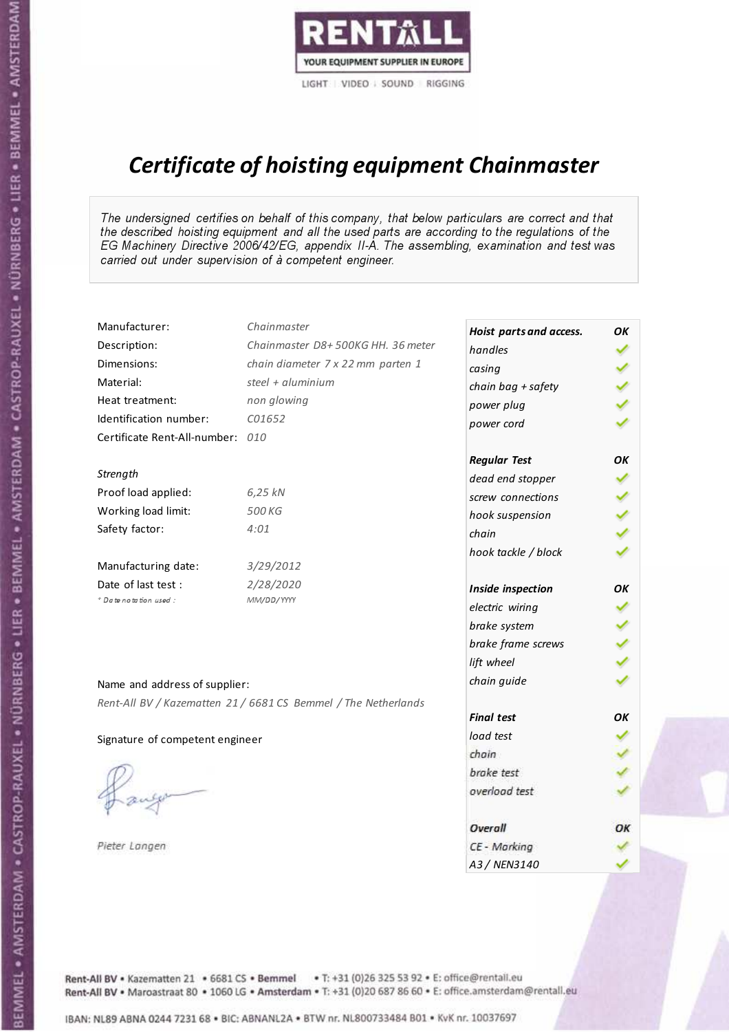RENTALL

YOUR EQUIPMENT SUPPLIER IN EUROPE

LIGHT | VIDEO | SOUND | RIGGING

# *Certificate of hoisting equipment Chainmaster*

*The undersigned certifies on behalf of this company, that below particulars are correct and that the described hoisting equipment and all the used parts are according to the regulations of the EG Machinery Directive 2006/42/EG, appendix II-A. The assembling, examination and test was carried out under supervision of à competent engineer.*

| | |
|---|---|
| Manufacturer: | *Chainmaster* |
| Description: | *Chainmaster D8+ 500KG HH. 36 meter* |
| Dimensions: | *chain diameter 7 x 22 mm parten 1* |
| Material: | *steel + aluminium* |
| Heat treatment: | *non glowing* |
| Identification number: | *C01652* |
| Certificate Rent-All-number: | *010* |

*Strength*

| | |
|---|---|
| Proof load applied: | *6,25 kN* |
| Working load limit: | *500 KG* |
| Safety factor: | *4:01* |

| | |
|---|---|
| Manufacturing date: | *3/29/2012* |
| Date of last test : | *2/28/2020* |
| *\* Date notation used :* | *MM/DD/YYYY* |

| *Hoist parts and access.* | *OK* |
|---|---|
| *handles* | ✓ |
| *casing* | ✓ |
| *chain bag + safety* | ✓ |
| *power plug* | ✓ |
| *power cord* | ✓ |
| ***Regular Test*** | ***OK*** |
| *dead end stopper* | ✓ |
| *screw connections* | ✓ |
| *hook suspension* | ✓ |
| *chain* | ✓ |
| *hook tackle / block* | ✓ |
| ***Inside inspection*** | ***OK*** |
| *electric wiring* | ✓ |
| *brake system* | ✓ |
| *brake frame screws* | ✓ |
| *lift wheel* | ✓ |
| *chain guide* | ✓ |
| ***Final test*** | ***OK*** |
| *load test* | ✓ |
| *chain* | ✓ |
| *brake test* | ✓ |
| *overload test* | ✓ |
| ***Overall*** | ***OK*** |
| *CE - Marking* | ✓ |
| *A3 / NEN3140* | ✓ |

Name and address of supplier:

*Rent-All BV / Kazematten 21 / 6681 CS Bemmel / The Netherlands*

Signature of competent engineer

*Pieter Langen*

Rent-All BV • Kazematten 21 • 6681 CS • **Bemmel** • T: +31 (0)26 325 53 92 • E: office@rentall.eu
Rent-All BV • Maroastraat 80 • 1060 LG • **Amsterdam** • T: +31 (0)20 687 86 60 • E: office.amsterdam@rentall.eu

IBAN: NL89 ABNA 0244 7231 68 • BIC: ABNANL2A • BTW nr. NL800733484 B01 • KvK nr. 10037697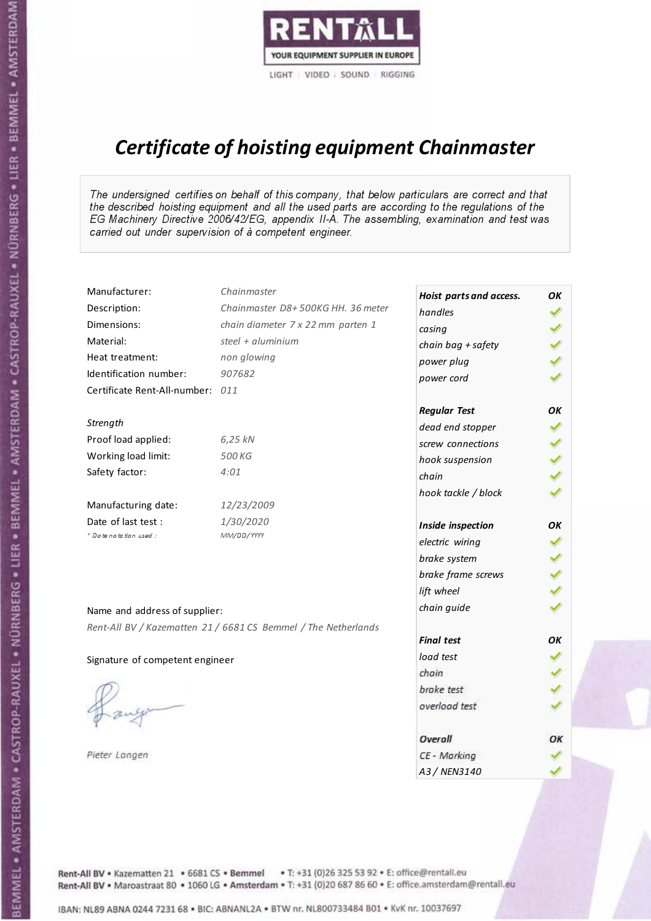RENTALL
YOUR EQUIPMENT SUPPLIER IN EUROPE
LIGHT | VIDEO | SOUND | RIGGING

# *Certificate of hoisting equipment Chainmaster*

*The undersigned certifies on behalf of this company, that below particulars are correct and that the described hoisting equipment and all the used parts are according to the regulations of the EG Machinery Directive 2006/42/EG, appendix II-A. The assembling, examination and test was carried out under supervision of à competent engineer.*

| | |
|---|---|
| Manufacturer: | *Chainmaster* |
| Description: | *Chainmaster D8+ 500KG HH. 36 meter* |
| Dimensions: | *chain diameter 7 x 22 mm parten 1* |
| Material: | *steel + aluminium* |
| Heat treatment: | *non glowing* |
| Identification number: | *907682* |
| Certificate Rent-All-number: | *011* |

*Strength*

| | |
|---|---|
| Proof load applied: | *6,25 kN* |
| Working load limit: | *500 KG* |
| Safety factor: | *4:01* |

| | |
|---|---|
| Manufacturing date: | *12/23/2009* |
| Date of last test : | *1/30/2020* |
| *\* Date notation used :* | *MM/DD/YYYY* |

Name and address of supplier:

*Rent-All BV / Kazematten 21 / 6681 CS Bemmel / The Netherlands*

Signature of competent engineer

*Pieter Langen*

| ***Hoist parts and access.*** | ***OK*** |
|---|---|
| *handles* | ✓ |
| *casing* | ✓ |
| *chain bag + safety* | ✓ |
| *power plug* | ✓ |
| *power cord* | ✓ |
| ***Regular Test*** | ***OK*** |
| *dead end stopper* | ✓ |
| *screw connections* | ✓ |
| *hook suspension* | ✓ |
| *chain* | ✓ |
| *hook tackle / block* | ✓ |
| ***Inside inspection*** | ***OK*** |
| *electric wiring* | ✓ |
| *brake system* | ✓ |
| *brake frame screws* | ✓ |
| *lift wheel* | ✓ |
| *chain guide* | ✓ |
| ***Final test*** | ***OK*** |
| *load test* | ✓ |
| *chain* | ✓ |
| *brake test* | ✓ |
| *overload test* | ✓ |
| ***Overall*** | ***OK*** |
| *CE - Marking* | ✓ |
| *A3 / NEN3140* | ✓ |

Rent-All BV • Kazematten 21 • 6681 CS • **Bemmel** • T: +31 (0)26 325 53 92 • E: office@rentall.eu
Rent-All BV • Maroastraat 80 • 1060 LG • **Amsterdam** • T: +31 (0)20 687 86 60 • E: office.amsterdam@rentall.eu

IBAN: NL89 ABNA 0244 7231 68 • BIC: ABNANL2A • BTW nr. NL800733484 B01 • KvK nr. 10037697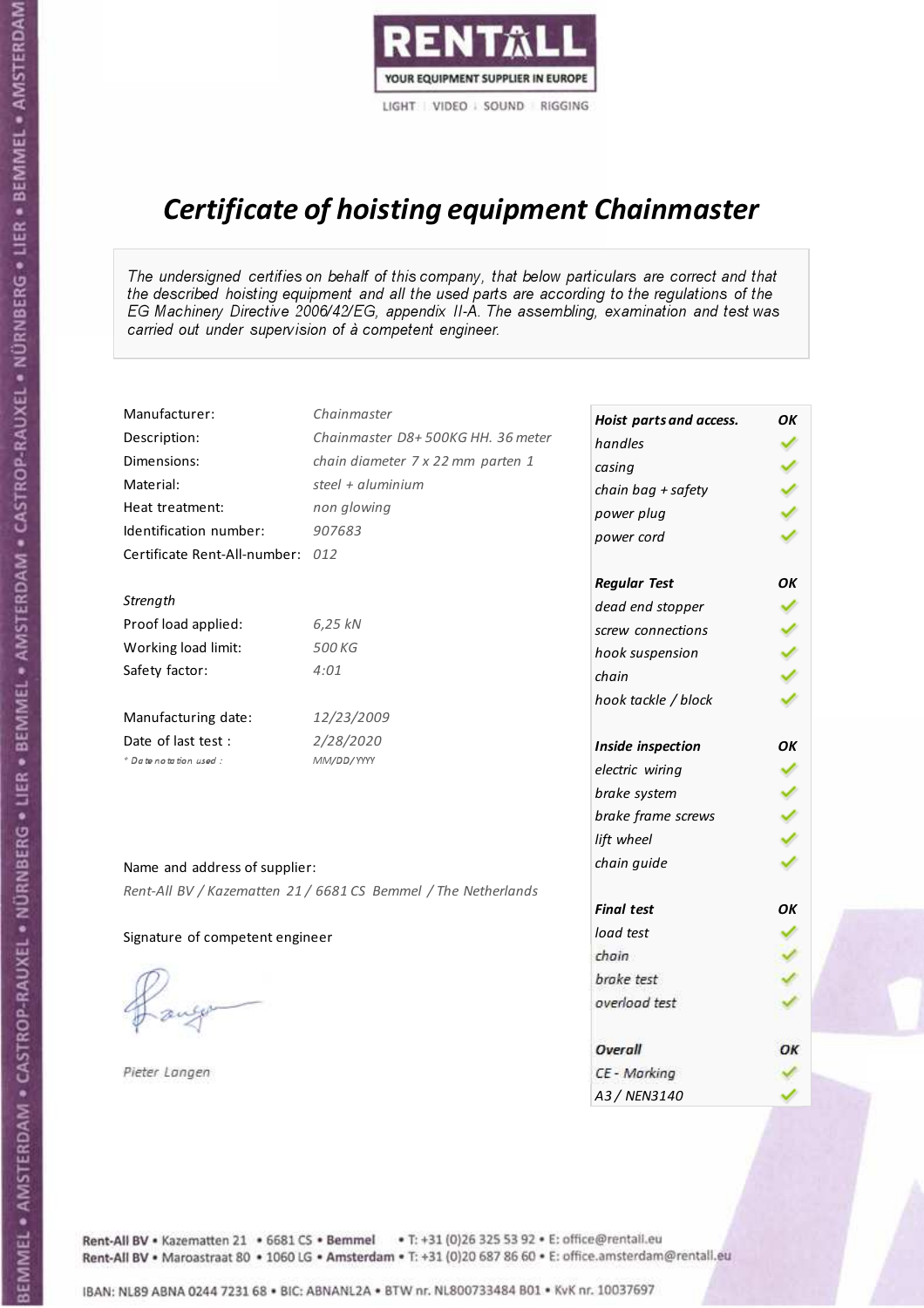RENTALL

YOUR EQUIPMENT SUPPLIER IN EUROPE

LIGHT | VIDEO | SOUND | RIGGING

# Certificate of hoisting equipment Chainmaster

*The undersigned certifies on behalf of this company, that below particulars are correct and that the described hoisting equipment and all the used parts are according to the regulations of the EG Machinery Directive 2006/42/EG, appendix II-A. The assembling, examination and test was carried out under supervision of à competent engineer.*

| | |
|---|---|
| Manufacturer: | *Chainmaster* |
| Description: | *Chainmaster D8+ 500KG HH. 36 meter* |
| Dimensions: | *chain diameter 7 x 22 mm parten 1* |
| Material: | *steel + aluminium* |
| Heat treatment: | *non glowing* |
| Identification number: | *907683* |
| Certificate Rent-All-number: | *012* |

*Strength*

| | |
|---|---|
| Proof load applied: | *6,25 kN* |
| Working load limit: | *500 KG* |
| Safety factor: | *4:01* |

| | |
|---|---|
| Manufacturing date: | *12/23/2009* |
| Date of last test : | *2/28/2020* |
| * Date notation used : | *MM/DD/YYYY* |

| ***Hoist parts and access.*** | ***OK*** |
|---|---|
| *handles* | ✓ |
| *casing* | ✓ |
| *chain bag + safety* | ✓ |
| *power plug* | ✓ |
| *power cord* | ✓ |
| ***Regular Test*** | ***OK*** |
| *dead end stopper* | ✓ |
| *screw connections* | ✓ |
| *hook suspension* | ✓ |
| *chain* | ✓ |
| *hook tackle / block* | ✓ |
| ***Inside inspection*** | ***OK*** |
| *electric wiring* | ✓ |
| *brake system* | ✓ |
| *brake frame screws* | ✓ |
| *lift wheel* | ✓ |
| *chain guide* | ✓ |
| ***Final test*** | ***OK*** |
| *load test* | ✓ |
| *chain* | ✓ |
| *brake test* | ✓ |
| *overload test* | ✓ |
| ***Overall*** | ***OK*** |
| *CE - Marking* | ✓ |
| *A3 / NEN3140* | ✓ |

Name and address of supplier:

*Rent-All BV / Kazematten 21 / 6681 CS Bemmel / The Netherlands*

Signature of competent engineer

*Pieter Langen*

Rent-All BV • Kazematten 21 • 6681 CS • **Bemmel** • T: +31 (0)26 325 53 92 • E: office@rentall.eu
Rent-All BV • Maroastraat 80 • 1060 LG • **Amsterdam** • T: +31 (0)20 687 86 60 • E: office.amsterdam@rentall.eu

IBAN: NL89 ABNA 0244 7231 68 • BIC: ABNANL2A • BTW nr. NL800733484 B01 • KvK nr. 10037697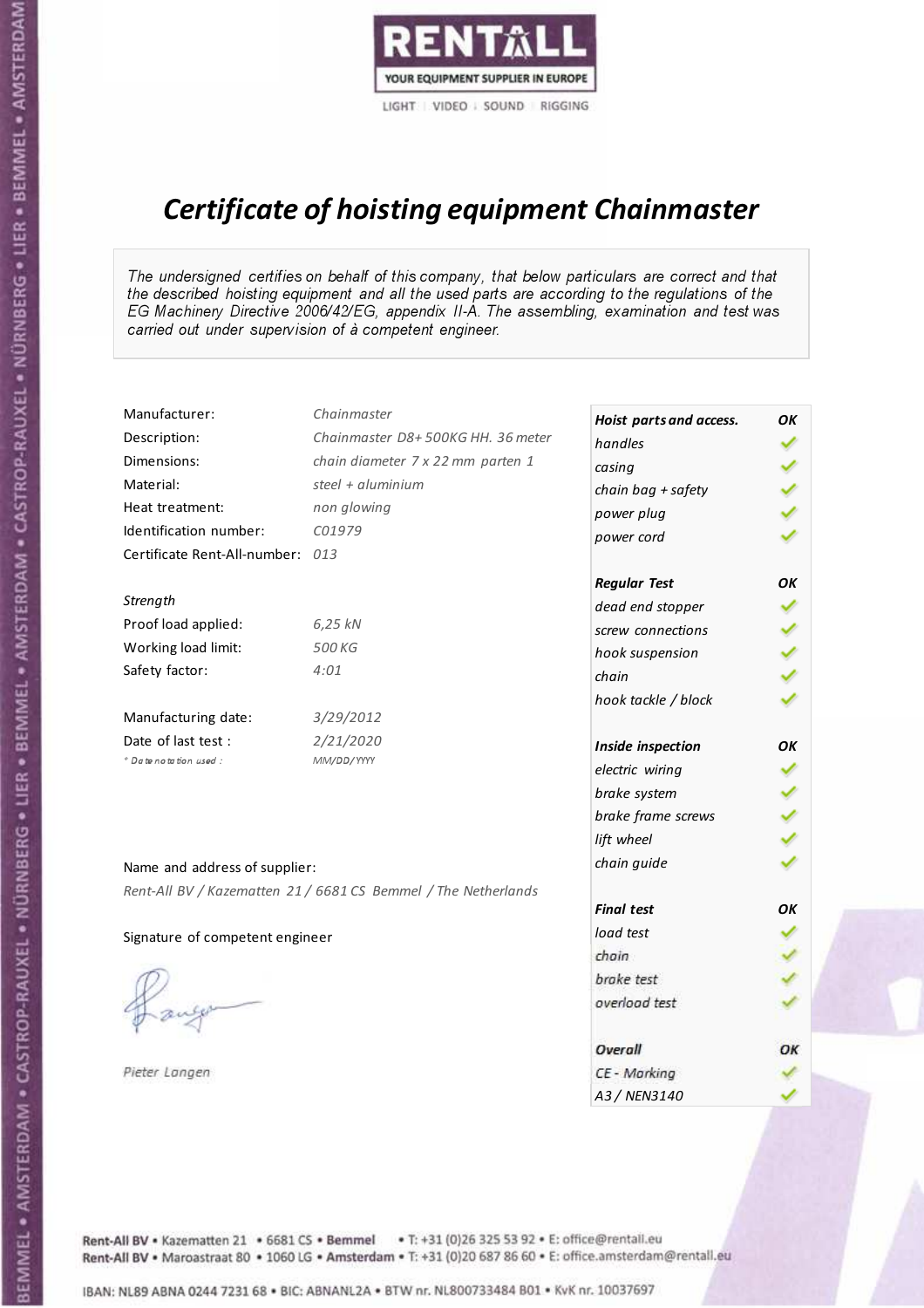RENTALL
YOUR EQUIPMENT SUPPLIER IN EUROPE
LIGHT | VIDEO | SOUND | RIGGING

# *Certificate of hoisting equipment Chainmaster*

*The undersigned certifies on behalf of this company, that below particulars are correct and that the described hoisting equipment and all the used parts are according to the regulations of the EG Machinery Directive 2006/42/EG, appendix II-A. The assembling, examination and test was carried out under supervision of à competent engineer.*

| | |
|---|---|
| Manufacturer: | *Chainmaster* |
| Description: | *Chainmaster D8+ 500KG HH. 36 meter* |
| Dimensions: | *chain diameter 7 x 22 mm parten 1* |
| Material: | *steel + aluminium* |
| Heat treatment: | *non glowing* |
| Identification number: | *C01979* |
| Certificate Rent-All-number: | *013* |

*Strength*

| | |
|---|---|
| Proof load applied: | *6,25 kN* |
| Working load limit: | *500 KG* |
| Safety factor: | *4:01* |

| | |
|---|---|
| Manufacturing date: | *3/29/2012* |
| Date of last test : | *2/21/2020* |
| *\* Date notation used :* | *MM/DD/YYYY* |

| ***Hoist parts and access.*** | ***OK*** |
|---|---|
| *handles* | ✓ |
| *casing* | ✓ |
| *chain bag + safety* | ✓ |
| *power plug* | ✓ |
| *power cord* | ✓ |
| ***Regular Test*** | ***OK*** |
| *dead end stopper* | ✓ |
| *screw connections* | ✓ |
| *hook suspension* | ✓ |
| *chain* | ✓ |
| *hook tackle / block* | ✓ |
| ***Inside inspection*** | ***OK*** |
| *electric wiring* | ✓ |
| *brake system* | ✓ |
| *brake frame screws* | ✓ |
| *lift wheel* | ✓ |
| *chain guide* | ✓ |
| ***Final test*** | ***OK*** |
| *load test* | ✓ |
| *chain* | ✓ |
| *brake test* | ✓ |
| *overload test* | ✓ |
| ***Overall*** | ***OK*** |
| *CE - Marking* | ✓ |
| *A3 / NEN3140* | ✓ |

Name and address of supplier:

*Rent-All BV / Kazematten 21 / 6681 CS Bemmel / The Netherlands*

Signature of competent engineer

*Pieter Langen*

Rent-All BV • Kazematten 21 • 6681 CS • **Bemmel** • T: +31 (0)26 325 53 92 • E: office@rentall.eu
Rent-All BV • Maroastraat 80 • 1060 LG • **Amsterdam** • T: +31 (0)20 687 86 60 • E: office.amsterdam@rentall.eu

IBAN: NL89 ABNA 0244 7231 68 • BIC: ABNANL2A • BTW nr. NL800733484 B01 • KvK nr. 10037697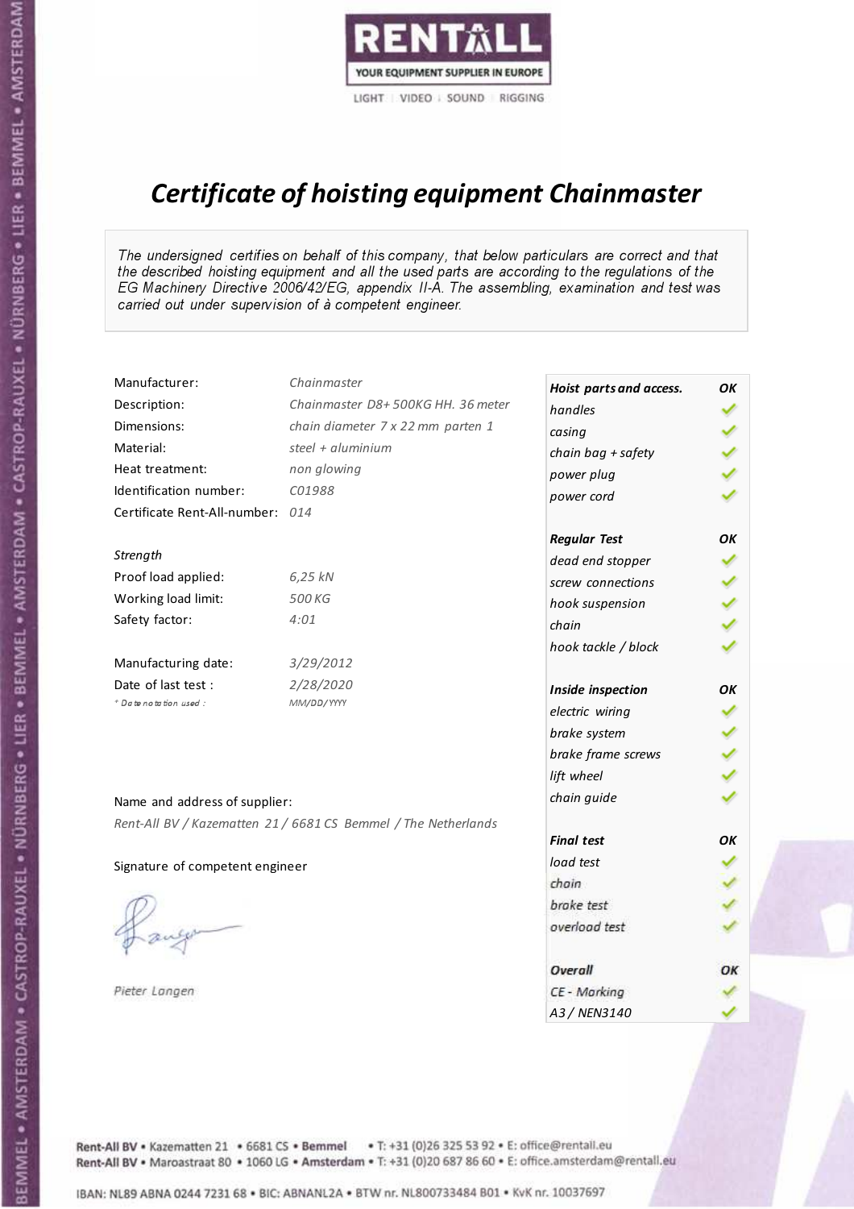RENTALL

YOUR EQUIPMENT SUPPLIER IN EUROPE

LIGHT | VIDEO | SOUND | RIGGING

# Certificate of hoisting equipment Chainmaster

*The undersigned certifies on behalf of this company, that below particulars are correct and that the described hoisting equipment and all the used parts are according to the regulations of the EG Machinery Directive 2006/42/EG, appendix II-A. The assembling, examination and test was carried out under supervision of à competent engineer.*

| | |
|---|---|
| Manufacturer: | *Chainmaster* |
| Description: | *Chainmaster D8+ 500KG HH. 36 meter* |
| Dimensions: | *chain diameter 7 x 22 mm parten 1* |
| Material: | *steel + aluminium* |
| Heat treatment: | *non glowing* |
| Identification number: | *C01988* |
| Certificate Rent-All-number: | *014* |

*Strength*

| | |
|---|---|
| Proof load applied: | *6,25 kN* |
| Working load limit: | *500 KG* |
| Safety factor: | *4:01* |

| | |
|---|---|
| Manufacturing date: | *3/29/2012* |
| Date of last test : | *2/28/2020* |
| *\* Date notation used :* | *MM/DD/YYYY* |

| Hoist parts and access. | OK |
|---|---|
| handles | ✓ |
| casing | ✓ |
| chain bag + safety | ✓ |
| power plug | ✓ |
| power cord | ✓ |
| **Regular Test** | **OK** |
| dead end stopper | ✓ |
| screw connections | ✓ |
| hook suspension | ✓ |
| chain | ✓ |
| hook tackle / block | ✓ |
| **Inside inspection** | **OK** |
| electric wiring | ✓ |
| brake system | ✓ |
| brake frame screws | ✓ |
| lift wheel | ✓ |
| chain guide | ✓ |
| **Final test** | **OK** |
| load test | ✓ |
| chain | ✓ |
| brake test | ✓ |
| overload test | ✓ |
| **Overall** | **OK** |
| CE - Marking | ✓ |
| A3 / NEN3140 | ✓ |

Name and address of supplier:

*Rent-All BV / Kazematten 21 / 6681 CS Bemmel / The Netherlands*

Signature of competent engineer

*Pieter Langen*

Rent-All BV • Kazematten 21 • 6681 CS • Bemmel • T: +31 (0)26 325 53 92 • E: office@rentall.eu
Rent-All BV • Maroastraat 80 • 1060 LG • Amsterdam • T: +31 (0)20 687 86 60 • E: office.amsterdam@rentall.eu

IBAN: NL89 ABNA 0244 7231 68 • BIC: ABNANL2A • BTW nr. NL800733484 B01 • KvK nr. 10037697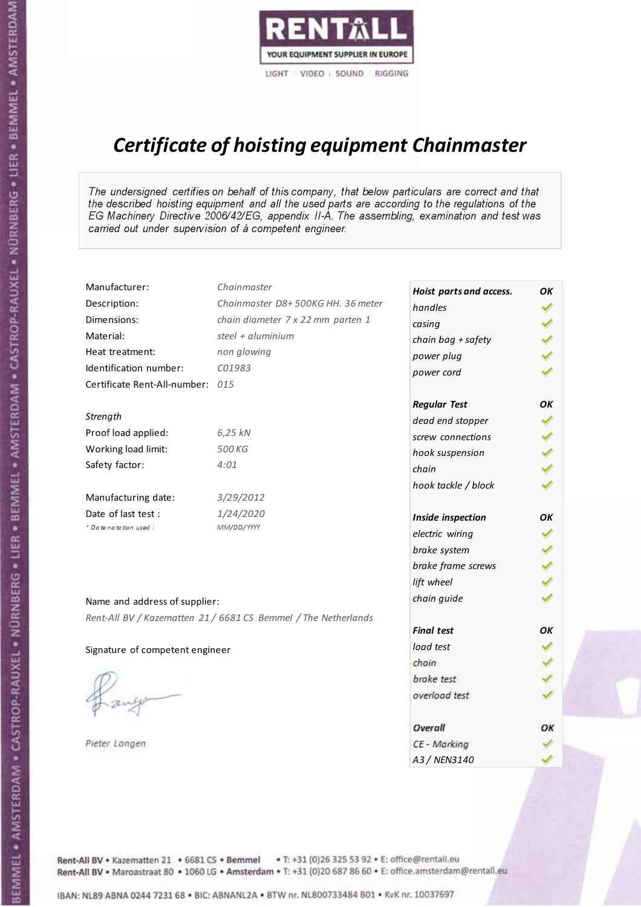RENTALL
YOUR EQUIPMENT SUPPLIER IN EUROPE
LIGHT | VIDEO | SOUND | RIGGING

# *Certificate of hoisting equipment Chainmaster*

*The undersigned certifies on behalf of this company, that below particulars are correct and that the described hoisting equipment and all the used parts are according to the regulations of the EG Machinery Directive 2006/42/EG, appendix II-A. The assembling, examination and test was carried out under supervision of à competent engineer.*

| | |
|---|---|
| Manufacturer: | *Chainmaster* |
| Description: | *Chainmaster D8+ 500KG HH. 36 meter* |
| Dimensions: | *chain diameter 7 x 22 mm parten 1* |
| Material: | *steel + aluminium* |
| Heat treatment: | *non glowing* |
| Identification number: | *C01983* |
| Certificate Rent-All-number: | *015* |

*Strength*

| | |
|---|---|
| Proof load applied: | *6,25 kN* |
| Working load limit: | *500 KG* |
| Safety factor: | *4:01* |

| | |
|---|---|
| Manufacturing date: | *3/29/2012* |
| Date of last test : | *1/24/2020* |
| *\* Date notation used :* | *MM/DD/YYYY* |

| ***Hoist parts and access.*** | ***OK*** |
|---|---|
| *handles* | ✓ |
| *casing* | ✓ |
| *chain bag + safety* | ✓ |
| *power plug* | ✓ |
| *power cord* | ✓ |
| ***Regular Test*** | ***OK*** |
| *dead end stopper* | ✓ |
| *screw connections* | ✓ |
| *hook suspension* | ✓ |
| *chain* | ✓ |
| *hook tackle / block* | ✓ |
| ***Inside inspection*** | ***OK*** |
| *electric wiring* | ✓ |
| *brake system* | ✓ |
| *brake frame screws* | ✓ |
| *lift wheel* | ✓ |
| *chain guide* | ✓ |
| ***Final test*** | ***OK*** |
| *load test* | ✓ |
| *chain* | ✓ |
| *brake test* | ✓ |
| *overload test* | ✓ |
| ***Overall*** | ***OK*** |
| *CE - Marking* | ✓ |
| *A3 / NEN3140* | ✓ |

Name and address of supplier:

*Rent-All BV / Kazematten 21 / 6681 CS Bemmel / The Netherlands*

Signature of competent engineer

*Pieter Langen*

Rent-All BV • Kazematten 21 • 6681 CS • **Bemmel** • T: +31 (0)26 325 53 92 • E: office@rentall.eu
Rent-All BV • Maroastraat 80 • 1060 LG • **Amsterdam** • T: +31 (0)20 687 86 60 • E: office.amsterdam@rentall.eu

IBAN: NL89 ABNA 0244 7231 68 • BIC: ABNANL2A • BTW nr. NL800733484 B01 • KvK nr. 10037697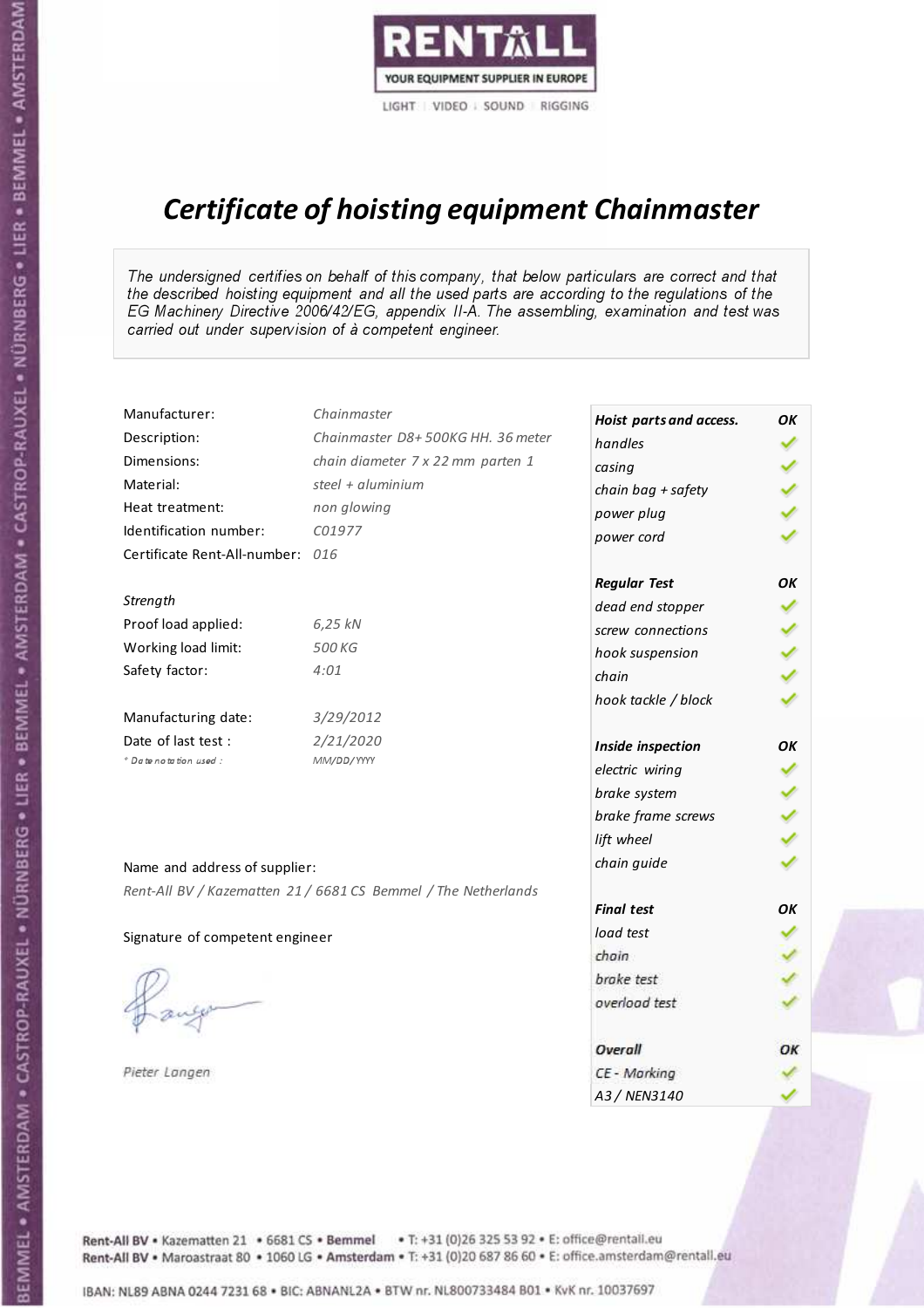RENTALL

YOUR EQUIPMENT SUPPLIER IN EUROPE

LIGHT | VIDEO | SOUND | RIGGING

# *Certificate of hoisting equipment Chainmaster*

*The undersigned certifies on behalf of this company, that below particulars are correct and that the described hoisting equipment and all the used parts are according to the regulations of the EG Machinery Directive 2006/42/EG, appendix II-A. The assembling, examination and test was carried out under supervision of à competent engineer.*

| | |
|---|---|
| Manufacturer: | *Chainmaster* |
| Description: | *Chainmaster D8+ 500KG HH. 36 meter* |
| Dimensions: | *chain diameter 7 x 22 mm parten 1* |
| Material: | *steel + aluminium* |
| Heat treatment: | *non glowing* |
| Identification number: | *C01977* |
| Certificate Rent-All-number: | *016* |

*Strength*

| | |
|---|---|
| Proof load applied: | *6,25 kN* |
| Working load limit: | *500 KG* |
| Safety factor: | *4:01* |

| | |
|---|---|
| Manufacturing date: | *3/29/2012* |
| Date of last test : | *2/21/2020* |
| *\* Date notation used :* | *MM/DD/YYYY* |

Name and address of supplier:

*Rent-All BV / Kazematten 21 / 6681 CS Bemmel / The Netherlands*

Signature of competent engineer

*Pieter Langen*

| ***Hoist parts and access.*** | ***OK*** |
|---|---|
| *handles* | ✓ |
| *casing* | ✓ |
| *chain bag + safety* | ✓ |
| *power plug* | ✓ |
| *power cord* | ✓ |
| ***Regular Test*** | ***OK*** |
| *dead end stopper* | ✓ |
| *screw connections* | ✓ |
| *hook suspension* | ✓ |
| *chain* | ✓ |
| *hook tackle / block* | ✓ |
| ***Inside inspection*** | ***OK*** |
| *electric wiring* | ✓ |
| *brake system* | ✓ |
| *brake frame screws* | ✓ |
| *lift wheel* | ✓ |
| *chain guide* | ✓ |
| ***Final test*** | ***OK*** |
| *load test* | ✓ |
| *chain* | ✓ |
| *brake test* | ✓ |
| *overload test* | ✓ |
| ***Overall*** | ***OK*** |
| *CE - Marking* | ✓ |
| *A3 / NEN3140* | ✓ |

Rent-All BV • Kazematten 21 • 6681 CS • **Bemmel** • T: +31 (0)26 325 53 92 • E: office@rentall.eu
Rent-All BV • Maroastraat 80 • 1060 LG • **Amsterdam** • T: +31 (0)20 687 86 60 • E: office.amsterdam@rentall.eu

IBAN: NL89 ABNA 0244 7231 68 • BIC: ABNANL2A • BTW nr. NL800733484 B01 • KvK nr. 10037697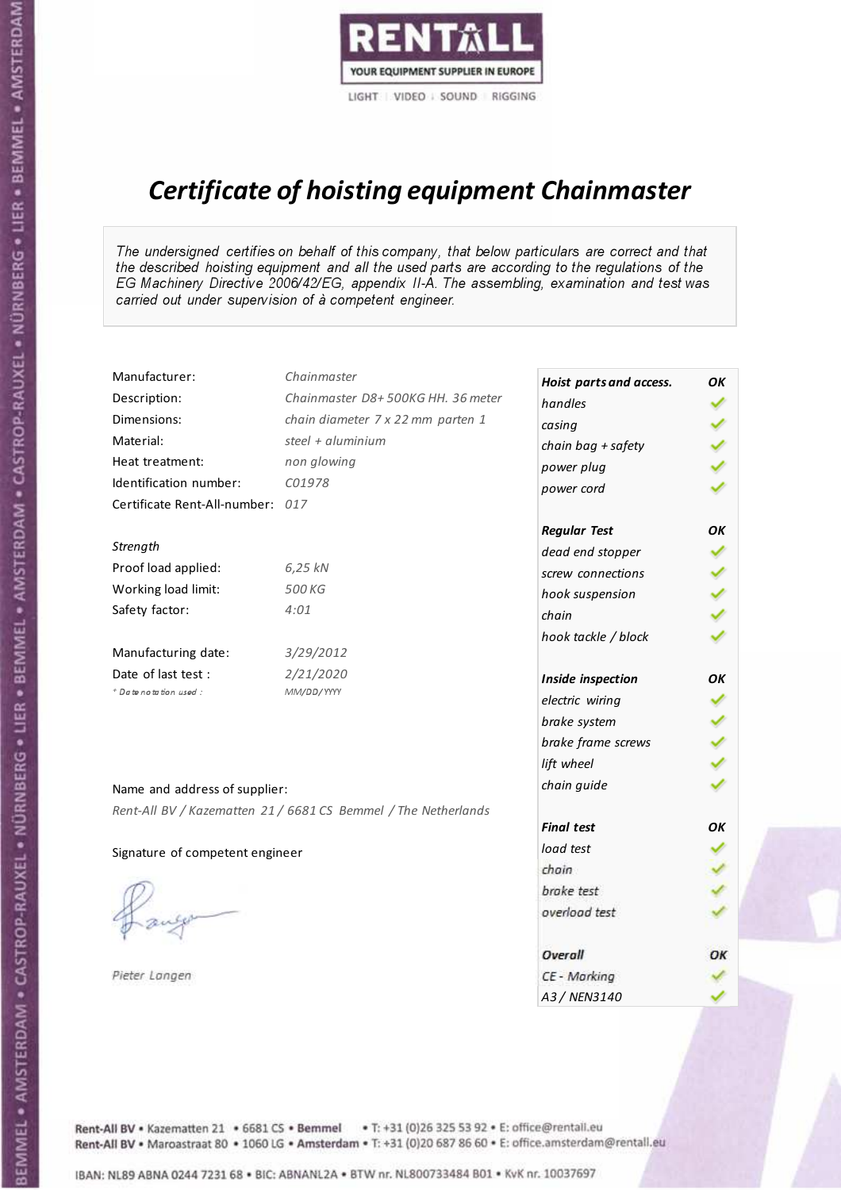RENTALL
YOUR EQUIPMENT SUPPLIER IN EUROPE
LIGHT | VIDEO | SOUND | RIGGING

# *Certificate of hoisting equipment Chainmaster*

*The undersigned certifies on behalf of this company, that below particulars are correct and that the described hoisting equipment and all the used parts are according to the regulations of the EG Machinery Directive 2006/42/EG, appendix II-A. The assembling, examination and test was carried out under supervision of à competent engineer.*

| | |
|---|---|
| Manufacturer: | *Chainmaster* |
| Description: | *Chainmaster D8+ 500KG HH. 36 meter* |
| Dimensions: | *chain diameter 7 x 22 mm parten 1* |
| Material: | *steel + aluminium* |
| Heat treatment: | *non glowing* |
| Identification number: | *C01978* |
| Certificate Rent-All-number: | *017* |

*Strength*

| | |
|---|---|
| Proof load applied: | *6,25 kN* |
| Working load limit: | *500 KG* |
| Safety factor: | *4:01* |

| | |
|---|---|
| Manufacturing date: | *3/29/2012* |
| Date of last test : | *2/21/2020* |
| *\* Date notation used :* | *MM/DD/YYYY* |

| *Hoist parts and access.* | *OK* |
|---|---|
| *handles* | ✓ |
| *casing* | ✓ |
| *chain bag + safety* | ✓ |
| *power plug* | ✓ |
| *power cord* | ✓ |
| ***Regular Test*** | ***OK*** |
| *dead end stopper* | ✓ |
| *screw connections* | ✓ |
| *hook suspension* | ✓ |
| *chain* | ✓ |
| *hook tackle / block* | ✓ |
| ***Inside inspection*** | ***OK*** |
| *electric wiring* | ✓ |
| *brake system* | ✓ |
| *brake frame screws* | ✓ |
| *lift wheel* | ✓ |
| *chain guide* | ✓ |
| ***Final test*** | ***OK*** |
| *load test* | ✓ |
| *chain* | ✓ |
| *brake test* | ✓ |
| *overload test* | ✓ |
| ***Overall*** | ***OK*** |
| *CE - Marking* | ✓ |
| *A3 / NEN3140* | ✓ |

Name and address of supplier:

*Rent-All BV / Kazematten 21 / 6681 CS Bemmel / The Netherlands*

Signature of competent engineer

*Pieter Langen*

Rent-All BV • Kazematten 21 • 6681 CS • **Bemmel** • T: +31 (0)26 325 53 92 • E: office@rentall.eu
Rent-All BV • Maroastraat 80 • 1060 LG • **Amsterdam** • T: +31 (0)20 687 86 60 • E: office.amsterdam@rentall.eu

IBAN: NL89 ABNA 0244 7231 68 • BIC: ABNANL2A • BTW nr. NL800733484 B01 • KvK nr. 10037697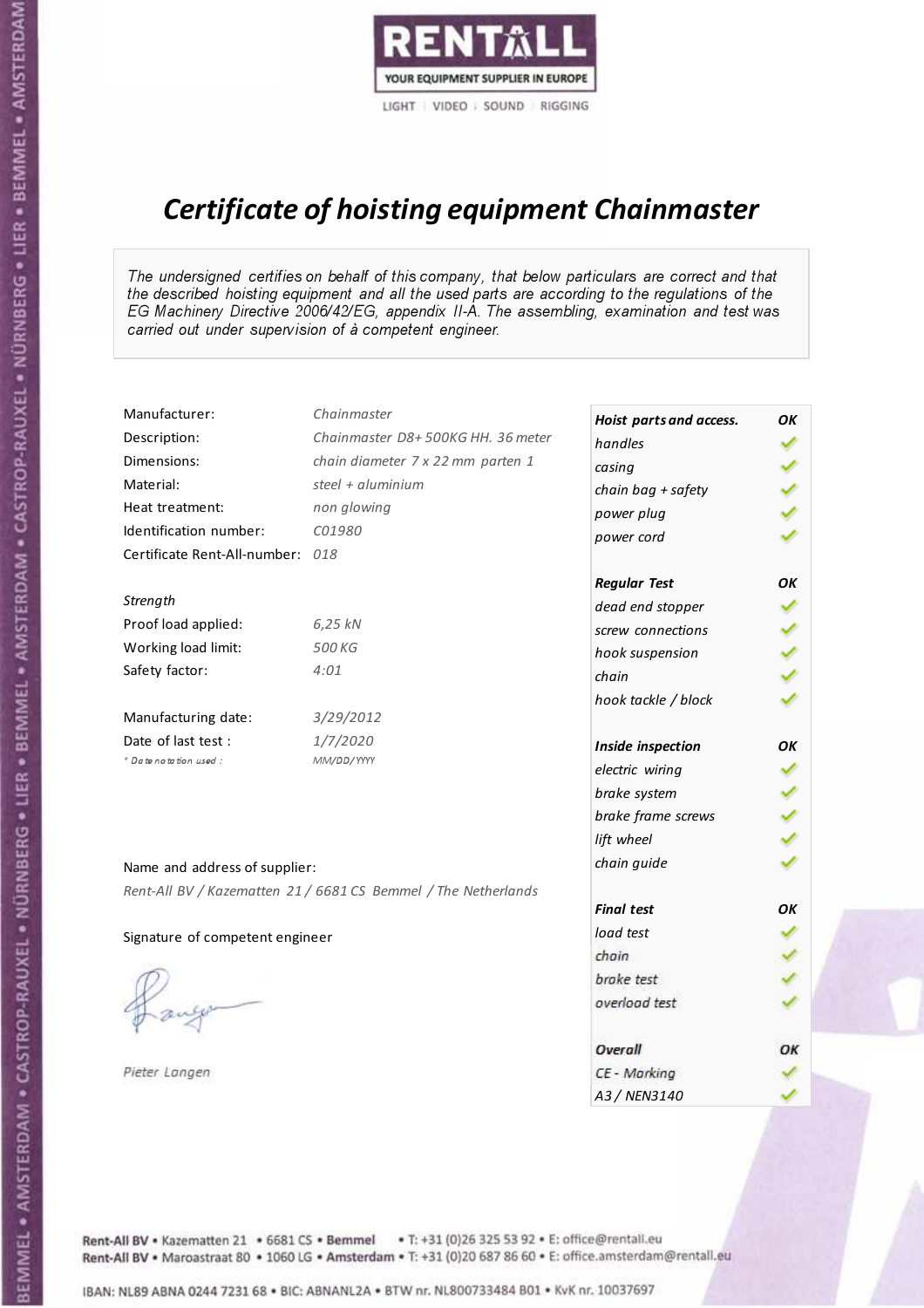RENTALL
YOUR EQUIPMENT SUPPLIER IN EUROPE
LIGHT | VIDEO | SOUND | RIGGING

# *Certificate of hoisting equipment Chainmaster*

*The undersigned certifies on behalf of this company, that below particulars are correct and that the described hoisting equipment and all the used parts are according to the regulations of the EG Machinery Directive 2006/42/EG, appendix II-A. The assembling, examination and test was carried out under supervision of à competent engineer.*

| | |
|---|---|
| Manufacturer: | *Chainmaster* |
| Description: | *Chainmaster D8+ 500KG HH. 36 meter* |
| Dimensions: | *chain diameter 7 x 22 mm parten 1* |
| Material: | *steel + aluminium* |
| Heat treatment: | *non glowing* |
| Identification number: | *C01980* |
| Certificate Rent-All-number: | *018* |

*Strength*

| | |
|---|---|
| Proof load applied: | *6,25 kN* |
| Working load limit: | *500 KG* |
| Safety factor: | *4:01* |

| | |
|---|---|
| Manufacturing date: | *3/29/2012* |
| Date of last test : | *1/7/2020* |
| *\* Date notation used :* | *MM/DD/YYYY* |

| *Hoist parts and access.* | *OK* |
|---|---|
| *handles* | ✓ |
| *casing* | ✓ |
| *chain bag + safety* | ✓ |
| *power plug* | ✓ |
| *power cord* | ✓ |
| ***Regular Test*** | ***OK*** |
| *dead end stopper* | ✓ |
| *screw connections* | ✓ |
| *hook suspension* | ✓ |
| *chain* | ✓ |
| *hook tackle / block* | ✓ |
| ***Inside inspection*** | ***OK*** |
| *electric wiring* | ✓ |
| *brake system* | ✓ |
| *brake frame screws* | ✓ |
| *lift wheel* | ✓ |
| *chain guide* | ✓ |
| ***Final test*** | ***OK*** |
| *load test* | ✓ |
| *chain* | ✓ |
| *brake test* | ✓ |
| *overload test* | ✓ |
| ***Overall*** | ***OK*** |
| *CE - Marking* | ✓ |
| *A3 / NEN3140* | ✓ |

Name and address of supplier:

*Rent-All BV / Kazematten 21 / 6681 CS Bemmel / The Netherlands*

Signature of competent engineer

*Pieter Langen*

Rent-All BV • Kazematten 21 • 6681 CS • **Bemmel** • T: +31 (0)26 325 53 92 • E: office@rentall.eu
Rent-All BV • Maroastraat 80 • 1060 LG • **Amsterdam** • T: +31 (0)20 687 86 60 • E: office.amsterdam@rentall.eu

IBAN: NL89 ABNA 0244 7231 68 • BIC: ABNANL2A • BTW nr. NL800733484 B01 • KvK nr. 10037697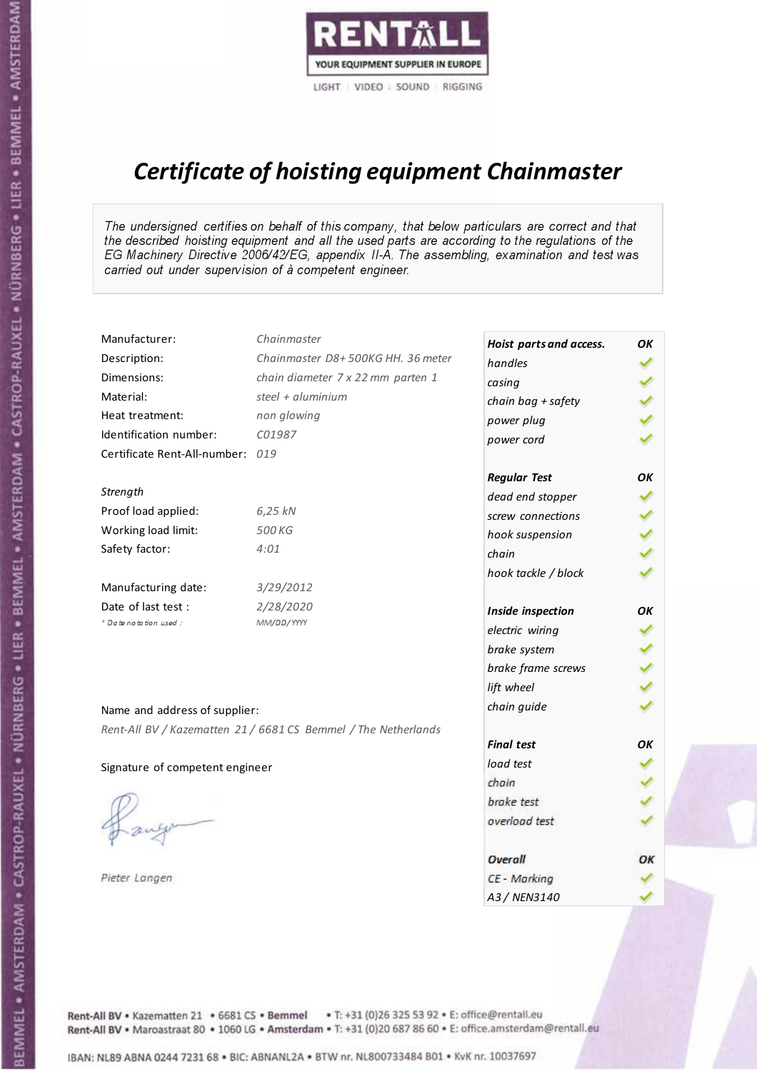# Certificate of hoisting equipment Chainmaster

*The undersigned certifies on behalf of this company, that below particulars are correct and that the described hoisting equipment and all the used parts are according to the regulations of the EG Machinery Directive 2006/42/EG, appendix II-A. The assembling, examination and test was carried out under supervision of à competent engineer.*

| | |
|---|---|
| Manufacturer: | *Chainmaster* |
| Description: | *Chainmaster D8+ 500KG HH. 36 meter* |
| Dimensions: | *chain diameter 7 x 22 mm parten 1* |
| Material: | *steel + aluminium* |
| Heat treatment: | *non glowing* |
| Identification number: | *C01987* |
| Certificate Rent-All-number: | *019* |

*Strength*

| | |
|---|---|
| Proof load applied: | *6,25 kN* |
| Working load limit: | *500 KG* |
| Safety factor: | *4:01* |

| | |
|---|---|
| Manufacturing date: | *3/29/2012* |
| Date of last test : | *2/28/2020* |
| *\* Date notation used :* | *MM/DD/YYYY* |

| Hoist parts and access. | OK |
|---|---|
| handles | ✓ |
| casing | ✓ |
| chain bag + safety | ✓ |
| power plug | ✓ |
| power cord | ✓ |
| **Regular Test** | **OK** |
| dead end stopper | ✓ |
| screw connections | ✓ |
| hook suspension | ✓ |
| chain | ✓ |
| hook tackle / block | ✓ |
| **Inside inspection** | **OK** |
| electric wiring | ✓ |
| brake system | ✓ |
| brake frame screws | ✓ |
| lift wheel | ✓ |
| chain guide | ✓ |
| **Final test** | **OK** |
| load test | ✓ |
| chain | ✓ |
| brake test | ✓ |
| overload test | ✓ |
| **Overall** | **OK** |
| CE - Marking | ✓ |
| A3 / NEN3140 | ✓ |

Name and address of supplier:

*Rent-All BV / Kazematten 21 / 6681 CS Bemmel / The Netherlands*

Signature of competent engineer

*Pieter Langen*

Rent-All BV • Kazematten 21 • 6681 CS • Bemmel • T: +31 (0)26 325 53 92 • E: office@rentall.eu
Rent-All BV • Maroastraat 80 • 1060 LG • Amsterdam • T: +31 (0)20 687 86 60 • E: office.amsterdam@rentall.eu

IBAN: NL89 ABNA 0244 7231 68 • BIC: ABNANL2A • BTW nr. NL800733484 B01 • KvK nr. 10037697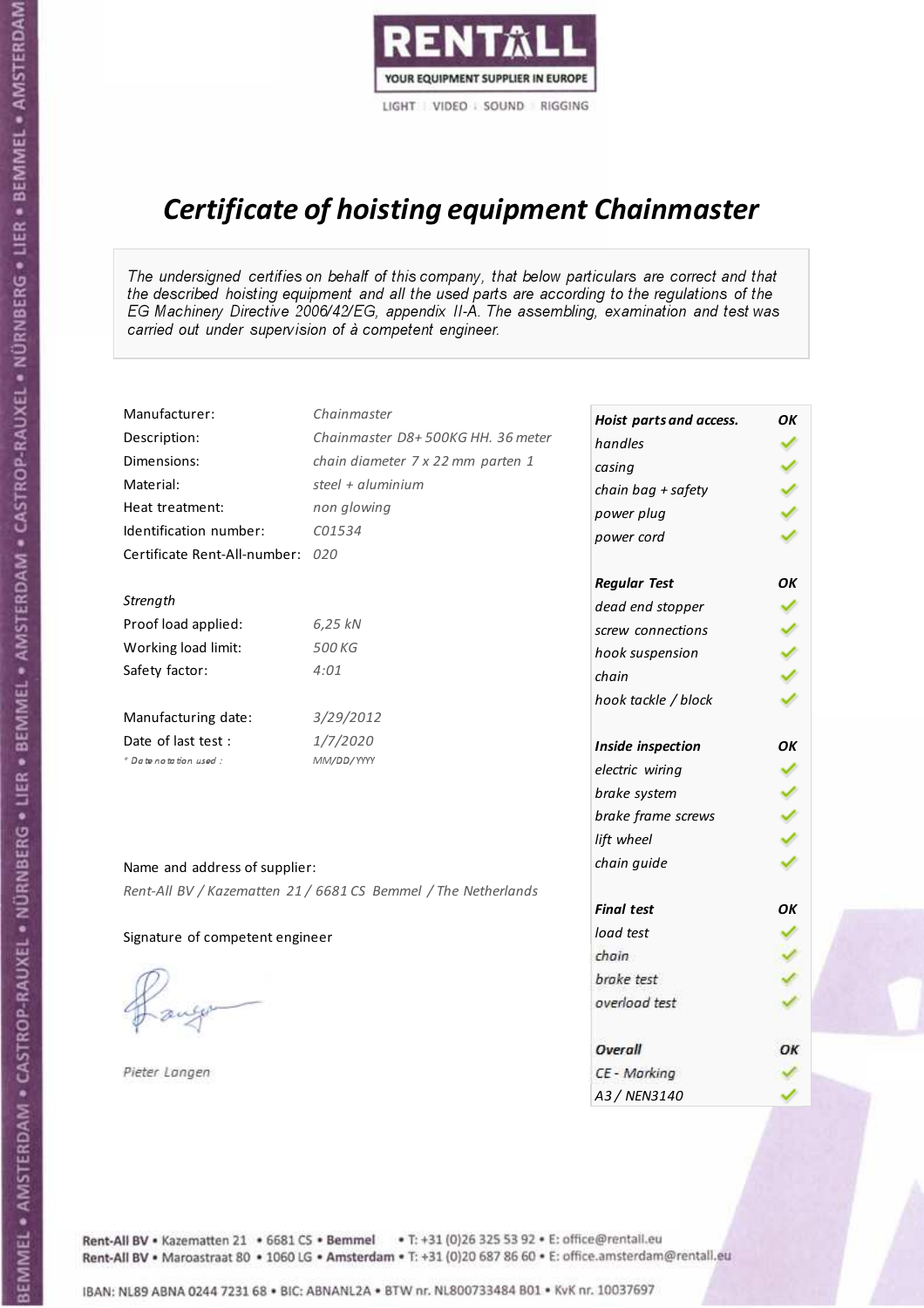RENTALL
YOUR EQUIPMENT SUPPLIER IN EUROPE
LIGHT | VIDEO | SOUND | RIGGING

# *Certificate of hoisting equipment Chainmaster*

*The undersigned certifies on behalf of this company, that below particulars are correct and that the described hoisting equipment and all the used parts are according to the regulations of the EG Machinery Directive 2006/42/EG, appendix II-A. The assembling, examination and test was carried out under supervision of à competent engineer.*

| | |
|---|---|
| Manufacturer: | *Chainmaster* |
| Description: | *Chainmaster D8+ 500KG HH. 36 meter* |
| Dimensions: | *chain diameter 7 x 22 mm parten 1* |
| Material: | *steel + aluminium* |
| Heat treatment: | *non glowing* |
| Identification number: | *C01534* |
| Certificate Rent-All-number: | *020* |

*Strength*

| | |
|---|---|
| Proof load applied: | *6,25 kN* |
| Working load limit: | *500 KG* |
| Safety factor: | *4:01* |

| | |
|---|---|
| Manufacturing date: | *3/29/2012* |
| Date of last test : | *1/7/2020* |
| *\* Date notation used :* | *MM/DD/YYYY* |

| *Hoist parts and access.* | *OK* |
|---|---|
| *handles* | ✓ |
| *casing* | ✓ |
| *chain bag + safety* | ✓ |
| *power plug* | ✓ |
| *power cord* | ✓ |
| ***Regular Test*** | ***OK*** |
| *dead end stopper* | ✓ |
| *screw connections* | ✓ |
| *hook suspension* | ✓ |
| *chain* | ✓ |
| *hook tackle / block* | ✓ |
| ***Inside inspection*** | ***OK*** |
| *electric wiring* | ✓ |
| *brake system* | ✓ |
| *brake frame screws* | ✓ |
| *lift wheel* | ✓ |
| *chain guide* | ✓ |
| ***Final test*** | ***OK*** |
| *load test* | ✓ |
| *chain* | ✓ |
| *brake test* | ✓ |
| *overload test* | ✓ |
| ***Overall*** | ***OK*** |
| *CE - Marking* | ✓ |
| *A3 / NEN3140* | ✓ |

Name and address of supplier:

*Rent-All BV / Kazematten 21 / 6681 CS Bemmel / The Netherlands*

Signature of competent engineer

*Pieter Langen*

Rent-All BV • Kazematten 21 • 6681 CS • **Bemmel** • T: +31 (0)26 325 53 92 • E: office@rentall.eu
Rent-All BV • Maroastraat 80 • 1060 LG • **Amsterdam** • T: +31 (0)20 687 86 60 • E: office.amsterdam@rentall.eu

IBAN: NL89 ABNA 0244 7231 68 • BIC: ABNANL2A • BTW nr. NL800733484 B01 • KvK nr. 10037697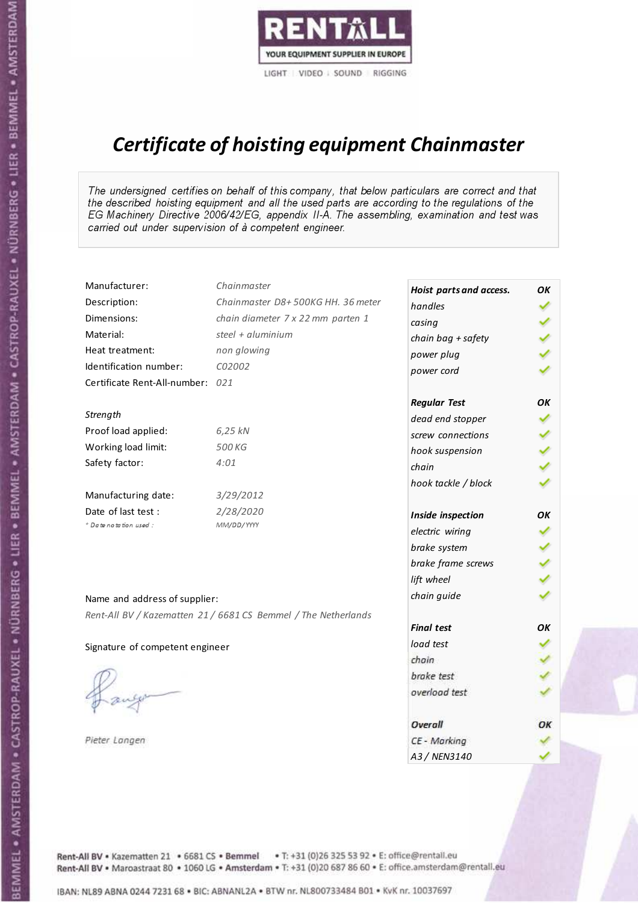RENTALL
YOUR EQUIPMENT SUPPLIER IN EUROPE
LIGHT | VIDEO | SOUND | RIGGING

# *Certificate of hoisting equipment Chainmaster*

*The undersigned certifies on behalf of this company, that below particulars are correct and that the described hoisting equipment and all the used parts are according to the regulations of the EG Machinery Directive 2006/42/EG, appendix II-A. The assembling, examination and test was carried out under supervision of à competent engineer.*

| | |
|---|---|
| Manufacturer: | *Chainmaster* |
| Description: | *Chainmaster D8+ 500KG HH. 36 meter* |
| Dimensions: | *chain diameter 7 x 22 mm parten 1* |
| Material: | *steel + aluminium* |
| Heat treatment: | *non glowing* |
| Identification number: | *C02002* |
| Certificate Rent-All-number: | *021* |

*Strength*

| | |
|---|---|
| Proof load applied: | *6,25 kN* |
| Working load limit: | *500 KG* |
| Safety factor: | *4:01* |

| | |
|---|---|
| Manufacturing date: | *3/29/2012* |
| Date of last test : | *2/28/2020* |
| *\* Date notation used :* | *MM/DD/YYYY* |

| ***Hoist parts and access.*** | ***OK*** |
|---|---|
| *handles* | ✓ |
| *casing* | ✓ |
| *chain bag + safety* | ✓ |
| *power plug* | ✓ |
| *power cord* | ✓ |
| ***Regular Test*** | ***OK*** |
| *dead end stopper* | ✓ |
| *screw connections* | ✓ |
| *hook suspension* | ✓ |
| *chain* | ✓ |
| *hook tackle / block* | ✓ |
| ***Inside inspection*** | ***OK*** |
| *electric wiring* | ✓ |
| *brake system* | ✓ |
| *brake frame screws* | ✓ |
| *lift wheel* | ✓ |
| *chain guide* | ✓ |
| ***Final test*** | ***OK*** |
| *load test* | ✓ |
| *chain* | ✓ |
| *brake test* | ✓ |
| *overload test* | ✓ |
| ***Overall*** | ***OK*** |
| *CE - Marking* | ✓ |
| *A3 / NEN3140* | ✓ |

Name and address of supplier:

*Rent-All BV / Kazematten 21 / 6681 CS Bemmel / The Netherlands*

Signature of competent engineer

*Pieter Langen*

Rent-All BV • Kazematten 21 • 6681 CS • **Bemmel** • T: +31 (0)26 325 53 92 • E: office@rentall.eu
Rent-All BV • Maroastraat 80 • 1060 LG • **Amsterdam** • T: +31 (0)20 687 86 60 • E: office.amsterdam@rentall.eu

IBAN: NL89 ABNA 0244 7231 68 • BIC: ABNANL2A • BTW nr. NL800733484 B01 • KvK nr. 10037697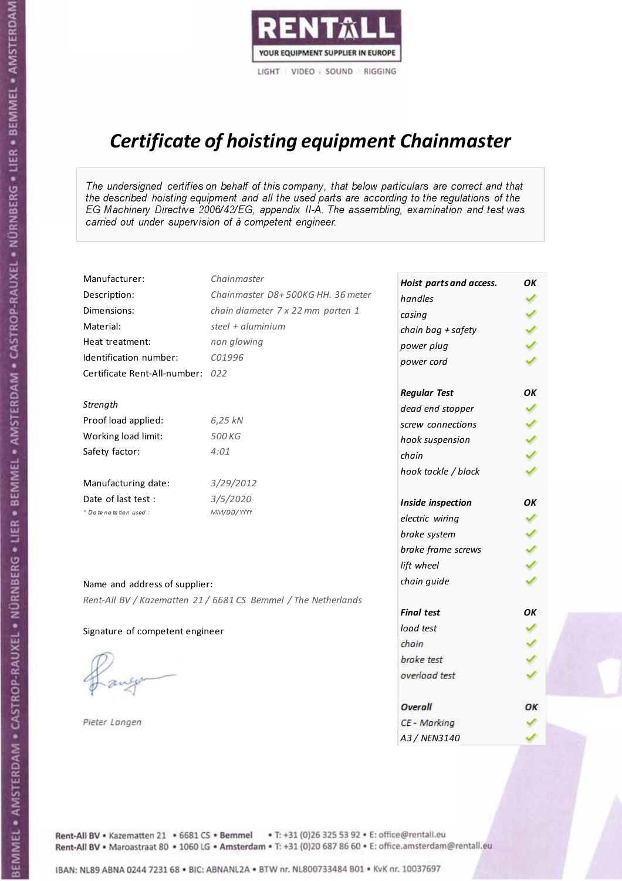RENTALL
YOUR EQUIPMENT SUPPLIER IN EUROPE
LIGHT | VIDEO | SOUND | RIGGING

# *Certificate of hoisting equipment Chainmaster*

*The undersigned certifies on behalf of this company, that below particulars are correct and that the described hoisting equipment and all the used parts are according to the regulations of the EG Machinery Directive 2006/42/EG, appendix II-A. The assembling, examination and test was carried out under supervision of à competent engineer.*

| | |
|---|---|
| Manufacturer: | *Chainmaster* |
| Description: | *Chainmaster D8+ 500KG HH. 36 meter* |
| Dimensions: | *chain diameter 7 x 22 mm parten 1* |
| Material: | *steel + aluminium* |
| Heat treatment: | *non glowing* |
| Identification number: | *C01996* |
| Certificate Rent-All-number: | *022* |

*Strength*

| | |
|---|---|
| Proof load applied: | *6,25 kN* |
| Working load limit: | *500 KG* |
| Safety factor: | *4:01* |

| | |
|---|---|
| Manufacturing date: | *3/29/2012* |
| Date of last test : | *3/5/2020* |
| *\* Date notation used :* | *MM/DD/YYYY* |

Name and address of supplier:

*Rent-All BV / Kazematten 21 / 6681 CS Bemmel / The Netherlands*

Signature of competent engineer

*Pieter Langen*

| ***Hoist parts and access.*** | ***OK*** |
|---|---|
| *handles* | ✓ |
| *casing* | ✓ |
| *chain bag + safety* | ✓ |
| *power plug* | ✓ |
| *power cord* | ✓ |
| ***Regular Test*** | ***OK*** |
| *dead end stopper* | ✓ |
| *screw connections* | ✓ |
| *hook suspension* | ✓ |
| *chain* | ✓ |
| *hook tackle / block* | ✓ |
| ***Inside inspection*** | ***OK*** |
| *electric wiring* | ✓ |
| *brake system* | ✓ |
| *brake frame screws* | ✓ |
| *lift wheel* | ✓ |
| *chain guide* | ✓ |
| ***Final test*** | ***OK*** |
| *load test* | ✓ |
| *chain* | ✓ |
| *brake test* | ✓ |
| *overload test* | ✓ |
| ***Overall*** | ***OK*** |
| *CE - Marking* | ✓ |
| *A3 / NEN3140* | ✓ |

Rent-All BV • Kazematten 21 • 6681 CS • **Bemmel** • T: +31 (0)26 325 53 92 • E: office@rentall.eu
Rent-All BV • Maroastraat 80 • 1060 LG • **Amsterdam** • T: +31 (0)20 687 86 60 • E: office.amsterdam@rentall.eu

IBAN: NL89 ABNA 0244 7231 68 • BIC: ABNANL2A • BTW nr. NL800733484 B01 • KvK nr. 10037697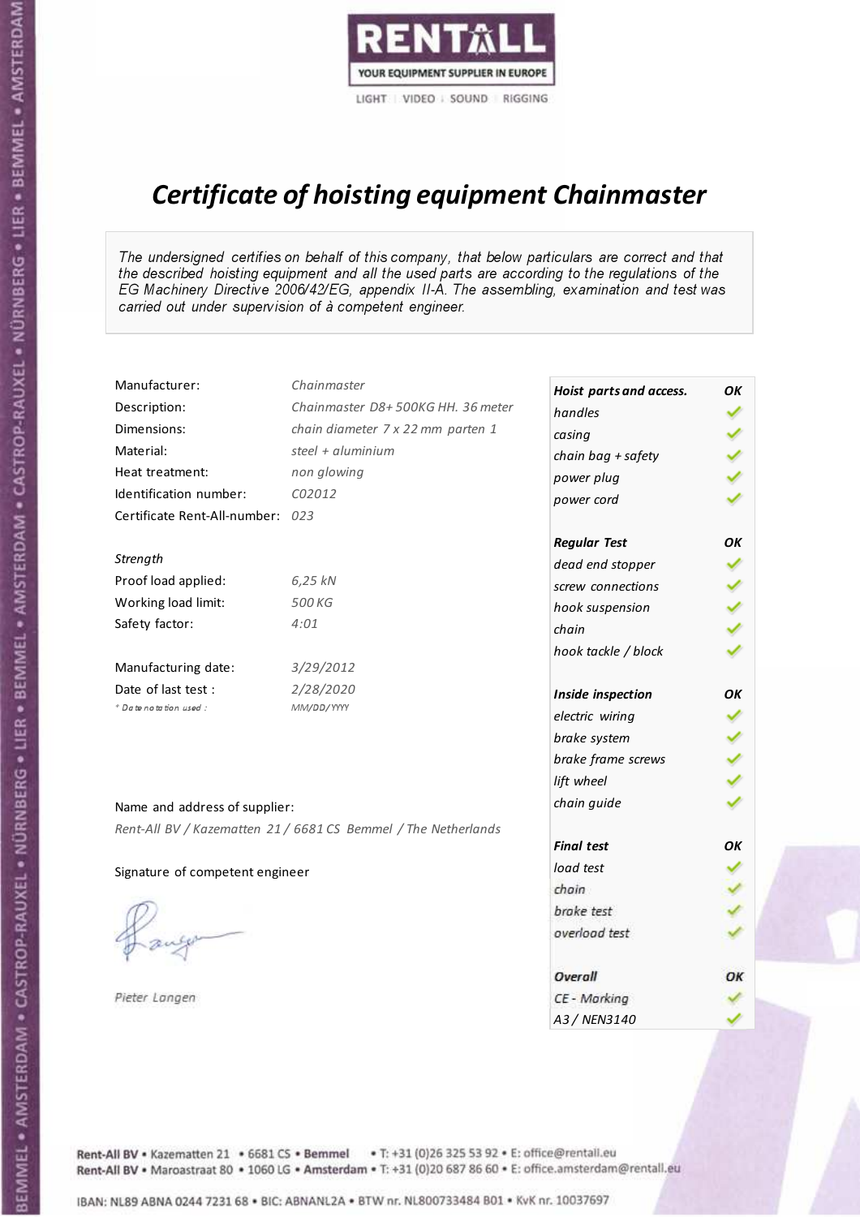RENTALL

YOUR EQUIPMENT SUPPLIER IN EUROPE

LIGHT | VIDEO | SOUND | RIGGING

# *Certificate of hoisting equipment Chainmaster*

*The undersigned certifies on behalf of this company, that below particulars are correct and that the described hoisting equipment and all the used parts are according to the regulations of the EG Machinery Directive 2006/42/EG, appendix II-A. The assembling, examination and test was carried out under supervision of à competent engineer.*

| | |
|---|---|
| Manufacturer: | *Chainmaster* |
| Description: | *Chainmaster D8+ 500KG HH. 36 meter* |
| Dimensions: | *chain diameter 7 x 22 mm parten 1* |
| Material: | *steel + aluminium* |
| Heat treatment: | *non glowing* |
| Identification number: | *C02012* |
| Certificate Rent-All-number: | *023* |

*Strength*

| | |
|---|---|
| Proof load applied: | *6,25 kN* |
| Working load limit: | *500 KG* |
| Safety factor: | *4:01* |

| | |
|---|---|
| Manufacturing date: | *3/29/2012* |
| Date of last test : | *2/28/2020* |
| * Date notation used : | *MM/DD/YYYY* |

| Hoist parts and access. | OK |
|---|---|
| handles | ✓ |
| casing | ✓ |
| chain bag + safety | ✓ |
| power plug | ✓ |
| power cord | ✓ |
| **Regular Test** | **OK** |
| dead end stopper | ✓ |
| screw connections | ✓ |
| hook suspension | ✓ |
| chain | ✓ |
| hook tackle / block | ✓ |
| **Inside inspection** | **OK** |
| electric wiring | ✓ |
| brake system | ✓ |
| brake frame screws | ✓ |
| lift wheel | ✓ |
| chain guide | ✓ |
| **Final test** | **OK** |
| load test | ✓ |
| chain | ✓ |
| brake test | ✓ |
| overload test | ✓ |
| **Overall** | **OK** |
| CE - Marking | ✓ |
| A3 / NEN3140 | ✓ |

Name and address of supplier:

*Rent-All BV / Kazematten 21 / 6681 CS Bemmel / The Netherlands*

Signature of competent engineer

*Pieter Langen*

Rent-All BV • Kazematten 21 • 6681 CS • **Bemmel** • T: +31 (0)26 325 53 92 • E: office@rentall.eu
Rent-All BV • Maroastraat 80 • 1060 LG • **Amsterdam** • T: +31 (0)20 687 86 60 • E: office.amsterdam@rentall.eu

IBAN: NL89 ABNA 0244 7231 68 • BIC: ABNANL2A • BTW nr. NL800733484 B01 • KvK nr. 10037697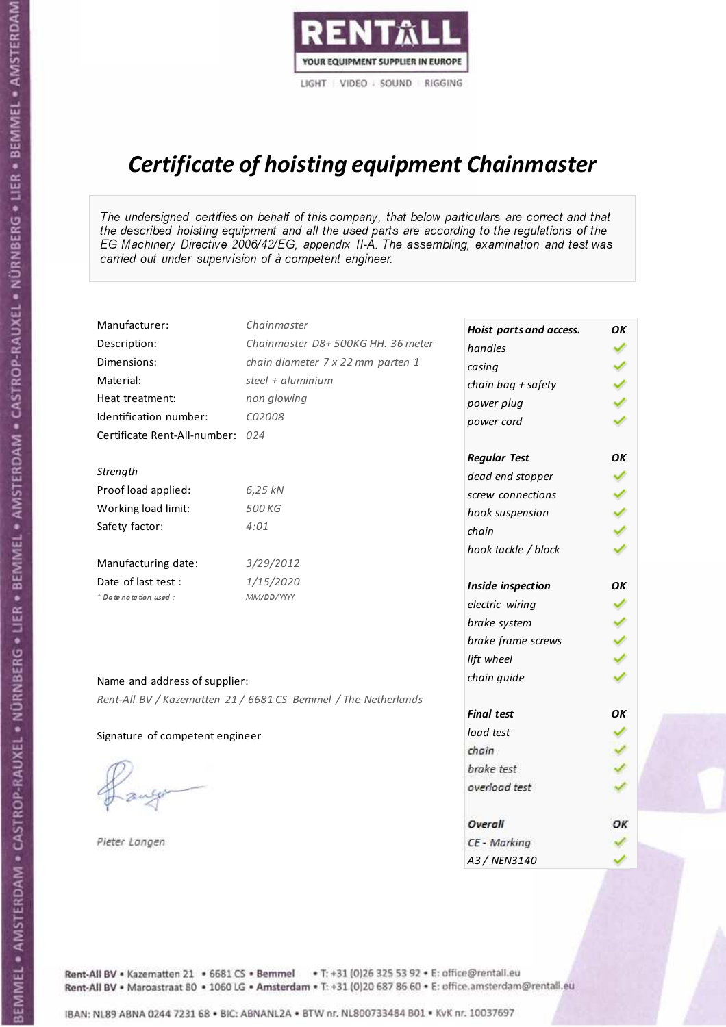RENTALL

YOUR EQUIPMENT SUPPLIER IN EUROPE

LIGHT | VIDEO | SOUND | RIGGING

# Certificate of hoisting equipment Chainmaster

*The undersigned certifies on behalf of this company, that below particulars are correct and that the described hoisting equipment and all the used parts are according to the regulations of the EG Machinery Directive 2006/42/EG, appendix II-A. The assembling, examination and test was carried out under supervision of à competent engineer.*

| | |
|---|---|
| Manufacturer: | *Chainmaster* |
| Description: | *Chainmaster D8+ 500KG HH. 36 meter* |
| Dimensions: | *chain diameter 7 x 22 mm parten 1* |
| Material: | *steel + aluminium* |
| Heat treatment: | *non glowing* |
| Identification number: | *C02008* |
| Certificate Rent-All-number: | *024* |

*Strength*

| | |
|---|---|
| Proof load applied: | *6,25 kN* |
| Working load limit: | *500 KG* |
| Safety factor: | *4:01* |

| | |
|---|---|
| Manufacturing date: | *3/29/2012* |
| Date of last test : | *1/15/2020* |
| *\* Date notation used :* | *MM/DD/YYYY* |

Name and address of supplier:

*Rent-All BV / Kazematten 21 / 6681 CS Bemmel / The Netherlands*

Signature of competent engineer

*Pieter Langen*

| ***Hoist parts and access.*** | ***OK*** |
|---|---|
| *handles* | ✓ |
| *casing* | ✓ |
| *chain bag + safety* | ✓ |
| *power plug* | ✓ |
| *power cord* | ✓ |
| ***Regular Test*** | ***OK*** |
| *dead end stopper* | ✓ |
| *screw connections* | ✓ |
| *hook suspension* | ✓ |
| *chain* | ✓ |
| *hook tackle / block* | ✓ |
| ***Inside inspection*** | ***OK*** |
| *electric wiring* | ✓ |
| *brake system* | ✓ |
| *brake frame screws* | ✓ |
| *lift wheel* | ✓ |
| *chain guide* | ✓ |
| ***Final test*** | ***OK*** |
| *load test* | ✓ |
| *chain* | ✓ |
| *brake test* | ✓ |
| *overload test* | ✓ |
| ***Overall*** | ***OK*** |
| *CE - Marking* | ✓ |
| *A3 / NEN3140* | ✓ |

Rent-All BV • Kazematten 21 • 6681 CS • **Bemmel** • T: +31 (0)26 325 53 92 • E: office@rentall.eu
Rent-All BV • Maroastraat 80 • 1060 LG • **Amsterdam** • T: +31 (0)20 687 86 60 • E: office.amsterdam@rentall.eu

IBAN: NL89 ABNA 0244 7231 68 • BIC: ABNANL2A • BTW nr. NL800733484 B01 • KvK nr. 10037697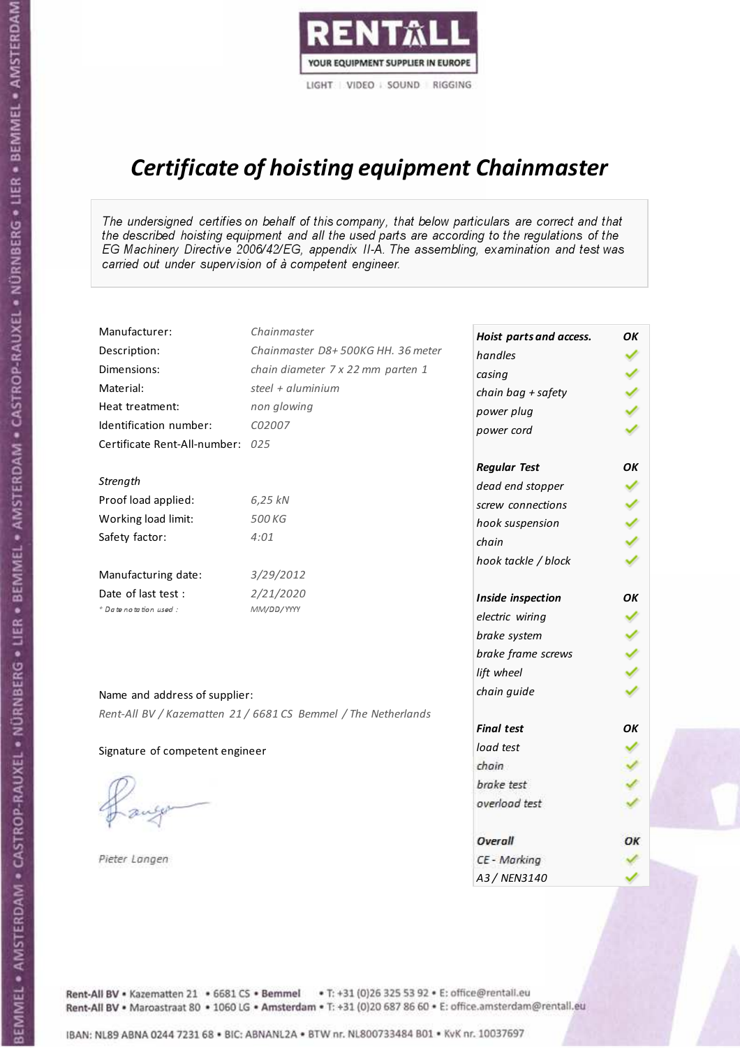RENTALL
YOUR EQUIPMENT SUPPLIER IN EUROPE
LIGHT | VIDEO | SOUND | RIGGING

# *Certificate of hoisting equipment Chainmaster*

*The undersigned certifies on behalf of this company, that below particulars are correct and that the described hoisting equipment and all the used parts are according to the regulations of the EG Machinery Directive 2006/42/EG, appendix II-A. The assembling, examination and test was carried out under supervision of à competent engineer.*

| | |
|---|---|
| Manufacturer: | *Chainmaster* |
| Description: | *Chainmaster D8+ 500KG HH. 36 meter* |
| Dimensions: | *chain diameter 7 x 22 mm parten 1* |
| Material: | *steel + aluminium* |
| Heat treatment: | *non glowing* |
| Identification number: | *C02007* |
| Certificate Rent-All-number: | *025* |

*Strength*

| | |
|---|---|
| Proof load applied: | *6,25 kN* |
| Working load limit: | *500 KG* |
| Safety factor: | *4:01* |

| | |
|---|---|
| Manufacturing date: | *3/29/2012* |
| Date of last test : | *2/21/2020* |
| *\* Date notation used :* | *MM/DD/YYYY* |

| ***Hoist parts and access.*** | ***OK*** |
|---|---|
| *handles* | ✓ |
| *casing* | ✓ |
| *chain bag + safety* | ✓ |
| *power plug* | ✓ |
| *power cord* | ✓ |
| ***Regular Test*** | ***OK*** |
| *dead end stopper* | ✓ |
| *screw connections* | ✓ |
| *hook suspension* | ✓ |
| *chain* | ✓ |
| *hook tackle / block* | ✓ |
| ***Inside inspection*** | ***OK*** |
| *electric wiring* | ✓ |
| *brake system* | ✓ |
| *brake frame screws* | ✓ |
| *lift wheel* | ✓ |
| *chain guide* | ✓ |
| ***Final test*** | ***OK*** |
| *load test* | ✓ |
| *chain* | ✓ |
| *brake test* | ✓ |
| *overload test* | ✓ |
| ***Overall*** | ***OK*** |
| *CE - Marking* | ✓ |
| *A3 / NEN3140* | ✓ |

Name and address of supplier:

*Rent-All BV / Kazematten 21 / 6681 CS Bemmel / The Netherlands*

Signature of competent engineer

*Pieter Langen*

Rent-All BV • Kazematten 21 • 6681 CS • **Bemmel** • T: +31 (0)26 325 53 92 • E: office@rentall.eu
Rent-All BV • Maroastraat 80 • 1060 LG • **Amsterdam** • T: +31 (0)20 687 86 60 • E: office.amsterdam@rentall.eu

IBAN: NL89 ABNA 0244 7231 68 • BIC: ABNANL2A • BTW nr. NL800733484 B01 • KvK nr. 10037697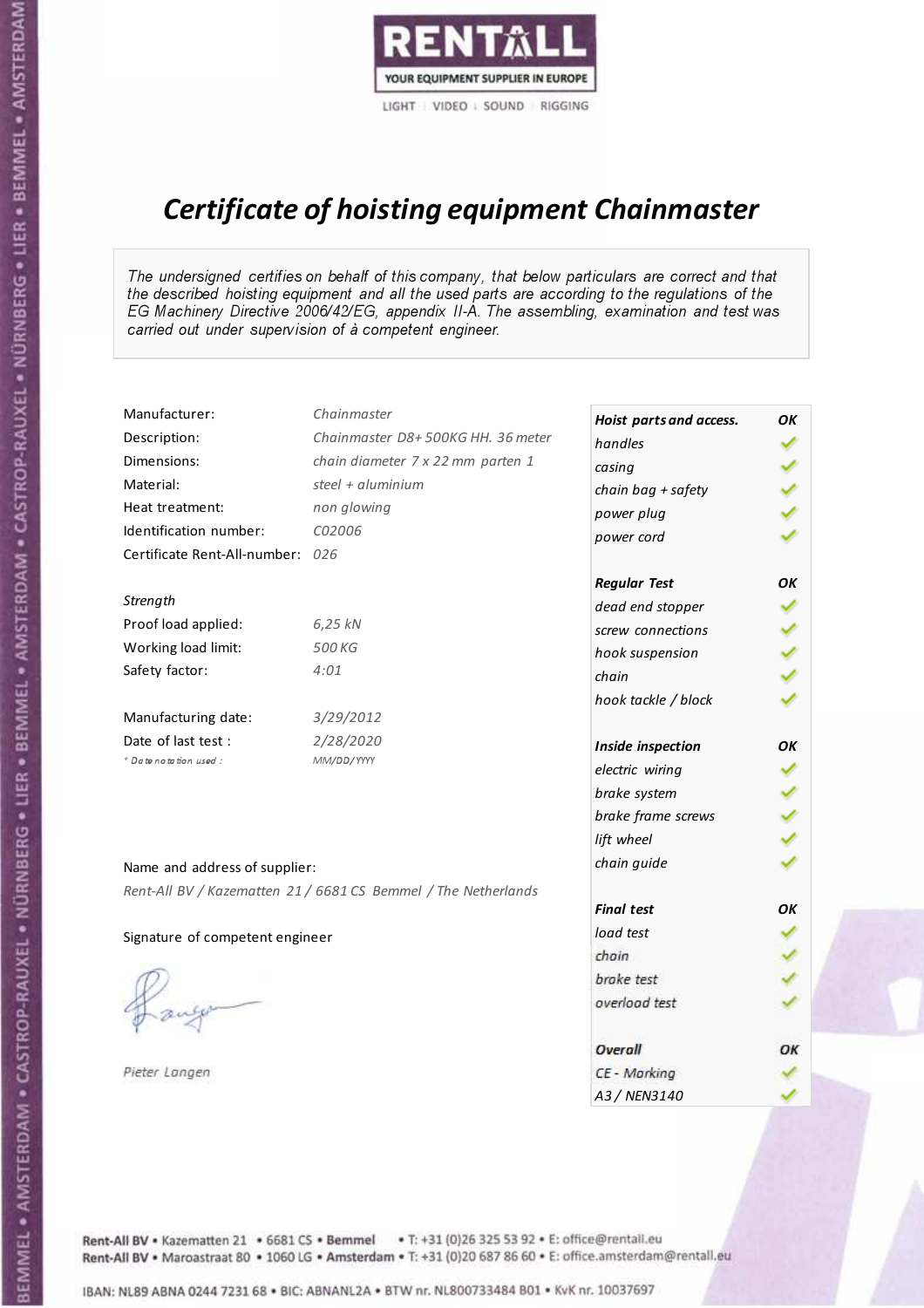RENTALL
YOUR EQUIPMENT SUPPLIER IN EUROPE
LIGHT | VIDEO | SOUND | RIGGING

# *Certificate of hoisting equipment Chainmaster*

*The undersigned certifies on behalf of this company, that below particulars are correct and that the described hoisting equipment and all the used parts are according to the regulations of the EG Machinery Directive 2006/42/EG, appendix II-A. The assembling, examination and test was carried out under supervision of à competent engineer.*

| | |
|---|---|
| Manufacturer: | *Chainmaster* |
| Description: | *Chainmaster D8+ 500KG HH. 36 meter* |
| Dimensions: | *chain diameter 7 x 22 mm parten 1* |
| Material: | *steel + aluminium* |
| Heat treatment: | *non glowing* |
| Identification number: | *C02006* |
| Certificate Rent-All-number: | *026* |

*Strength*

| | |
|---|---|
| Proof load applied: | *6,25 kN* |
| Working load limit: | *500 KG* |
| Safety factor: | *4:01* |

| | |
|---|---|
| Manufacturing date: | *3/29/2012* |
| Date of last test : | *2/28/2020* |
| * Date notation used : | *MM/DD/YYYY* |

| *Hoist parts and access.* | *OK* |
|---|---|
| *handles* | ✓ |
| *casing* | ✓ |
| *chain bag + safety* | ✓ |
| *power plug* | ✓ |
| *power cord* | ✓ |
| ***Regular Test*** | ***OK*** |
| *dead end stopper* | ✓ |
| *screw connections* | ✓ |
| *hook suspension* | ✓ |
| *chain* | ✓ |
| *hook tackle / block* | ✓ |
| ***Inside inspection*** | ***OK*** |
| *electric wiring* | ✓ |
| *brake system* | ✓ |
| *brake frame screws* | ✓ |
| *lift wheel* | ✓ |
| *chain guide* | ✓ |
| ***Final test*** | ***OK*** |
| *load test* | ✓ |
| *chain* | ✓ |
| *brake test* | ✓ |
| *overload test* | ✓ |
| ***Overall*** | ***OK*** |
| *CE - Marking* | ✓ |
| *A3 / NEN3140* | ✓ |

Name and address of supplier:

*Rent-All BV / Kazematten 21 / 6681 CS Bemmel / The Netherlands*

Signature of competent engineer

*Pieter Langen*

Rent-All BV • Kazematten 21 • 6681 CS • **Bemmel** • T: +31 (0)26 325 53 92 • E: office@rentall.eu
Rent-All BV • Maroastraat 80 • 1060 LG • **Amsterdam** • T: +31 (0)20 687 86 60 • E: office.amsterdam@rentall.eu

IBAN: NL89 ABNA 0244 7231 68 • BIC: ABNANL2A • BTW nr. NL800733484 B01 • KvK nr. 10037697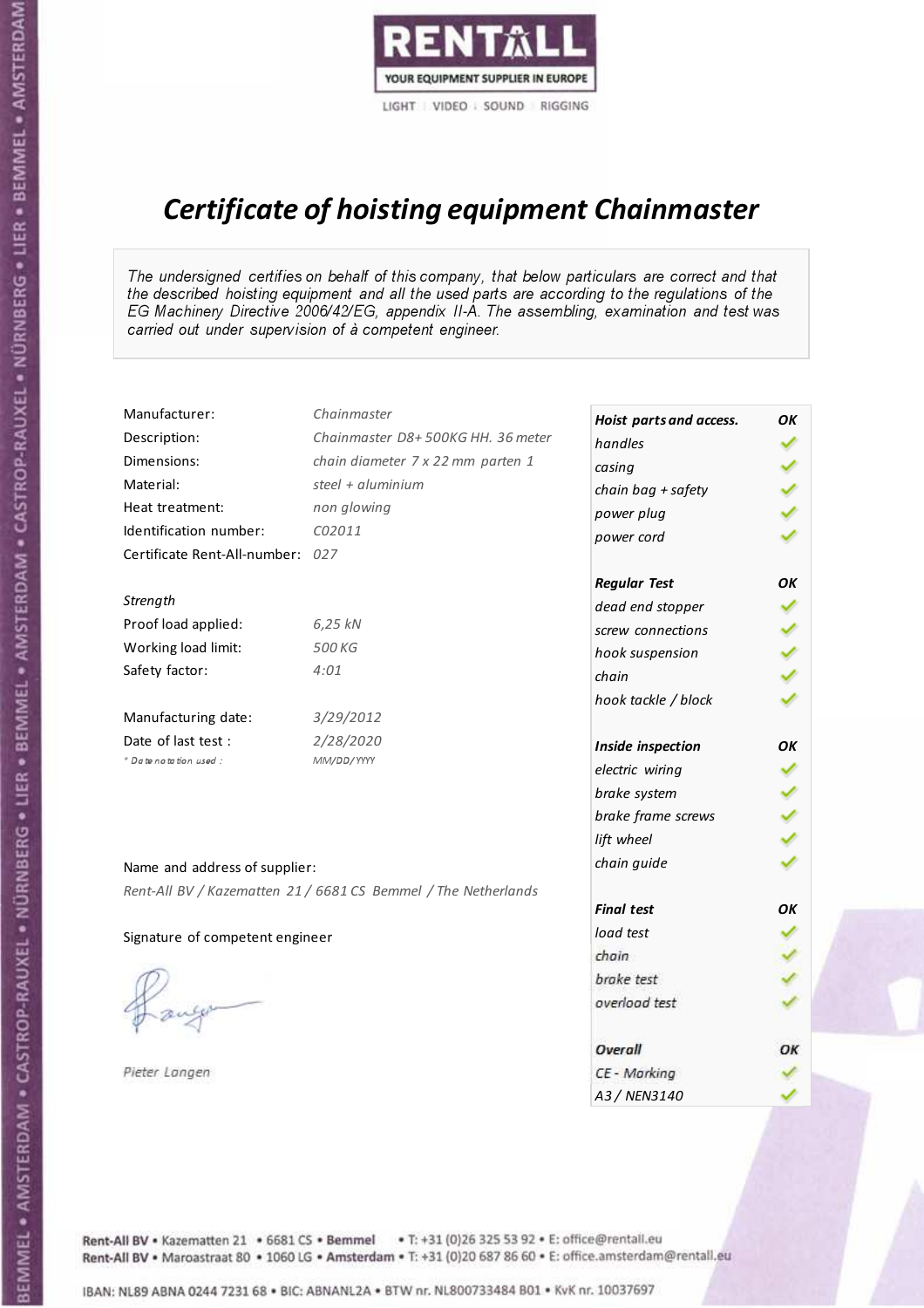RENTALL
YOUR EQUIPMENT SUPPLIER IN EUROPE
LIGHT | VIDEO | SOUND | RIGGING

# *Certificate of hoisting equipment Chainmaster*

*The undersigned certifies on behalf of this company, that below particulars are correct and that the described hoisting equipment and all the used parts are according to the regulations of the EG Machinery Directive 2006/42/EG, appendix II-A. The assembling, examination and test was carried out under supervision of à competent engineer.*

| | |
|---|---|
| Manufacturer: | *Chainmaster* |
| Description: | *Chainmaster D8+ 500KG HH. 36 meter* |
| Dimensions: | *chain diameter 7 x 22 mm parten 1* |
| Material: | *steel + aluminium* |
| Heat treatment: | *non glowing* |
| Identification number: | *C02011* |
| Certificate Rent-All-number: | *027* |

*Strength*

| | |
|---|---|
| Proof load applied: | *6,25 kN* |
| Working load limit: | *500 KG* |
| Safety factor: | *4:01* |

| | |
|---|---|
| Manufacturing date: | *3/29/2012* |
| Date of last test : | *2/28/2020* |
| *\* Date notation used :* | *MM/DD/YYYY* |

| Hoist parts and access. | OK |
|---|---|
| handles | ✓ |
| casing | ✓ |
| chain bag + safety | ✓ |
| power plug | ✓ |
| power cord | ✓ |
| **Regular Test** | **OK** |
| dead end stopper | ✓ |
| screw connections | ✓ |
| hook suspension | ✓ |
| chain | ✓ |
| hook tackle / block | ✓ |
| **Inside inspection** | **OK** |
| electric wiring | ✓ |
| brake system | ✓ |
| brake frame screws | ✓ |
| lift wheel | ✓ |
| chain guide | ✓ |
| **Final test** | **OK** |
| load test | ✓ |
| chain | ✓ |
| brake test | ✓ |
| overload test | ✓ |
| **Overall** | **OK** |
| CE - Marking | ✓ |
| A3 / NEN3140 | ✓ |

Name and address of supplier:

*Rent-All BV / Kazematten 21 / 6681 CS Bemmel / The Netherlands*

Signature of competent engineer

*Pieter Langen*

Rent-All BV • Kazematten 21 • 6681 CS • Bemmel • T: +31 (0)26 325 53 92 • E: office@rentall.eu
Rent-All BV • Maroastraat 80 • 1060 LG • Amsterdam • T: +31 (0)20 687 86 60 • E: office.amsterdam@rentall.eu

IBAN: NL89 ABNA 0244 7231 68 • BIC: ABNANL2A • BTW nr. NL800733484 B01 • KvK nr. 10037697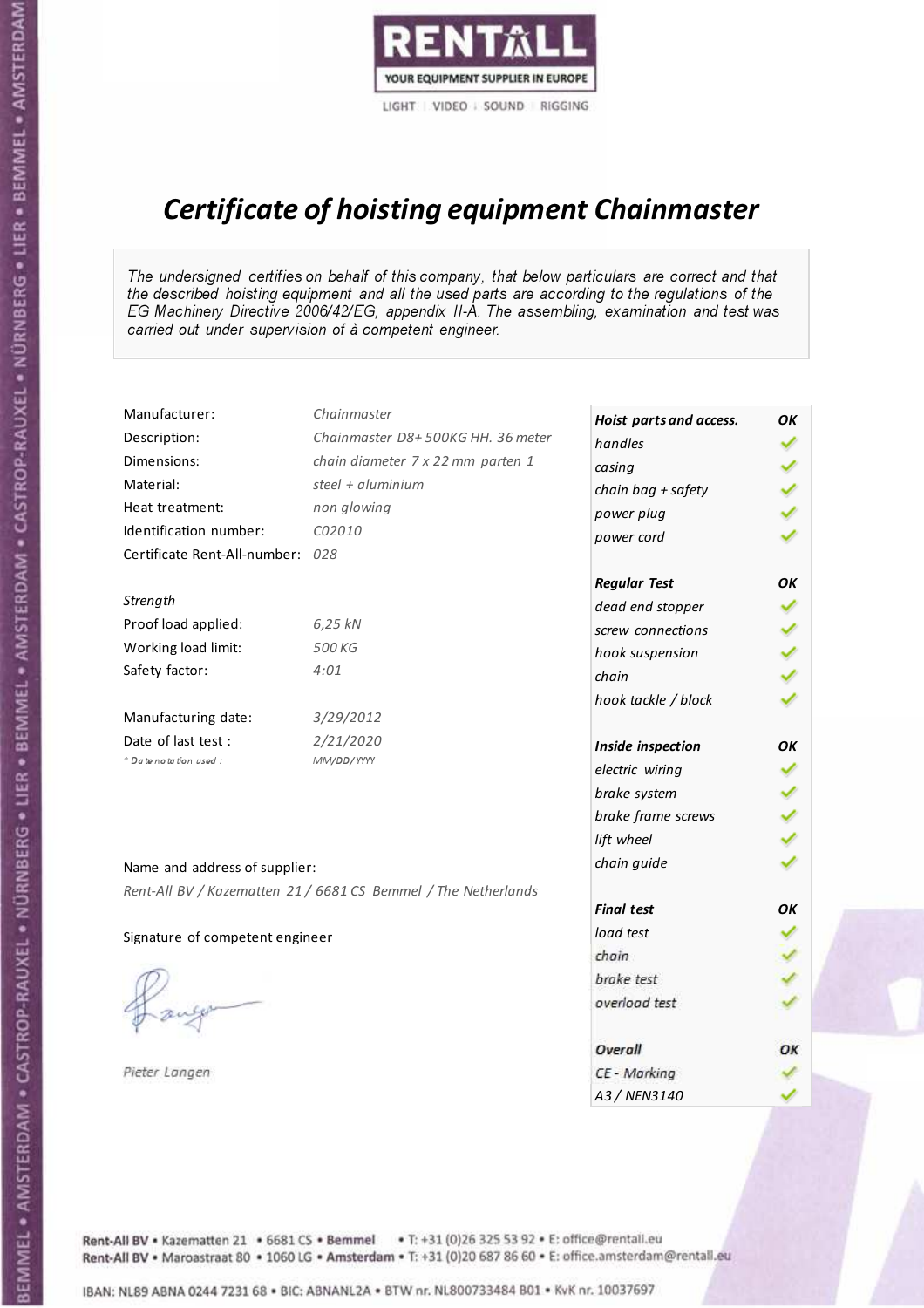RENTALL
YOUR EQUIPMENT SUPPLIER IN EUROPE
LIGHT | VIDEO | SOUND | RIGGING

# *Certificate of hoisting equipment Chainmaster*

*The undersigned certifies on behalf of this company, that below particulars are correct and that the described hoisting equipment and all the used parts are according to the regulations of the EG Machinery Directive 2006/42/EG, appendix II-A. The assembling, examination and test was carried out under supervision of à competent engineer.*

| | |
|---|---|
| Manufacturer: | *Chainmaster* |
| Description: | *Chainmaster D8+ 500KG HH. 36 meter* |
| Dimensions: | *chain diameter 7 x 22 mm parten 1* |
| Material: | *steel + aluminium* |
| Heat treatment: | *non glowing* |
| Identification number: | *C02010* |
| Certificate Rent-All-number: | *028* |

*Strength*

| | |
|---|---|
| Proof load applied: | *6,25 kN* |
| Working load limit: | *500 KG* |
| Safety factor: | *4:01* |

| | |
|---|---|
| Manufacturing date: | *3/29/2012* |
| Date of last test : | *2/21/2020* |
| *\* Date notation used :* | *MM/DD/YYYY* |

| *Hoist parts and access.* | *OK* |
|---|---|
| *handles* | ✓ |
| *casing* | ✓ |
| *chain bag + safety* | ✓ |
| *power plug* | ✓ |
| *power cord* | ✓ |
| ***Regular Test*** | ***OK*** |
| *dead end stopper* | ✓ |
| *screw connections* | ✓ |
| *hook suspension* | ✓ |
| *chain* | ✓ |
| *hook tackle / block* | ✓ |
| ***Inside inspection*** | ***OK*** |
| *electric wiring* | ✓ |
| *brake system* | ✓ |
| *brake frame screws* | ✓ |
| *lift wheel* | ✓ |
| *chain guide* | ✓ |
| ***Final test*** | ***OK*** |
| *load test* | ✓ |
| *chain* | ✓ |
| *brake test* | ✓ |
| *overload test* | ✓ |
| ***Overall*** | ***OK*** |
| *CE - Marking* | ✓ |
| *A3 / NEN3140* | ✓ |

Name and address of supplier:

*Rent-All BV / Kazematten 21 / 6681 CS Bemmel / The Netherlands*

Signature of competent engineer

*Pieter Langen*

Rent-All BV • Kazematten 21 • 6681 CS • **Bemmel** • T: +31 (0)26 325 53 92 • E: office@rentall.eu
Rent-All BV • Maroastraat 80 • 1060 LG • **Amsterdam** • T: +31 (0)20 687 86 60 • E: office.amsterdam@rentall.eu

IBAN: NL89 ABNA 0244 7231 68 • BIC: ABNANL2A • BTW nr. NL800733484 B01 • KvK nr. 10037697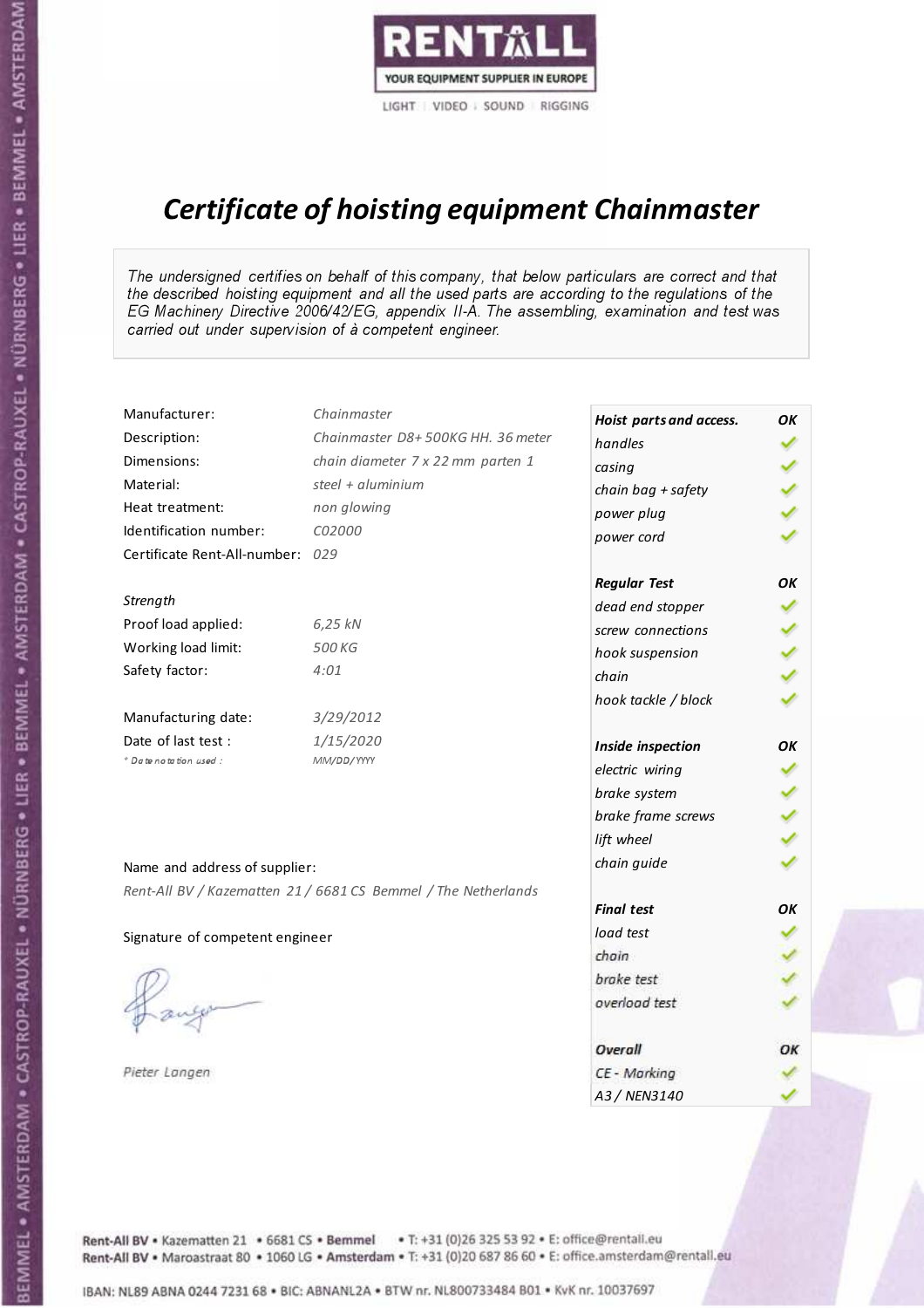RENTALL
YOUR EQUIPMENT SUPPLIER IN EUROPE
LIGHT | VIDEO | SOUND | RIGGING

# *Certificate of hoisting equipment Chainmaster*

*The undersigned certifies on behalf of this company, that below particulars are correct and that the described hoisting equipment and all the used parts are according to the regulations of the EG Machinery Directive 2006/42/EG, appendix II-A. The assembling, examination and test was carried out under supervision of à competent engineer.*

| | |
|---|---|
| Manufacturer: | *Chainmaster* |
| Description: | *Chainmaster D8+ 500KG HH. 36 meter* |
| Dimensions: | *chain diameter 7 x 22 mm parten 1* |
| Material: | *steel + aluminium* |
| Heat treatment: | *non glowing* |
| Identification number: | *C02000* |
| Certificate Rent-All-number: | *029* |

*Strength*

| | |
|---|---|
| Proof load applied: | *6,25 kN* |
| Working load limit: | *500 KG* |
| Safety factor: | *4:01* |

| | |
|---|---|
| Manufacturing date: | *3/29/2012* |
| Date of last test : | *1/15/2020* |
| *\* Date notation used :* | *MM/DD/YYYY* |

Name and address of supplier:

*Rent-All BV / Kazematten 21 / 6681 CS Bemmel / The Netherlands*

Signature of competent engineer

*Pieter Langen*

| ***Hoist parts and access.*** | ***OK*** |
|---|---|
| *handles* | ✓ |
| *casing* | ✓ |
| *chain bag + safety* | ✓ |
| *power plug* | ✓ |
| *power cord* | ✓ |
| ***Regular Test*** | ***OK*** |
| *dead end stopper* | ✓ |
| *screw connections* | ✓ |
| *hook suspension* | ✓ |
| *chain* | ✓ |
| *hook tackle / block* | ✓ |
| ***Inside inspection*** | ***OK*** |
| *electric wiring* | ✓ |
| *brake system* | ✓ |
| *brake frame screws* | ✓ |
| *lift wheel* | ✓ |
| *chain guide* | ✓ |
| ***Final test*** | ***OK*** |
| *load test* | ✓ |
| *chain* | ✓ |
| *brake test* | ✓ |
| *overload test* | ✓ |
| ***Overall*** | ***OK*** |
| *CE - Marking* | ✓ |
| *A3 / NEN3140* | ✓ |

Rent-All BV • Kazematten 21 • 6681 CS • **Bemmel** • T: +31 (0)26 325 53 92 • E: office@rentall.eu
Rent-All BV • Maroastraat 80 • 1060 LG • **Amsterdam** • T: +31 (0)20 687 86 60 • E: office.amsterdam@rentall.eu

IBAN: NL89 ABNA 0244 7231 68 • BIC: ABNANL2A • BTW nr. NL800733484 B01 • KvK nr. 10037697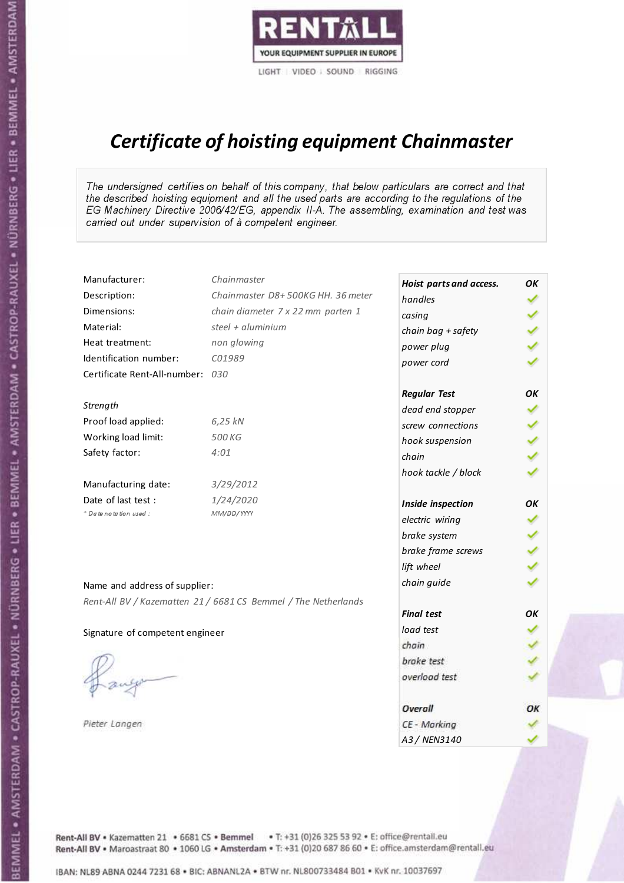RENTALL
YOUR EQUIPMENT SUPPLIER IN EUROPE
LIGHT | VIDEO | SOUND | RIGGING

# *Certificate of hoisting equipment Chainmaster*

*The undersigned certifies on behalf of this company, that below particulars are correct and that the described hoisting equipment and all the used parts are according to the regulations of the EG Machinery Directive 2006/42/EG, appendix II-A. The assembling, examination and test was carried out under supervision of à competent engineer.*

| | |
|---|---|
| Manufacturer: | *Chainmaster* |
| Description: | *Chainmaster D8+ 500KG HH. 36 meter* |
| Dimensions: | *chain diameter 7 x 22 mm parten 1* |
| Material: | *steel + aluminium* |
| Heat treatment: | *non glowing* |
| Identification number: | *C01989* |
| Certificate Rent-All-number: | *030* |

*Strength*

| | |
|---|---|
| Proof load applied: | *6,25 kN* |
| Working load limit: | *500 KG* |
| Safety factor: | *4:01* |

| | |
|---|---|
| Manufacturing date: | *3/29/2012* |
| Date of last test : | *1/24/2020* |
| * Date notation used : | *MM/DD/YYYY* |

| ***Hoist parts and access.*** | ***OK*** |
|---|---|
| *handles* | ✓ |
| *casing* | ✓ |
| *chain bag + safety* | ✓ |
| *power plug* | ✓ |
| *power cord* | ✓ |
| ***Regular Test*** | ***OK*** |
| *dead end stopper* | ✓ |
| *screw connections* | ✓ |
| *hook suspension* | ✓ |
| *chain* | ✓ |
| *hook tackle / block* | ✓ |
| ***Inside inspection*** | ***OK*** |
| *electric wiring* | ✓ |
| *brake system* | ✓ |
| *brake frame screws* | ✓ |
| *lift wheel* | ✓ |
| *chain guide* | ✓ |
| ***Final test*** | ***OK*** |
| *load test* | ✓ |
| *chain* | ✓ |
| *brake test* | ✓ |
| *overload test* | ✓ |
| ***Overall*** | ***OK*** |
| *CE - Marking* | ✓ |
| *A3 / NEN3140* | ✓ |

Name and address of supplier:

*Rent-All BV / Kazematten 21 / 6681 CS Bemmel / The Netherlands*

Signature of competent engineer

*Pieter Langen*

Rent-All BV • Kazematten 21 • 6681 CS • **Bemmel** • T: +31 (0)26 325 53 92 • E: office@rentall.eu
Rent-All BV • Maroastraat 80 • 1060 LG • **Amsterdam** • T: +31 (0)20 687 86 60 • E: office.amsterdam@rentall.eu

IBAN: NL89 ABNA 0244 7231 68 • BIC: ABNANL2A • BTW nr. NL800733484 B01 • KvK nr. 10037697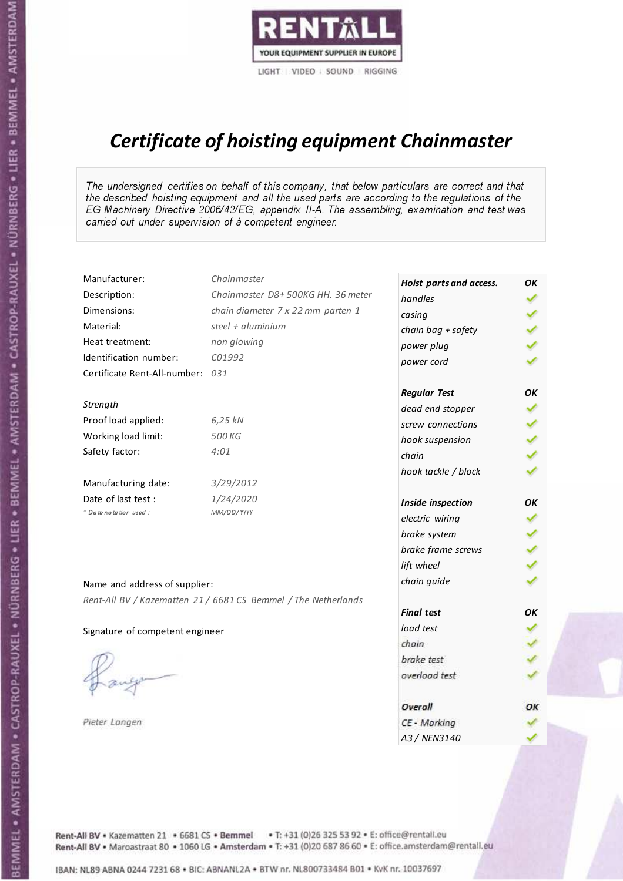RENTALL
YOUR EQUIPMENT SUPPLIER IN EUROPE
LIGHT | VIDEO | SOUND | RIGGING

# *Certificate of hoisting equipment Chainmaster*

*The undersigned certifies on behalf of this company, that below particulars are correct and that the described hoisting equipment and all the used parts are according to the regulations of the EG Machinery Directive 2006/42/EG, appendix II-A. The assembling, examination and test was carried out under supervision of à competent engineer.*

| | |
|---|---|
| Manufacturer: | *Chainmaster* |
| Description: | *Chainmaster D8+ 500KG HH. 36 meter* |
| Dimensions: | *chain diameter 7 x 22 mm parten 1* |
| Material: | *steel + aluminium* |
| Heat treatment: | *non glowing* |
| Identification number: | *C01992* |
| Certificate Rent-All-number: | *031* |

*Strength*

| | |
|---|---|
| Proof load applied: | *6,25 kN* |
| Working load limit: | *500 KG* |
| Safety factor: | *4:01* |

| | |
|---|---|
| Manufacturing date: | *3/29/2012* |
| Date of last test : | *1/24/2020* |
| *\* Date notation used :* | *MM/DD/YYYY* |

Name and address of supplier:

*Rent-All BV / Kazematten 21 / 6681 CS Bemmel / The Netherlands*

Signature of competent engineer

*Pieter Langen*

| ***Hoist parts and access.*** | ***OK*** |
|---|---|
| *handles* | ✓ |
| *casing* | ✓ |
| *chain bag + safety* | ✓ |
| *power plug* | ✓ |
| *power cord* | ✓ |
| ***Regular Test*** | ***OK*** |
| *dead end stopper* | ✓ |
| *screw connections* | ✓ |
| *hook suspension* | ✓ |
| *chain* | ✓ |
| *hook tackle / block* | ✓ |
| ***Inside inspection*** | ***OK*** |
| *electric wiring* | ✓ |
| *brake system* | ✓ |
| *brake frame screws* | ✓ |
| *lift wheel* | ✓ |
| *chain guide* | ✓ |
| ***Final test*** | ***OK*** |
| *load test* | ✓ |
| *chain* | ✓ |
| *brake test* | ✓ |
| *overload test* | ✓ |
| ***Overall*** | ***OK*** |
| *CE - Marking* | ✓ |
| *A3 / NEN3140* | ✓ |

Rent-All BV • Kazematten 21 • 6681 CS • **Bemmel** • T: +31 (0)26 325 53 92 • E: office@rentall.eu
Rent-All BV • Maroastraat 80 • 1060 LG • **Amsterdam** • T: +31 (0)20 687 86 60 • E: office.amsterdam@rentall.eu

IBAN: NL89 ABNA 0244 7231 68 • BIC: ABNANL2A • BTW nr. NL800733484 B01 • KvK nr. 10037697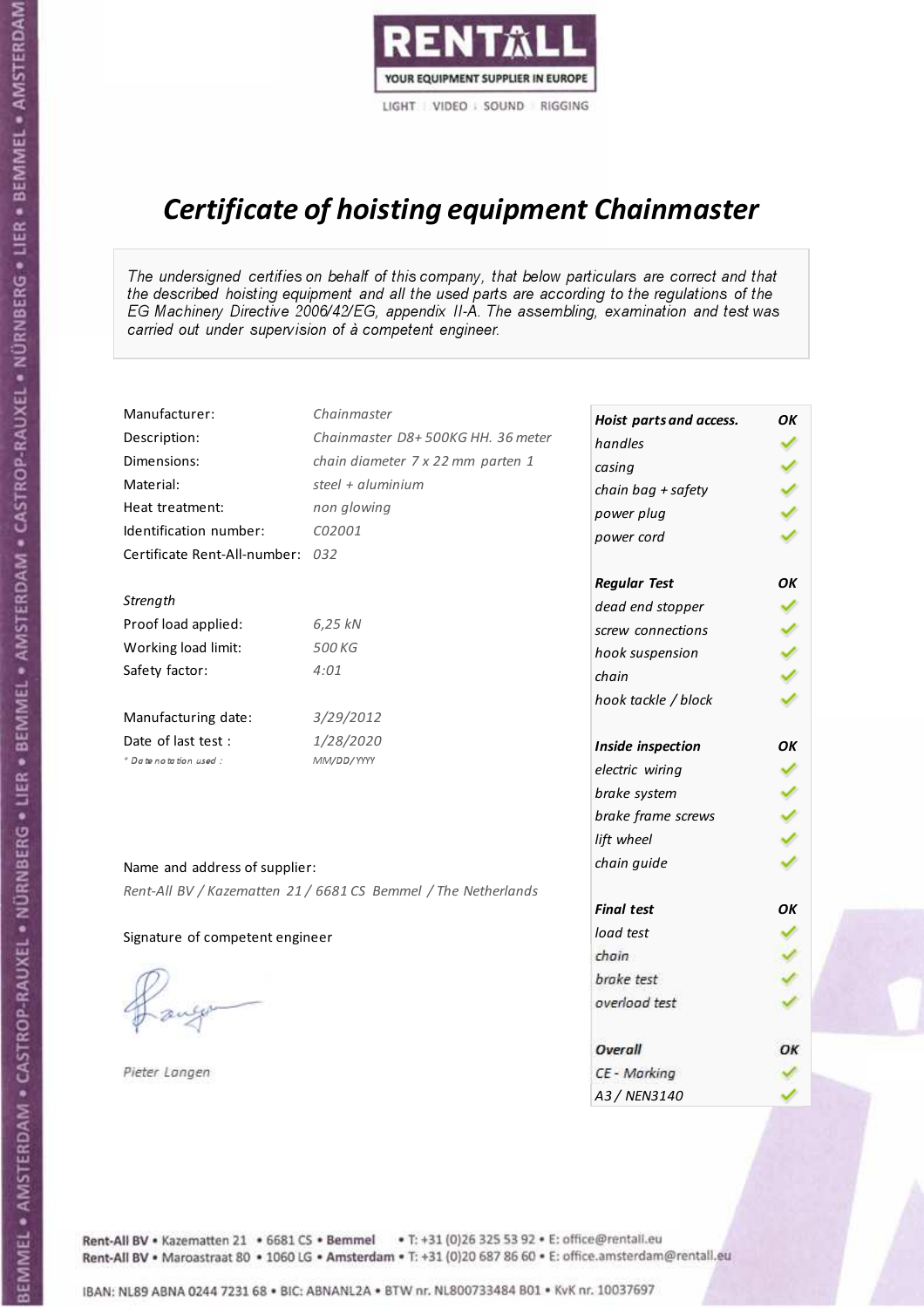# Certificate of hoisting equipment Chainmaster

*The undersigned certifies on behalf of this company, that below particulars are correct and that the described hoisting equipment and all the used parts are according to the regulations of the EG Machinery Directive 2006/42/EG, appendix II-A. The assembling, examination and test was carried out under supervision of à competent engineer.*

| | |
|---|---|
| Manufacturer: | *Chainmaster* |
| Description: | *Chainmaster D8+ 500KG HH. 36 meter* |
| Dimensions: | *chain diameter 7 x 22 mm parten 1* |
| Material: | *steel + aluminium* |
| Heat treatment: | *non glowing* |
| Identification number: | *C02001* |
| Certificate Rent-All-number: | *032* |

*Strength*

| | |
|---|---|
| Proof load applied: | *6,25 kN* |
| Working load limit: | *500 KG* |
| Safety factor: | *4:01* |

| | |
|---|---|
| Manufacturing date: | *3/29/2012* |
| Date of last test : | *1/28/2020* |
| *Date notation used :* | *MM/DD/YYYY* |

Name and address of supplier:

*Rent-All BV / Kazematten 21 / 6681 CS Bemmel / The Netherlands*

Signature of competent engineer

*Pieter Langen*

| ***Hoist parts and access.*** | ***OK*** |
|---|---|
| *handles* | ✓ |
| *casing* | ✓ |
| *chain bag + safety* | ✓ |
| *power plug* | ✓ |
| *power cord* | ✓ |
| ***Regular Test*** | ***OK*** |
| *dead end stopper* | ✓ |
| *screw connections* | ✓ |
| *hook suspension* | ✓ |
| *chain* | ✓ |
| *hook tackle / block* | ✓ |
| ***Inside inspection*** | ***OK*** |
| *electric wiring* | ✓ |
| *brake system* | ✓ |
| *brake frame screws* | ✓ |
| *lift wheel* | ✓ |
| *chain guide* | ✓ |
| ***Final test*** | ***OK*** |
| *load test* | ✓ |
| *chain* | ✓ |
| *brake test* | ✓ |
| *overload test* | ✓ |
| ***Overall*** | ***OK*** |
| *CE - Marking* | ✓ |
| *A3 / NEN3140* | ✓ |

Rent-All BV • Kazematten 21 • 6681 CS • **Bemmel** • T: +31 (0)26 325 53 92 • E: office@rentall.eu
Rent-All BV • Maroastraat 80 • 1060 LG • **Amsterdam** • T: +31 (0)20 687 86 60 • E: office.amsterdam@rentall.eu

IBAN: NL89 ABNA 0244 7231 68 • BIC: ABNANL2A • BTW nr. NL800733484 B01 • KvK nr. 10037697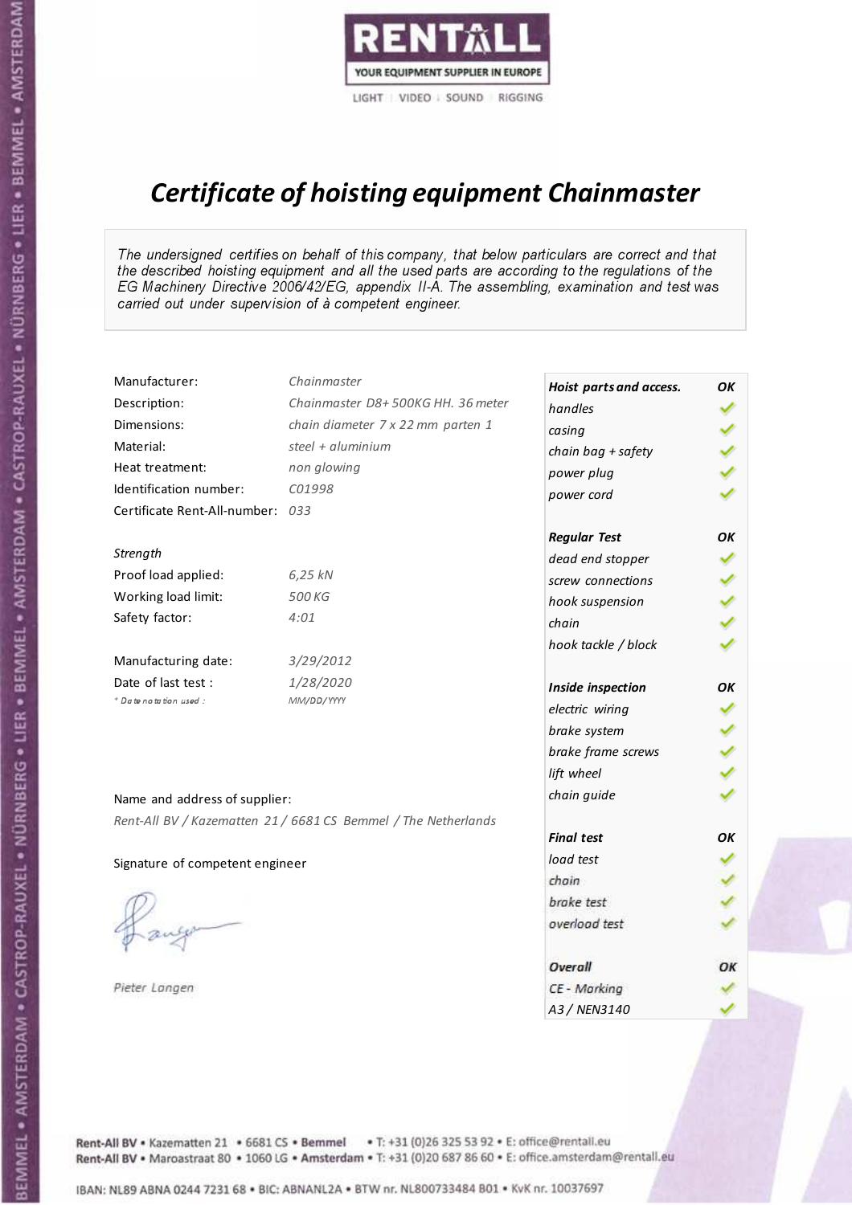RENTALL
YOUR EQUIPMENT SUPPLIER IN EUROPE
LIGHT | VIDEO | SOUND | RIGGING

# *Certificate of hoisting equipment Chainmaster*

*The undersigned certifies on behalf of this company, that below particulars are correct and that the described hoisting equipment and all the used parts are according to the regulations of the EG Machinery Directive 2006/42/EG, appendix II-A. The assembling, examination and test was carried out under supervision of à competent engineer.*

| | |
|---|---|
| Manufacturer: | *Chainmaster* |
| Description: | *Chainmaster D8+ 500KG HH. 36 meter* |
| Dimensions: | *chain diameter 7 x 22 mm parten 1* |
| Material: | *steel + aluminium* |
| Heat treatment: | *non glowing* |
| Identification number: | *C01998* |
| Certificate Rent-All-number: | *033* |

*Strength*

| | |
|---|---|
| Proof load applied: | *6,25 kN* |
| Working load limit: | *500 KG* |
| Safety factor: | *4:01* |

| | |
|---|---|
| Manufacturing date: | *3/29/2012* |
| Date of last test : | *1/28/2020* |
| *\* Date notation used :* | *MM/DD/YYYY* |

Name and address of supplier:

*Rent-All BV / Kazematten 21 / 6681 CS Bemmel / The Netherlands*

Signature of competent engineer

*Pieter Langen*

| ***Hoist parts and access.*** | ***OK*** |
|---|---|
| *handles* | ✓ |
| *casing* | ✓ |
| *chain bag + safety* | ✓ |
| *power plug* | ✓ |
| *power cord* | ✓ |
| ***Regular Test*** | ***OK*** |
| *dead end stopper* | ✓ |
| *screw connections* | ✓ |
| *hook suspension* | ✓ |
| *chain* | ✓ |
| *hook tackle / block* | ✓ |
| ***Inside inspection*** | ***OK*** |
| *electric wiring* | ✓ |
| *brake system* | ✓ |
| *brake frame screws* | ✓ |
| *lift wheel* | ✓ |
| *chain guide* | ✓ |
| ***Final test*** | ***OK*** |
| *load test* | ✓ |
| *chain* | ✓ |
| *brake test* | ✓ |
| *overload test* | ✓ |
| ***Overall*** | ***OK*** |
| *CE - Marking* | ✓ |
| *A3 / NEN3140* | ✓ |

Rent-All BV • Kazematten 21 • 6681 CS • **Bemmel** • T: +31 (0)26 325 53 92 • E: office@rentall.eu
Rent-All BV • Maroastraat 80 • 1060 LG • **Amsterdam** • T: +31 (0)20 687 86 60 • E: office.amsterdam@rentall.eu

IBAN: NL89 ABNA 0244 7231 68 • BIC: ABNANL2A • BTW nr. NL800733484 B01 • KvK nr. 10037697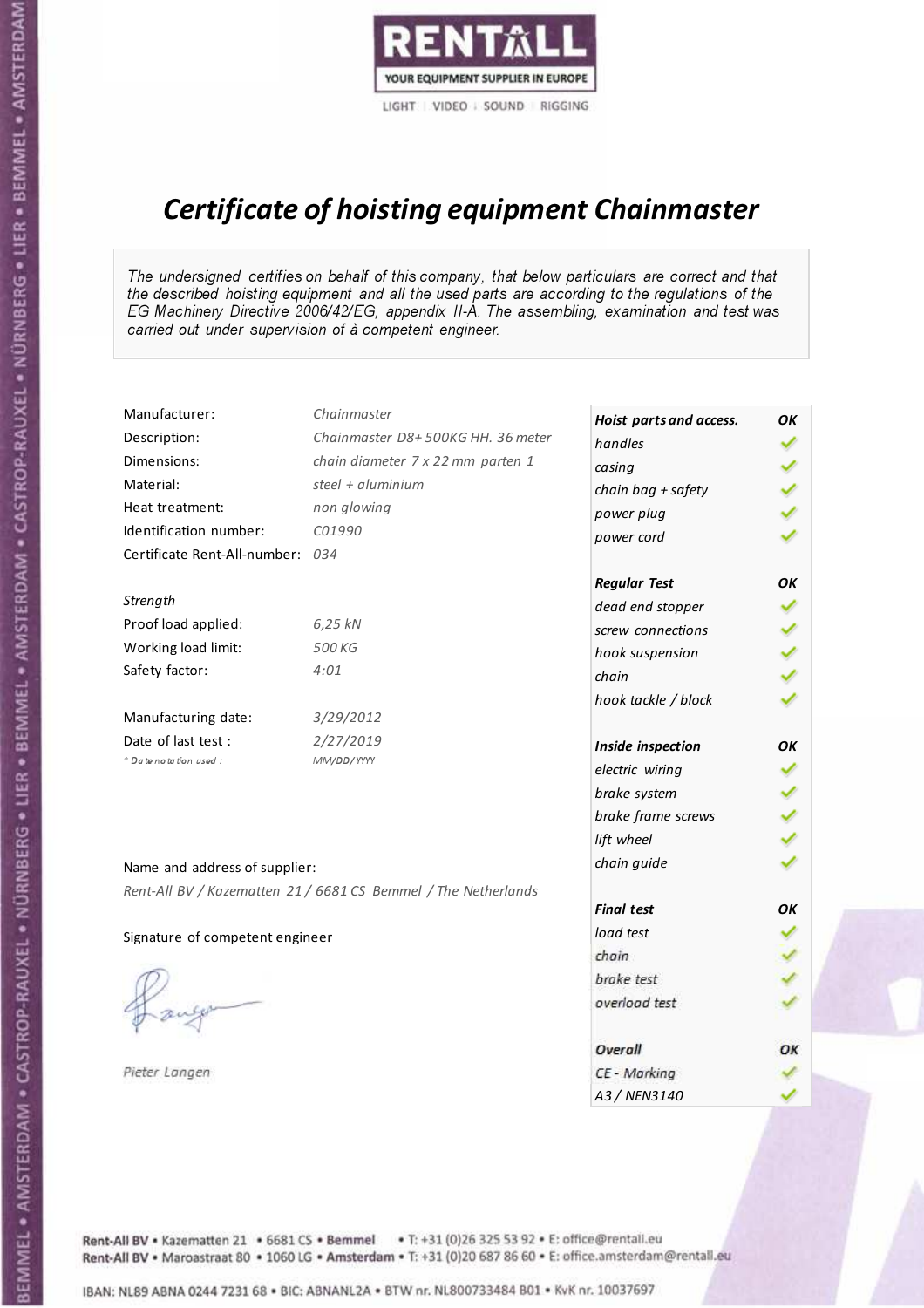RENTALL

YOUR EQUIPMENT SUPPLIER IN EUROPE

LIGHT | VIDEO | SOUND | RIGGING

# *Certificate of hoisting equipment Chainmaster*

*The undersigned certifies on behalf of this company, that below particulars are correct and that the described hoisting equipment and all the used parts are according to the regulations of the EG Machinery Directive 2006/42/EG, appendix II-A. The assembling, examination and test was carried out under supervision of à competent engineer.*

| | |
|---|---|
| Manufacturer: | *Chainmaster* |
| Description: | *Chainmaster D8+ 500KG HH. 36 meter* |
| Dimensions: | *chain diameter 7 x 22 mm parten 1* |
| Material: | *steel + aluminium* |
| Heat treatment: | *non glowing* |
| Identification number: | *C01990* |
| Certificate Rent-All-number: | *034* |

*Strength*

| | |
|---|---|
| Proof load applied: | *6,25 kN* |
| Working load limit: | *500 KG* |
| Safety factor: | *4:01* |

| | |
|---|---|
| Manufacturing date: | *3/29/2012* |
| Date of last test : | *2/27/2019* |
| *\* Date notation used :* | *MM/DD/YYYY* |

| ***Hoist parts and access.*** | ***OK*** |
|---|---|
| *handles* | ✓ |
| *casing* | ✓ |
| *chain bag + safety* | ✓ |
| *power plug* | ✓ |
| *power cord* | ✓ |
| ***Regular Test*** | ***OK*** |
| *dead end stopper* | ✓ |
| *screw connections* | ✓ |
| *hook suspension* | ✓ |
| *chain* | ✓ |
| *hook tackle / block* | ✓ |
| ***Inside inspection*** | ***OK*** |
| *electric wiring* | ✓ |
| *brake system* | ✓ |
| *brake frame screws* | ✓ |
| *lift wheel* | ✓ |
| *chain guide* | ✓ |
| ***Final test*** | ***OK*** |
| *load test* | ✓ |
| *chain* | ✓ |
| *brake test* | ✓ |
| *overload test* | ✓ |
| ***Overall*** | ***OK*** |
| *CE - Marking* | ✓ |
| *A3 / NEN3140* | ✓ |

Name and address of supplier:

*Rent-All BV / Kazematten 21 / 6681 CS Bemmel / The Netherlands*

Signature of competent engineer

*Pieter Langen*

Rent-All BV • Kazematten 21 • 6681 CS • **Bemmel** • T: +31 (0)26 325 53 92 • E: office@rentall.eu
Rent-All BV • Maroastraat 80 • 1060 LG • **Amsterdam** • T: +31 (0)20 687 86 60 • E: office.amsterdam@rentall.eu

IBAN: NL89 ABNA 0244 7231 68 • BIC: ABNANL2A • BTW nr. NL800733484 B01 • KvK nr. 10037697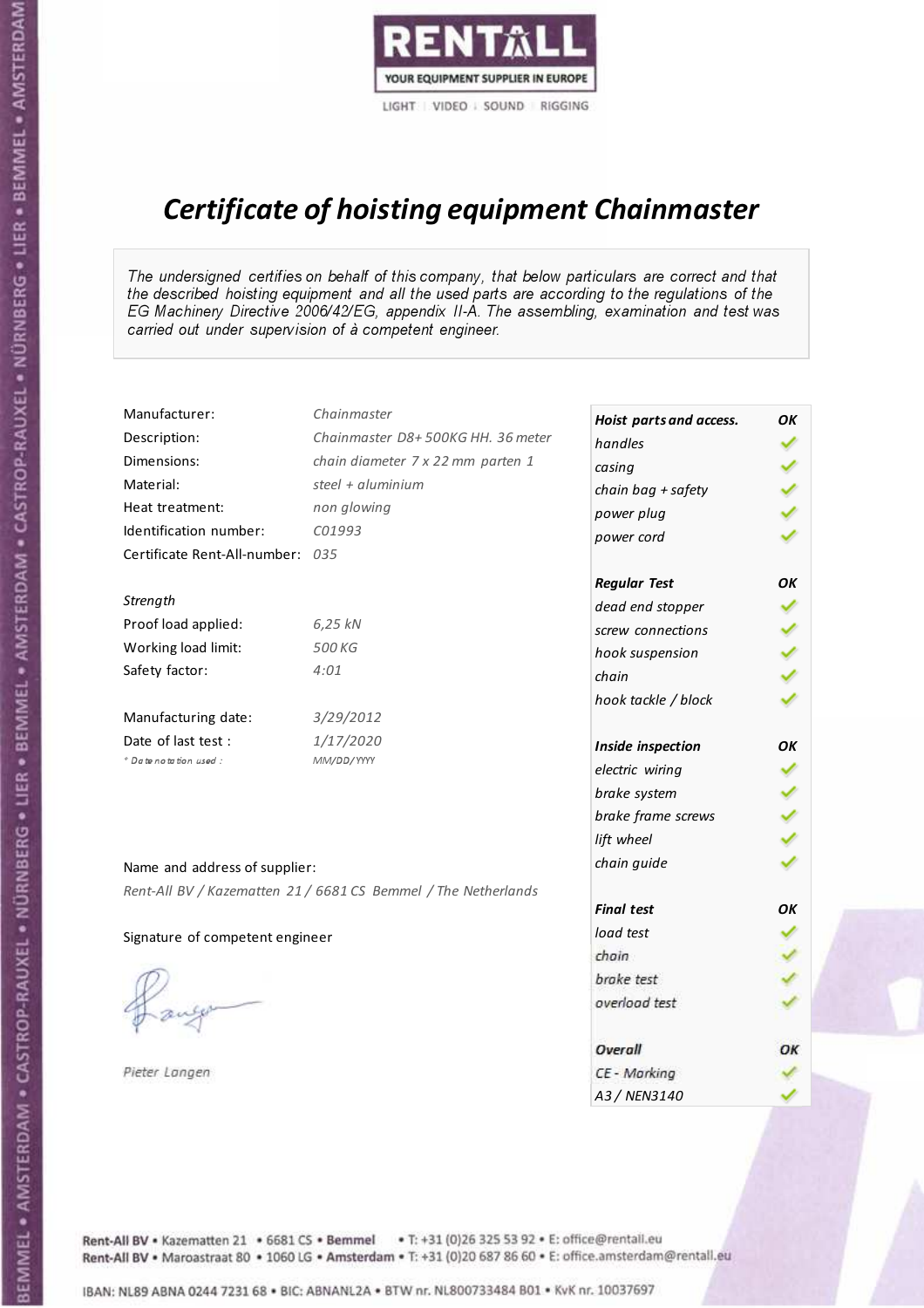RENTALL
YOUR EQUIPMENT SUPPLIER IN EUROPE
LIGHT | VIDEO | SOUND | RIGGING

# Certificate of hoisting equipment Chainmaster

*The undersigned certifies on behalf of this company, that below particulars are correct and that the described hoisting equipment and all the used parts are according to the regulations of the EG Machinery Directive 2006/42/EG, appendix II-A. The assembling, examination and test was carried out under supervision of à competent engineer.*

| | |
|---|---|
| Manufacturer: | Chainmaster |
| Description: | Chainmaster D8+ 500KG HH. 36 meter |
| Dimensions: | chain diameter 7 x 22 mm parten 1 |
| Material: | steel + aluminium |
| Heat treatment: | non glowing |
| Identification number: | C01993 |
| Certificate Rent-All-number: | 035 |

*Strength*

| | |
|---|---|
| Proof load applied: | 6,25 kN |
| Working load limit: | 500 KG |
| Safety factor: | 4:01 |

| | |
|---|---|
| Manufacturing date: | 3/29/2012 |
| Date of last test : | 1/17/2020 |
| * Date notation used : | MM/DD/YYYY |

Name and address of supplier:

*Rent-All BV / Kazematten 21 / 6681 CS Bemmel / The Netherlands*

Signature of competent engineer

*Pieter Langen*

| Hoist parts and access. | OK |
|---|---|
| handles | ✓ |
| casing | ✓ |
| chain bag + safety | ✓ |
| power plug | ✓ |
| power cord | ✓ |
| **Regular Test** | **OK** |
| dead end stopper | ✓ |
| screw connections | ✓ |
| hook suspension | ✓ |
| chain | ✓ |
| hook tackle / block | ✓ |
| **Inside inspection** | **OK** |
| electric wiring | ✓ |
| brake system | ✓ |
| brake frame screws | ✓ |
| lift wheel | ✓ |
| chain guide | ✓ |
| **Final test** | **OK** |
| load test | ✓ |
| chain | ✓ |
| brake test | ✓ |
| overload test | ✓ |
| **Overall** | **OK** |
| CE - Marking | ✓ |
| A3 / NEN3140 | ✓ |

Rent-All BV • Kazematten 21 • 6681 CS • Bemmel • T: +31 (0)26 325 53 92 • E: office@rentall.eu
Rent-All BV • Maroastraat 80 • 1060 LG • Amsterdam • T: +31 (0)20 687 86 60 • E: office.amsterdam@rentall.eu

IBAN: NL89 ABNA 0244 7231 68 • BIC: ABNANL2A • BTW nr. NL800733484 B01 • KvK nr. 10037697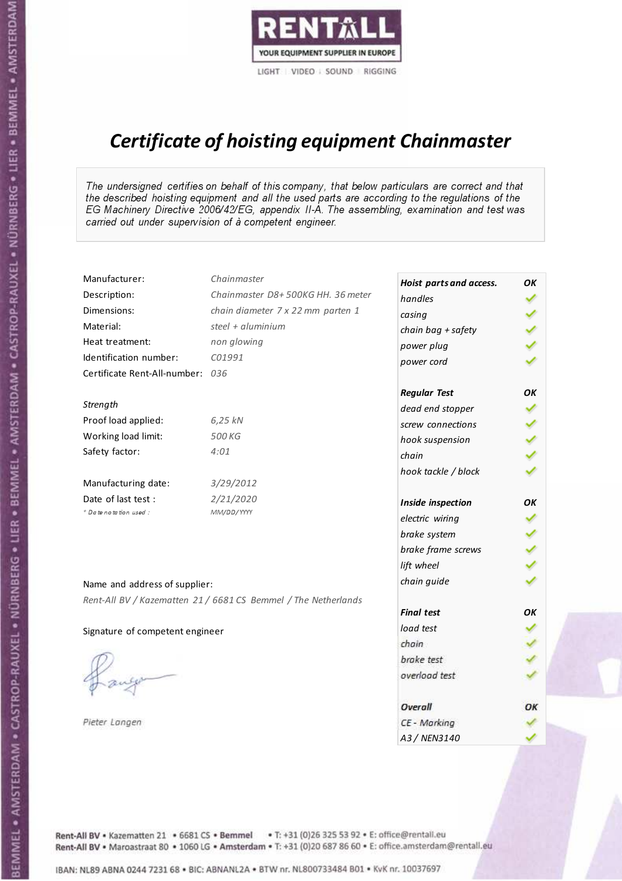RENTALL

YOUR EQUIPMENT SUPPLIER IN EUROPE

LIGHT | VIDEO | SOUND | RIGGING

# *Certificate of hoisting equipment Chainmaster*

*The undersigned certifies on behalf of this company, that below particulars are correct and that the described hoisting equipment and all the used parts are according to the regulations of the EG Machinery Directive 2006/42/EG, appendix II-A. The assembling, examination and test was carried out under supervision of à competent engineer.*

| | |
|---|---|
| Manufacturer: | *Chainmaster* |
| Description: | *Chainmaster D8+ 500KG HH. 36 meter* |
| Dimensions: | *chain diameter 7 x 22 mm parten 1* |
| Material: | *steel + aluminium* |
| Heat treatment: | *non glowing* |
| Identification number: | *C01991* |
| Certificate Rent-All-number: | *036* |

*Strength*

| | |
|---|---|
| Proof load applied: | *6,25 kN* |
| Working load limit: | *500 KG* |
| Safety factor: | *4:01* |

| | |
|---|---|
| Manufacturing date: | *3/29/2012* |
| Date of last test : | *2/21/2020* |
| *\* Date notation used :* | *MM/DD/YYYY* |

| ***Hoist parts and access.*** | ***OK*** |
|---|---|
| *handles* | ✓ |
| *casing* | ✓ |
| *chain bag + safety* | ✓ |
| *power plug* | ✓ |
| *power cord* | ✓ |
| ***Regular Test*** | ***OK*** |
| *dead end stopper* | ✓ |
| *screw connections* | ✓ |
| *hook suspension* | ✓ |
| *chain* | ✓ |
| *hook tackle / block* | ✓ |
| ***Inside inspection*** | ***OK*** |
| *electric wiring* | ✓ |
| *brake system* | ✓ |
| *brake frame screws* | ✓ |
| *lift wheel* | ✓ |
| *chain guide* | ✓ |
| ***Final test*** | ***OK*** |
| *load test* | ✓ |
| *chain* | ✓ |
| *brake test* | ✓ |
| *overload test* | ✓ |
| ***Overall*** | ***OK*** |
| *CE - Marking* | ✓ |
| *A3 / NEN3140* | ✓ |

Name and address of supplier:

*Rent-All BV / Kazematten 21 / 6681 CS Bemmel / The Netherlands*

Signature of competent engineer

*Pieter Langen*

Rent-All BV • Kazematten 21 • 6681 CS • **Bemmel** • T: +31 (0)26 325 53 92 • E: office@rentall.eu
Rent-All BV • Maroastraat 80 • 1060 LG • **Amsterdam** • T: +31 (0)20 687 86 60 • E: office.amsterdam@rentall.eu

IBAN: NL89 ABNA 0244 7231 68 • BIC: ABNANL2A • BTW nr. NL800733484 B01 • KvK nr. 10037697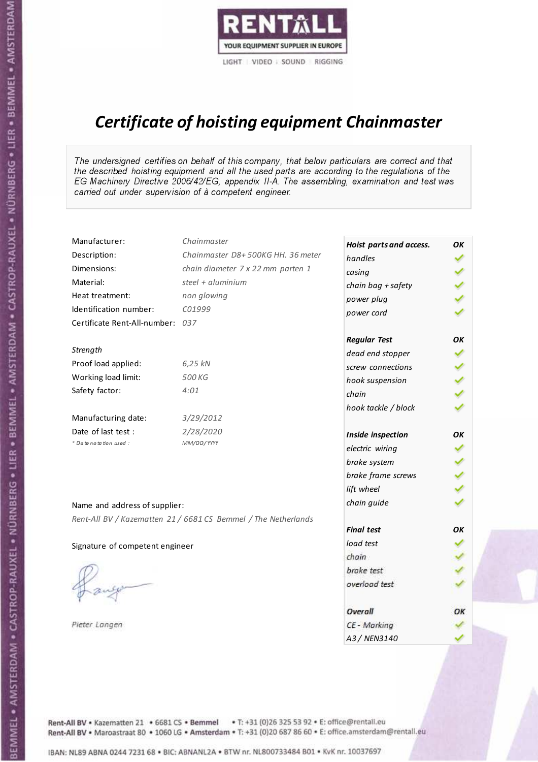RENTALL

YOUR EQUIPMENT SUPPLIER IN EUROPE

LIGHT | VIDEO | SOUND | RIGGING

# *Certificate of hoisting equipment Chainmaster*

*The undersigned certifies on behalf of this company, that below particulars are correct and that the described hoisting equipment and all the used parts are according to the regulations of the EG Machinery Directive 2006/42/EG, appendix II-A. The assembling, examination and test was carried out under supervision of à competent engineer.*

| | |
|---|---|
| Manufacturer: | *Chainmaster* |
| Description: | *Chainmaster D8+ 500KG HH. 36 meter* |
| Dimensions: | *chain diameter 7 x 22 mm parten 1* |
| Material: | *steel + aluminium* |
| Heat treatment: | *non glowing* |
| Identification number: | *C01999* |
| Certificate Rent-All-number: | *037* |

*Strength*

| | |
|---|---|
| Proof load applied: | *6,25 kN* |
| Working load limit: | *500 KG* |
| Safety factor: | *4:01* |

| | |
|---|---|
| Manufacturing date: | *3/29/2012* |
| Date of last test : | *2/28/2020* |
| *\* Date notation used :* | *MM/DD/YYYY* |

Name and address of supplier:

*Rent-All BV / Kazematten 21 / 6681 CS Bemmel / The Netherlands*

Signature of competent engineer

*Pieter Langen*

| ***Hoist parts and access.*** | ***OK*** |
|---|---|
| *handles* | ✓ |
| *casing* | ✓ |
| *chain bag + safety* | ✓ |
| *power plug* | ✓ |
| *power cord* | ✓ |
| ***Regular Test*** | ***OK*** |
| *dead end stopper* | ✓ |
| *screw connections* | ✓ |
| *hook suspension* | ✓ |
| *chain* | ✓ |
| *hook tackle / block* | ✓ |
| ***Inside inspection*** | ***OK*** |
| *electric wiring* | ✓ |
| *brake system* | ✓ |
| *brake frame screws* | ✓ |
| *lift wheel* | ✓ |
| *chain guide* | ✓ |
| ***Final test*** | ***OK*** |
| *load test* | ✓ |
| *chain* | ✓ |
| *brake test* | ✓ |
| *overload test* | ✓ |
| ***Overall*** | ***OK*** |
| *CE - Marking* | ✓ |
| *A3 / NEN3140* | ✓ |

Rent-All BV • Kazematten 21 • 6681 CS • **Bemmel** • T: +31 (0)26 325 53 92 • E: office@rentall.eu
Rent-All BV • Maroastraat 80 • 1060 LG • **Amsterdam** • T: +31 (0)20 687 86 60 • E: office.amsterdam@rentall.eu

IBAN: NL89 ABNA 0244 7231 68 • BIC: ABNANL2A • BTW nr. NL800733484 B01 • KvK nr. 10037697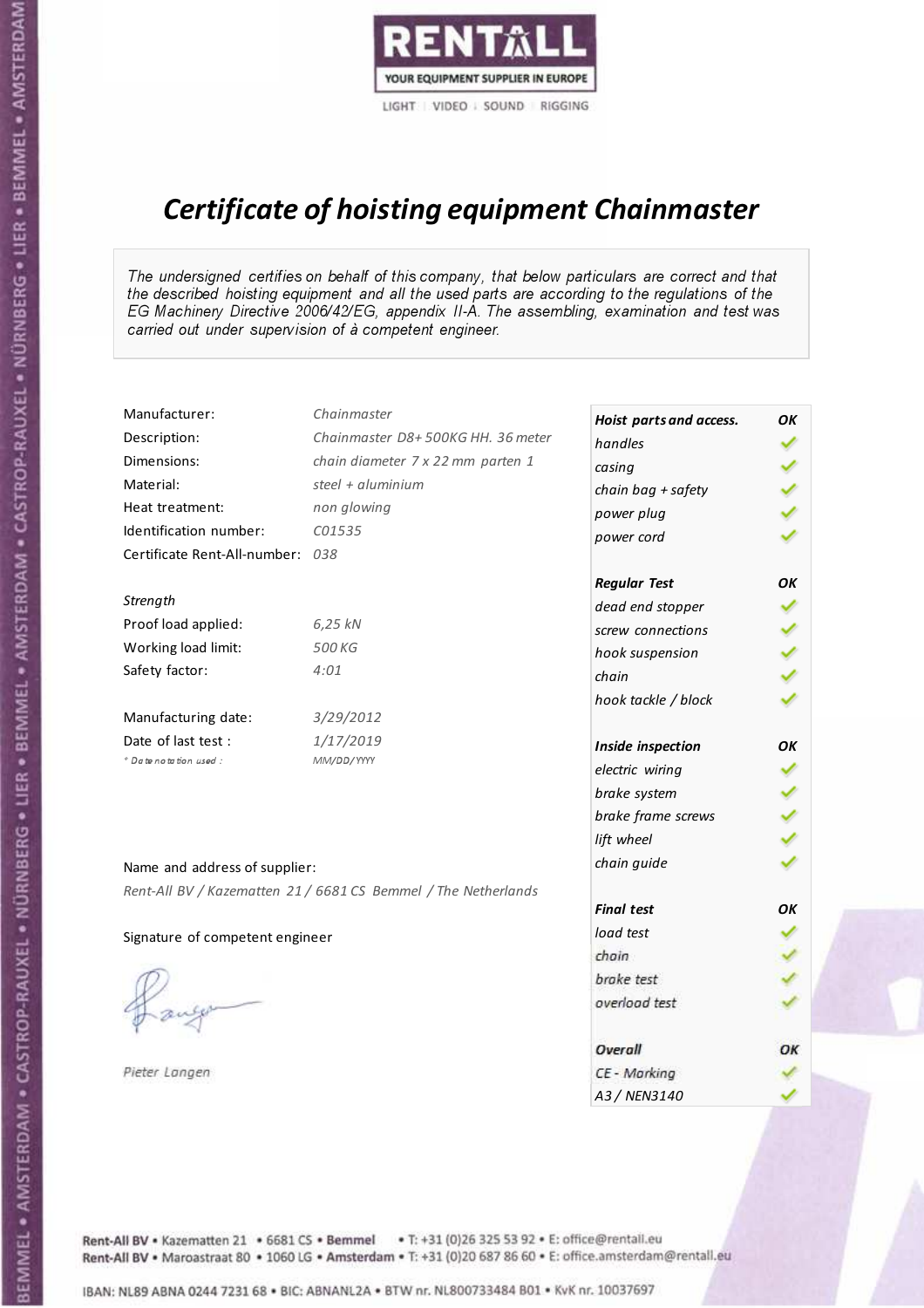RENTALL

YOUR EQUIPMENT SUPPLIER IN EUROPE

LIGHT | VIDEO | SOUND | RIGGING

# *Certificate of hoisting equipment Chainmaster*

*The undersigned certifies on behalf of this company, that below particulars are correct and that the described hoisting equipment and all the used parts are according to the regulations of the EG Machinery Directive 2006/42/EG, appendix II-A. The assembling, examination and test was carried out under supervision of à competent engineer.*

| | |
|---|---|
| Manufacturer: | *Chainmaster* |
| Description: | *Chainmaster D8+ 500KG HH. 36 meter* |
| Dimensions: | *chain diameter 7 x 22 mm parten 1* |
| Material: | *steel + aluminium* |
| Heat treatment: | *non glowing* |
| Identification number: | *C01535* |
| Certificate Rent-All-number: | *038* |

*Strength*

| | |
|---|---|
| Proof load applied: | *6,25 kN* |
| Working load limit: | *500 KG* |
| Safety factor: | *4:01* |

| | |
|---|---|
| Manufacturing date: | *3/29/2012* |
| Date of last test : | *1/17/2019* |
| *\* Date notation used :* | *MM/DD/YYYY* |

| ***Hoist parts and access.*** | ***OK*** |
|---|---|
| *handles* | ✓ |
| *casing* | ✓ |
| *chain bag + safety* | ✓ |
| *power plug* | ✓ |
| *power cord* | ✓ |
| ***Regular Test*** | ***OK*** |
| *dead end stopper* | ✓ |
| *screw connections* | ✓ |
| *hook suspension* | ✓ |
| *chain* | ✓ |
| *hook tackle / block* | ✓ |
| ***Inside inspection*** | ***OK*** |
| *electric wiring* | ✓ |
| *brake system* | ✓ |
| *brake frame screws* | ✓ |
| *lift wheel* | ✓ |
| *chain guide* | ✓ |
| ***Final test*** | ***OK*** |
| *load test* | ✓ |
| *chain* | ✓ |
| *brake test* | ✓ |
| *overload test* | ✓ |
| ***Overall*** | ***OK*** |
| *CE - Marking* | ✓ |
| *A3 / NEN3140* | ✓ |

Name and address of supplier:

*Rent-All BV / Kazematten 21 / 6681 CS Bemmel / The Netherlands*

Signature of competent engineer

*Pieter Langen*

Rent-All BV • Kazematten 21 • 6681 CS • Bemmel • T: +31 (0)26 325 53 92 • E: office@rentall.eu
Rent-All BV • Maroastraat 80 • 1060 LG • Amsterdam • T: +31 (0)20 687 86 60 • E: office.amsterdam@rentall.eu

IBAN: NL89 ABNA 0244 7231 68 • BIC: ABNANL2A • BTW nr. NL800733484 B01 • KvK nr. 10037697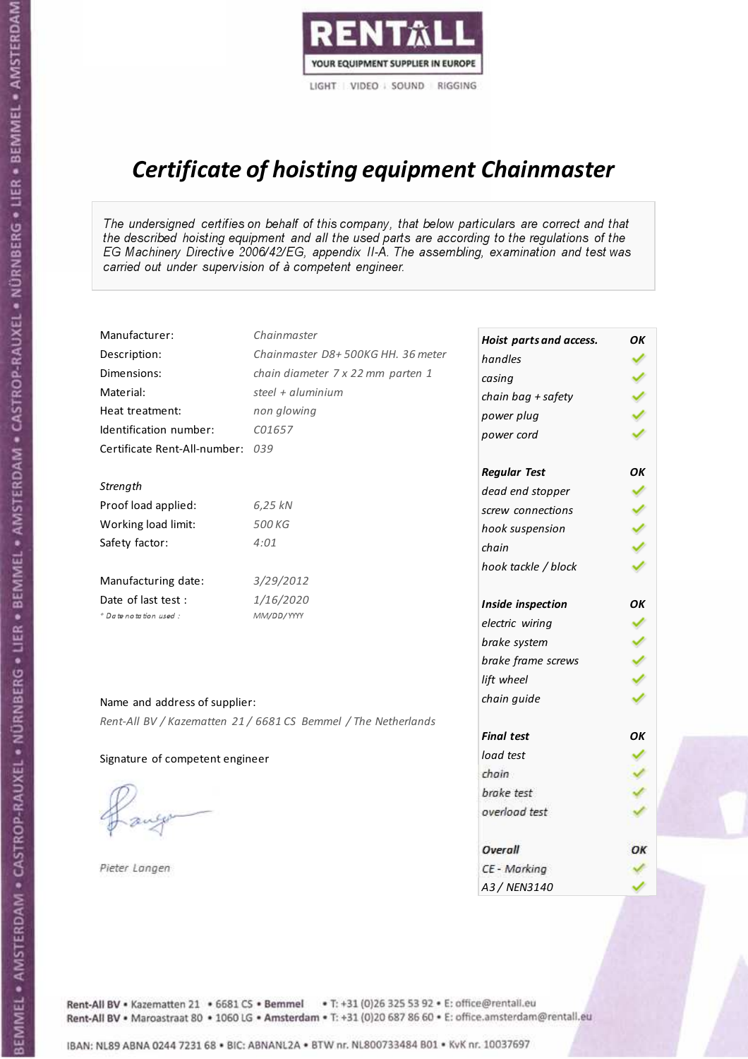RENTALL

YOUR EQUIPMENT SUPPLIER IN EUROPE

LIGHT | VIDEO | SOUND | RIGGING

# Certificate of hoisting equipment Chainmaster

*The undersigned certifies on behalf of this company, that below particulars are correct and that the described hoisting equipment and all the used parts are according to the regulations of the EG Machinery Directive 2006/42/EG, appendix II-A. The assembling, examination and test was carried out under supervision of à competent engineer.*

| | |
|---|---|
| Manufacturer: | *Chainmaster* |
| Description: | *Chainmaster D8+ 500KG HH. 36 meter* |
| Dimensions: | *chain diameter 7 x 22 mm parten 1* |
| Material: | *steel + aluminium* |
| Heat treatment: | *non glowing* |
| Identification number: | *C01657* |
| Certificate Rent-All-number: | *039* |

*Strength*

| | |
|---|---|
| Proof load applied: | *6,25 kN* |
| Working load limit: | *500 KG* |
| Safety factor: | *4:01* |

| | |
|---|---|
| Manufacturing date: | *3/29/2012* |
| Date of last test : | *1/16/2020* |
| *\* Date notation used :* | *MM/DD/YYYY* |

Name and address of supplier:

*Rent-All BV / Kazematten 21 / 6681 CS Bemmel / The Netherlands*

Signature of competent engineer

*Pieter Langen*

| ***Hoist parts and access.*** | ***OK*** |
|---|---|
| *handles* | ✓ |
| *casing* | ✓ |
| *chain bag + safety* | ✓ |
| *power plug* | ✓ |
| *power cord* | ✓ |
| ***Regular Test*** | ***OK*** |
| *dead end stopper* | ✓ |
| *screw connections* | ✓ |
| *hook suspension* | ✓ |
| *chain* | ✓ |
| *hook tackle / block* | ✓ |
| ***Inside inspection*** | ***OK*** |
| *electric wiring* | ✓ |
| *brake system* | ✓ |
| *brake frame screws* | ✓ |
| *lift wheel* | ✓ |
| *chain guide* | ✓ |
| ***Final test*** | ***OK*** |
| *load test* | ✓ |
| *chain* | ✓ |
| *brake test* | ✓ |
| *overload test* | ✓ |
| ***Overall*** | ***OK*** |
| *CE - Marking* | ✓ |
| *A3 / NEN3140* | ✓ |

Rent-All BV • Kazematten 21 • 6681 CS • **Bemmel** • T: +31 (0)26 325 53 92 • E: office@rentall.eu
Rent-All BV • Maroastraat 80 • 1060 LG • **Amsterdam** • T: +31 (0)20 687 86 60 • E: office.amsterdam@rentall.eu

IBAN: NL89 ABNA 0244 7231 68 • BIC: ABNANL2A • BTW nr. NL800733484 B01 • KvK nr. 10037697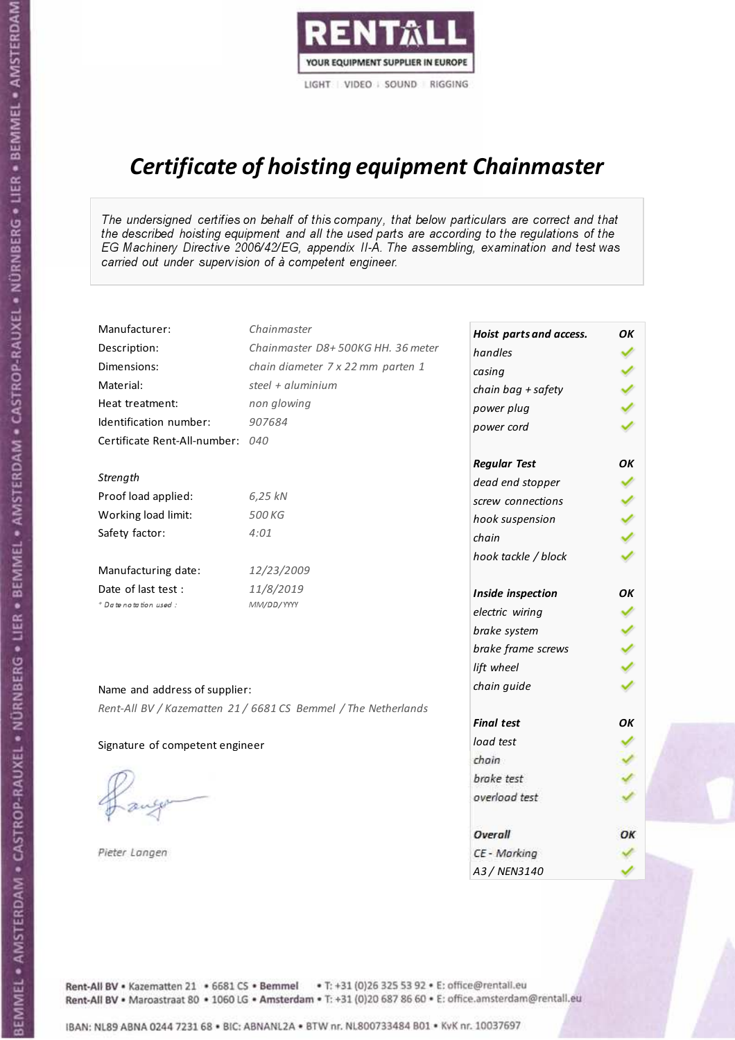RENTALL
YOUR EQUIPMENT SUPPLIER IN EUROPE
LIGHT | VIDEO | SOUND | RIGGING

# *Certificate of hoisting equipment Chainmaster*

*The undersigned certifies on behalf of this company, that below particulars are correct and that the described hoisting equipment and all the used parts are according to the regulations of the EG Machinery Directive 2006/42/EG, appendix II-A. The assembling, examination and test was carried out under supervision of à competent engineer.*

| | |
|---|---|
| Manufacturer: | *Chainmaster* |
| Description: | *Chainmaster D8+ 500KG HH. 36 meter* |
| Dimensions: | *chain diameter 7 x 22 mm parten 1* |
| Material: | *steel + aluminium* |
| Heat treatment: | *non glowing* |
| Identification number: | *907684* |
| Certificate Rent-All-number: | *040* |

*Strength*

| | |
|---|---|
| Proof load applied: | *6,25 kN* |
| Working load limit: | *500 KG* |
| Safety factor: | *4:01* |

| | |
|---|---|
| Manufacturing date: | *12/23/2009* |
| Date of last test : | *11/8/2019* |
| *\* Date notation used :* | *MM/DD/YYYY* |

Name and address of supplier:

*Rent-All BV / Kazematten 21 / 6681 CS Bemmel / The Netherlands*

Signature of competent engineer

*Pieter Langen*

| ***Hoist parts and access.*** | ***OK*** |
|---|---|
| *handles* | ✓ |
| *casing* | ✓ |
| *chain bag + safety* | ✓ |
| *power plug* | ✓ |
| *power cord* | ✓ |
| ***Regular Test*** | ***OK*** |
| *dead end stopper* | ✓ |
| *screw connections* | ✓ |
| *hook suspension* | ✓ |
| *chain* | ✓ |
| *hook tackle / block* | ✓ |
| ***Inside inspection*** | ***OK*** |
| *electric wiring* | ✓ |
| *brake system* | ✓ |
| *brake frame screws* | ✓ |
| *lift wheel* | ✓ |
| *chain guide* | ✓ |
| ***Final test*** | ***OK*** |
| *load test* | ✓ |
| *chain* | ✓ |
| *brake test* | ✓ |
| *overload test* | ✓ |
| ***Overall*** | ***OK*** |
| *CE - Marking* | ✓ |
| *A3 / NEN3140* | ✓ |

Rent-All BV • Kazematten 21 • 6681 CS • **Bemmel** • T: +31 (0)26 325 53 92 • E: office@rentall.eu
Rent-All BV • Maroastraat 80 • 1060 LG • **Amsterdam** • T: +31 (0)20 687 86 60 • E: office.amsterdam@rentall.eu

IBAN: NL89 ABNA 0244 7231 68 • BIC: ABNANL2A • BTW nr. NL800733484 B01 • KvK nr. 10037697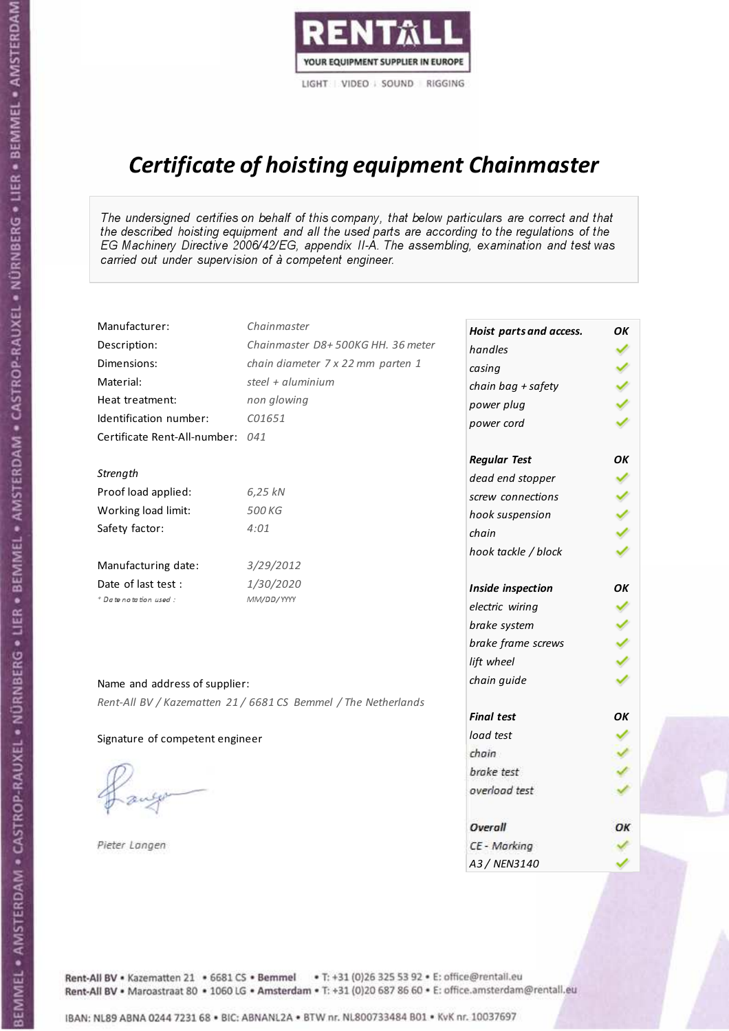RENTALL

YOUR EQUIPMENT SUPPLIER IN EUROPE

LIGHT | VIDEO | SOUND | RIGGING

# *Certificate of hoisting equipment Chainmaster*

*The undersigned certifies on behalf of this company, that below particulars are correct and that the described hoisting equipment and all the used parts are according to the regulations of the EG Machinery Directive 2006/42/EG, appendix II-A. The assembling, examination and test was carried out under supervision of à competent engineer.*

| | |
|---|---|
| Manufacturer: | *Chainmaster* |
| Description: | *Chainmaster D8+ 500KG HH. 36 meter* |
| Dimensions: | *chain diameter 7 x 22 mm parten 1* |
| Material: | *steel + aluminium* |
| Heat treatment: | *non glowing* |
| Identification number: | *C01651* |
| Certificate Rent-All-number: | *041* |

*Strength*

| | |
|---|---|
| Proof load applied: | *6,25 kN* |
| Working load limit: | *500 KG* |
| Safety factor: | *4:01* |

| | |
|---|---|
| Manufacturing date: | *3/29/2012* |
| Date of last test : | *1/30/2020* |
| *\* Date notation used :* | *MM/DD/YYYY* |

| ***Hoist parts and access.*** | ***OK*** |
|---|---|
| *handles* | ✓ |
| *casing* | ✓ |
| *chain bag + safety* | ✓ |
| *power plug* | ✓ |
| *power cord* | ✓ |
| ***Regular Test*** | ***OK*** |
| *dead end stopper* | ✓ |
| *screw connections* | ✓ |
| *hook suspension* | ✓ |
| *chain* | ✓ |
| *hook tackle / block* | ✓ |
| ***Inside inspection*** | ***OK*** |
| *electric wiring* | ✓ |
| *brake system* | ✓ |
| *brake frame screws* | ✓ |
| *lift wheel* | ✓ |
| *chain guide* | ✓ |
| ***Final test*** | ***OK*** |
| *load test* | ✓ |
| *chain* | ✓ |
| *brake test* | ✓ |
| *overload test* | ✓ |
| ***Overall*** | ***OK*** |
| *CE - Marking* | ✓ |
| *A3 / NEN3140* | ✓ |

Name and address of supplier:

*Rent-All BV / Kazematten 21 / 6681 CS Bemmel / The Netherlands*

Signature of competent engineer

*Pieter Langen*

Rent-All BV • Kazematten 21 • 6681 CS • **Bemmel** • T: +31 (0)26 325 53 92 • E: office@rentall.eu
Rent-All BV • Maroastraat 80 • 1060 LG • **Amsterdam** • T: +31 (0)20 687 86 60 • E: office.amsterdam@rentall.eu

IBAN: NL89 ABNA 0244 7231 68 • BIC: ABNANL2A • BTW nr. NL800733484 B01 • KvK nr. 10037697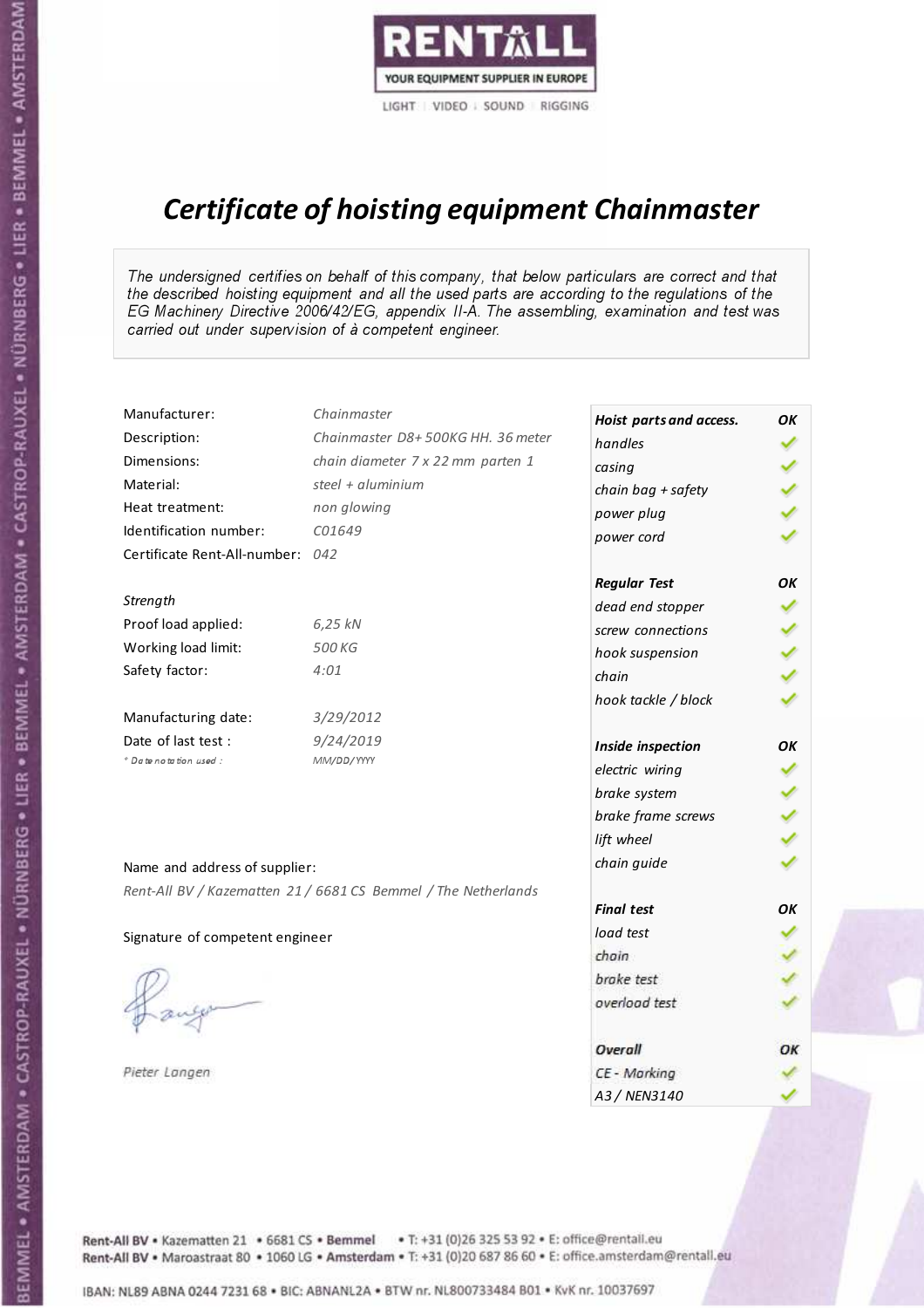RENTALL
YOUR EQUIPMENT SUPPLIER IN EUROPE
LIGHT | VIDEO | SOUND | RIGGING

# *Certificate of hoisting equipment Chainmaster*

*The undersigned certifies on behalf of this company, that below particulars are correct and that the described hoisting equipment and all the used parts are according to the regulations of the EG Machinery Directive 2006/42/EG, appendix II-A. The assembling, examination and test was carried out under supervision of à competent engineer.*

| | |
|---|---|
| Manufacturer: | *Chainmaster* |
| Description: | *Chainmaster D8+ 500KG HH. 36 meter* |
| Dimensions: | *chain diameter 7 x 22 mm parten 1* |
| Material: | *steel + aluminium* |
| Heat treatment: | *non glowing* |
| Identification number: | *C01649* |
| Certificate Rent-All-number: | *042* |

*Strength*

| | |
|---|---|
| Proof load applied: | *6,25 kN* |
| Working load limit: | *500 KG* |
| Safety factor: | *4:01* |

| | |
|---|---|
| Manufacturing date: | *3/29/2012* |
| Date of last test : | *9/24/2019* |
| * Date notation used : | *MM/DD/YYYY* |

| ***Hoist parts and access.*** | ***OK*** |
|---|---|
| *handles* | ✓ |
| *casing* | ✓ |
| *chain bag + safety* | ✓ |
| *power plug* | ✓ |
| *power cord* | ✓ |
| ***Regular Test*** | ***OK*** |
| *dead end stopper* | ✓ |
| *screw connections* | ✓ |
| *hook suspension* | ✓ |
| *chain* | ✓ |
| *hook tackle / block* | ✓ |
| ***Inside inspection*** | ***OK*** |
| *electric wiring* | ✓ |
| *brake system* | ✓ |
| *brake frame screws* | ✓ |
| *lift wheel* | ✓ |
| *chain guide* | ✓ |
| ***Final test*** | ***OK*** |
| *load test* | ✓ |
| *chain* | ✓ |
| *brake test* | ✓ |
| *overload test* | ✓ |
| ***Overall*** | ***OK*** |
| *CE - Marking* | ✓ |
| *A3 / NEN3140* | ✓ |

Name and address of supplier:

*Rent-All BV / Kazematten 21 / 6681 CS Bemmel / The Netherlands*

Signature of competent engineer

*Pieter Langen*

Rent-All BV • Kazematten 21 • 6681 CS • **Bemmel** • T: +31 (0)26 325 53 92 • E: office@rentall.eu
Rent-All BV • Maroastraat 80 • 1060 LG • **Amsterdam** • T: +31 (0)20 687 86 60 • E: office.amsterdam@rentall.eu

IBAN: NL89 ABNA 0244 7231 68 • BIC: ABNANL2A • BTW nr. NL800733484 B01 • KvK nr. 10037697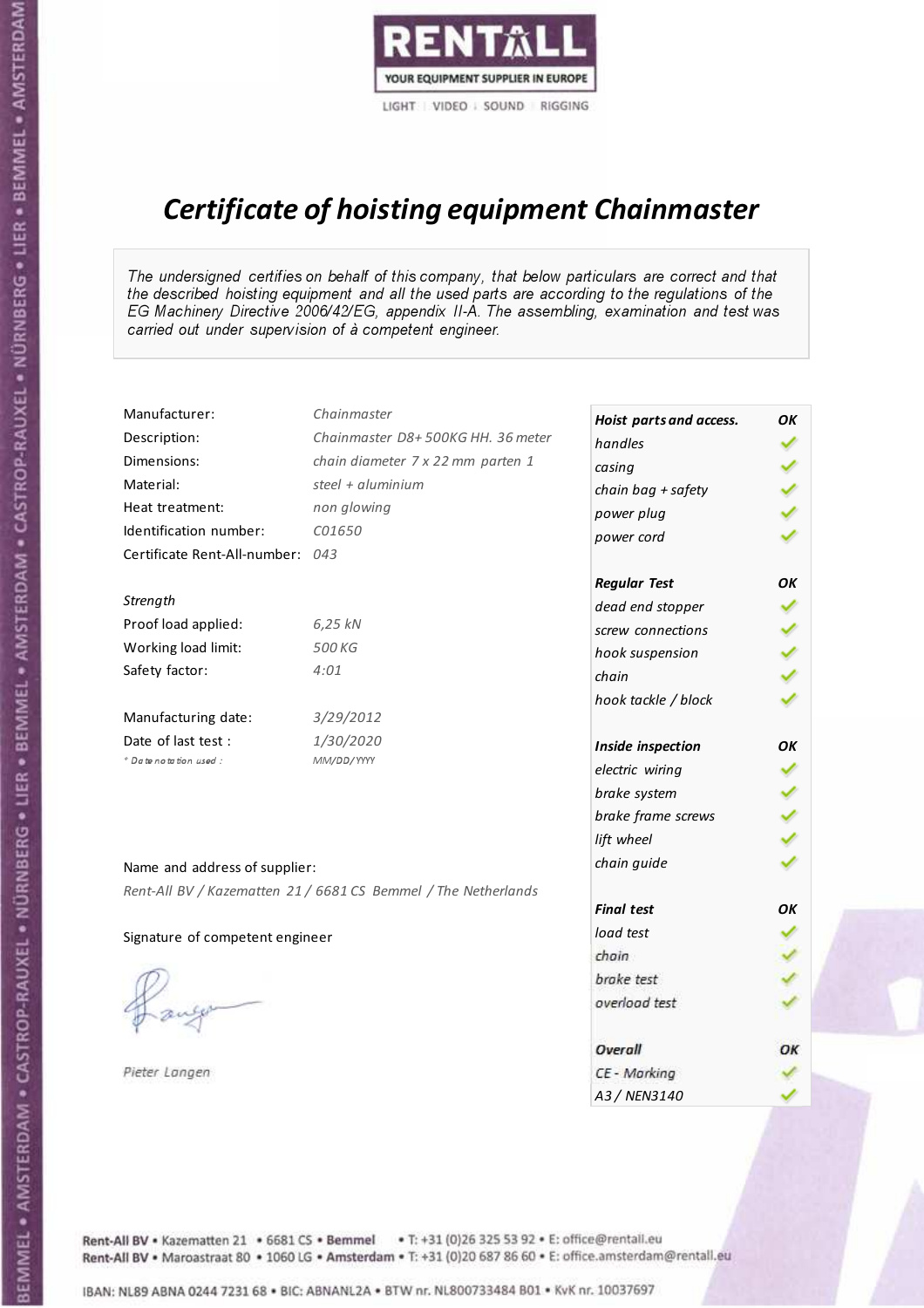RENTALL
YOUR EQUIPMENT SUPPLIER IN EUROPE
LIGHT | VIDEO | SOUND | RIGGING

# *Certificate of hoisting equipment Chainmaster*

*The undersigned certifies on behalf of this company, that below particulars are correct and that the described hoisting equipment and all the used parts are according to the regulations of the EG Machinery Directive 2006/42/EG, appendix II-A. The assembling, examination and test was carried out under supervision of à competent engineer.*

| | |
|---|---|
| Manufacturer: | *Chainmaster* |
| Description: | *Chainmaster D8+ 500KG HH. 36 meter* |
| Dimensions: | *chain diameter 7 x 22 mm parten 1* |
| Material: | *steel + aluminium* |
| Heat treatment: | *non glowing* |
| Identification number: | *C01650* |
| Certificate Rent-All-number: | *043* |

*Strength*

| | |
|---|---|
| Proof load applied: | *6,25 kN* |
| Working load limit: | *500 KG* |
| Safety factor: | *4:01* |

| | |
|---|---|
| Manufacturing date: | *3/29/2012* |
| Date of last test : | *1/30/2020* |
| *\* Date notation used :* | *MM/DD/YYYY* |

Name and address of supplier:

*Rent-All BV / Kazematten 21 / 6681 CS Bemmel / The Netherlands*

Signature of competent engineer

*Pieter Langen*

| ***Hoist parts and access.*** | ***OK*** |
|---|---|
| *handles* | ✓ |
| *casing* | ✓ |
| *chain bag + safety* | ✓ |
| *power plug* | ✓ |
| *power cord* | ✓ |
| ***Regular Test*** | ***OK*** |
| *dead end stopper* | ✓ |
| *screw connections* | ✓ |
| *hook suspension* | ✓ |
| *chain* | ✓ |
| *hook tackle / block* | ✓ |
| ***Inside inspection*** | ***OK*** |
| *electric wiring* | ✓ |
| *brake system* | ✓ |
| *brake frame screws* | ✓ |
| *lift wheel* | ✓ |
| *chain guide* | ✓ |
| ***Final test*** | ***OK*** |
| *load test* | ✓ |
| *chain* | ✓ |
| *brake test* | ✓ |
| *overload test* | ✓ |
| ***Overall*** | ***OK*** |
| *CE - Marking* | ✓ |
| *A3 / NEN3140* | ✓ |

Rent-All BV • Kazematten 21 • 6681 CS • **Bemmel** • T: +31 (0)26 325 53 92 • E: office@rentall.eu
Rent-All BV • Maroastraat 80 • 1060 LG • **Amsterdam** • T: +31 (0)20 687 86 60 • E: office.amsterdam@rentall.eu

IBAN: NL89 ABNA 0244 7231 68 • BIC: ABNANL2A • BTW nr. NL800733484 B01 • KvK nr. 10037697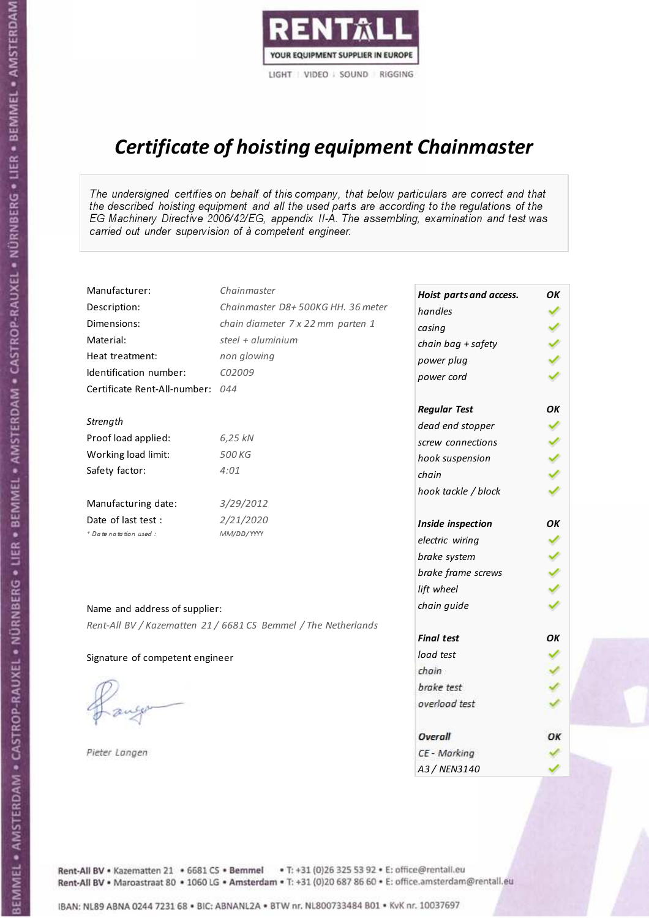RENTALL
YOUR EQUIPMENT SUPPLIER IN EUROPE
LIGHT | VIDEO | SOUND | RIGGING

# *Certificate of hoisting equipment Chainmaster*

*The undersigned certifies on behalf of this company, that below particulars are correct and that the described hoisting equipment and all the used parts are according to the regulations of the EG Machinery Directive 2006/42/EG, appendix II-A. The assembling, examination and test was carried out under supervision of à competent engineer.*

| | |
|---|---|
| Manufacturer: | *Chainmaster* |
| Description: | *Chainmaster D8+ 500KG HH. 36 meter* |
| Dimensions: | *chain diameter 7 x 22 mm parten 1* |
| Material: | *steel + aluminium* |
| Heat treatment: | *non glowing* |
| Identification number: | *C02009* |
| Certificate Rent-All-number: | *044* |

*Strength*

| | |
|---|---|
| Proof load applied: | *6,25 kN* |
| Working load limit: | *500 KG* |
| Safety factor: | *4:01* |

| | |
|---|---|
| Manufacturing date: | *3/29/2012* |
| Date of last test : | *2/21/2020* |
| *\* Date notation used :* | *MM/DD/YYYY* |

| ***Hoist parts and access.*** | ***OK*** |
|---|---|
| *handles* | ✓ |
| *casing* | ✓ |
| *chain bag + safety* | ✓ |
| *power plug* | ✓ |
| *power cord* | ✓ |
| ***Regular Test*** | ***OK*** |
| *dead end stopper* | ✓ |
| *screw connections* | ✓ |
| *hook suspension* | ✓ |
| *chain* | ✓ |
| *hook tackle / block* | ✓ |
| ***Inside inspection*** | ***OK*** |
| *electric wiring* | ✓ |
| *brake system* | ✓ |
| *brake frame screws* | ✓ |
| *lift wheel* | ✓ |
| *chain guide* | ✓ |
| ***Final test*** | ***OK*** |
| *load test* | ✓ |
| *chain* | ✓ |
| *brake test* | ✓ |
| *overload test* | ✓ |
| ***Overall*** | ***OK*** |
| *CE - Marking* | ✓ |
| *A3 / NEN3140* | ✓ |

Name and address of supplier:

*Rent-All BV / Kazematten 21 / 6681 CS Bemmel / The Netherlands*

Signature of competent engineer

*Pieter Langen*

**Rent-All BV** • Kazematten 21 • 6681 CS • **Bemmel** • T: +31 (0)26 325 53 92 • E: office@rentall.eu
**Rent-All BV** • Maroastraat 80 • 1060 LG • **Amsterdam** • T: +31 (0)20 687 86 60 • E: office.amsterdam@rentall.eu

IBAN: NL89 ABNA 0244 7231 68 • BIC: ABNANL2A • BTW nr. NL800733484 B01 • KvK nr. 10037697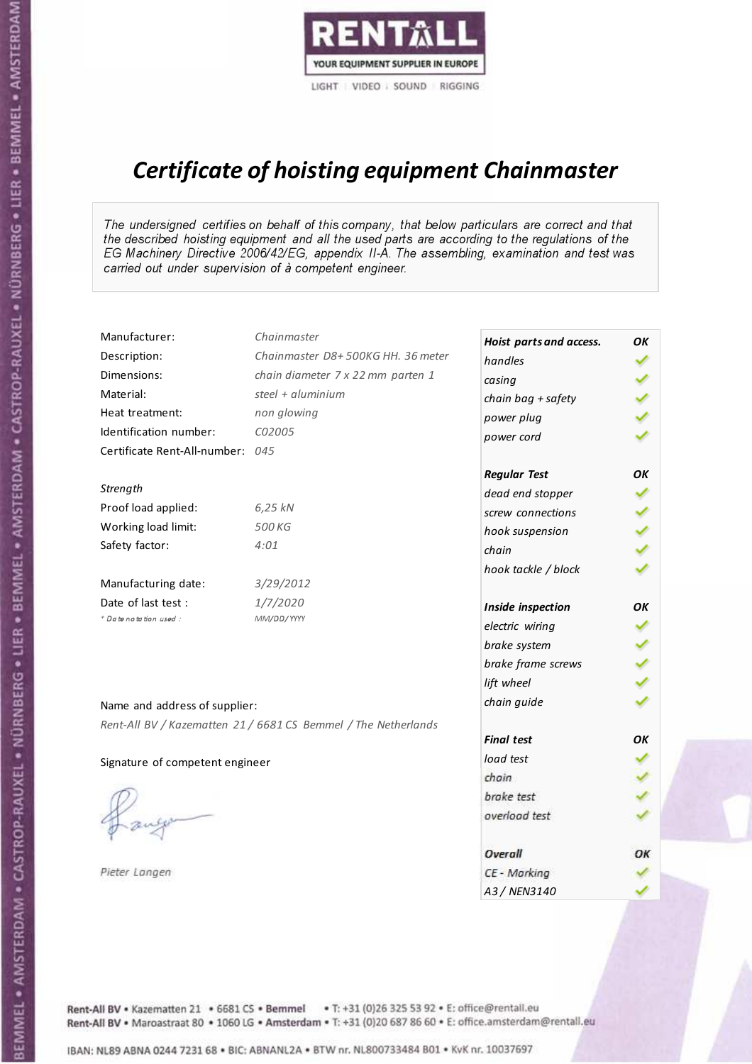RENTALL
YOUR EQUIPMENT SUPPLIER IN EUROPE
LIGHT | VIDEO | SOUND | RIGGING

# *Certificate of hoisting equipment Chainmaster*

*The undersigned certifies on behalf of this company, that below particulars are correct and that the described hoisting equipment and all the used parts are according to the regulations of the EG Machinery Directive 2006/42/EG, appendix II-A. The assembling, examination and test was carried out under supervision of à competent engineer.*

| | |
|---|---|
| Manufacturer: | *Chainmaster* |
| Description: | *Chainmaster D8+ 500KG HH. 36 meter* |
| Dimensions: | *chain diameter 7 x 22 mm parten 1* |
| Material: | *steel + aluminium* |
| Heat treatment: | *non glowing* |
| Identification number: | *C02005* |
| Certificate Rent-All-number: | *045* |

*Strength*

| | |
|---|---|
| Proof load applied: | *6,25 kN* |
| Working load limit: | *500 KG* |
| Safety factor: | *4:01* |

| | |
|---|---|
| Manufacturing date: | *3/29/2012* |
| Date of last test : | *1/7/2020* |
| *\* Date notation used :* | *MM/DD/YYYY* |

Name and address of supplier:

*Rent-All BV / Kazematten 21 / 6681 CS Bemmel / The Netherlands*

Signature of competent engineer

*Pieter Langen*

| *Hoist parts and access.* | *OK* |
|---|---|
| *handles* | ✓ |
| *casing* | ✓ |
| *chain bag + safety* | ✓ |
| *power plug* | ✓ |
| *power cord* | ✓ |
| ***Regular Test*** | ***OK*** |
| *dead end stopper* | ✓ |
| *screw connections* | ✓ |
| *hook suspension* | ✓ |
| *chain* | ✓ |
| *hook tackle / block* | ✓ |
| ***Inside inspection*** | ***OK*** |
| *electric wiring* | ✓ |
| *brake system* | ✓ |
| *brake frame screws* | ✓ |
| *lift wheel* | ✓ |
| *chain guide* | ✓ |
| ***Final test*** | ***OK*** |
| *load test* | ✓ |
| *chain* | ✓ |
| *brake test* | ✓ |
| *overload test* | ✓ |
| ***Overall*** | ***OK*** |
| *CE - Marking* | ✓ |
| *A3 / NEN3140* | ✓ |

Rent-All BV • Kazematten 21 • 6681 CS • Bemmel • T: +31 (0)26 325 53 92 • E: office@rentall.eu
Rent-All BV • Maroastraat 80 • 1060 LG • Amsterdam • T: +31 (0)20 687 86 60 • E: office.amsterdam@rentall.eu

IBAN: NL89 ABNA 0244 7231 68 • BIC: ABNANL2A • BTW nr. NL800733484 B01 • KvK nr. 10037697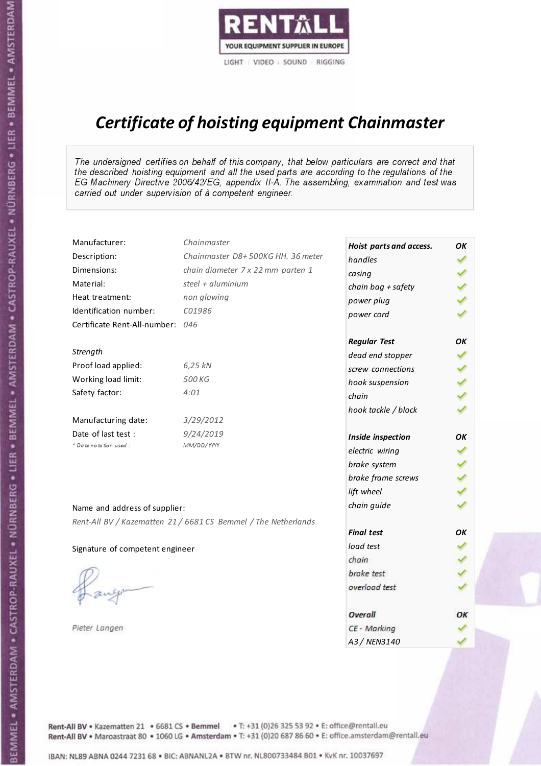RENTALL

YOUR EQUIPMENT SUPPLIER IN EUROPE

LIGHT | VIDEO | SOUND | RIGGING

# Certificate of hoisting equipment Chainmaster

*The undersigned certifies on behalf of this company, that below particulars are correct and that the described hoisting equipment and all the used parts are according to the regulations of the EG Machinery Directive 2006/42/EG, appendix II-A. The assembling, examination and test was carried out under supervision of à competent engineer.*

| | |
|---|---|
| Manufacturer: | *Chainmaster* |
| Description: | *Chainmaster D8+ 500KG HH. 36 meter* |
| Dimensions: | *chain diameter 7 x 22 mm parten 1* |
| Material: | *steel + aluminium* |
| Heat treatment: | *non glowing* |
| Identification number: | *C01986* |
| Certificate Rent-All-number: | *046* |

*Strength*

| | |
|---|---|
| Proof load applied: | *6,25 kN* |
| Working load limit: | *500 KG* |
| Safety factor: | *4:01* |

| | |
|---|---|
| Manufacturing date: | *3/29/2012* |
| Date of last test : | *9/24/2019* |
| * Date notation used : | *MM/DD/YYYY* |

Name and address of supplier:

*Rent-All BV / Kazematten 21 / 6681 CS Bemmel / The Netherlands*

Signature of competent engineer

*Pieter Langen*

| ***Hoist parts and access.*** | ***OK*** |
|---|---|
| *handles* | ✓ |
| *casing* | ✓ |
| *chain bag + safety* | ✓ |
| *power plug* | ✓ |
| *power cord* | ✓ |
| ***Regular Test*** | ***OK*** |
| *dead end stopper* | ✓ |
| *screw connections* | ✓ |
| *hook suspension* | ✓ |
| *chain* | ✓ |
| *hook tackle / block* | ✓ |
| ***Inside inspection*** | ***OK*** |
| *electric wiring* | ✓ |
| *brake system* | ✓ |
| *brake frame screws* | ✓ |
| *lift wheel* | ✓ |
| *chain guide* | ✓ |
| ***Final test*** | ***OK*** |
| *load test* | ✓ |
| *chain* | ✓ |
| *brake test* | ✓ |
| *overload test* | ✓ |
| ***Overall*** | ***OK*** |
| *CE - Marking* | ✓ |
| *A3 / NEN3140* | ✓ |

Rent-All BV • Kazematten 21 • 6681 CS • **Bemmel** • T: +31 (0)26 325 53 92 • E: office@rentall.eu
Rent-All BV • Maroastraat 80 • 1060 LG • **Amsterdam** • T: +31 (0)20 687 86 60 • E: office.amsterdam@rentall.eu

IBAN: NL89 ABNA 0244 7231 68 • BIC: ABNANL2A • BTW nr. NL800733484 B01 • KvK nr. 10037697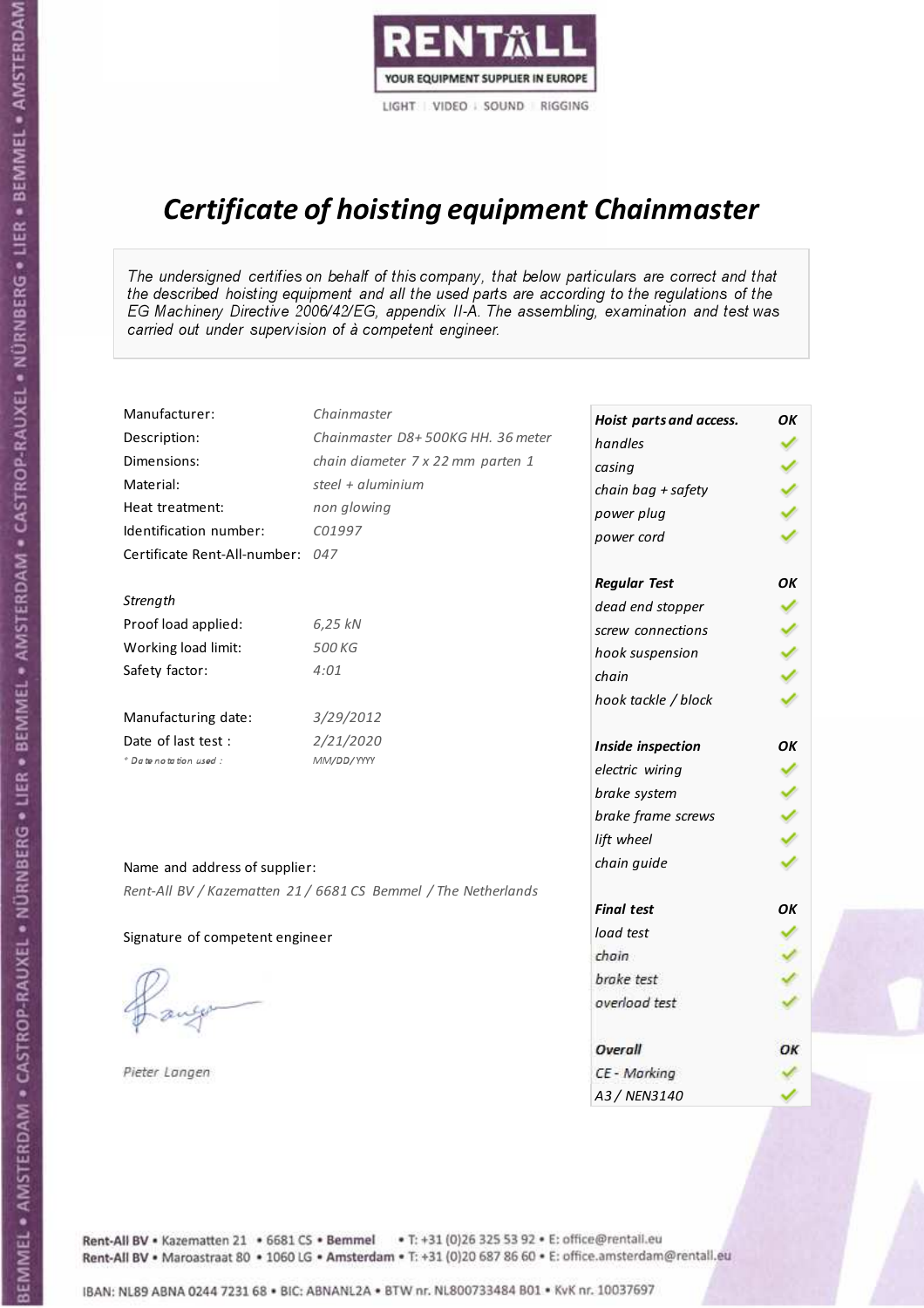RENTALL
YOUR EQUIPMENT SUPPLIER IN EUROPE
LIGHT | VIDEO | SOUND | RIGGING

# Certificate of hoisting equipment Chainmaster

*The undersigned certifies on behalf of this company, that below particulars are correct and that the described hoisting equipment and all the used parts are according to the regulations of the EG Machinery Directive 2006/42/EG, appendix II-A. The assembling, examination and test was carried out under supervision of à competent engineer.*

| | |
|---|---|
| Manufacturer: | *Chainmaster* |
| Description: | *Chainmaster D8+ 500KG HH. 36 meter* |
| Dimensions: | *chain diameter 7 x 22 mm parten 1* |
| Material: | *steel + aluminium* |
| Heat treatment: | *non glowing* |
| Identification number: | *C01997* |
| Certificate Rent-All-number: | *047* |

*Strength*

| | |
|---|---|
| Proof load applied: | *6,25 kN* |
| Working load limit: | *500 KG* |
| Safety factor: | *4:01* |

| | |
|---|---|
| Manufacturing date: | *3/29/2012* |
| Date of last test : | *2/21/2020* |
| * Date notation used : | *MM/DD/YYYY* |

| Hoist parts and access. | OK |
|---|---|
| handles | ✓ |
| casing | ✓ |
| chain bag + safety | ✓ |
| power plug | ✓ |
| power cord | ✓ |
| **Regular Test** | **OK** |
| dead end stopper | ✓ |
| screw connections | ✓ |
| hook suspension | ✓ |
| chain | ✓ |
| hook tackle / block | ✓ |
| **Inside inspection** | **OK** |
| electric wiring | ✓ |
| brake system | ✓ |
| brake frame screws | ✓ |
| lift wheel | ✓ |
| chain guide | ✓ |
| **Final test** | **OK** |
| load test | ✓ |
| chain | ✓ |
| brake test | ✓ |
| overload test | ✓ |
| **Overall** | **OK** |
| CE - Marking | ✓ |
| A3 / NEN3140 | ✓ |

Name and address of supplier:

*Rent-All BV / Kazematten 21 / 6681 CS Bemmel / The Netherlands*

Signature of competent engineer

*Pieter Langen*

Rent-All BV • Kazematten 21 • 6681 CS • **Bemmel** • T: +31 (0)26 325 53 92 • E: office@rentall.eu
Rent-All BV • Maroastraat 80 • 1060 LG • **Amsterdam** • T: +31 (0)20 687 86 60 • E: office.amsterdam@rentall.eu

IBAN: NL89 ABNA 0244 7231 68 • BIC: ABNANL2A • BTW nr. NL800733484 B01 • KvK nr. 10037697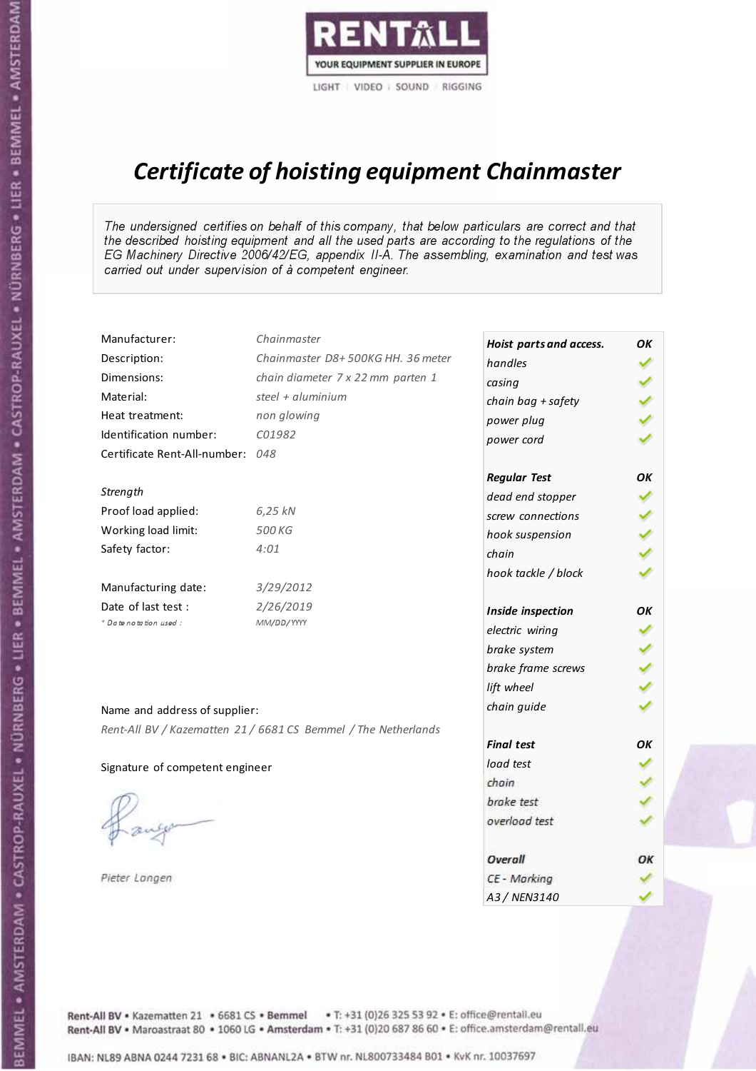RENTALL

YOUR EQUIPMENT SUPPLIER IN EUROPE

LIGHT | VIDEO | SOUND | RIGGING

# *Certificate of hoisting equipment Chainmaster*

*The undersigned certifies on behalf of this company, that below particulars are correct and that the described hoisting equipment and all the used parts are according to the regulations of the EG Machinery Directive 2006/42/EG, appendix II-A. The assembling, examination and test was carried out under supervision of à competent engineer.*

| | |
|---|---|
| Manufacturer: | *Chainmaster* |
| Description: | *Chainmaster D8+ 500KG HH. 36 meter* |
| Dimensions: | *chain diameter 7 x 22 mm parten 1* |
| Material: | *steel + aluminium* |
| Heat treatment: | *non glowing* |
| Identification number: | *C01982* |
| Certificate Rent-All-number: | *048* |

*Strength*

| | |
|---|---|
| Proof load applied: | *6,25 kN* |
| Working load limit: | *500 KG* |
| Safety factor: | *4:01* |

| | |
|---|---|
| Manufacturing date: | *3/29/2012* |
| Date of last test : | *2/26/2019* |
| *\* Date notation used :* | *MM/DD/YYYY* |

Name and address of supplier:

*Rent-All BV / Kazematten 21 / 6681 CS Bemmel / The Netherlands*

Signature of competent engineer

*Pieter Langen*

| ***Hoist parts and access.*** | ***OK*** |
|---|---|
| *handles* | ✓ |
| *casing* | ✓ |
| *chain bag + safety* | ✓ |
| *power plug* | ✓ |
| *power cord* | ✓ |
| ***Regular Test*** | ***OK*** |
| *dead end stopper* | ✓ |
| *screw connections* | ✓ |
| *hook suspension* | ✓ |
| *chain* | ✓ |
| *hook tackle / block* | ✓ |
| ***Inside inspection*** | ***OK*** |
| *electric wiring* | ✓ |
| *brake system* | ✓ |
| *brake frame screws* | ✓ |
| *lift wheel* | ✓ |
| *chain guide* | ✓ |
| ***Final test*** | ***OK*** |
| *load test* | ✓ |
| *chain* | ✓ |
| *brake test* | ✓ |
| *overload test* | ✓ |
| ***Overall*** | ***OK*** |
| *CE - Marking* | ✓ |
| *A3 / NEN3140* | ✓ |

Rent-All BV • Kazematten 21 • 6681 CS • **Bemmel** • T: +31 (0)26 325 53 92 • E: office@rentall.eu
Rent-All BV • Maroastraat 80 • 1060 LG • **Amsterdam** • T: +31 (0)20 687 86 60 • E: office.amsterdam@rentall.eu

IBAN: NL89 ABNA 0244 7231 68 • BIC: ABNANL2A • BTW nr. NL800733484 B01 • KvK nr. 10037697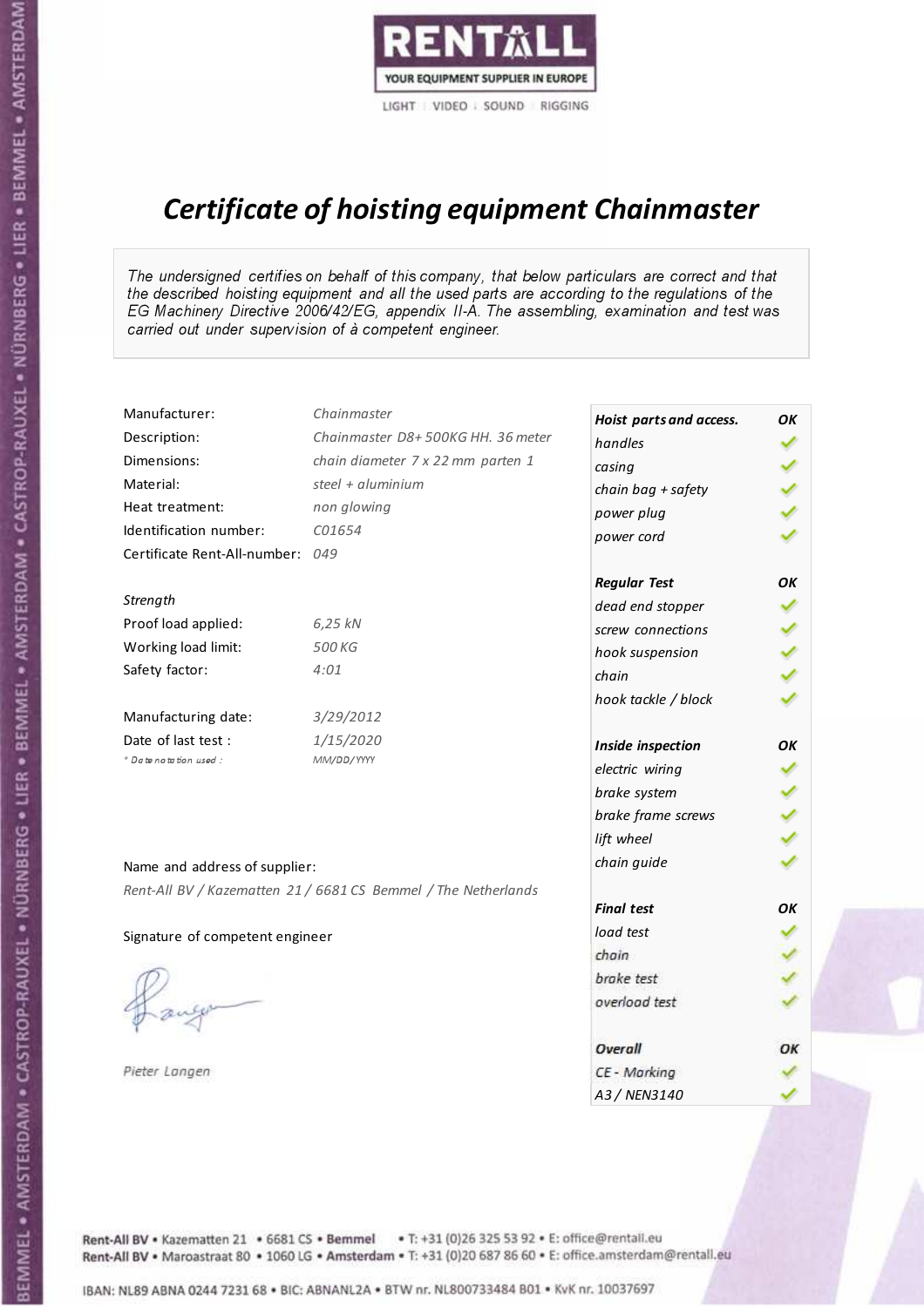RENTALL
YOUR EQUIPMENT SUPPLIER IN EUROPE
LIGHT | VIDEO | SOUND | RIGGING

# *Certificate of hoisting equipment Chainmaster*

*The undersigned certifies on behalf of this company, that below particulars are correct and that the described hoisting equipment and all the used parts are according to the regulations of the EG Machinery Directive 2006/42/EG, appendix II-A. The assembling, examination and test was carried out under supervision of à competent engineer.*

| | |
|---|---|
| Manufacturer: | *Chainmaster* |
| Description: | *Chainmaster D8+ 500KG HH. 36 meter* |
| Dimensions: | *chain diameter 7 x 22 mm parten 1* |
| Material: | *steel + aluminium* |
| Heat treatment: | *non glowing* |
| Identification number: | *C01654* |
| Certificate Rent-All-number: | *049* |

*Strength*

| | |
|---|---|
| Proof load applied: | *6,25 kN* |
| Working load limit: | *500 KG* |
| Safety factor: | *4:01* |

| | |
|---|---|
| Manufacturing date: | *3/29/2012* |
| Date of last test : | *1/15/2020* |
| *\* Date notation used :* | *MM/DD/YYYY* |

| ***Hoist parts and access.*** | ***OK*** |
|---|---|
| *handles* | ✓ |
| *casing* | ✓ |
| *chain bag + safety* | ✓ |
| *power plug* | ✓ |
| *power cord* | ✓ |
| ***Regular Test*** | ***OK*** |
| *dead end stopper* | ✓ |
| *screw connections* | ✓ |
| *hook suspension* | ✓ |
| *chain* | ✓ |
| *hook tackle / block* | ✓ |
| ***Inside inspection*** | ***OK*** |
| *electric wiring* | ✓ |
| *brake system* | ✓ |
| *brake frame screws* | ✓ |
| *lift wheel* | ✓ |
| *chain guide* | ✓ |
| ***Final test*** | ***OK*** |
| *load test* | ✓ |
| *chain* | ✓ |
| *brake test* | ✓ |
| *overload test* | ✓ |
| ***Overall*** | ***OK*** |
| *CE - Marking* | ✓ |
| *A3 / NEN3140* | ✓ |

Name and address of supplier:

*Rent-All BV / Kazematten 21 / 6681 CS Bemmel / The Netherlands*

Signature of competent engineer

*Pieter Langen*

Rent-All BV • Kazematten 21 • 6681 CS • **Bemmel** • T: +31 (0)26 325 53 92 • E: office@rentall.eu
Rent-All BV • Maroastraat 80 • 1060 LG • **Amsterdam** • T: +31 (0)20 687 86 60 • E: office.amsterdam@rentall.eu

IBAN: NL89 ABNA 0244 7231 68 • BIC: ABNANL2A • BTW nr. NL800733484 B01 • KvK nr. 10037697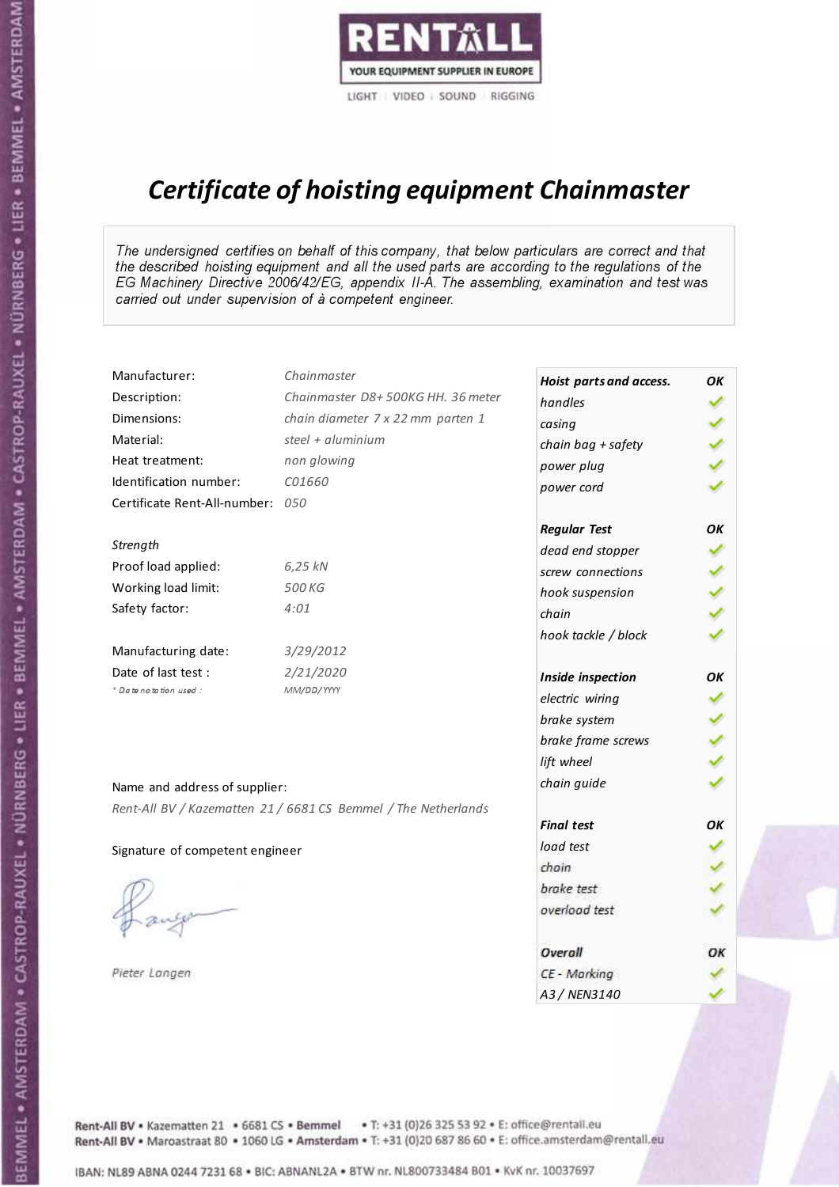RENTALL

YOUR EQUIPMENT SUPPLIER IN EUROPE

LIGHT | VIDEO | SOUND | RIGGING

# *Certificate of hoisting equipment Chainmaster*

*The undersigned certifies on behalf of this company, that below particulars are correct and that the described hoisting equipment and all the used parts are according to the regulations of the EG Machinery Directive 2006/42/EG, appendix II-A. The assembling, examination and test was carried out under supervision of à competent engineer.*

| | |
|---|---|
| Manufacturer: | *Chainmaster* |
| Description: | *Chainmaster D8+ 500KG HH. 36 meter* |
| Dimensions: | *chain diameter 7 x 22 mm parten 1* |
| Material: | *steel + aluminium* |
| Heat treatment: | *non glowing* |
| Identification number: | *C01660* |
| Certificate Rent-All-number: | *050* |

*Strength*

| | |
|---|---|
| Proof load applied: | *6,25 kN* |
| Working load limit: | *500 KG* |
| Safety factor: | *4:01* |

| | |
|---|---|
| Manufacturing date: | *3/29/2012* |
| Date of last test : | *2/21/2020* |
| *\* Date notation used :* | *MM/DD/YYYY* |

Name and address of supplier:

*Rent-All BV / Kazematten 21 / 6681 CS Bemmel / The Netherlands*

Signature of competent engineer

*Pieter Langen*

| ***Hoist parts and access.*** | ***OK*** |
|---|---|
| *handles* | ✓ |
| *casing* | ✓ |
| *chain bag + safety* | ✓ |
| *power plug* | ✓ |
| *power cord* | ✓ |
| ***Regular Test*** | ***OK*** |
| *dead end stopper* | ✓ |
| *screw connections* | ✓ |
| *hook suspension* | ✓ |
| *chain* | ✓ |
| *hook tackle / block* | ✓ |
| ***Inside inspection*** | ***OK*** |
| *electric wiring* | ✓ |
| *brake system* | ✓ |
| *brake frame screws* | ✓ |
| *lift wheel* | ✓ |
| *chain guide* | ✓ |
| ***Final test*** | ***OK*** |
| *load test* | ✓ |
| *chain* | ✓ |
| *brake test* | ✓ |
| *overload test* | ✓ |
| ***Overall*** | ***OK*** |
| *CE - Marking* | ✓ |
| *A3 / NEN3140* | ✓ |

Rent-All BV • Kazematten 21 • 6681 CS • **Bemmel** • T: +31 (0)26 325 53 92 • E: office@rentall.eu
Rent-All BV • Maroastraat 80 • 1060 LG • **Amsterdam** • T: +31 (0)20 687 86 60 • E: office.amsterdam@rentall.eu

IBAN: NL89 ABNA 0244 7231 68 • BIC: ABNANL2A • BTW nr. NL800733484 B01 • KvK nr. 10037697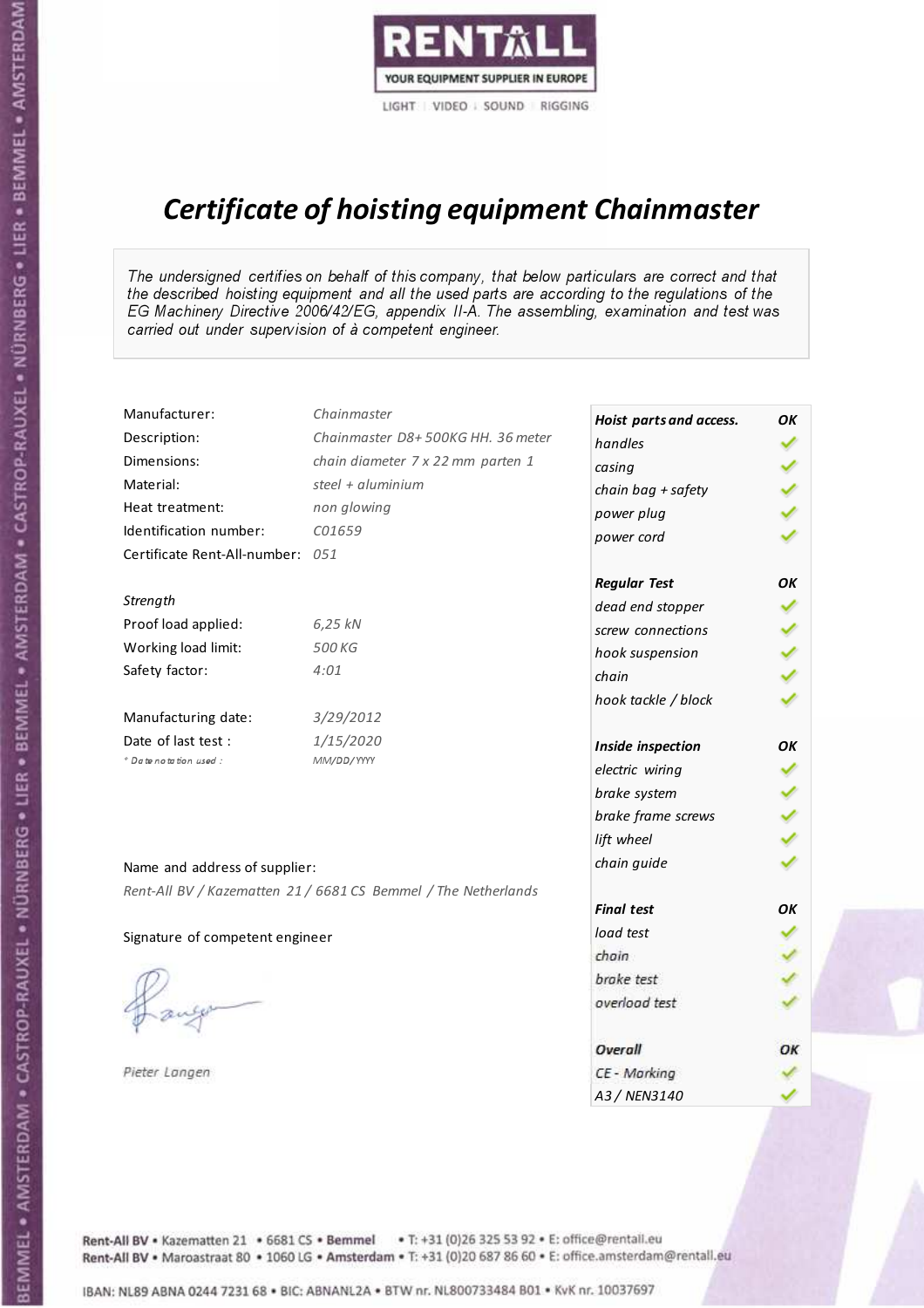RENTALL
YOUR EQUIPMENT SUPPLIER IN EUROPE
LIGHT | VIDEO | SOUND | RIGGING

# *Certificate of hoisting equipment Chainmaster*

*The undersigned certifies on behalf of this company, that below particulars are correct and that the described hoisting equipment and all the used parts are according to the regulations of the EG Machinery Directive 2006/42/EG, appendix II-A. The assembling, examination and test was carried out under supervision of à competent engineer.*

| | |
|---|---|
| Manufacturer: | *Chainmaster* |
| Description: | *Chainmaster D8+ 500KG HH. 36 meter* |
| Dimensions: | *chain diameter 7 x 22 mm parten 1* |
| Material: | *steel + aluminium* |
| Heat treatment: | *non glowing* |
| Identification number: | *C01659* |
| Certificate Rent-All-number: | *051* |

*Strength*

| | |
|---|---|
| Proof load applied: | *6,25 kN* |
| Working load limit: | *500 KG* |
| Safety factor: | *4:01* |

| | |
|---|---|
| Manufacturing date: | *3/29/2012* |
| Date of last test : | *1/15/2020* |
| *\* Date notation used :* | *MM/DD/YYYY* |

Name and address of supplier:

*Rent-All BV / Kazematten 21 / 6681 CS Bemmel / The Netherlands*

Signature of competent engineer

*Pieter Langen*

| ***Hoist parts and access.*** | ***OK*** |
|---|---|
| *handles* | ✓ |
| *casing* | ✓ |
| *chain bag + safety* | ✓ |
| *power plug* | ✓ |
| *power cord* | ✓ |
| ***Regular Test*** | ***OK*** |
| *dead end stopper* | ✓ |
| *screw connections* | ✓ |
| *hook suspension* | ✓ |
| *chain* | ✓ |
| *hook tackle / block* | ✓ |
| ***Inside inspection*** | ***OK*** |
| *electric wiring* | ✓ |
| *brake system* | ✓ |
| *brake frame screws* | ✓ |
| *lift wheel* | ✓ |
| *chain guide* | ✓ |
| ***Final test*** | ***OK*** |
| *load test* | ✓ |
| *chain* | ✓ |
| *brake test* | ✓ |
| *overload test* | ✓ |
| ***Overall*** | ***OK*** |
| *CE - Marking* | ✓ |
| *A3 / NEN3140* | ✓ |

Rent-All BV • Kazematten 21 • 6681 CS • **Bemmel** • T: +31 (0)26 325 53 92 • E: office@rentall.eu
Rent-All BV • Maroastraat 80 • 1060 LG • **Amsterdam** • T: +31 (0)20 687 86 60 • E: office.amsterdam@rentall.eu

IBAN: NL89 ABNA 0244 7231 68 • BIC: ABNANL2A • BTW nr. NL800733484 B01 • KvK nr. 10037697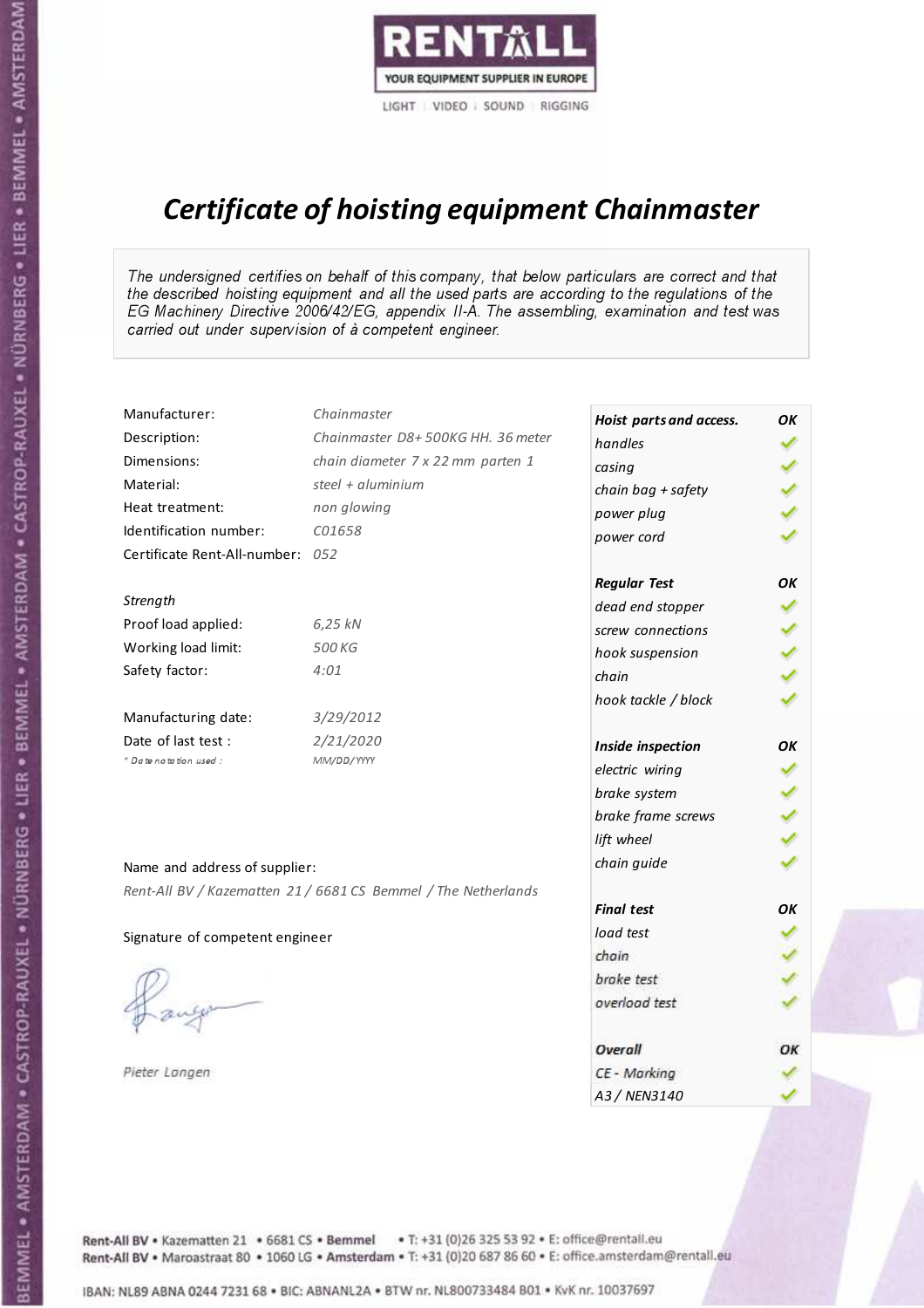RENTALL

YOUR EQUIPMENT SUPPLIER IN EUROPE

LIGHT | VIDEO | SOUND | RIGGING

# Certificate of hoisting equipment Chainmaster

*The undersigned certifies on behalf of this company, that below particulars are correct and that the described hoisting equipment and all the used parts are according to the regulations of the EG Machinery Directive 2006/42/EG, appendix II-A. The assembling, examination and test was carried out under supervision of à competent engineer.*

| | |
|---|---|
| Manufacturer: | Chainmaster |
| Description: | Chainmaster D8+ 500KG HH. 36 meter |
| Dimensions: | chain diameter 7 x 22 mm parten 1 |
| Material: | steel + aluminium |
| Heat treatment: | non glowing |
| Identification number: | C01658 |
| Certificate Rent-All-number: | 052 |

*Strength*

| | |
|---|---|
| Proof load applied: | 6,25 kN |
| Working load limit: | 500 KG |
| Safety factor: | 4:01 |

| | |
|---|---|
| Manufacturing date: | 3/29/2012 |
| Date of last test : | 2/21/2020 |
| * Date notation used : | MM/DD/YYYY |

| Hoist parts and access. | OK |
|---|---|
| handles | ✓ |
| casing | ✓ |
| chain bag + safety | ✓ |
| power plug | ✓ |
| power cord | ✓ |
| **Regular Test** | **OK** |
| dead end stopper | ✓ |
| screw connections | ✓ |
| hook suspension | ✓ |
| chain | ✓ |
| hook tackle / block | ✓ |
| **Inside inspection** | **OK** |
| electric wiring | ✓ |
| brake system | ✓ |
| brake frame screws | ✓ |
| lift wheel | ✓ |
| chain guide | ✓ |
| **Final test** | **OK** |
| load test | ✓ |
| chain | ✓ |
| brake test | ✓ |
| overload test | ✓ |
| **Overall** | **OK** |
| CE - Marking | ✓ |
| A3 / NEN3140 | ✓ |

Name and address of supplier:

*Rent-All BV / Kazematten 21 / 6681 CS Bemmel / The Netherlands*

Signature of competent engineer

*Pieter Langen*

Rent-All BV • Kazematten 21 • 6681 CS • Bemmel • T: +31 (0)26 325 53 92 • E: office@rentall.eu
Rent-All BV • Maroastraat 80 • 1060 LG • Amsterdam • T: +31 (0)20 687 86 60 • E: office.amsterdam@rentall.eu

IBAN: NL89 ABNA 0244 7231 68 • BIC: ABNANL2A • BTW nr. NL800733484 B01 • KvK nr. 10037697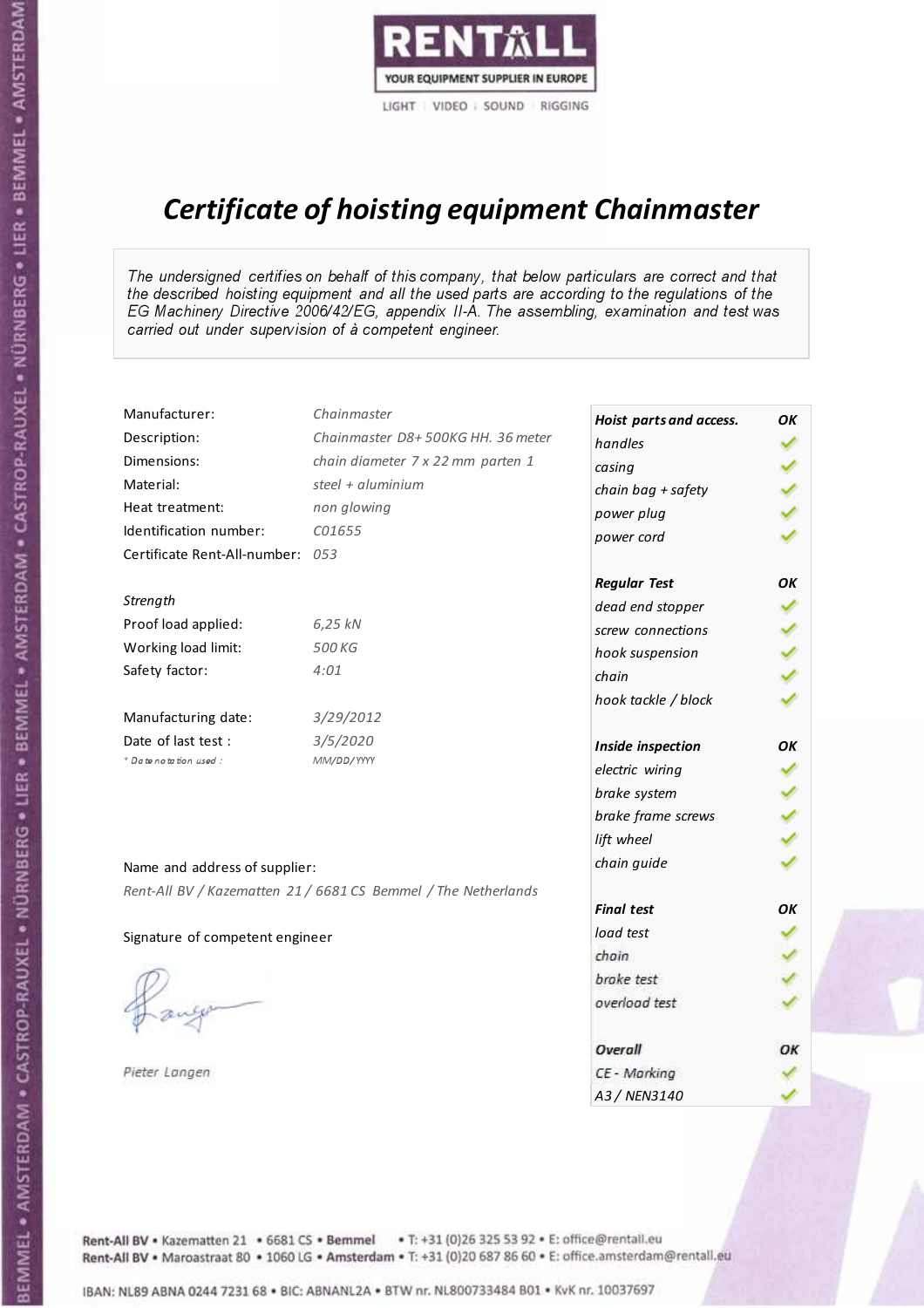RENTALL
YOUR EQUIPMENT SUPPLIER IN EUROPE
LIGHT | VIDEO | SOUND | RIGGING

# *Certificate of hoisting equipment Chainmaster*

*The undersigned certifies on behalf of this company, that below particulars are correct and that the described hoisting equipment and all the used parts are according to the regulations of the EG Machinery Directive 2006/42/EG, appendix II-A. The assembling, examination and test was carried out under supervision of à competent engineer.*

| | |
|---|---|
| Manufacturer: | *Chainmaster* |
| Description: | *Chainmaster D8+ 500KG HH. 36 meter* |
| Dimensions: | *chain diameter 7 x 22 mm parten 1* |
| Material: | *steel + aluminium* |
| Heat treatment: | *non glowing* |
| Identification number: | *C01655* |
| Certificate Rent-All-number: | *053* |

*Strength*

| | |
|---|---|
| Proof load applied: | *6,25 kN* |
| Working load limit: | *500 KG* |
| Safety factor: | *4:01* |

| | |
|---|---|
| Manufacturing date: | *3/29/2012* |
| Date of last test : | *3/5/2020* |
| * Date notation used : | *MM/DD/YYYY* |

Name and address of supplier:

*Rent-All BV / Kazematten 21 / 6681 CS Bemmel / The Netherlands*

Signature of competent engineer

*Pieter Langen*

| ***Hoist parts and access.*** | ***OK*** |
|---|---|
| *handles* | ✓ |
| *casing* | ✓ |
| *chain bag + safety* | ✓ |
| *power plug* | ✓ |
| *power cord* | ✓ |
| ***Regular Test*** | ***OK*** |
| *dead end stopper* | ✓ |
| *screw connections* | ✓ |
| *hook suspension* | ✓ |
| *chain* | ✓ |
| *hook tackle / block* | ✓ |
| ***Inside inspection*** | ***OK*** |
| *electric wiring* | ✓ |
| *brake system* | ✓ |
| *brake frame screws* | ✓ |
| *lift wheel* | ✓ |
| *chain guide* | ✓ |
| ***Final test*** | ***OK*** |
| *load test* | ✓ |
| *chain* | ✓ |
| *brake test* | ✓ |
| *overload test* | ✓ |
| ***Overall*** | ***OK*** |
| *CE - Marking* | ✓ |
| *A3 / NEN3140* | ✓ |

Rent-All BV • Kazematten 21 • 6681 CS • **Bemmel** • T: +31 (0)26 325 53 92 • E: office@rentall.eu
Rent-All BV • Maroastraat 80 • 1060 LG • **Amsterdam** • T: +31 (0)20 687 86 60 • E: office.amsterdam@rentall.eu

IBAN: NL89 ABNA 0244 7231 68 • BIC: ABNANL2A • BTW nr. NL800733484 B01 • KvK nr. 10037697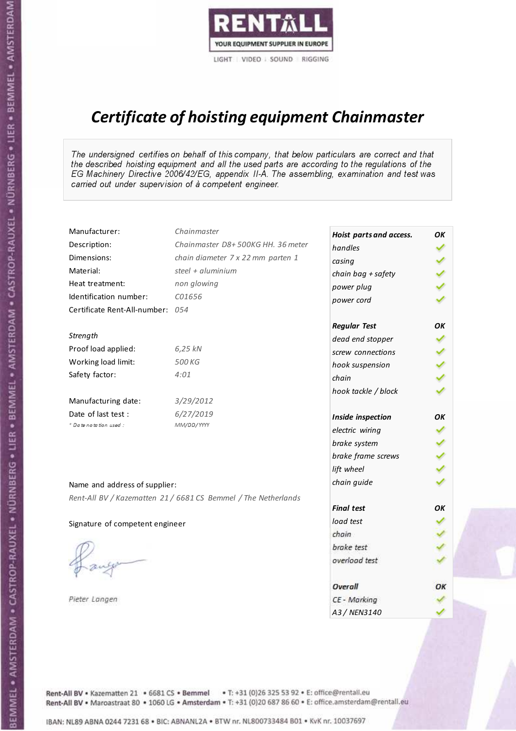RENTALL
YOUR EQUIPMENT SUPPLIER IN EUROPE
LIGHT | VIDEO | SOUND | RIGGING

# *Certificate of hoisting equipment Chainmaster*

*The undersigned certifies on behalf of this company, that below particulars are correct and that the described hoisting equipment and all the used parts are according to the regulations of the EG Machinery Directive 2006/42/EG, appendix II-A. The assembling, examination and test was carried out under supervision of à competent engineer.*

| | |
|---|---|
| Manufacturer: | *Chainmaster* |
| Description: | *Chainmaster D8+ 500KG HH. 36 meter* |
| Dimensions: | *chain diameter 7 x 22 mm parten 1* |
| Material: | *steel + aluminium* |
| Heat treatment: | *non glowing* |
| Identification number: | *C01656* |
| Certificate Rent-All-number: | *054* |

*Strength*

| | |
|---|---|
| Proof load applied: | *6,25 kN* |
| Working load limit: | *500 KG* |
| Safety factor: | *4:01* |

| | |
|---|---|
| Manufacturing date: | *3/29/2012* |
| Date of last test : | *6/27/2019* |
| *\* Date notation used :* | *MM/DD/YYYY* |

| ***Hoist parts and access.*** | ***OK*** |
|---|---|
| *handles* | ✓ |
| *casing* | ✓ |
| *chain bag + safety* | ✓ |
| *power plug* | ✓ |
| *power cord* | ✓ |
| ***Regular Test*** | ***OK*** |
| *dead end stopper* | ✓ |
| *screw connections* | ✓ |
| *hook suspension* | ✓ |
| *chain* | ✓ |
| *hook tackle / block* | ✓ |
| ***Inside inspection*** | ***OK*** |
| *electric wiring* | ✓ |
| *brake system* | ✓ |
| *brake frame screws* | ✓ |
| *lift wheel* | ✓ |
| *chain guide* | ✓ |
| ***Final test*** | ***OK*** |
| *load test* | ✓ |
| *chain* | ✓ |
| *brake test* | ✓ |
| *overload test* | ✓ |
| ***Overall*** | ***OK*** |
| *CE - Marking* | ✓ |
| *A3 / NEN3140* | ✓ |

Name and address of supplier:

*Rent-All BV / Kazematten 21 / 6681 CS Bemmel / The Netherlands*

Signature of competent engineer

*Pieter Langen*

Rent-All BV • Kazematten 21 • 6681 CS • **Bemmel** • T: +31 (0)26 325 53 92 • E: office@rentall.eu
Rent-All BV • Maroastraat 80 • 1060 LG • **Amsterdam** • T: +31 (0)20 687 86 60 • E: office.amsterdam@rentall.eu

IBAN: NL89 ABNA 0244 7231 68 • BIC: ABNANL2A • BTW nr. NL800733484 B01 • KvK nr. 10037697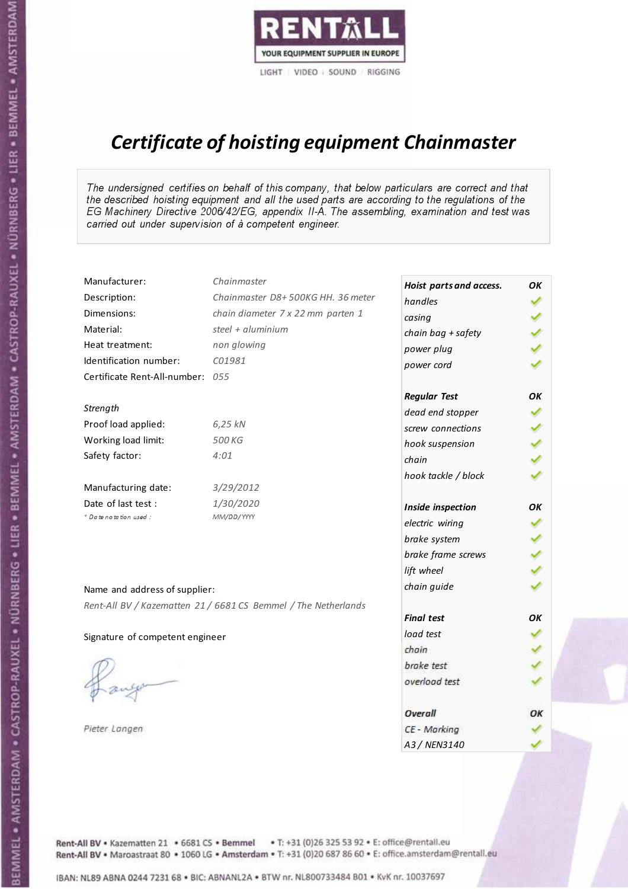RENTALL
YOUR EQUIPMENT SUPPLIER IN EUROPE
LIGHT | VIDEO | SOUND | RIGGING

# *Certificate of hoisting equipment Chainmaster*

*The undersigned certifies on behalf of this company, that below particulars are correct and that the described hoisting equipment and all the used parts are according to the regulations of the EG Machinery Directive 2006/42/EG, appendix II-A. The assembling, examination and test was carried out under supervision of à competent engineer.*

| | |
|---|---|
| Manufacturer: | *Chainmaster* |
| Description: | *Chainmaster D8+ 500KG HH. 36 meter* |
| Dimensions: | *chain diameter 7 x 22 mm parten 1* |
| Material: | *steel + aluminium* |
| Heat treatment: | *non glowing* |
| Identification number: | *C01981* |
| Certificate Rent-All-number: | *055* |

*Strength*

| | |
|---|---|
| Proof load applied: | *6,25 kN* |
| Working load limit: | *500 KG* |
| Safety factor: | *4:01* |

| | |
|---|---|
| Manufacturing date: | *3/29/2012* |
| Date of last test : | *1/30/2020* |
| *\* Date notation used :* | *MM/DD/YYYY* |

Name and address of supplier:

*Rent-All BV / Kazematten 21 / 6681 CS Bemmel / The Netherlands*

Signature of competent engineer

*Pieter Langen*

| ***Hoist parts and access.*** | ***OK*** |
|---|---|
| *handles* | ✓ |
| *casing* | ✓ |
| *chain bag + safety* | ✓ |
| *power plug* | ✓ |
| *power cord* | ✓ |
| ***Regular Test*** | ***OK*** |
| *dead end stopper* | ✓ |
| *screw connections* | ✓ |
| *hook suspension* | ✓ |
| *chain* | ✓ |
| *hook tackle / block* | ✓ |
| ***Inside inspection*** | ***OK*** |
| *electric wiring* | ✓ |
| *brake system* | ✓ |
| *brake frame screws* | ✓ |
| *lift wheel* | ✓ |
| *chain guide* | ✓ |
| ***Final test*** | ***OK*** |
| *load test* | ✓ |
| *chain* | ✓ |
| *brake test* | ✓ |
| *overload test* | ✓ |
| ***Overall*** | ***OK*** |
| *CE - Marking* | ✓ |
| *A3 / NEN3140* | ✓ |

Rent-All BV • Kazematten 21 • 6681 CS • **Bemmel** • T: +31 (0)26 325 53 92 • E: office@rentall.eu
Rent-All BV • Maroastraat 80 • 1060 LG • **Amsterdam** • T: +31 (0)20 687 86 60 • E: office.amsterdam@rentall.eu

IBAN: NL89 ABNA 0244 7231 68 • BIC: ABNANL2A • BTW nr. NL800733484 B01 • KvK nr. 10037697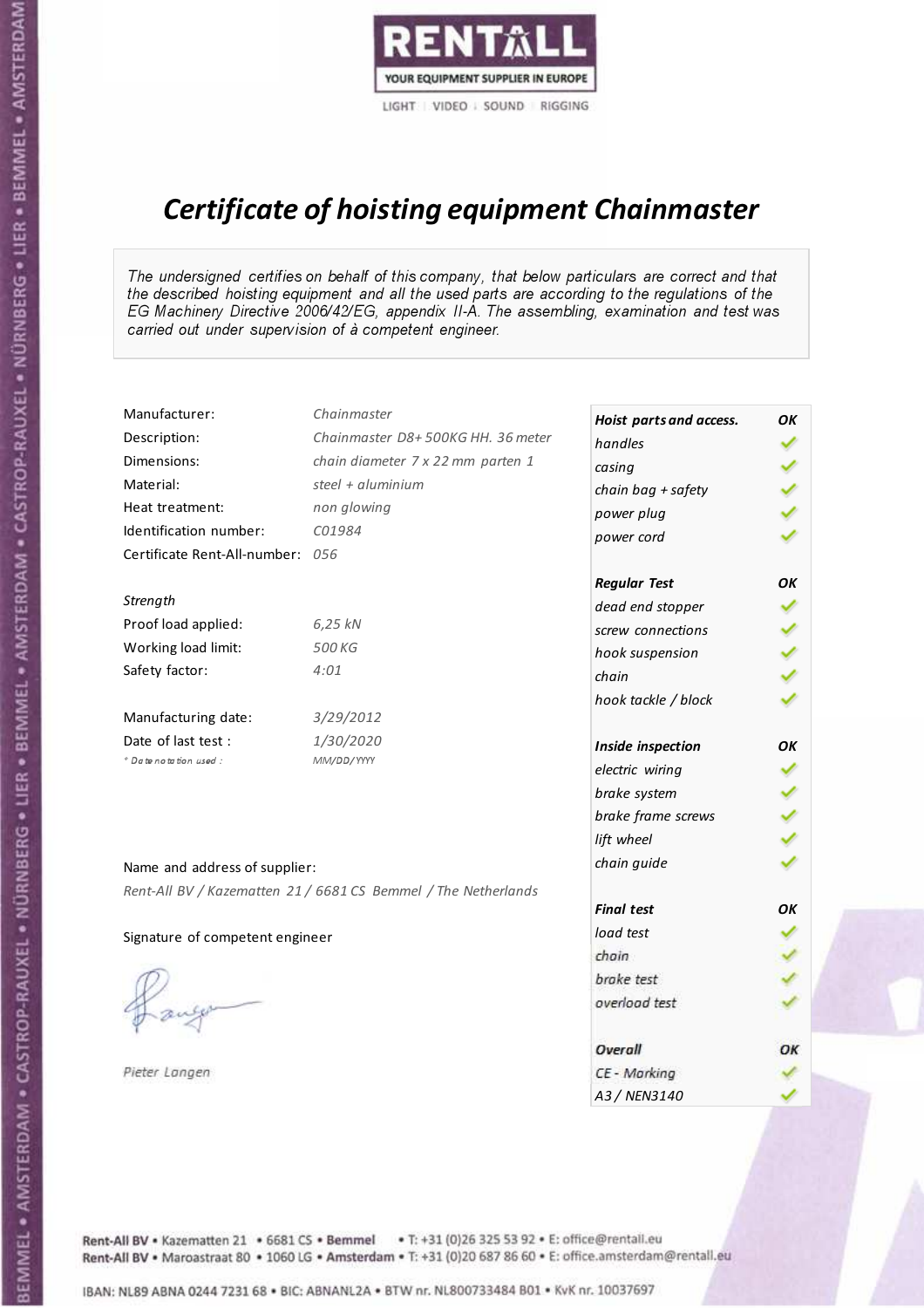RENTALL
YOUR EQUIPMENT SUPPLIER IN EUROPE
LIGHT | VIDEO | SOUND | RIGGING

# *Certificate of hoisting equipment Chainmaster*

*The undersigned certifies on behalf of this company, that below particulars are correct and that the described hoisting equipment and all the used parts are according to the regulations of the EG Machinery Directive 2006/42/EG, appendix II-A. The assembling, examination and test was carried out under supervision of à competent engineer.*

| | |
|---|---|
| Manufacturer: | *Chainmaster* |
| Description: | *Chainmaster D8+ 500KG HH. 36 meter* |
| Dimensions: | *chain diameter 7 x 22 mm parten 1* |
| Material: | *steel + aluminium* |
| Heat treatment: | *non glowing* |
| Identification number: | *C01984* |
| Certificate Rent-All-number: | *056* |

*Strength*

| | |
|---|---|
| Proof load applied: | *6,25 kN* |
| Working load limit: | *500 KG* |
| Safety factor: | *4:01* |

| | |
|---|---|
| Manufacturing date: | *3/29/2012* |
| Date of last test : | *1/30/2020* |
| *\* Date notation used :* | *MM/DD/YYYY* |

| ***Hoist parts and access.*** | ***OK*** |
|---|---|
| *handles* | ✓ |
| *casing* | ✓ |
| *chain bag + safety* | ✓ |
| *power plug* | ✓ |
| *power cord* | ✓ |
| ***Regular Test*** | ***OK*** |
| *dead end stopper* | ✓ |
| *screw connections* | ✓ |
| *hook suspension* | ✓ |
| *chain* | ✓ |
| *hook tackle / block* | ✓ |
| ***Inside inspection*** | ***OK*** |
| *electric wiring* | ✓ |
| *brake system* | ✓ |
| *brake frame screws* | ✓ |
| *lift wheel* | ✓ |
| *chain guide* | ✓ |
| ***Final test*** | ***OK*** |
| *load test* | ✓ |
| *chain* | ✓ |
| *brake test* | ✓ |
| *overload test* | ✓ |
| ***Overall*** | ***OK*** |
| *CE - Marking* | ✓ |
| *A3 / NEN3140* | ✓ |

Name and address of supplier:

*Rent-All BV / Kazematten 21 / 6681 CS Bemmel / The Netherlands*

Signature of competent engineer

*Pieter Langen*

Rent-All BV • Kazematten 21 • 6681 CS • **Bemmel** • T: +31 (0)26 325 53 92 • E: office@rentall.eu
Rent-All BV • Maroastraat 80 • 1060 LG • **Amsterdam** • T: +31 (0)20 687 86 60 • E: office.amsterdam@rentall.eu

IBAN: NL89 ABNA 0244 7231 68 • BIC: ABNANL2A • BTW nr. NL800733484 B01 • KvK nr. 10037697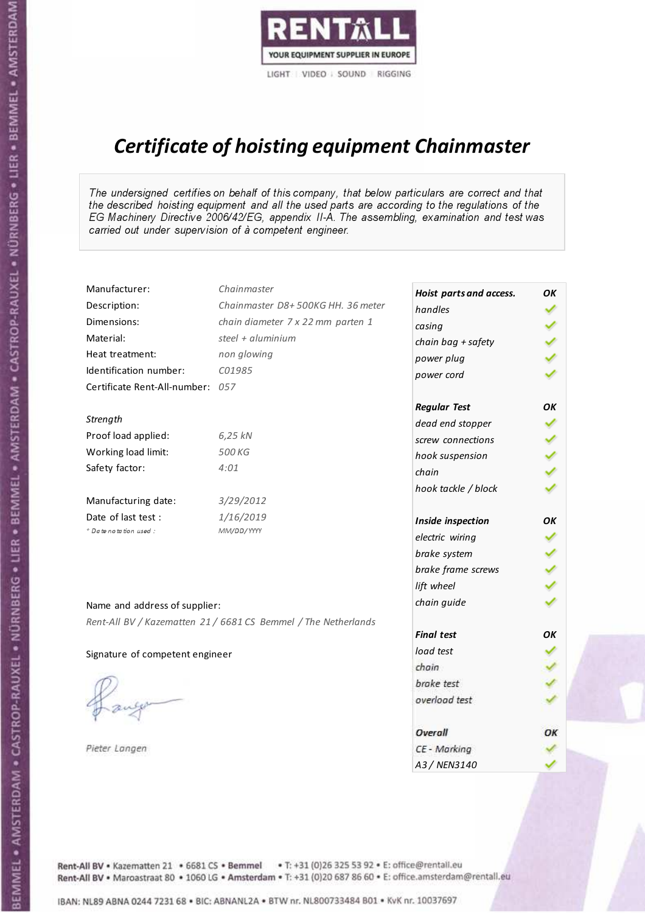RENTALL
YOUR EQUIPMENT SUPPLIER IN EUROPE
LIGHT | VIDEO | SOUND | RIGGING

# *Certificate of hoisting equipment Chainmaster*

*The undersigned certifies on behalf of this company, that below particulars are correct and that the described hoisting equipment and all the used parts are according to the regulations of the EG Machinery Directive 2006/42/EG, appendix II-A. The assembling, examination and test was carried out under supervision of à competent engineer.*

| | |
|---|---|
| Manufacturer: | *Chainmaster* |
| Description: | *Chainmaster D8+ 500KG HH. 36 meter* |
| Dimensions: | *chain diameter 7 x 22 mm parten 1* |
| Material: | *steel + aluminium* |
| Heat treatment: | *non glowing* |
| Identification number: | *C01985* |
| Certificate Rent-All-number: | *057* |

*Strength*

| | |
|---|---|
| Proof load applied: | *6,25 kN* |
| Working load limit: | *500 KG* |
| Safety factor: | *4:01* |

| | |
|---|---|
| Manufacturing date: | *3/29/2012* |
| Date of last test : | *1/16/2019* |
| *\* Date notation used :* | *MM/DD/YYYY* |

| *Hoist parts and access.* | *OK* |
|---|---|
| *handles* | ✓ |
| *casing* | ✓ |
| *chain bag + safety* | ✓ |
| *power plug* | ✓ |
| *power cord* | ✓ |
| ***Regular Test*** | ***OK*** |
| *dead end stopper* | ✓ |
| *screw connections* | ✓ |
| *hook suspension* | ✓ |
| *chain* | ✓ |
| *hook tackle / block* | ✓ |
| ***Inside inspection*** | ***OK*** |
| *electric wiring* | ✓ |
| *brake system* | ✓ |
| *brake frame screws* | ✓ |
| *lift wheel* | ✓ |
| *chain guide* | ✓ |
| ***Final test*** | ***OK*** |
| *load test* | ✓ |
| *chain* | ✓ |
| *brake test* | ✓ |
| *overload test* | ✓ |
| ***Overall*** | ***OK*** |
| *CE - Marking* | ✓ |
| *A3 / NEN3140* | ✓ |

Name and address of supplier:

*Rent-All BV / Kazematten 21 / 6681 CS Bemmel / The Netherlands*

Signature of competent engineer

*Pieter Langen*

Rent-All BV • Kazematten 21 • 6681 CS • **Bemmel** • T: +31 (0)26 325 53 92 • E: office@rentall.eu
Rent-All BV • Maroastraat 80 • 1060 LG • **Amsterdam** • T: +31 (0)20 687 86 60 • E: office.amsterdam@rentall.eu

IBAN: NL89 ABNA 0244 7231 68 • BIC: ABNANL2A • BTW nr. NL800733484 B01 • KvK nr. 10037697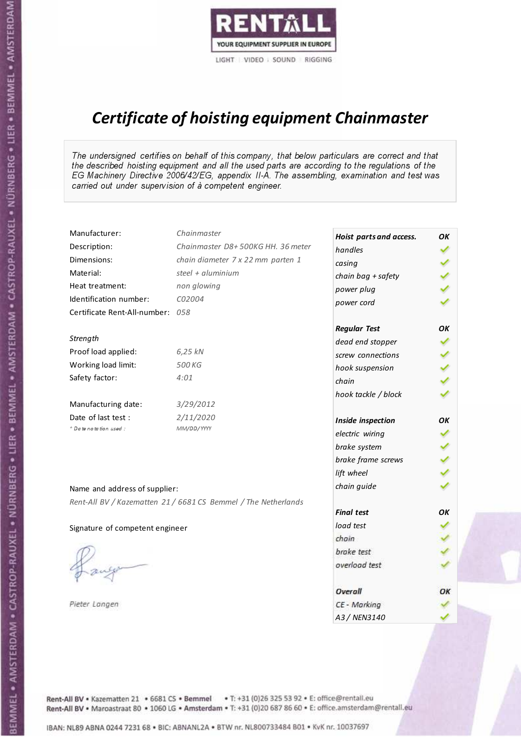RENTALL

YOUR EQUIPMENT SUPPLIER IN EUROPE

LIGHT | VIDEO | SOUND | RIGGING

# Certificate of hoisting equipment Chainmaster

*The undersigned certifies on behalf of this company, that below particulars are correct and that the described hoisting equipment and all the used parts are according to the regulations of the EG Machinery Directive 2006/42/EG, appendix II-A. The assembling, examination and test was carried out under supervision of à competent engineer.*

| | |
|---|---|
| Manufacturer: | Chainmaster |
| Description: | Chainmaster D8+ 500KG HH. 36 meter |
| Dimensions: | chain diameter 7 x 22 mm parten 1 |
| Material: | steel + aluminium |
| Heat treatment: | non glowing |
| Identification number: | C02004 |
| Certificate Rent-All-number: | 058 |

*Strength*

| | |
|---|---|
| Proof load applied: | 6,25 kN |
| Working load limit: | 500 KG |
| Safety factor: | 4:01 |

| | |
|---|---|
| Manufacturing date: | 3/29/2012 |
| Date of last test : | 2/11/2020 |
| * Date notation used : | MM/DD/YYYY |

Name and address of supplier:

*Rent-All BV / Kazematten 21 / 6681 CS Bemmel / The Netherlands*

Signature of competent engineer

*Pieter Langen*

| Hoist parts and access. | OK |
|---|---|
| handles | ✓ |
| casing | ✓ |
| chain bag + safety | ✓ |
| power plug | ✓ |
| power cord | ✓ |
| **Regular Test** | **OK** |
| dead end stopper | ✓ |
| screw connections | ✓ |
| hook suspension | ✓ |
| chain | ✓ |
| hook tackle / block | ✓ |
| **Inside inspection** | **OK** |
| electric wiring | ✓ |
| brake system | ✓ |
| brake frame screws | ✓ |
| lift wheel | ✓ |
| chain guide | ✓ |
| **Final test** | **OK** |
| load test | ✓ |
| chain | ✓ |
| brake test | ✓ |
| overload test | ✓ |
| **Overall** | **OK** |
| CE - Marking | ✓ |
| A3 / NEN3140 | ✓ |

Rent-All BV • Kazematten 21 • 6681 CS • Bemmel • T: +31 (0)26 325 53 92 • E: office@rentall.eu
Rent-All BV • Maroastraat 80 • 1060 LG • Amsterdam • T: +31 (0)20 687 86 60 • E: office.amsterdam@rentall.eu

IBAN: NL89 ABNA 0244 7231 68 • BIC: ABNANL2A • BTW nr. NL800733484 B01 • KvK nr. 10037697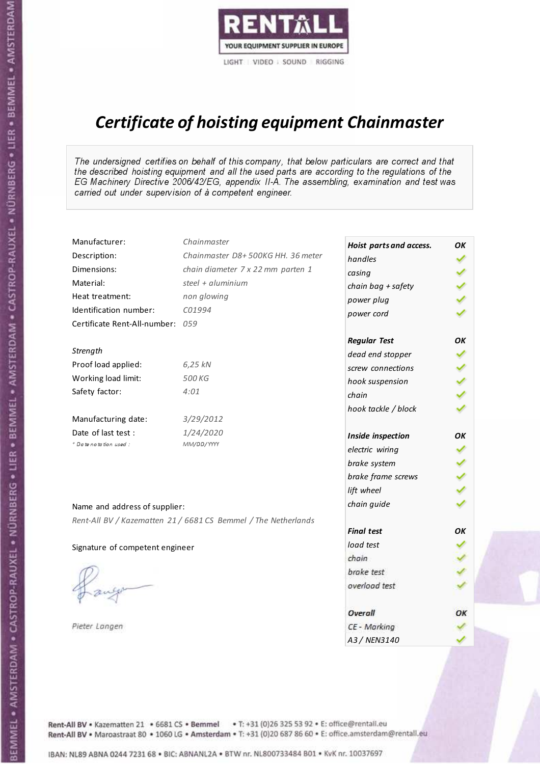RENTALL
YOUR EQUIPMENT SUPPLIER IN EUROPE
LIGHT | VIDEO | SOUND | RIGGING

# Certificate of hoisting equipment Chainmaster

*The undersigned certifies on behalf of this company, that below particulars are correct and that the described hoisting equipment and all the used parts are according to the regulations of the EG Machinery Directive 2006/42/EG, appendix II-A. The assembling, examination and test was carried out under supervision of à competent engineer.*

| | |
|---|---|
| Manufacturer: | *Chainmaster* |
| Description: | *Chainmaster D8+ 500KG HH. 36 meter* |
| Dimensions: | *chain diameter 7 x 22 mm parten 1* |
| Material: | *steel + aluminium* |
| Heat treatment: | *non glowing* |
| Identification number: | *C01994* |
| Certificate Rent-All-number: | *059* |

*Strength*

| | |
|---|---|
| Proof load applied: | *6,25 kN* |
| Working load limit: | *500 KG* |
| Safety factor: | *4:01* |

| | |
|---|---|
| Manufacturing date: | *3/29/2012* |
| Date of last test : | *1/24/2020* |
| * Date notation used : | *MM/DD/YYYY* |

| Hoist parts and access. | OK |
|---|---|
| handles | ✓ |
| casing | ✓ |
| chain bag + safety | ✓ |
| power plug | ✓ |
| power cord | ✓ |
| **Regular Test** | **OK** |
| dead end stopper | ✓ |
| screw connections | ✓ |
| hook suspension | ✓ |
| chain | ✓ |
| hook tackle / block | ✓ |
| **Inside inspection** | **OK** |
| electric wiring | ✓ |
| brake system | ✓ |
| brake frame screws | ✓ |
| lift wheel | ✓ |
| chain guide | ✓ |
| **Final test** | **OK** |
| load test | ✓ |
| chain | ✓ |
| brake test | ✓ |
| overload test | ✓ |
| **Overall** | **OK** |
| CE - Marking | ✓ |
| A3 / NEN3140 | ✓ |

Name and address of supplier:

*Rent-All BV / Kazematten 21 / 6681 CS Bemmel / The Netherlands*

Signature of competent engineer

*Pieter Langen*

Rent-All BV • Kazematten 21 • 6681 CS • **Bemmel** • T: +31 (0)26 325 53 92 • E: office@rentall.eu
Rent-All BV • Maroastraat 80 • 1060 LG • **Amsterdam** • T: +31 (0)20 687 86 60 • E: office.amsterdam@rentall.eu

IBAN: NL89 ABNA 0244 7231 68 • BIC: ABNANL2A • BTW nr. NL800733484 B01 • KvK nr. 10037697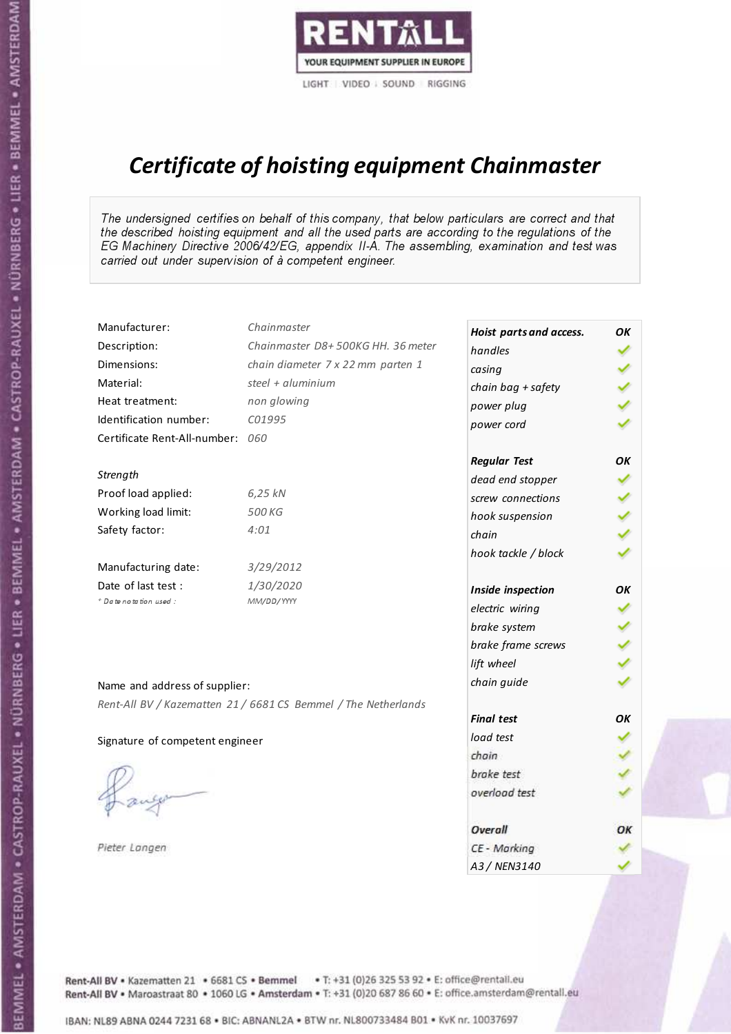RENTALL
YOUR EQUIPMENT SUPPLIER IN EUROPE
LIGHT | VIDEO | SOUND | RIGGING

# *Certificate of hoisting equipment Chainmaster*

*The undersigned certifies on behalf of this company, that below particulars are correct and that the described hoisting equipment and all the used parts are according to the regulations of the EG Machinery Directive 2006/42/EG, appendix II-A. The assembling, examination and test was carried out under supervision of à competent engineer.*

| | |
|---|---|
| Manufacturer: | *Chainmaster* |
| Description: | *Chainmaster D8+ 500KG HH. 36 meter* |
| Dimensions: | *chain diameter 7 x 22 mm parten 1* |
| Material: | *steel + aluminium* |
| Heat treatment: | *non glowing* |
| Identification number: | *C01995* |
| Certificate Rent-All-number: | *060* |

*Strength*

| | |
|---|---|
| Proof load applied: | *6,25 kN* |
| Working load limit: | *500 KG* |
| Safety factor: | *4:01* |

| | |
|---|---|
| Manufacturing date: | *3/29/2012* |
| Date of last test : | *1/30/2020* |
| *\* Date notation used :* | *MM/DD/YYYY* |

| ***Hoist parts and access.*** | ***OK*** |
|---|---|
| *handles* | ✓ |
| *casing* | ✓ |
| *chain bag + safety* | ✓ |
| *power plug* | ✓ |
| *power cord* | ✓ |
| ***Regular Test*** | ***OK*** |
| *dead end stopper* | ✓ |
| *screw connections* | ✓ |
| *hook suspension* | ✓ |
| *chain* | ✓ |
| *hook tackle / block* | ✓ |
| ***Inside inspection*** | ***OK*** |
| *electric wiring* | ✓ |
| *brake system* | ✓ |
| *brake frame screws* | ✓ |
| *lift wheel* | ✓ |
| *chain guide* | ✓ |
| ***Final test*** | ***OK*** |
| *load test* | ✓ |
| *chain* | ✓ |
| *brake test* | ✓ |
| *overload test* | ✓ |
| ***Overall*** | ***OK*** |
| *CE - Marking* | ✓ |
| *A3 / NEN3140* | ✓ |

Name and address of supplier:

*Rent-All BV / Kazematten 21 / 6681 CS Bemmel / The Netherlands*

Signature of competent engineer

*Pieter Langen*

Rent-All BV • Kazematten 21 • 6681 CS • **Bemmel** • T: +31 (0)26 325 53 92 • E: office@rentall.eu
Rent-All BV • Maroastraat 80 • 1060 LG • **Amsterdam** • T: +31 (0)20 687 86 60 • E: office.amsterdam@rentall.eu

IBAN: NL89 ABNA 0244 7231 68 • BIC: ABNANL2A • BTW nr. NL800733484 B01 • KvK nr. 10037697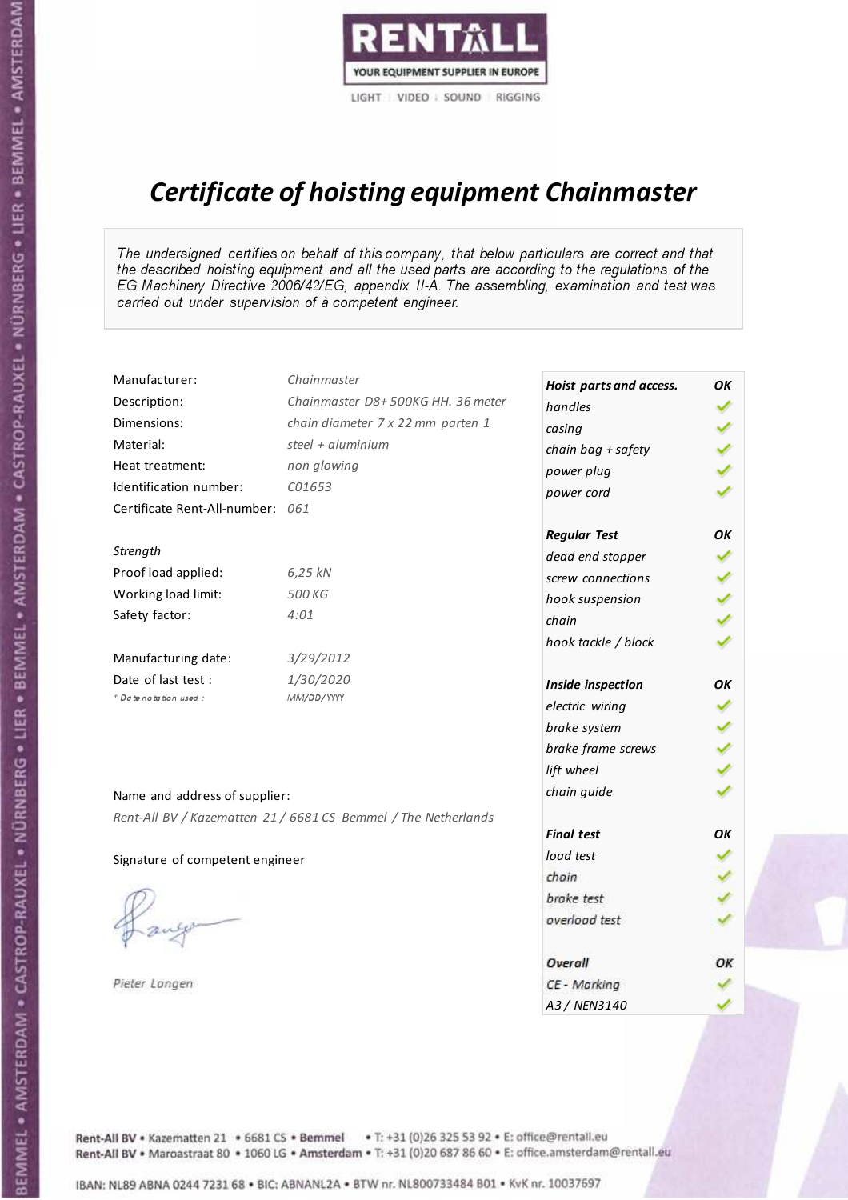RENTALL

YOUR EQUIPMENT SUPPLIER IN EUROPE

LIGHT | VIDEO | SOUND | RIGGING

# Certificate of hoisting equipment Chainmaster

*The undersigned certifies on behalf of this company, that below particulars are correct and that the described hoisting equipment and all the used parts are according to the regulations of the EG Machinery Directive 2006/42/EG, appendix II-A. The assembling, examination and test was carried out under supervision of à competent engineer.*

| | |
|---|---|
| Manufacturer: | Chainmaster |
| Description: | Chainmaster D8+ 500KG HH. 36 meter |
| Dimensions: | chain diameter 7 x 22 mm parten 1 |
| Material: | steel + aluminium |
| Heat treatment: | non glowing |
| Identification number: | C01653 |
| Certificate Rent-All-number: | 061 |

*Strength*

| | |
|---|---|
| Proof load applied: | 6,25 kN |
| Working load limit: | 500 KG |
| Safety factor: | 4:01 |

| | |
|---|---|
| Manufacturing date: | 3/29/2012 |
| Date of last test : | 1/30/2020 |
| * Date notation used : | MM/DD/YYYY |

| Hoist parts and access. | OK |
|---|---|
| handles | ✓ |
| casing | ✓ |
| chain bag + safety | ✓ |
| power plug | ✓ |
| power cord | ✓ |
| **Regular Test** | **OK** |
| dead end stopper | ✓ |
| screw connections | ✓ |
| hook suspension | ✓ |
| chain | ✓ |
| hook tackle / block | ✓ |
| **Inside inspection** | **OK** |
| electric wiring | ✓ |
| brake system | ✓ |
| brake frame screws | ✓ |
| lift wheel | ✓ |
| chain guide | ✓ |
| **Final test** | **OK** |
| load test | ✓ |
| chain | ✓ |
| brake test | ✓ |
| overload test | ✓ |
| **Overall** | **OK** |
| CE - Marking | ✓ |
| A3 / NEN3140 | ✓ |

Name and address of supplier:

*Rent-All BV / Kazematten 21 / 6681 CS Bemmel / The Netherlands*

Signature of competent engineer

*Pieter Langen*

Rent-All BV • Kazematten 21 • 6681 CS • Bemmel • T: +31 (0)26 325 53 92 • E: office@rentall.eu
Rent-All BV • Maroastraat 80 • 1060 LG • Amsterdam • T: +31 (0)20 687 86 60 • E: office.amsterdam@rentall.eu

IBAN: NL89 ABNA 0244 7231 68 • BIC: ABNANL2A • BTW nr. NL800733484 B01 • KvK nr. 10037697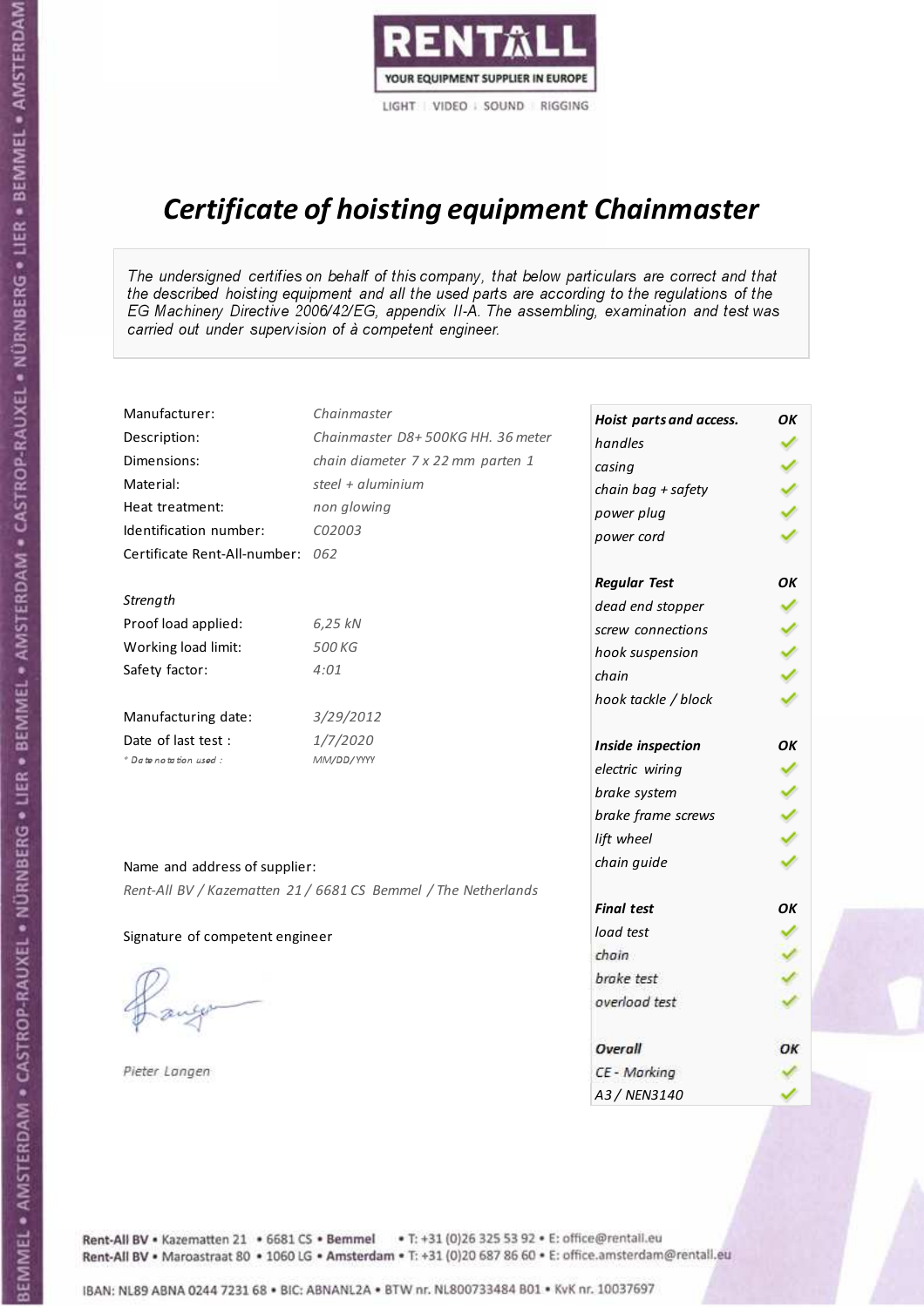RENTALL
YOUR EQUIPMENT SUPPLIER IN EUROPE
LIGHT | VIDEO | SOUND | RIGGING

# *Certificate of hoisting equipment Chainmaster*

*The undersigned certifies on behalf of this company, that below particulars are correct and that the described hoisting equipment and all the used parts are according to the regulations of the EG Machinery Directive 2006/42/EG, appendix II-A. The assembling, examination and test was carried out under supervision of à competent engineer.*

| | |
|---|---|
| Manufacturer: | *Chainmaster* |
| Description: | *Chainmaster D8+ 500KG HH. 36 meter* |
| Dimensions: | *chain diameter 7 x 22 mm parten 1* |
| Material: | *steel + aluminium* |
| Heat treatment: | *non glowing* |
| Identification number: | *C02003* |
| Certificate Rent-All-number: | *062* |
| | |
| *Strength* | |
| Proof load applied: | *6,25 kN* |
| Working load limit: | *500 KG* |
| Safety factor: | *4:01* |
| | |
| Manufacturing date: | *3/29/2012* |
| Date of last test : | *1/7/2020* |
| *\* Date notation used :* | *MM/DD/YYYY* |

| *Hoist parts and access.* | *OK* |
|---|---|
| *handles* | ✓ |
| *casing* | ✓ |
| *chain bag + safety* | ✓ |
| *power plug* | ✓ |
| *power cord* | ✓ |
| ***Regular Test*** | ***OK*** |
| *dead end stopper* | ✓ |
| *screw connections* | ✓ |
| *hook suspension* | ✓ |
| *chain* | ✓ |
| *hook tackle / block* | ✓ |
| ***Inside inspection*** | ***OK*** |
| *electric wiring* | ✓ |
| *brake system* | ✓ |
| *brake frame screws* | ✓ |
| *lift wheel* | ✓ |
| *chain guide* | ✓ |
| ***Final test*** | ***OK*** |
| *load test* | ✓ |
| *chain* | ✓ |
| *brake test* | ✓ |
| *overload test* | ✓ |
| ***Overall*** | ***OK*** |
| *CE - Marking* | ✓ |
| *A3 / NEN3140* | ✓ |

Name and address of supplier:

*Rent-All BV / Kazematten 21 / 6681 CS Bemmel / The Netherlands*

Signature of competent engineer

*Pieter Langen*

Rent-All BV • Kazematten 21 • 6681 CS • **Bemmel** • T: +31 (0)26 325 53 92 • E: office@rentall.eu
Rent-All BV • Maroastraat 80 • 1060 LG • **Amsterdam** • T: +31 (0)20 687 86 60 • E: office.amsterdam@rentall.eu

IBAN: NL89 ABNA 0244 7231 68 • BIC: ABNANL2A • BTW nr. NL800733484 B01 • KvK nr. 10037697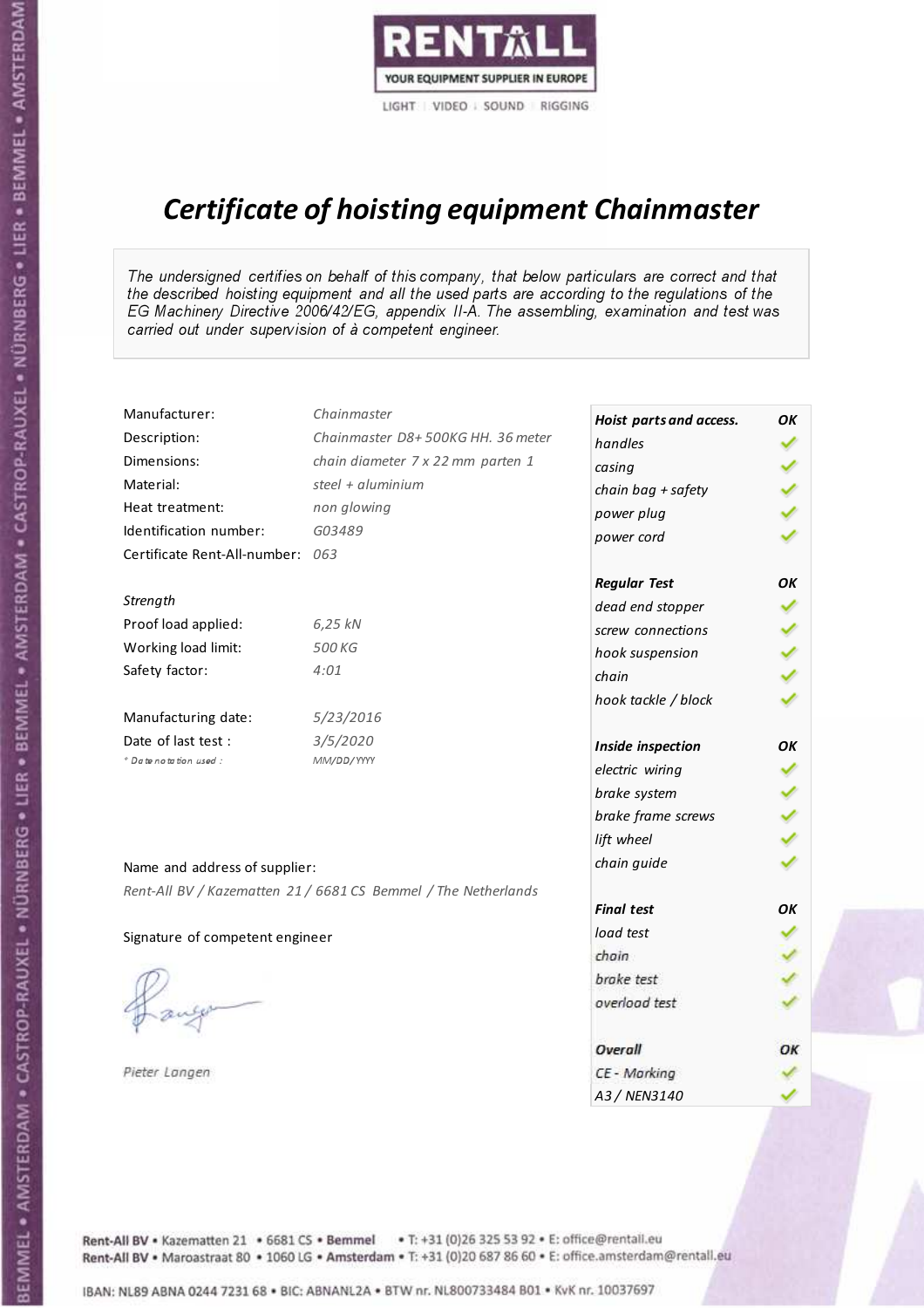RENTALL
YOUR EQUIPMENT SUPPLIER IN EUROPE
LIGHT | VIDEO | SOUND | RIGGING

# *Certificate of hoisting equipment Chainmaster*

*The undersigned certifies on behalf of this company, that below particulars are correct and that the described hoisting equipment and all the used parts are according to the regulations of the EG Machinery Directive 2006/42/EG, appendix II-A. The assembling, examination and test was carried out under supervision of à competent engineer.*

| | |
|---|---|
| Manufacturer: | *Chainmaster* |
| Description: | *Chainmaster D8+ 500KG HH. 36 meter* |
| Dimensions: | *chain diameter 7 x 22 mm parten 1* |
| Material: | *steel + aluminium* |
| Heat treatment: | *non glowing* |
| Identification number: | *G03489* |
| Certificate Rent-All-number: | *063* |

*Strength*

| | |
|---|---|
| Proof load applied: | *6,25 kN* |
| Working load limit: | *500 KG* |
| Safety factor: | *4:01* |

| | |
|---|---|
| Manufacturing date: | *5/23/2016* |
| Date of last test : | *3/5/2020* |
| *\* Date notation used :* | *MM/DD/YYYY* |

Name and address of supplier:

*Rent-All BV / Kazematten 21 / 6681 CS Bemmel / The Netherlands*

Signature of competent engineer

*Pieter Langen*

| ***Hoist parts and access.*** | ***OK*** |
|---|---|
| *handles* | ✓ |
| *casing* | ✓ |
| *chain bag + safety* | ✓ |
| *power plug* | ✓ |
| *power cord* | ✓ |
| ***Regular Test*** | ***OK*** |
| *dead end stopper* | ✓ |
| *screw connections* | ✓ |
| *hook suspension* | ✓ |
| *chain* | ✓ |
| *hook tackle / block* | ✓ |
| ***Inside inspection*** | ***OK*** |
| *electric wiring* | ✓ |
| *brake system* | ✓ |
| *brake frame screws* | ✓ |
| *lift wheel* | ✓ |
| *chain guide* | ✓ |
| ***Final test*** | ***OK*** |
| *load test* | ✓ |
| *chain* | ✓ |
| *brake test* | ✓ |
| *overload test* | ✓ |
| ***Overall*** | ***OK*** |
| *CE - Marking* | ✓ |
| *A3 / NEN3140* | ✓ |

Rent-All BV • Kazematten 21 • 6681 CS • **Bemmel** • T: +31 (0)26 325 53 92 • E: office@rentall.eu
Rent-All BV • Maroastraat 80 • 1060 LG • **Amsterdam** • T: +31 (0)20 687 86 60 • E: office.amsterdam@rentall.eu

IBAN: NL89 ABNA 0244 7231 68 • BIC: ABNANL2A • BTW nr. NL800733484 B01 • KvK nr. 10037697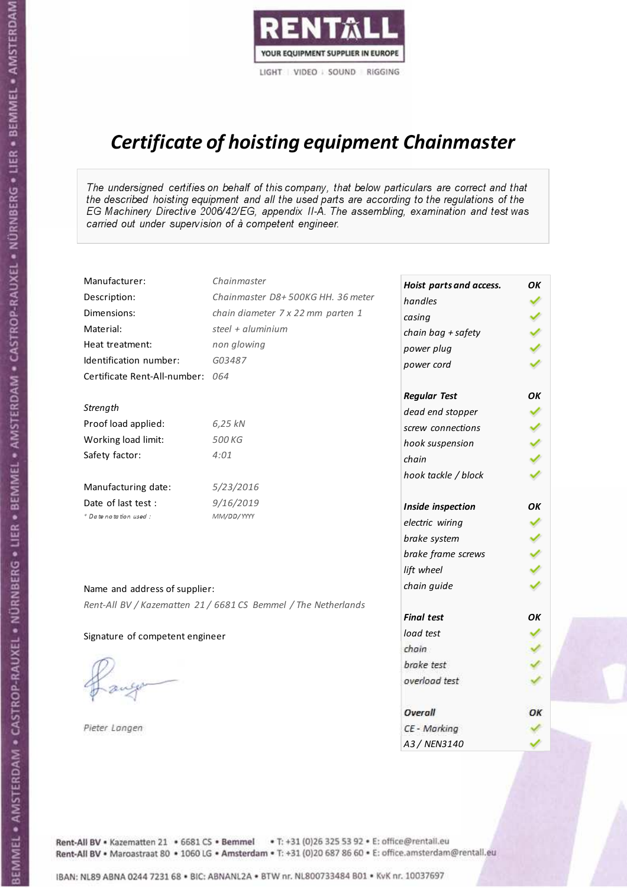RENTALL

YOUR EQUIPMENT SUPPLIER IN EUROPE

LIGHT | VIDEO | SOUND | RIGGING

# Certificate of hoisting equipment Chainmaster

*The undersigned certifies on behalf of this company, that below particulars are correct and that the described hoisting equipment and all the used parts are according to the regulations of the EG Machinery Directive 2006/42/EG, appendix II-A. The assembling, examination and test was carried out under supervision of à competent engineer.*

| | |
|---|---|
| Manufacturer: | *Chainmaster* |
| Description: | *Chainmaster D8+ 500KG HH. 36 meter* |
| Dimensions: | *chain diameter 7 x 22 mm parten 1* |
| Material: | *steel + aluminium* |
| Heat treatment: | *non glowing* |
| Identification number: | *G03487* |
| Certificate Rent-All-number: | *064* |

*Strength*

| | |
|---|---|
| Proof load applied: | *6,25 kN* |
| Working load limit: | *500 KG* |
| Safety factor: | *4:01* |

| | |
|---|---|
| Manufacturing date: | *5/23/2016* |
| Date of last test : | *9/16/2019* |
| * Date notation used : | *MM/DD/YYYY* |

| ***Hoist parts and access.*** | ***OK*** |
|---|---|
| *handles* | ✓ |
| *casing* | ✓ |
| *chain bag + safety* | ✓ |
| *power plug* | ✓ |
| *power cord* | ✓ |
| ***Regular Test*** | ***OK*** |
| *dead end stopper* | ✓ |
| *screw connections* | ✓ |
| *hook suspension* | ✓ |
| *chain* | ✓ |
| *hook tackle / block* | ✓ |
| ***Inside inspection*** | ***OK*** |
| *electric wiring* | ✓ |
| *brake system* | ✓ |
| *brake frame screws* | ✓ |
| *lift wheel* | ✓ |
| *chain guide* | ✓ |
| ***Final test*** | ***OK*** |
| *load test* | ✓ |
| *chain* | ✓ |
| *brake test* | ✓ |
| *overload test* | ✓ |
| ***Overall*** | ***OK*** |
| *CE - Marking* | ✓ |
| *A3 / NEN3140* | ✓ |

Name and address of supplier:

*Rent-All BV / Kazematten 21 / 6681 CS Bemmel / The Netherlands*

Signature of competent engineer

*Pieter Langen*

Rent-All BV • Kazematten 21 • 6681 CS • **Bemmel** • T: +31 (0)26 325 53 92 • E: office@rentall.eu
Rent-All BV • Maroastraat 80 • 1060 LG • **Amsterdam** • T: +31 (0)20 687 86 60 • E: office.amsterdam@rentall.eu

IBAN: NL89 ABNA 0244 7231 68 • BIC: ABNANL2A • BTW nr. NL800733484 B01 • KvK nr. 10037697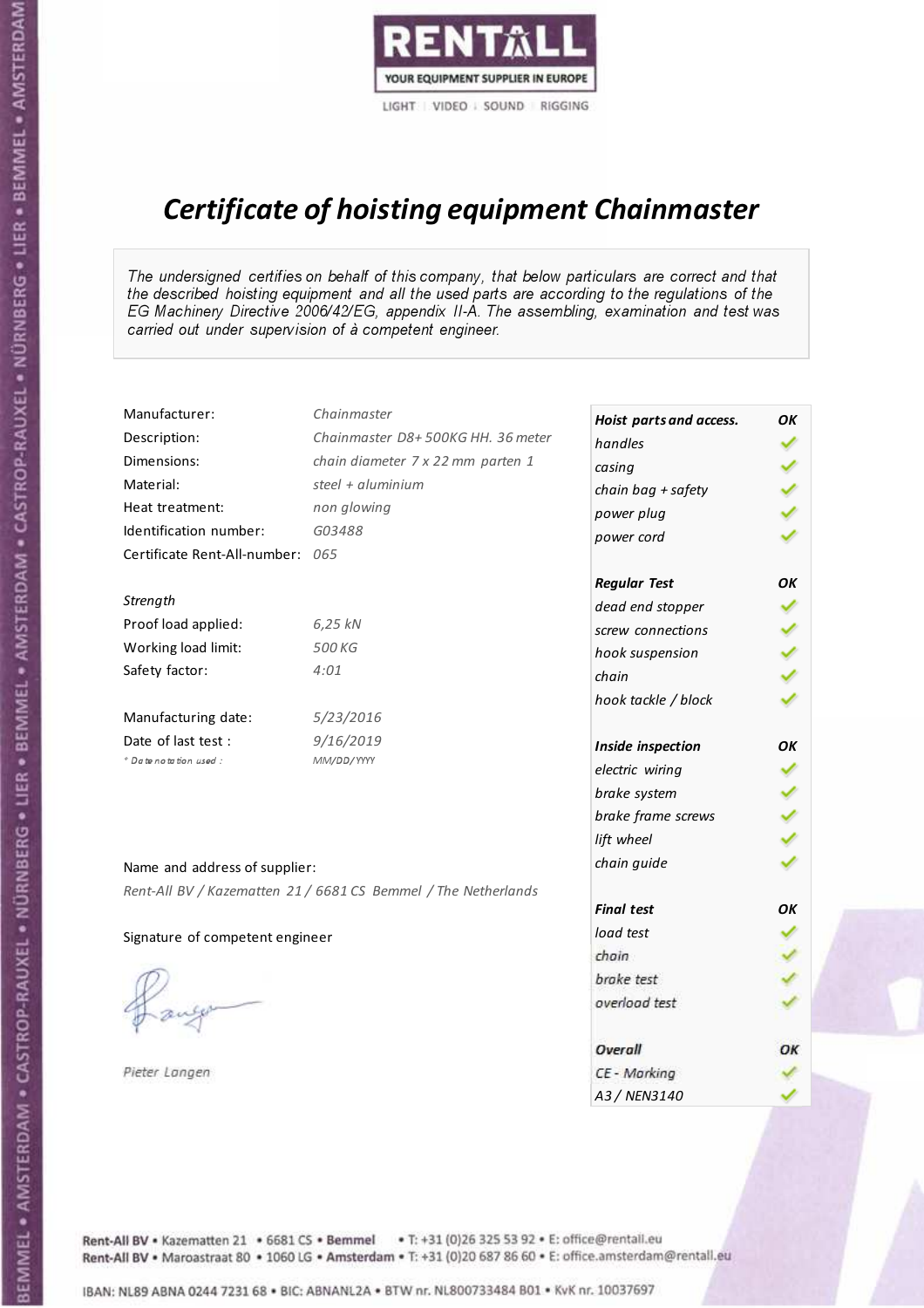RENTALL
YOUR EQUIPMENT SUPPLIER IN EUROPE
LIGHT | VIDEO | SOUND | RIGGING

# Certificate of hoisting equipment Chainmaster

*The undersigned certifies on behalf of this company, that below particulars are correct and that the described hoisting equipment and all the used parts are according to the regulations of the EG Machinery Directive 2006/42/EG, appendix II-A. The assembling, examination and test was carried out under supervision of à competent engineer.*

| | |
|---|---|
| Manufacturer: | *Chainmaster* |
| Description: | *Chainmaster D8+ 500KG HH. 36 meter* |
| Dimensions: | *chain diameter 7 x 22 mm parten 1* |
| Material: | *steel + aluminium* |
| Heat treatment: | *non glowing* |
| Identification number: | *G03488* |
| Certificate Rent-All-number: | *065* |

*Strength*

| | |
|---|---|
| Proof load applied: | *6,25 kN* |
| Working load limit: | *500 KG* |
| Safety factor: | *4:01* |

| | |
|---|---|
| Manufacturing date: | *5/23/2016* |
| Date of last test : | *9/16/2019* |
| * Date notation used : | *MM/DD/YYYY* |

Name and address of supplier:

*Rent-All BV / Kazematten 21 / 6681 CS Bemmel / The Netherlands*

Signature of competent engineer

*Pieter Langen*

| Hoist parts and access. | OK |
|---|---|
| handles | ✓ |
| casing | ✓ |
| chain bag + safety | ✓ |
| power plug | ✓ |
| power cord | ✓ |
| **Regular Test** | **OK** |
| dead end stopper | ✓ |
| screw connections | ✓ |
| hook suspension | ✓ |
| chain | ✓ |
| hook tackle / block | ✓ |
| **Inside inspection** | **OK** |
| electric wiring | ✓ |
| brake system | ✓ |
| brake frame screws | ✓ |
| lift wheel | ✓ |
| chain guide | ✓ |
| **Final test** | **OK** |
| load test | ✓ |
| chain | ✓ |
| brake test | ✓ |
| overload test | ✓ |
| **Overall** | **OK** |
| CE - Marking | ✓ |
| A3 / NEN3140 | ✓ |

Rent-All BV • Kazematten 21 • 6681 CS • Bemmel • T: +31 (0)26 325 53 92 • E: office@rentall.eu
Rent-All BV • Maroastraat 80 • 1060 LG • Amsterdam • T: +31 (0)20 687 86 60 • E: office.amsterdam@rentall.eu

IBAN: NL89 ABNA 0244 7231 68 • BIC: ABNANL2A • BTW nr. NL800733484 B01 • KvK nr. 10037697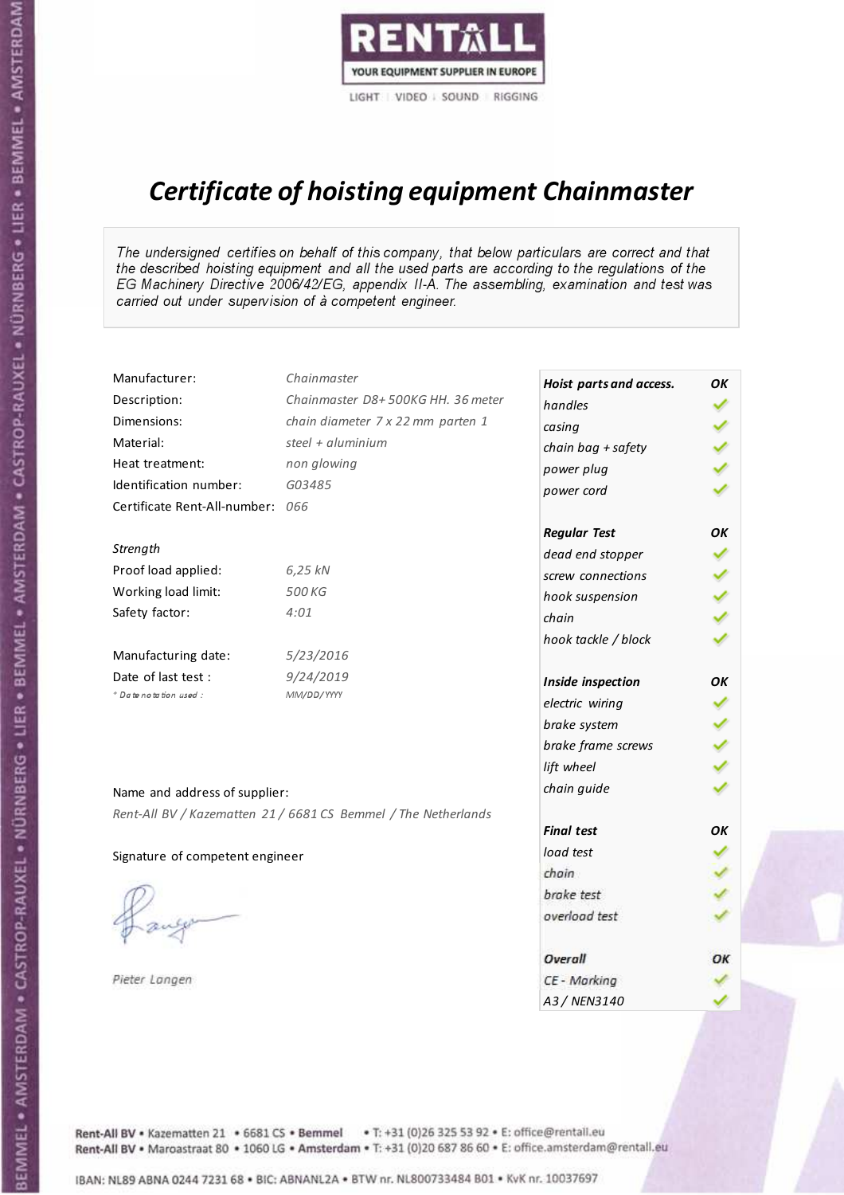RENTALL

YOUR EQUIPMENT SUPPLIER IN EUROPE

LIGHT | VIDEO | SOUND | RIGGING

# *Certificate of hoisting equipment Chainmaster*

*The undersigned certifies on behalf of this company, that below particulars are correct and that the described hoisting equipment and all the used parts are according to the regulations of the EG Machinery Directive 2006/42/EG, appendix II-A. The assembling, examination and test was carried out under supervision of à competent engineer.*

| | |
|---|---|
| Manufacturer: | *Chainmaster* |
| Description: | *Chainmaster D8+ 500KG HH. 36 meter* |
| Dimensions: | *chain diameter 7 x 22 mm parten 1* |
| Material: | *steel + aluminium* |
| Heat treatment: | *non glowing* |
| Identification number: | *G03485* |
| Certificate Rent-All-number: | *066* |

*Strength*

| | |
|---|---|
| Proof load applied: | *6,25 kN* |
| Working load limit: | *500 KG* |
| Safety factor: | *4:01* |

| | |
|---|---|
| Manufacturing date: | *5/23/2016* |
| Date of last test : | *9/24/2019* |
| *Date notation used :* | *MM/DD/YYYY* |

| ***Hoist parts and access.*** | ***OK*** |
|---|---|
| *handles* | ✓ |
| *casing* | ✓ |
| *chain bag + safety* | ✓ |
| *power plug* | ✓ |
| *power cord* | ✓ |
| ***Regular Test*** | ***OK*** |
| *dead end stopper* | ✓ |
| *screw connections* | ✓ |
| *hook suspension* | ✓ |
| *chain* | ✓ |
| *hook tackle / block* | ✓ |
| ***Inside inspection*** | ***OK*** |
| *electric wiring* | ✓ |
| *brake system* | ✓ |
| *brake frame screws* | ✓ |
| *lift wheel* | ✓ |
| *chain guide* | ✓ |
| ***Final test*** | ***OK*** |
| *load test* | ✓ |
| *chain* | ✓ |
| *brake test* | ✓ |
| *overload test* | ✓ |
| ***Overall*** | ***OK*** |
| *CE - Marking* | ✓ |
| *A3 / NEN3140* | ✓ |

Name and address of supplier:

*Rent-All BV / Kazematten 21 / 6681 CS Bemmel / The Netherlands*

Signature of competent engineer

*Pieter Langen*

Rent-All BV • Kazematten 21 • 6681 CS • **Bemmel** • T: +31 (0)26 325 53 92 • E: office@rentall.eu
Rent-All BV • Maroastraat 80 • 1060 LG • **Amsterdam** • T: +31 (0)20 687 86 60 • E: office.amsterdam@rentall.eu

IBAN: NL89 ABNA 0244 7231 68 • BIC: ABNANL2A • BTW nr. NL800733484 B01 • KvK nr. 10037697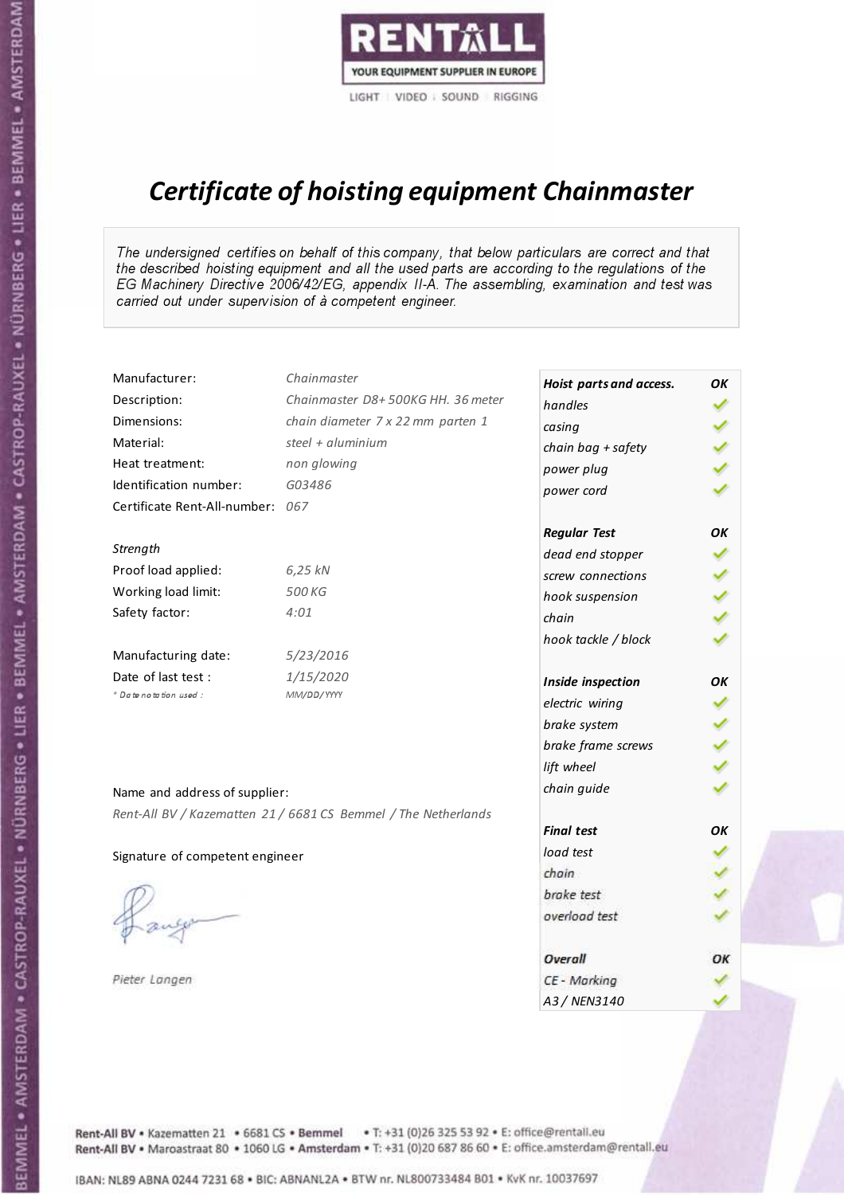RENTALL
YOUR EQUIPMENT SUPPLIER IN EUROPE
LIGHT | VIDEO | SOUND | RIGGING

# *Certificate of hoisting equipment Chainmaster*

*The undersigned certifies on behalf of this company, that below particulars are correct and that the described hoisting equipment and all the used parts are according to the regulations of the EG Machinery Directive 2006/42/EG, appendix II-A. The assembling, examination and test was carried out under supervision of à competent engineer.*

| | |
|---|---|
| Manufacturer: | *Chainmaster* |
| Description: | *Chainmaster D8+ 500KG HH. 36 meter* |
| Dimensions: | *chain diameter 7 x 22 mm parten 1* |
| Material: | *steel + aluminium* |
| Heat treatment: | *non glowing* |
| Identification number: | *G03486* |
| Certificate Rent-All-number: | *067* |

*Strength*

| | |
|---|---|
| Proof load applied: | *6,25 kN* |
| Working load limit: | *500 KG* |
| Safety factor: | *4:01* |

| | |
|---|---|
| Manufacturing date: | *5/23/2016* |
| Date of last test : | *1/15/2020* |
| * Date notation used : | *MM/DD/YYYY* |

| ***Hoist parts and access.*** | ***OK*** |
|---|---|
| *handles* | ✓ |
| *casing* | ✓ |
| *chain bag + safety* | ✓ |
| *power plug* | ✓ |
| *power cord* | ✓ |
| ***Regular Test*** | ***OK*** |
| *dead end stopper* | ✓ |
| *screw connections* | ✓ |
| *hook suspension* | ✓ |
| *chain* | ✓ |
| *hook tackle / block* | ✓ |
| ***Inside inspection*** | ***OK*** |
| *electric wiring* | ✓ |
| *brake system* | ✓ |
| *brake frame screws* | ✓ |
| *lift wheel* | ✓ |
| *chain guide* | ✓ |
| ***Final test*** | ***OK*** |
| *load test* | ✓ |
| *chain* | ✓ |
| *brake test* | ✓ |
| *overload test* | ✓ |
| ***Overall*** | ***OK*** |
| *CE - Marking* | ✓ |
| *A3 / NEN3140* | ✓ |

Name and address of supplier:

*Rent-All BV / Kazematten 21 / 6681 CS Bemmel / The Netherlands*

Signature of competent engineer

*Pieter Langen*

Rent-All BV • Kazematten 21 • 6681 CS • **Bemmel** • T: +31 (0)26 325 53 92 • E: office@rentall.eu
Rent-All BV • Maroastraat 80 • 1060 LG • **Amsterdam** • T: +31 (0)20 687 86 60 • E: office.amsterdam@rentall.eu

IBAN: NL89 ABNA 0244 7231 68 • BIC: ABNANL2A • BTW nr. NL800733484 B01 • KvK nr. 10037697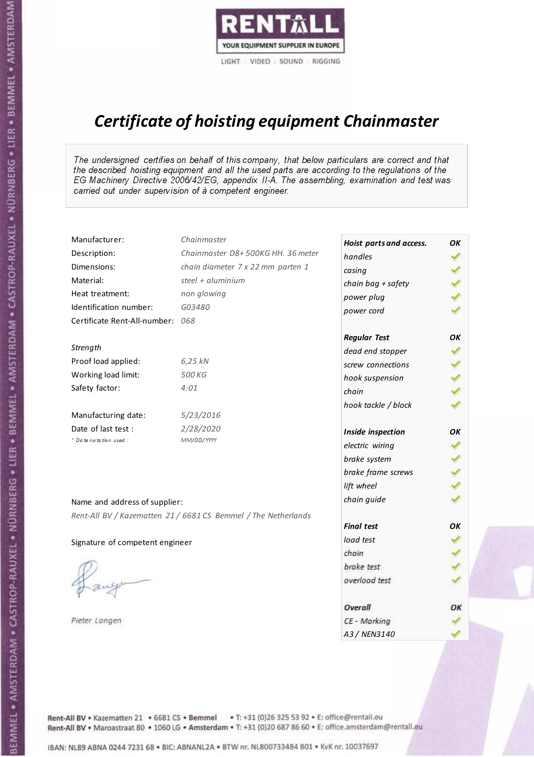RENTALL
YOUR EQUIPMENT SUPPLIER IN EUROPE
LIGHT | VIDEO | SOUND | RIGGING

# *Certificate of hoisting equipment Chainmaster*

*The undersigned certifies on behalf of this company, that below particulars are correct and that the described hoisting equipment and all the used parts are according to the regulations of the EG Machinery Directive 2006/42/EG, appendix II-A. The assembling, examination and test was carried out under supervision of à competent engineer.*

| | |
|---|---|
| Manufacturer: | *Chainmaster* |
| Description: | *Chainmaster D8+ 500KG HH. 36 meter* |
| Dimensions: | *chain diameter 7 x 22 mm parten 1* |
| Material: | *steel + aluminium* |
| Heat treatment: | *non glowing* |
| Identification number: | *G03480* |
| Certificate Rent-All-number: | *068* |

*Strength*

| | |
|---|---|
| Proof load applied: | *6,25 kN* |
| Working load limit: | *500 KG* |
| Safety factor: | *4:01* |

| | |
|---|---|
| Manufacturing date: | *5/23/2016* |
| Date of last test : | *2/28/2020* |
| *\* Date notation used :* | *MM/DD/YYYY* |

| ***Hoist parts and access.*** | ***OK*** |
|---|---|
| *handles* | ✓ |
| *casing* | ✓ |
| *chain bag + safety* | ✓ |
| *power plug* | ✓ |
| *power cord* | ✓ |
| ***Regular Test*** | ***OK*** |
| *dead end stopper* | ✓ |
| *screw connections* | ✓ |
| *hook suspension* | ✓ |
| *chain* | ✓ |
| *hook tackle / block* | ✓ |
| ***Inside inspection*** | ***OK*** |
| *electric wiring* | ✓ |
| *brake system* | ✓ |
| *brake frame screws* | ✓ |
| *lift wheel* | ✓ |
| *chain guide* | ✓ |
| ***Final test*** | ***OK*** |
| *load test* | ✓ |
| *chain* | ✓ |
| *brake test* | ✓ |
| *overload test* | ✓ |
| ***Overall*** | ***OK*** |
| *CE - Marking* | ✓ |
| *A3 / NEN3140* | ✓ |

Name and address of supplier:

*Rent-All BV / Kazematten 21 / 6681 CS Bemmel / The Netherlands*

Signature of competent engineer

*Pieter Langen*

Rent-All BV • Kazematten 21 • 6681 CS • **Bemmel** • T: +31 (0)26 325 53 92 • E: office@rentall.eu
Rent-All BV • Maroastraat 80 • 1060 LG • **Amsterdam** • T: +31 (0)20 687 86 60 • E: office.amsterdam@rentall.eu

IBAN: NL89 ABNA 0244 7231 68 • BIC: ABNANL2A • BTW nr. NL800733484 B01 • KvK nr. 10037697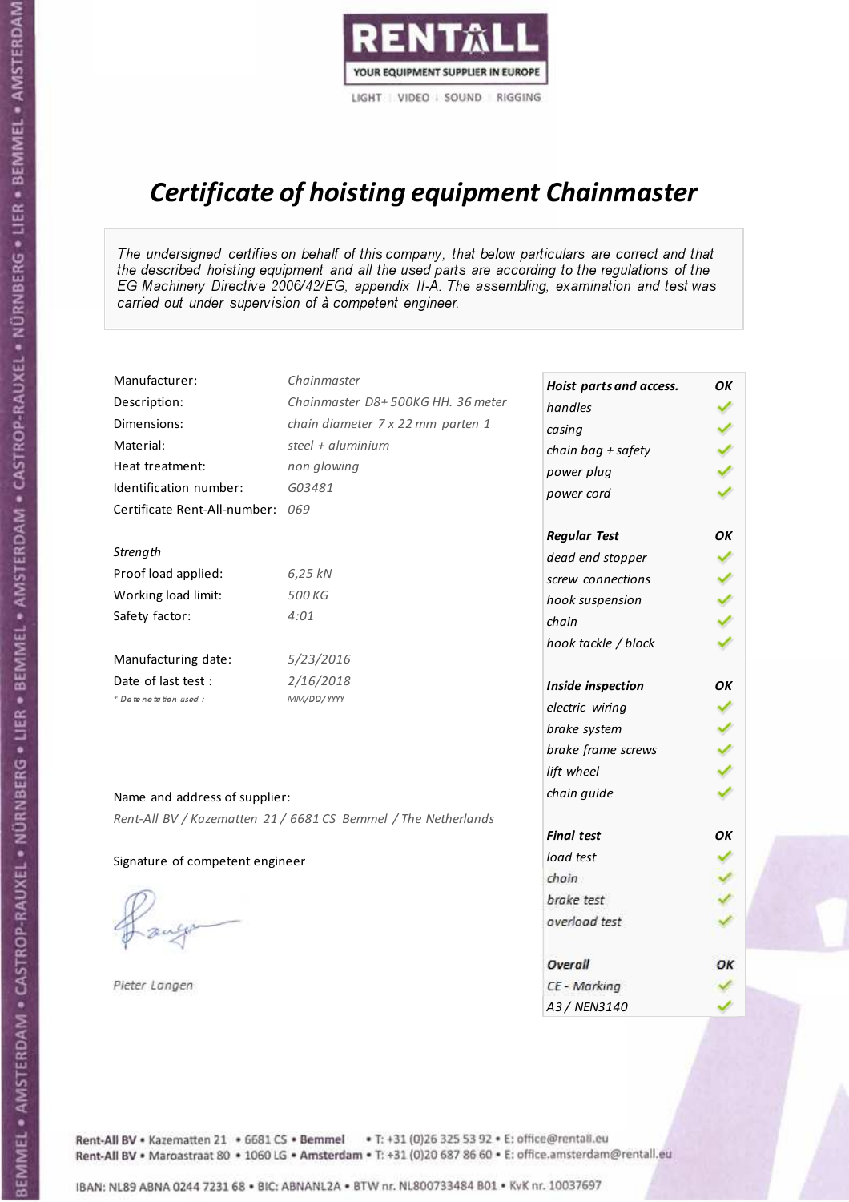RENTALL
YOUR EQUIPMENT SUPPLIER IN EUROPE
LIGHT | VIDEO | SOUND | RIGGING

# *Certificate of hoisting equipment Chainmaster*

*The undersigned certifies on behalf of this company, that below particulars are correct and that the described hoisting equipment and all the used parts are according to the regulations of the EG Machinery Directive 2006/42/EG, appendix II-A. The assembling, examination and test was carried out under supervision of à competent engineer.*

| | |
|---|---|
| Manufacturer: | *Chainmaster* |
| Description: | *Chainmaster D8+ 500KG HH. 36 meter* |
| Dimensions: | *chain diameter 7 x 22 mm parten 1* |
| Material: | *steel + aluminium* |
| Heat treatment: | *non glowing* |
| Identification number: | *G03481* |
| Certificate Rent-All-number: | *069* |

*Strength*

| | |
|---|---|
| Proof load applied: | *6,25 kN* |
| Working load limit: | *500 KG* |
| Safety factor: | *4:01* |

| | |
|---|---|
| Manufacturing date: | *5/23/2016* |
| Date of last test : | *2/16/2018* |
| *\* Date notation used :* | *MM/DD/YYYY* |

| *Hoist parts and access.* | *OK* |
|---|---|
| *handles* | ✓ |
| *casing* | ✓ |
| *chain bag + safety* | ✓ |
| *power plug* | ✓ |
| *power cord* | ✓ |
| ***Regular Test*** | ***OK*** |
| *dead end stopper* | ✓ |
| *screw connections* | ✓ |
| *hook suspension* | ✓ |
| *chain* | ✓ |
| *hook tackle / block* | ✓ |
| ***Inside inspection*** | ***OK*** |
| *electric wiring* | ✓ |
| *brake system* | ✓ |
| *brake frame screws* | ✓ |
| *lift wheel* | ✓ |
| *chain guide* | ✓ |
| ***Final test*** | ***OK*** |
| *load test* | ✓ |
| *chain* | ✓ |
| *brake test* | ✓ |
| *overload test* | ✓ |
| ***Overall*** | ***OK*** |
| *CE - Marking* | ✓ |
| *A3 / NEN3140* | ✓ |

Name and address of supplier:

*Rent-All BV / Kazematten 21 / 6681 CS Bemmel / The Netherlands*

Signature of competent engineer

*Pieter Langen*

Rent-All BV • Kazematten 21 • 6681 CS • **Bemmel** • T: +31 (0)26 325 53 92 • E: office@rentall.eu
Rent-All BV • Maroastraat 80 • 1060 LG • **Amsterdam** • T: +31 (0)20 687 86 60 • E: office.amsterdam@rentall.eu

IBAN: NL89 ABNA 0244 7231 68 • BIC: ABNANL2A • BTW nr. NL800733484 B01 • KvK nr. 10037697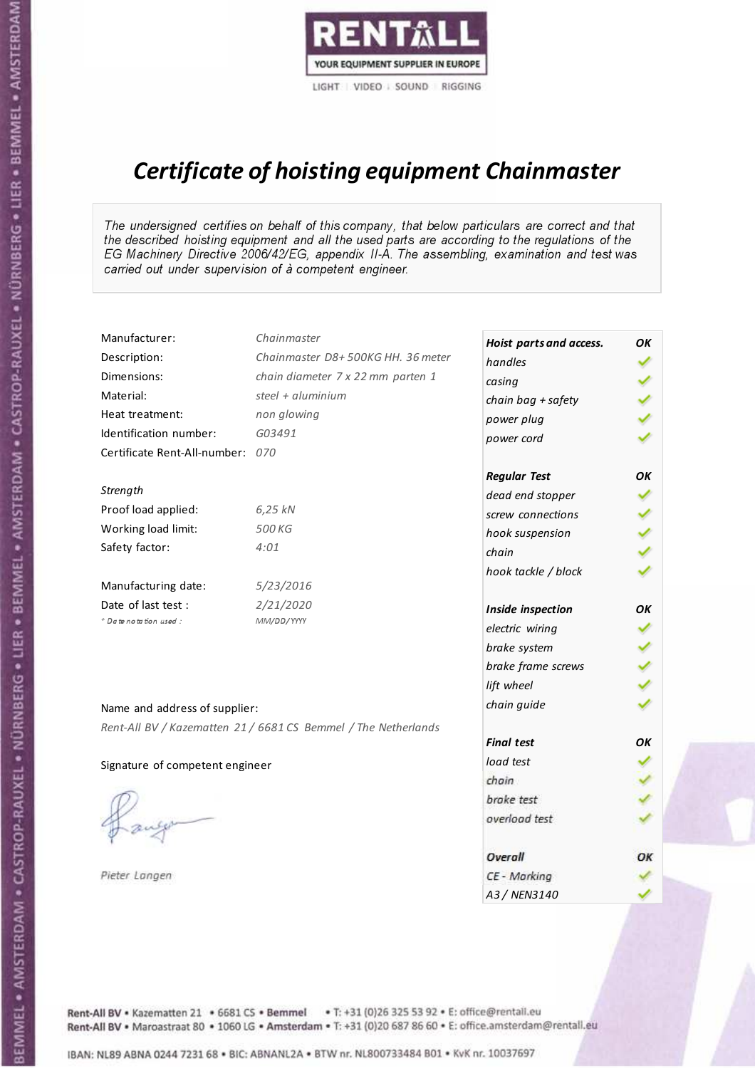RENTALL

YOUR EQUIPMENT SUPPLIER IN EUROPE

LIGHT | VIDEO | SOUND | RIGGING

# *Certificate of hoisting equipment Chainmaster*

*The undersigned certifies on behalf of this company, that below particulars are correct and that the described hoisting equipment and all the used parts are according to the regulations of the EG Machinery Directive 2006/42/EG, appendix II-A. The assembling, examination and test was carried out under supervision of à competent engineer.*

| | |
|---|---|
| Manufacturer: | *Chainmaster* |
| Description: | *Chainmaster D8+ 500KG HH. 36 meter* |
| Dimensions: | *chain diameter 7 x 22 mm parten 1* |
| Material: | *steel + aluminium* |
| Heat treatment: | *non glowing* |
| Identification number: | *G03491* |
| Certificate Rent-All-number: | *070* |

*Strength*

| | |
|---|---|
| Proof load applied: | *6,25 kN* |
| Working load limit: | *500 KG* |
| Safety factor: | *4:01* |

| | |
|---|---|
| Manufacturing date: | *5/23/2016* |
| Date of last test : | *2/21/2020* |
| *\* Date notation used :* | *MM/DD/YYYY* |

| ***Hoist parts and access.*** | ***OK*** |
|---|---|
| *handles* | ✓ |
| *casing* | ✓ |
| *chain bag + safety* | ✓ |
| *power plug* | ✓ |
| *power cord* | ✓ |
| ***Regular Test*** | ***OK*** |
| *dead end stopper* | ✓ |
| *screw connections* | ✓ |
| *hook suspension* | ✓ |
| *chain* | ✓ |
| *hook tackle / block* | ✓ |
| ***Inside inspection*** | ***OK*** |
| *electric wiring* | ✓ |
| *brake system* | ✓ |
| *brake frame screws* | ✓ |
| *lift wheel* | ✓ |
| *chain guide* | ✓ |
| ***Final test*** | ***OK*** |
| *load test* | ✓ |
| *chain* | ✓ |
| *brake test* | ✓ |
| *overload test* | ✓ |
| ***Overall*** | ***OK*** |
| *CE - Marking* | ✓ |
| *A3 / NEN3140* | ✓ |

Name and address of supplier:

*Rent-All BV / Kazematten 21 / 6681 CS Bemmel / The Netherlands*

Signature of competent engineer

*Pieter Langen*

Rent-All BV • Kazematten 21 • 6681 CS • **Bemmel** • T: +31 (0)26 325 53 92 • E: office@rentall.eu
Rent-All BV • Maroastraat 80 • 1060 LG • **Amsterdam** • T: +31 (0)20 687 86 60 • E: office.amsterdam@rentall.eu

IBAN: NL89 ABNA 0244 7231 68 • BIC: ABNANL2A • BTW nr. NL800733484 B01 • KvK nr. 10037697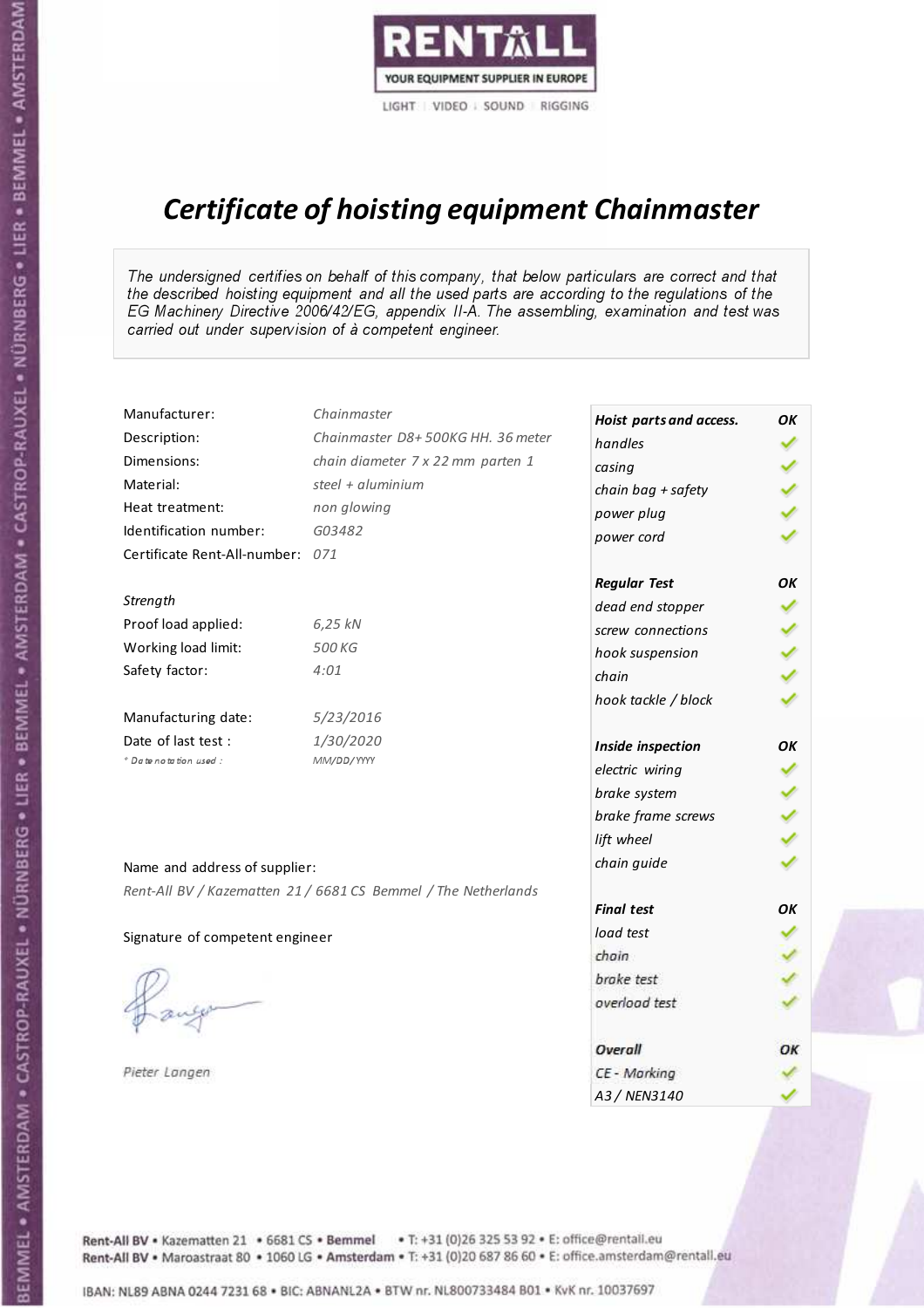RENTALL
YOUR EQUIPMENT SUPPLIER IN EUROPE
LIGHT | VIDEO | SOUND | RIGGING

# *Certificate of hoisting equipment Chainmaster*

*The undersigned certifies on behalf of this company, that below particulars are correct and that the described hoisting equipment and all the used parts are according to the regulations of the EG Machinery Directive 2006/42/EG, appendix II-A. The assembling, examination and test was carried out under supervision of à competent engineer.*

| | |
|---|---|
| Manufacturer: | *Chainmaster* |
| Description: | *Chainmaster D8+ 500KG HH. 36 meter* |
| Dimensions: | *chain diameter 7 x 22 mm parten 1* |
| Material: | *steel + aluminium* |
| Heat treatment: | *non glowing* |
| Identification number: | *G03482* |
| Certificate Rent-All-number: | *071* |

*Strength*

| | |
|---|---|
| Proof load applied: | *6,25 kN* |
| Working load limit: | *500 KG* |
| Safety factor: | *4:01* |

| | |
|---|---|
| Manufacturing date: | *5/23/2016* |
| Date of last test : | *1/30/2020* |
| * Date notation used : | *MM/DD/YYYY* |

| *Hoist parts and access.* | *OK* |
|---|---|
| *handles* | ✓ |
| *casing* | ✓ |
| *chain bag + safety* | ✓ |
| *power plug* | ✓ |
| *power cord* | ✓ |
| ***Regular Test*** | ***OK*** |
| *dead end stopper* | ✓ |
| *screw connections* | ✓ |
| *hook suspension* | ✓ |
| *chain* | ✓ |
| *hook tackle / block* | ✓ |
| ***Inside inspection*** | ***OK*** |
| *electric wiring* | ✓ |
| *brake system* | ✓ |
| *brake frame screws* | ✓ |
| *lift wheel* | ✓ |
| *chain guide* | ✓ |
| ***Final test*** | ***OK*** |
| *load test* | ✓ |
| *chain* | ✓ |
| *brake test* | ✓ |
| *overload test* | ✓ |
| ***Overall*** | ***OK*** |
| *CE - Marking* | ✓ |
| *A3 / NEN3140* | ✓ |

Name and address of supplier:

*Rent-All BV / Kazematten 21 / 6681 CS Bemmel / The Netherlands*

Signature of competent engineer

*Pieter Langen*

Rent-All BV • Kazematten 21 • 6681 CS • Bemmel • T: +31 (0)26 325 53 92 • E: office@rentall.eu
Rent-All BV • Maroastraat 80 • 1060 LG • Amsterdam • T: +31 (0)20 687 86 60 • E: office.amsterdam@rentall.eu

IBAN: NL89 ABNA 0244 7231 68 • BIC: ABNANL2A • BTW nr. NL800733484 B01 • KvK nr. 10037697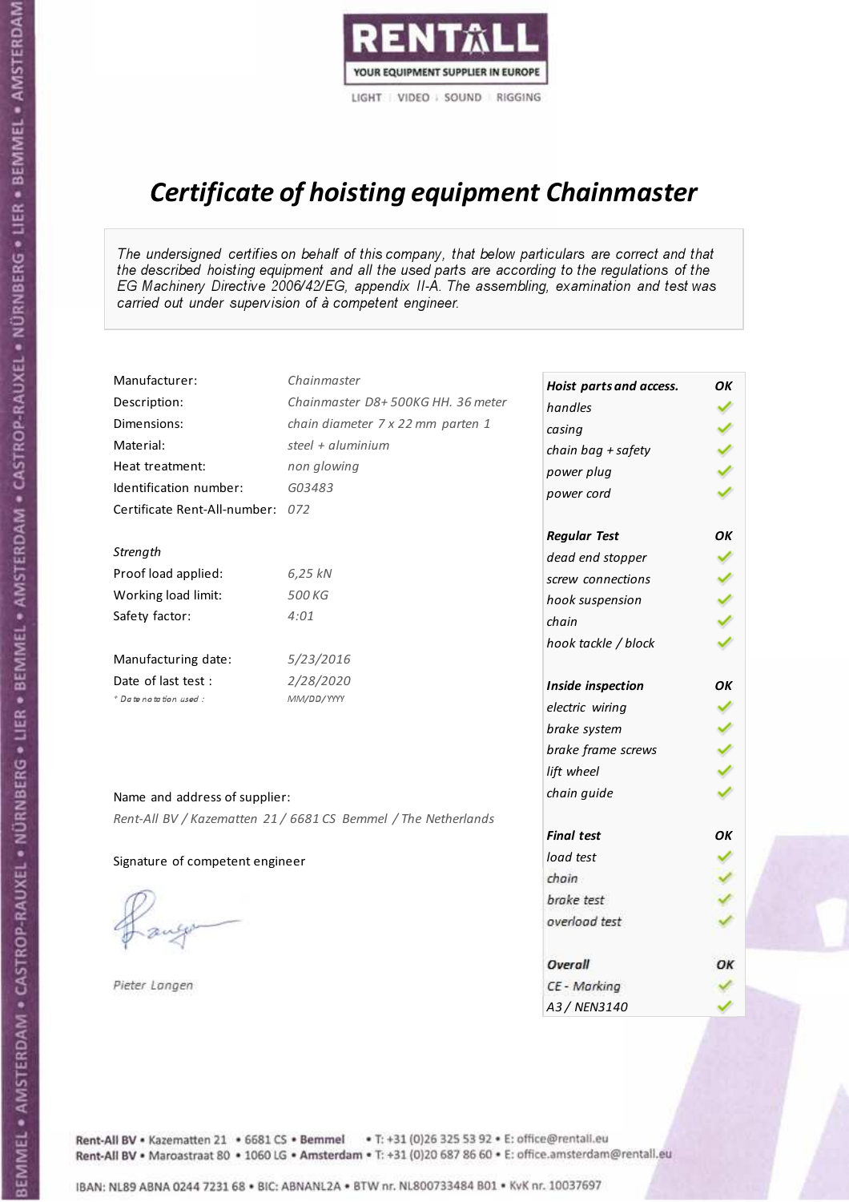RENTALL
YOUR EQUIPMENT SUPPLIER IN EUROPE
LIGHT | VIDEO | SOUND | RIGGING

# *Certificate of hoisting equipment Chainmaster*

*The undersigned certifies on behalf of this company, that below particulars are correct and that the described hoisting equipment and all the used parts are according to the regulations of the EG Machinery Directive 2006/42/EG, appendix II-A. The assembling, examination and test was carried out under supervision of à competent engineer.*

| | |
|---|---|
| Manufacturer: | *Chainmaster* |
| Description: | *Chainmaster D8+ 500KG HH. 36 meter* |
| Dimensions: | *chain diameter 7 x 22 mm parten 1* |
| Material: | *steel + aluminium* |
| Heat treatment: | *non glowing* |
| Identification number: | *G03483* |
| Certificate Rent-All-number: | *072* |

*Strength*

| | |
|---|---|
| Proof load applied: | *6,25 kN* |
| Working load limit: | *500 KG* |
| Safety factor: | *4:01* |

| | |
|---|---|
| Manufacturing date: | *5/23/2016* |
| Date of last test : | *2/28/2020* |
| *\* Date notation used :* | *MM/DD/YYYY* |

| *Hoist parts and access.* | *OK* |
|---|---|
| *handles* | ✓ |
| *casing* | ✓ |
| *chain bag + safety* | ✓ |
| *power plug* | ✓ |
| *power cord* | ✓ |
| ***Regular Test*** | ***OK*** |
| *dead end stopper* | ✓ |
| *screw connections* | ✓ |
| *hook suspension* | ✓ |
| *chain* | ✓ |
| *hook tackle / block* | ✓ |
| ***Inside inspection*** | ***OK*** |
| *electric wiring* | ✓ |
| *brake system* | ✓ |
| *brake frame screws* | ✓ |
| *lift wheel* | ✓ |
| *chain guide* | ✓ |
| ***Final test*** | ***OK*** |
| *load test* | ✓ |
| *chain* | ✓ |
| *brake test* | ✓ |
| *overload test* | ✓ |
| ***Overall*** | ***OK*** |
| *CE - Marking* | ✓ |
| *A3 / NEN3140* | ✓ |

Name and address of supplier:

*Rent-All BV / Kazematten 21 / 6681 CS Bemmel / The Netherlands*

Signature of competent engineer

*Pieter Langen*

Rent-All BV • Kazematten 21 • 6681 CS • **Bemmel** • T: +31 (0)26 325 53 92 • E: office@rentall.eu
Rent-All BV • Maroastraat 80 • 1060 LG • **Amsterdam** • T: +31 (0)20 687 86 60 • E: office.amsterdam@rentall.eu

IBAN: NL89 ABNA 0244 7231 68 • BIC: ABNANL2A • BTW nr. NL800733484 B01 • KvK nr. 10037697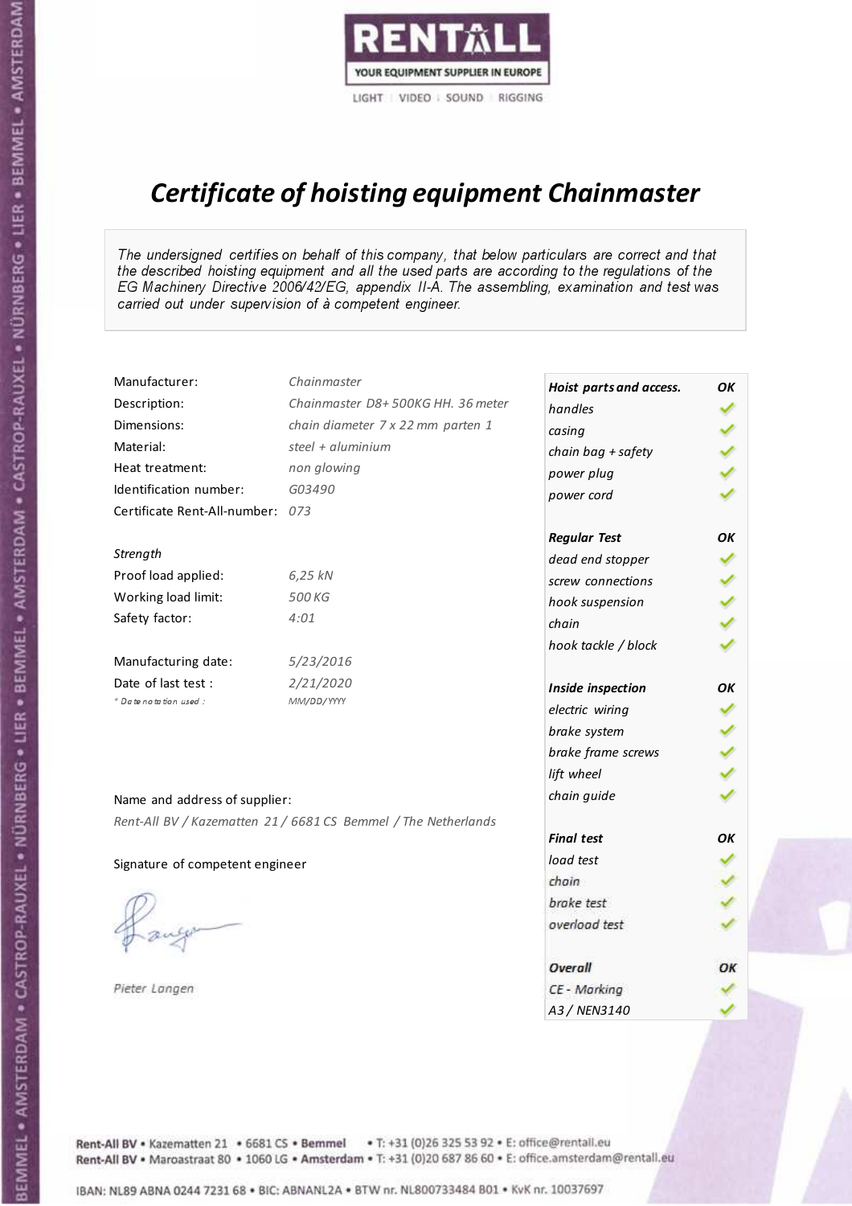RENTALL

YOUR EQUIPMENT SUPPLIER IN EUROPE

LIGHT | VIDEO | SOUND | RIGGING

# Certificate of hoisting equipment Chainmaster

*The undersigned certifies on behalf of this company, that below particulars are correct and that the described hoisting equipment and all the used parts are according to the regulations of the EG Machinery Directive 2006/42/EG, appendix II-A. The assembling, examination and test was carried out under supervision of à competent engineer.*

| | |
|---|---|
| Manufacturer: | Chainmaster |
| Description: | Chainmaster D8+ 500KG HH. 36 meter |
| Dimensions: | chain diameter 7 x 22 mm parten 1 |
| Material: | steel + aluminium |
| Heat treatment: | non glowing |
| Identification number: | G03490 |
| Certificate Rent-All-number: | 073 |

**Strength**

| | |
|---|---|
| Proof load applied: | 6,25 kN |
| Working load limit: | 500 KG |
| Safety factor: | 4:01 |

| | |
|---|---|
| Manufacturing date: | 5/23/2016 |
| Date of last test : | 2/21/2020 |
| * Date notation used : | MM/DD/YYYY |

Name and address of supplier:

*Rent-All BV / Kazematten 21 / 6681 CS Bemmel / The Netherlands*

Signature of competent engineer

Pieter Langen

| Hoist parts and access. | OK |
|---|---|
| handles | ✓ |
| casing | ✓ |
| chain bag + safety | ✓ |
| power plug | ✓ |
| power cord | ✓ |
| **Regular Test** | **OK** |
| dead end stopper | ✓ |
| screw connections | ✓ |
| hook suspension | ✓ |
| chain | ✓ |
| hook tackle / block | ✓ |
| **Inside inspection** | **OK** |
| electric wiring | ✓ |
| brake system | ✓ |
| brake frame screws | ✓ |
| lift wheel | ✓ |
| chain guide | ✓ |
| **Final test** | **OK** |
| load test | ✓ |
| chain | ✓ |
| brake test | ✓ |
| overload test | ✓ |
| **Overall** | **OK** |
| CE - Marking | ✓ |
| A3 / NEN3140 | ✓ |

Rent-All BV • Kazematten 21 • 6681 CS • Bemmel • T: +31 (0)26 325 53 92 • E: office@rentall.eu
Rent-All BV • Maroastraat 80 • 1060 LG • Amsterdam • T: +31 (0)20 687 86 60 • E: office.amsterdam@rentall.eu

IBAN: NL89 ABNA 0244 7231 68 • BIC: ABNANL2A • BTW nr. NL800733484 B01 • KvK nr. 10037697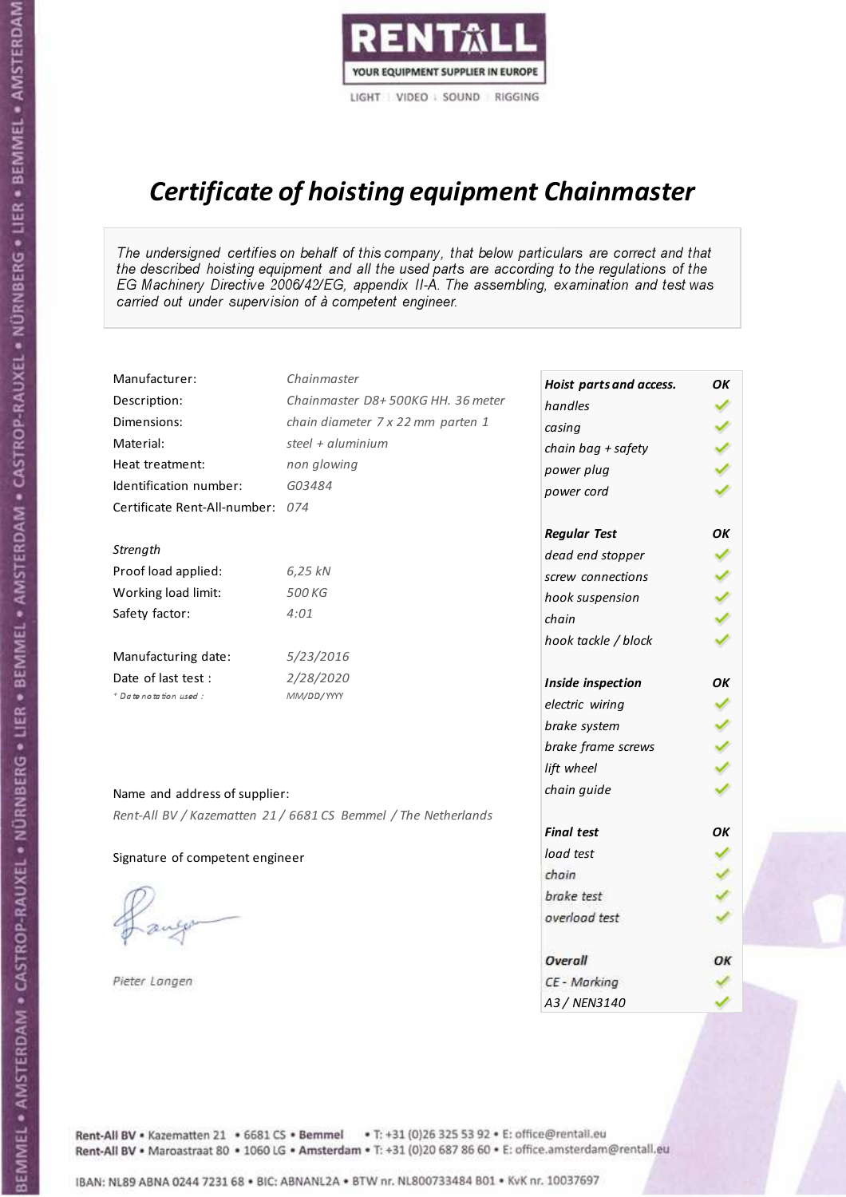RENTALL

YOUR EQUIPMENT SUPPLIER IN EUROPE

LIGHT | VIDEO | SOUND | RIGGING

# *Certificate of hoisting equipment Chainmaster*

*The undersigned certifies on behalf of this company, that below particulars are correct and that the described hoisting equipment and all the used parts are according to the regulations of the EG Machinery Directive 2006/42/EG, appendix II-A. The assembling, examination and test was carried out under supervision of à competent engineer.*

| | |
|---|---|
| Manufacturer: | *Chainmaster* |
| Description: | *Chainmaster D8+ 500KG HH. 36 meter* |
| Dimensions: | *chain diameter 7 x 22 mm parten 1* |
| Material: | *steel + aluminium* |
| Heat treatment: | *non glowing* |
| Identification number: | *G03484* |
| Certificate Rent-All-number: | *074* |

*Strength*

| | |
|---|---|
| Proof load applied: | *6,25 kN* |
| Working load limit: | *500 KG* |
| Safety factor: | *4:01* |

| | |
|---|---|
| Manufacturing date: | *5/23/2016* |
| Date of last test : | *2/28/2020* |
| * Date notation used : | *MM/DD/YYYY* |

Name and address of supplier:

*Rent-All BV / Kazematten 21 / 6681 CS Bemmel / The Netherlands*

Signature of competent engineer

*Pieter Langen*

| ***Hoist parts and access.*** | ***OK*** |
|---|---|
| *handles* | ✓ |
| *casing* | ✓ |
| *chain bag + safety* | ✓ |
| *power plug* | ✓ |
| *power cord* | ✓ |
| ***Regular Test*** | ***OK*** |
| *dead end stopper* | ✓ |
| *screw connections* | ✓ |
| *hook suspension* | ✓ |
| *chain* | ✓ |
| *hook tackle / block* | ✓ |
| ***Inside inspection*** | ***OK*** |
| *electric wiring* | ✓ |
| *brake system* | ✓ |
| *brake frame screws* | ✓ |
| *lift wheel* | ✓ |
| *chain guide* | ✓ |
| ***Final test*** | ***OK*** |
| *load test* | ✓ |
| *chain* | ✓ |
| *brake test* | ✓ |
| *overload test* | ✓ |
| ***Overall*** | ***OK*** |
| *CE - Marking* | ✓ |
| *A3 / NEN3140* | ✓ |

Rent-All BV • Kazematten 21 • 6681 CS • Bemmel • T: +31 (0)26 325 53 92 • E: office@rentall.eu
Rent-All BV • Maroastraat 80 • 1060 LG • Amsterdam • T: +31 (0)20 687 86 60 • E: office.amsterdam@rentall.eu

IBAN: NL89 ABNA 0244 7231 68 • BIC: ABNANL2A • BTW nr. NL800733484 B01 • KvK nr. 10037697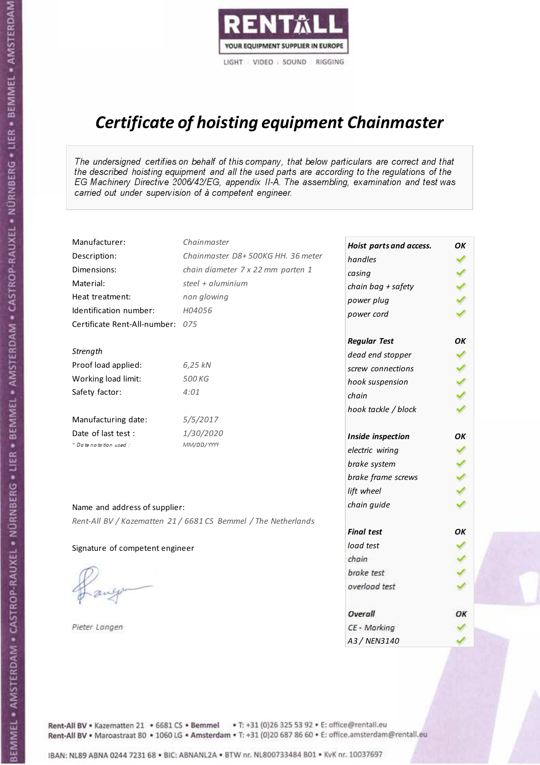RENTALL

YOUR EQUIPMENT SUPPLIER IN EUROPE

LIGHT | VIDEO | SOUND | RIGGING

# *Certificate of hoisting equipment Chainmaster*

*The undersigned certifies on behalf of this company, that below particulars are correct and that the described hoisting equipment and all the used parts are according to the regulations of the EG Machinery Directive 2006/42/EG, appendix II-A. The assembling, examination and test was carried out under supervision of à competent engineer.*

| | |
|---|---|
| Manufacturer: | *Chainmaster* |
| Description: | *Chainmaster D8+ 500KG HH. 36 meter* |
| Dimensions: | *chain diameter 7 x 22 mm parten 1* |
| Material: | *steel + aluminium* |
| Heat treatment: | *non glowing* |
| Identification number: | *H04056* |
| Certificate Rent-All-number: | *075* |

*Strength*

| | |
|---|---|
| Proof load applied: | *6,25 kN* |
| Working load limit: | *500 KG* |
| Safety factor: | *4:01* |

| | |
|---|---|
| Manufacturing date: | *5/5/2017* |
| Date of last test : | *1/30/2020* |
| *\* Date notation used :* | *MM/DD/YYYY* |

Name and address of supplier:

*Rent-All BV / Kazematten 21 / 6681 CS Bemmel / The Netherlands*

Signature of competent engineer

*Pieter Langen*

| ***Hoist parts and access.*** | ***OK*** |
|---|---|
| *handles* | ✓ |
| *casing* | ✓ |
| *chain bag + safety* | ✓ |
| *power plug* | ✓ |
| *power cord* | ✓ |
| ***Regular Test*** | ***OK*** |
| *dead end stopper* | ✓ |
| *screw connections* | ✓ |
| *hook suspension* | ✓ |
| *chain* | ✓ |
| *hook tackle / block* | ✓ |
| ***Inside inspection*** | ***OK*** |
| *electric wiring* | ✓ |
| *brake system* | ✓ |
| *brake frame screws* | ✓ |
| *lift wheel* | ✓ |
| *chain guide* | ✓ |
| ***Final test*** | ***OK*** |
| *load test* | ✓ |
| *chain* | ✓ |
| *brake test* | ✓ |
| *overload test* | ✓ |
| ***Overall*** | ***OK*** |
| *CE - Marking* | ✓ |
| *A3 / NEN3140* | ✓ |

Rent-All BV • Kazematten 21 • 6681 CS • **Bemmel** • T: +31 (0)26 325 53 92 • E: office@rentall.eu
Rent-All BV • Maroastraat 80 • 1060 LG • **Amsterdam** • T: +31 (0)20 687 86 60 • E: office.amsterdam@rentall.eu

IBAN: NL89 ABNA 0244 7231 68 • BIC: ABNANL2A • BTW nr. NL800733484 B01 • KvK nr. 10037697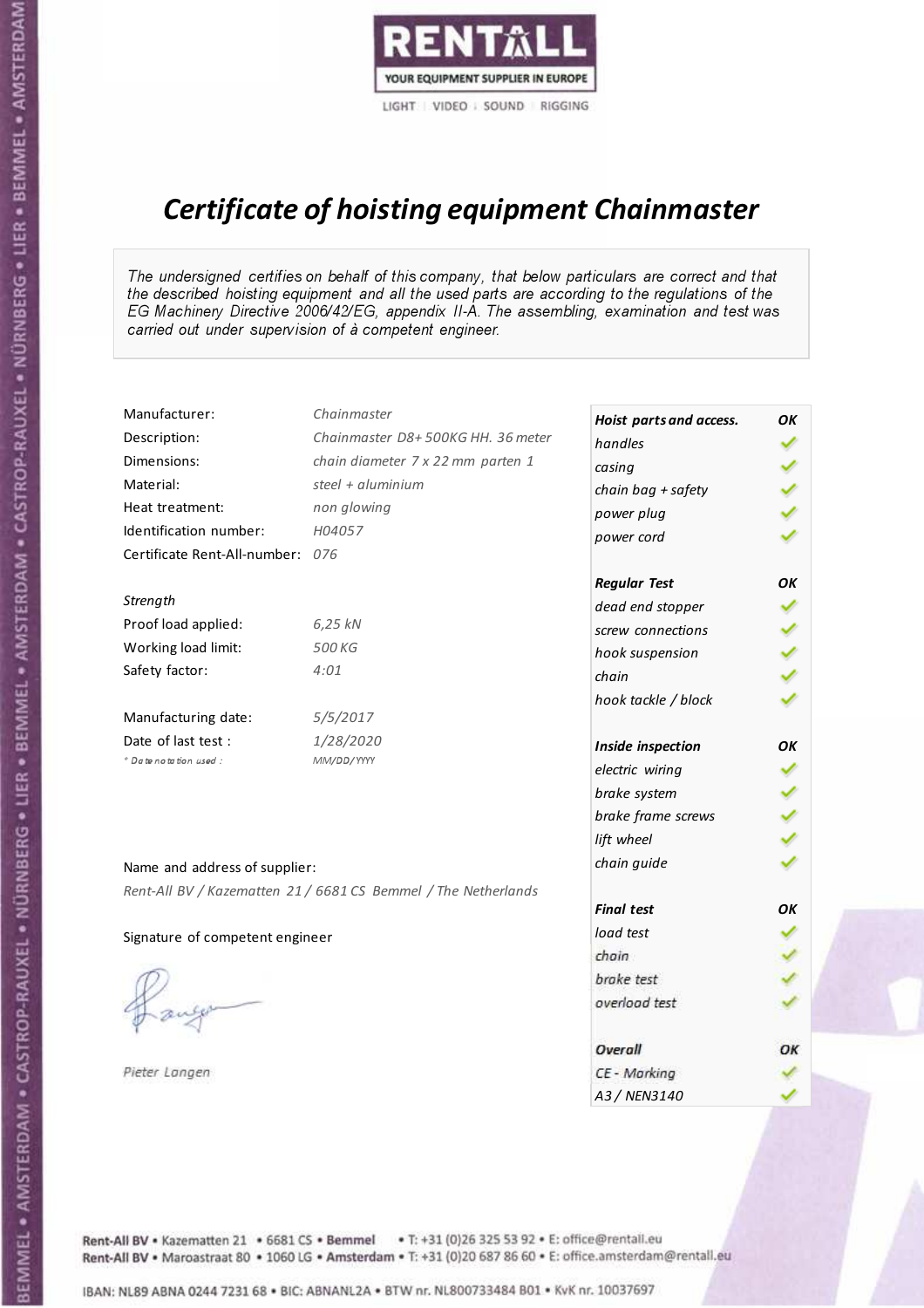RENTALL

YOUR EQUIPMENT SUPPLIER IN EUROPE

LIGHT | VIDEO | SOUND | RIGGING

# *Certificate of hoisting equipment Chainmaster*

*The undersigned certifies on behalf of this company, that below particulars are correct and that the described hoisting equipment and all the used parts are according to the regulations of the EG Machinery Directive 2006/42/EG, appendix II-A. The assembling, examination and test was carried out under supervision of à competent engineer.*

| | |
|---|---|
| Manufacturer: | *Chainmaster* |
| Description: | *Chainmaster D8+ 500KG HH. 36 meter* |
| Dimensions: | *chain diameter 7 x 22 mm parten 1* |
| Material: | *steel + aluminium* |
| Heat treatment: | *non glowing* |
| Identification number: | *H04057* |
| Certificate Rent-All-number: | *076* |

*Strength*

| | |
|---|---|
| Proof load applied: | *6,25 kN* |
| Working load limit: | *500 KG* |
| Safety factor: | *4:01* |

| | |
|---|---|
| Manufacturing date: | *5/5/2017* |
| Date of last test : | *1/28/2020* |
| *\* Date notation used :* | *MM/DD/YYYY* |

Name and address of supplier:

*Rent-All BV / Kazematten 21 / 6681 CS Bemmel / The Netherlands*

Signature of competent engineer

*Pieter Langen*

| ***Hoist parts and access.*** | ***OK*** |
|---|---|
| *handles* | ✓ |
| *casing* | ✓ |
| *chain bag + safety* | ✓ |
| *power plug* | ✓ |
| *power cord* | ✓ |
| ***Regular Test*** | ***OK*** |
| *dead end stopper* | ✓ |
| *screw connections* | ✓ |
| *hook suspension* | ✓ |
| *chain* | ✓ |
| *hook tackle / block* | ✓ |
| ***Inside inspection*** | ***OK*** |
| *electric wiring* | ✓ |
| *brake system* | ✓ |
| *brake frame screws* | ✓ |
| *lift wheel* | ✓ |
| *chain guide* | ✓ |
| ***Final test*** | ***OK*** |
| *load test* | ✓ |
| *chain* | ✓ |
| *brake test* | ✓ |
| *overload test* | ✓ |
| ***Overall*** | ***OK*** |
| *CE - Marking* | ✓ |
| *A3 / NEN3140* | ✓ |

Rent-All BV • Kazematten 21 • 6681 CS • **Bemmel** • T: +31 (0)26 325 53 92 • E: office@rentall.eu
Rent-All BV • Maroastraat 80 • 1060 LG • **Amsterdam** • T: +31 (0)20 687 86 60 • E: office.amsterdam@rentall.eu

IBAN: NL89 ABNA 0244 7231 68 • BIC: ABNANL2A • BTW nr. NL800733484 B01 • KvK nr. 10037697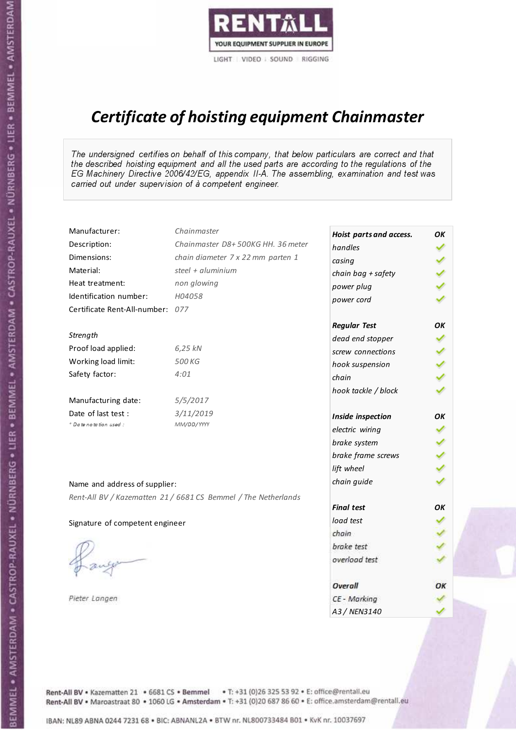RENTALL

YOUR EQUIPMENT SUPPLIER IN EUROPE

LIGHT | VIDEO | SOUND | RIGGING

# Certificate of hoisting equipment Chainmaster

*The undersigned certifies on behalf of this company, that below particulars are correct and that the described hoisting equipment and all the used parts are according to the regulations of the EG Machinery Directive 2006/42/EG, appendix II-A. The assembling, examination and test was carried out under supervision of à competent engineer.*

| | |
|---|---|
| Manufacturer: | *Chainmaster* |
| Description: | *Chainmaster D8+ 500KG HH. 36 meter* |
| Dimensions: | *chain diameter 7 x 22 mm parten 1* |
| Material: | *steel + aluminium* |
| Heat treatment: | *non glowing* |
| Identification number: | *H04058* |
| Certificate Rent-All-number: | *077* |

*Strength*

| | |
|---|---|
| Proof load applied: | *6,25 kN* |
| Working load limit: | *500 KG* |
| Safety factor: | *4:01* |

| | |
|---|---|
| Manufacturing date: | *5/5/2017* |
| Date of last test : | *3/11/2019* |
| *\* Date notation used :* | *MM/DD/YYYY* |

| Hoist parts and access. | OK |
|---|---|
| handles | ✓ |
| casing | ✓ |
| chain bag + safety | ✓ |
| power plug | ✓ |
| power cord | ✓ |
| **Regular Test** | **OK** |
| dead end stopper | ✓ |
| screw connections | ✓ |
| hook suspension | ✓ |
| chain | ✓ |
| hook tackle / block | ✓ |
| **Inside inspection** | **OK** |
| electric wiring | ✓ |
| brake system | ✓ |
| brake frame screws | ✓ |
| lift wheel | ✓ |
| chain guide | ✓ |
| **Final test** | **OK** |
| load test | ✓ |
| chain | ✓ |
| brake test | ✓ |
| overload test | ✓ |
| **Overall** | **OK** |
| CE - Marking | ✓ |
| A3 / NEN3140 | ✓ |

Name and address of supplier:

*Rent-All BV / Kazematten 21 / 6681 CS Bemmel / The Netherlands*

Signature of competent engineer

*Pieter Langen*

Rent-All BV • Kazematten 21 • 6681 CS • Bemmel • T: +31 (0)26 325 53 92 • E: office@rentall.eu
Rent-All BV • Maroastraat 80 • 1060 LG • Amsterdam • T: +31 (0)20 687 86 60 • E: office.amsterdam@rentall.eu

IBAN: NL89 ABNA 0244 7231 68 • BIC: ABNANL2A • BTW nr. NL800733484 B01 • KvK nr. 10037697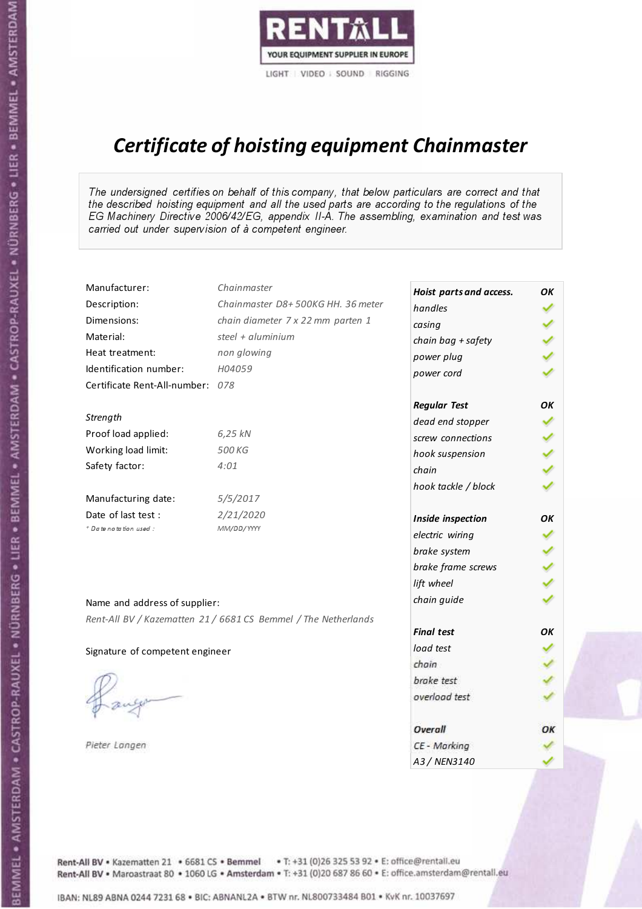RENTALL
YOUR EQUIPMENT SUPPLIER IN EUROPE
LIGHT | VIDEO | SOUND | RIGGING

# *Certificate of hoisting equipment Chainmaster*

*The undersigned certifies on behalf of this company, that below particulars are correct and that the described hoisting equipment and all the used parts are according to the regulations of the EG Machinery Directive 2006/42/EG, appendix II-A. The assembling, examination and test was carried out under supervision of à competent engineer.*

| | |
|---|---|
| Manufacturer: | *Chainmaster* |
| Description: | *Chainmaster D8+ 500KG HH. 36 meter* |
| Dimensions: | *chain diameter 7 x 22 mm parten 1* |
| Material: | *steel + aluminium* |
| Heat treatment: | *non glowing* |
| Identification number: | *H04059* |
| Certificate Rent-All-number: | *078* |

*Strength*

| | |
|---|---|
| Proof load applied: | *6,25 kN* |
| Working load limit: | *500 KG* |
| Safety factor: | *4:01* |

| | |
|---|---|
| Manufacturing date: | *5/5/2017* |
| Date of last test : | *2/21/2020* |
| *\* Date notation used :* | *MM/DD/YYYY* |

Name and address of supplier:

*Rent-All BV / Kazematten 21 / 6681 CS Bemmel / The Netherlands*

Signature of competent engineer

*Pieter Langen*

| ***Hoist parts and access.*** | ***OK*** |
|---|---|
| *handles* | ✓ |
| *casing* | ✓ |
| *chain bag + safety* | ✓ |
| *power plug* | ✓ |
| *power cord* | ✓ |
| ***Regular Test*** | ***OK*** |
| *dead end stopper* | ✓ |
| *screw connections* | ✓ |
| *hook suspension* | ✓ |
| *chain* | ✓ |
| *hook tackle / block* | ✓ |
| ***Inside inspection*** | ***OK*** |
| *electric wiring* | ✓ |
| *brake system* | ✓ |
| *brake frame screws* | ✓ |
| *lift wheel* | ✓ |
| *chain guide* | ✓ |
| ***Final test*** | ***OK*** |
| *load test* | ✓ |
| *chain* | ✓ |
| *brake test* | ✓ |
| *overload test* | ✓ |
| ***Overall*** | ***OK*** |
| *CE - Marking* | ✓ |
| *A3 / NEN3140* | ✓ |

Rent-All BV • Kazematten 21 • 6681 CS • Bemmel • T: +31 (0)26 325 53 92 • E: office@rentall.eu
Rent-All BV • Maroastraat 80 • 1060 LG • Amsterdam • T: +31 (0)20 687 86 60 • E: office.amsterdam@rentall.eu

IBAN: NL89 ABNA 0244 7231 68 • BIC: ABNANL2A • BTW nr. NL800733484 B01 • KvK nr. 10037697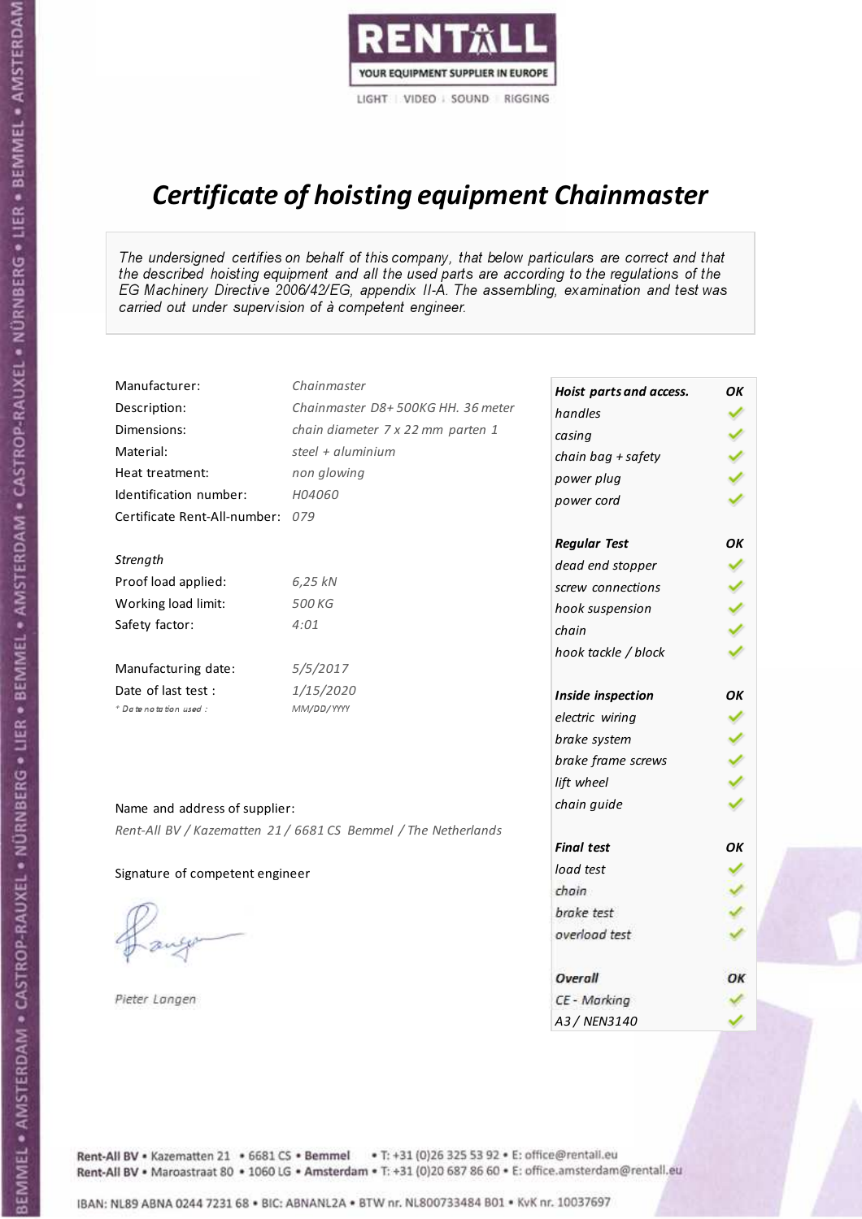RENTALL
YOUR EQUIPMENT SUPPLIER IN EUROPE
LIGHT | VIDEO | SOUND | RIGGING

# Certificate of hoisting equipment Chainmaster

*The undersigned certifies on behalf of this company, that below particulars are correct and that the described hoisting equipment and all the used parts are according to the regulations of the EG Machinery Directive 2006/42/EG, appendix II-A. The assembling, examination and test was carried out under supervision of à competent engineer.*

| | |
|---|---|
| Manufacturer: | *Chainmaster* |
| Description: | *Chainmaster D8+ 500KG HH. 36 meter* |
| Dimensions: | *chain diameter 7 x 22 mm parten 1* |
| Material: | *steel + aluminium* |
| Heat treatment: | *non glowing* |
| Identification number: | *H04060* |
| Certificate Rent-All-number: | *079* |

*Strength*

| | |
|---|---|
| Proof load applied: | *6,25 kN* |
| Working load limit: | *500 KG* |
| Safety factor: | *4:01* |

| | |
|---|---|
| Manufacturing date: | *5/5/2017* |
| Date of last test : | *1/15/2020* |
| *\* Date notation used :* | *MM/DD/YYYY* |

| Hoist parts and access. | OK |
|---|---|
| handles | ✓ |
| casing | ✓ |
| chain bag + safety | ✓ |
| power plug | ✓ |
| power cord | ✓ |
| **Regular Test** | **OK** |
| dead end stopper | ✓ |
| screw connections | ✓ |
| hook suspension | ✓ |
| chain | ✓ |
| hook tackle / block | ✓ |
| **Inside inspection** | **OK** |
| electric wiring | ✓ |
| brake system | ✓ |
| brake frame screws | ✓ |
| lift wheel | ✓ |
| chain guide | ✓ |
| **Final test** | **OK** |
| load test | ✓ |
| chain | ✓ |
| brake test | ✓ |
| overload test | ✓ |
| **Overall** | **OK** |
| CE - Marking | ✓ |
| A3 / NEN3140 | ✓ |

Name and address of supplier:

*Rent-All BV / Kazematten 21 / 6681 CS Bemmel / The Netherlands*

Signature of competent engineer

*Pieter Langen*

Rent-All BV • Kazematten 21 • 6681 CS • **Bemmel** • T: +31 (0)26 325 53 92 • E: office@rentall.eu
Rent-All BV • Maroastraat 80 • 1060 LG • **Amsterdam** • T: +31 (0)20 687 86 60 • E: office.amsterdam@rentall.eu

IBAN: NL89 ABNA 0244 7231 68 • BIC: ABNANL2A • BTW nr. NL800733484 B01 • KvK nr. 10037697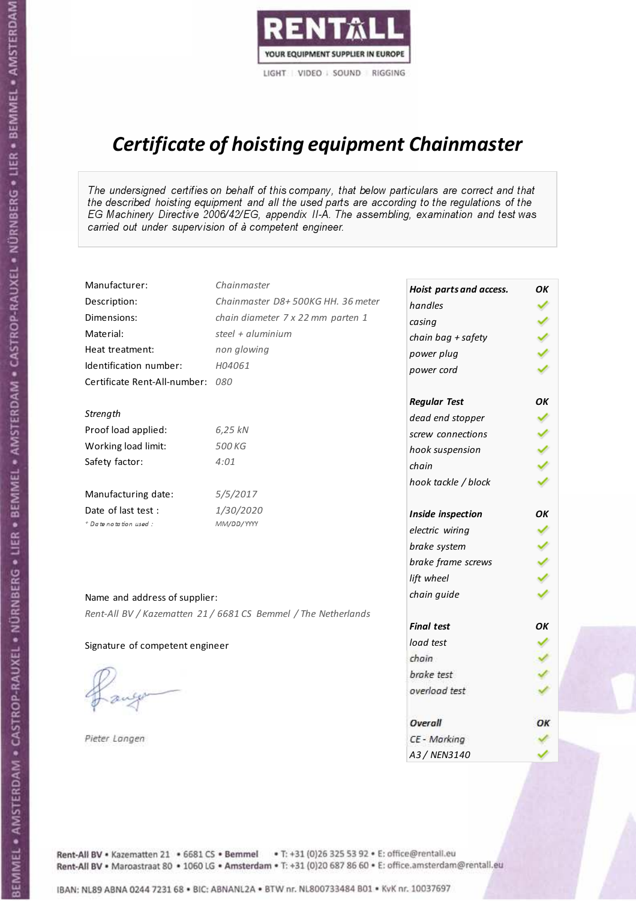RENTALL

YOUR EQUIPMENT SUPPLIER IN EUROPE

LIGHT | VIDEO | SOUND | RIGGING

# *Certificate of hoisting equipment Chainmaster*

*The undersigned certifies on behalf of this company, that below particulars are correct and that the described hoisting equipment and all the used parts are according to the regulations of the EG Machinery Directive 2006/42/EG, appendix II-A. The assembling, examination and test was carried out under supervision of à competent engineer.*

| | |
|---|---|
| Manufacturer: | *Chainmaster* |
| Description: | *Chainmaster D8+ 500KG HH. 36 meter* |
| Dimensions: | *chain diameter 7 x 22 mm parten 1* |
| Material: | *steel + aluminium* |
| Heat treatment: | *non glowing* |
| Identification number: | *H04061* |
| Certificate Rent-All-number: | *080* |

*Strength*

| | |
|---|---|
| Proof load applied: | *6,25 kN* |
| Working load limit: | *500 KG* |
| Safety factor: | *4:01* |

| | |
|---|---|
| Manufacturing date: | *5/5/2017* |
| Date of last test : | *1/30/2020* |
| * Date notation used : | *MM/DD/YYYY* |

| **Hoist parts and access.** | **OK** |
|---|---|
| handles | ✓ |
| casing | ✓ |
| chain bag + safety | ✓ |
| power plug | ✓ |
| power cord | ✓ |
| **Regular Test** | **OK** |
| dead end stopper | ✓ |
| screw connections | ✓ |
| hook suspension | ✓ |
| chain | ✓ |
| hook tackle / block | ✓ |
| **Inside inspection** | **OK** |
| electric wiring | ✓ |
| brake system | ✓ |
| brake frame screws | ✓ |
| lift wheel | ✓ |
| chain guide | ✓ |
| **Final test** | **OK** |
| load test | ✓ |
| chain | ✓ |
| brake test | ✓ |
| overload test | ✓ |
| **Overall** | **OK** |
| CE - Marking | ✓ |
| A3 / NEN3140 | ✓ |

Name and address of supplier:

*Rent-All BV / Kazematten 21 / 6681 CS Bemmel / The Netherlands*

Signature of competent engineer

*Pieter Langen*

Rent-All BV • Kazematten 21 • 6681 CS • **Bemmel** • T: +31 (0)26 325 53 92 • E: office@rentall.eu
Rent-All BV • Maroastraat 80 • 1060 LG • **Amsterdam** • T: +31 (0)20 687 86 60 • E: office.amsterdam@rentall.eu

IBAN: NL89 ABNA 0244 7231 68 • BIC: ABNANL2A • BTW nr. NL800733484 B01 • KvK nr. 10037697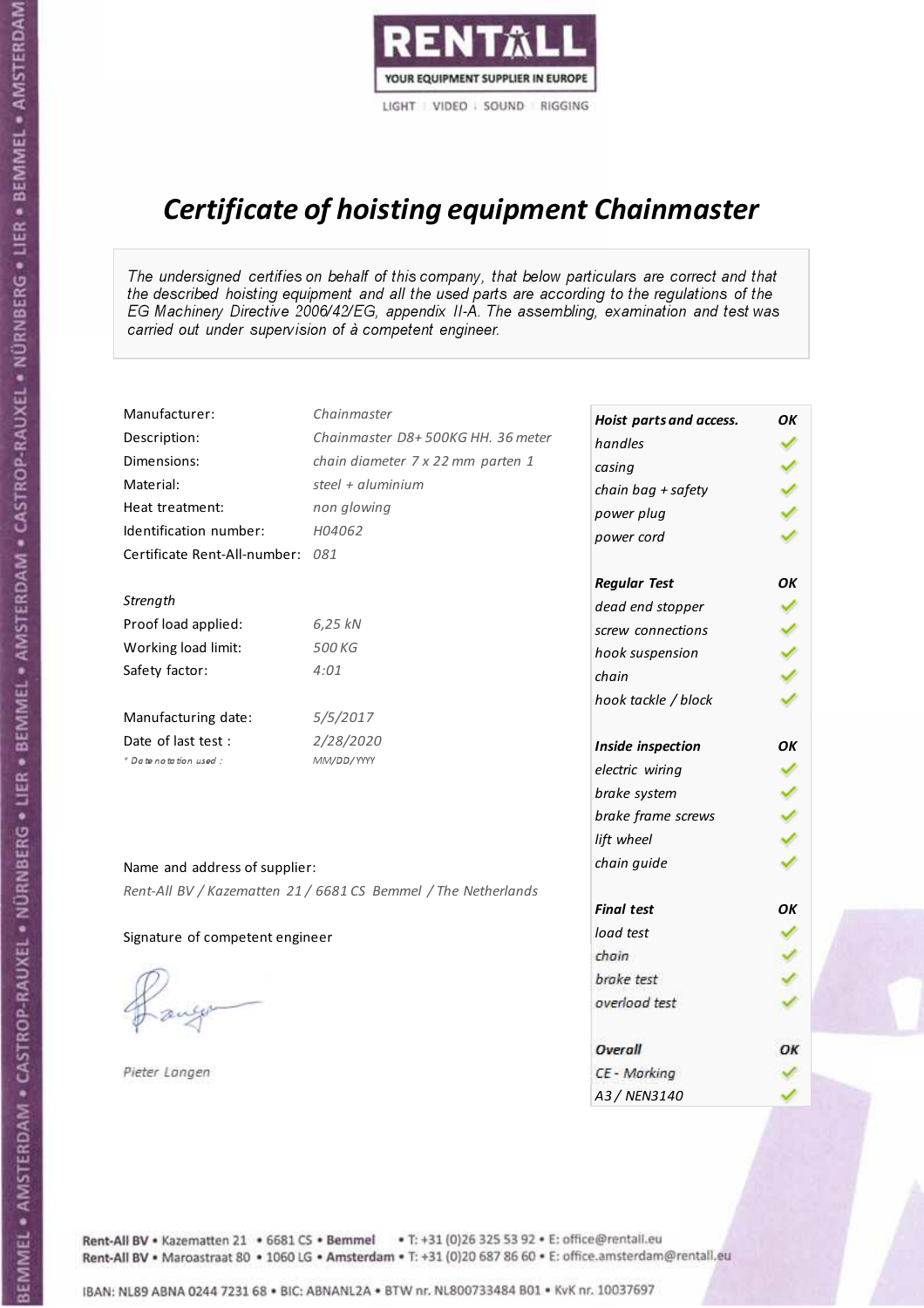RENTALL

YOUR EQUIPMENT SUPPLIER IN EUROPE

LIGHT | VIDEO | SOUND | RIGGING

# *Certificate of hoisting equipment Chainmaster*

*The undersigned certifies on behalf of this company, that below particulars are correct and that the described hoisting equipment and all the used parts are according to the regulations of the EG Machinery Directive 2006/42/EG, appendix II-A. The assembling, examination and test was carried out under supervision of à competent engineer.*

| | |
|---|---|
| Manufacturer: | *Chainmaster* |
| Description: | *Chainmaster D8+ 500KG HH. 36 meter* |
| Dimensions: | *chain diameter 7 x 22 mm parten 1* |
| Material: | *steel + aluminium* |
| Heat treatment: | *non glowing* |
| Identification number: | *H04062* |
| Certificate Rent-All-number: | *081* |

*Strength*

| | |
|---|---|
| Proof load applied: | *6,25 kN* |
| Working load limit: | *500 KG* |
| Safety factor: | *4:01* |

| | |
|---|---|
| Manufacturing date: | *5/5/2017* |
| Date of last test : | *2/28/2020* |
| *\* Date notation used :* | *MM/DD/YYYY* |

Name and address of supplier:

*Rent-All BV / Kazematten 21 / 6681 CS Bemmel / The Netherlands*

Signature of competent engineer

*Pieter Langen*

| ***Hoist parts and access.*** | ***OK*** |
|---|---|
| *handles* | ✓ |
| *casing* | ✓ |
| *chain bag + safety* | ✓ |
| *power plug* | ✓ |
| *power cord* | ✓ |
| ***Regular Test*** | ***OK*** |
| *dead end stopper* | ✓ |
| *screw connections* | ✓ |
| *hook suspension* | ✓ |
| *chain* | ✓ |
| *hook tackle / block* | ✓ |
| ***Inside inspection*** | ***OK*** |
| *electric wiring* | ✓ |
| *brake system* | ✓ |
| *brake frame screws* | ✓ |
| *lift wheel* | ✓ |
| *chain guide* | ✓ |
| ***Final test*** | ***OK*** |
| *load test* | ✓ |
| *chain* | ✓ |
| *brake test* | ✓ |
| *overload test* | ✓ |
| ***Overall*** | ***OK*** |
| *CE - Marking* | ✓ |
| *A3 / NEN3140* | ✓ |

Rent-All BV • Kazematten 21 • 6681 CS • **Bemmel** • T: +31 (0)26 325 53 92 • E: office@rentall.eu
Rent-All BV • Maroastraat 80 • 1060 LG • **Amsterdam** • T: +31 (0)20 687 86 60 • E: office.amsterdam@rentall.eu

IBAN: NL89 ABNA 0244 7231 68 • BIC: ABNANL2A • BTW nr. NL800733484 B01 • KvK nr. 10037697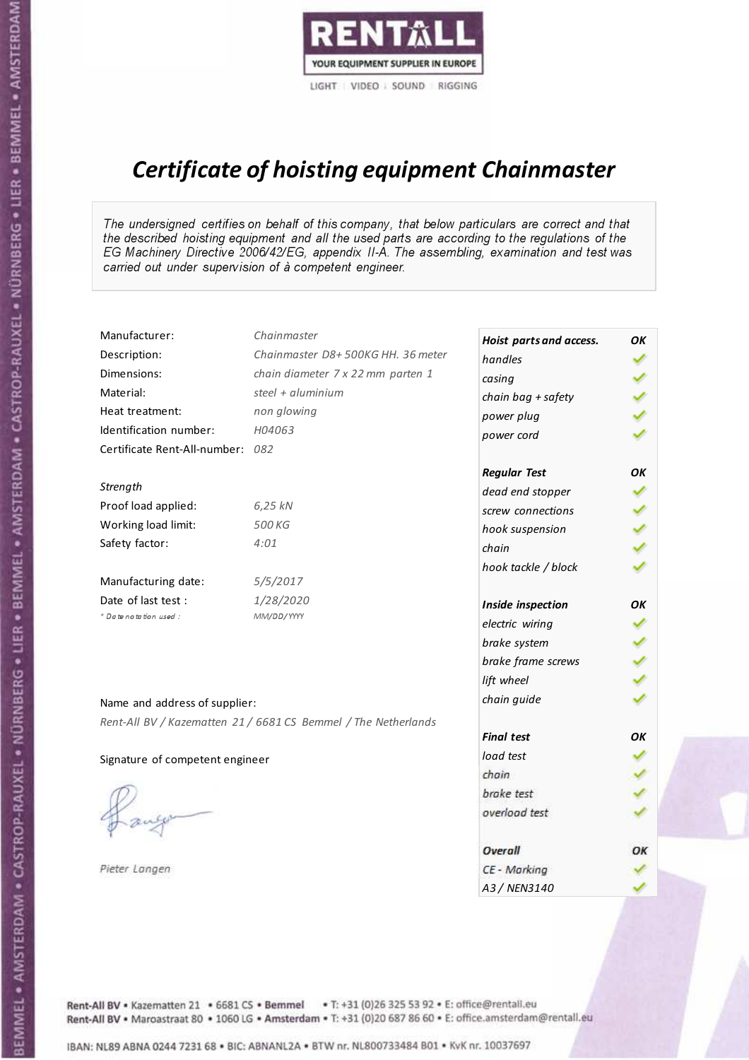RENTALL

YOUR EQUIPMENT SUPPLIER IN EUROPE

LIGHT | VIDEO | SOUND | RIGGING

# *Certificate of hoisting equipment Chainmaster*

*The undersigned certifies on behalf of this company, that below particulars are correct and that the described hoisting equipment and all the used parts are according to the regulations of the EG Machinery Directive 2006/42/EG, appendix II-A. The assembling, examination and test was carried out under supervision of à competent engineer.*

| | |
|---|---|
| Manufacturer: | *Chainmaster* |
| Description: | *Chainmaster D8+ 500KG HH. 36 meter* |
| Dimensions: | *chain diameter 7 x 22 mm parten 1* |
| Material: | *steel + aluminium* |
| Heat treatment: | *non glowing* |
| Identification number: | *H04063* |
| Certificate Rent-All-number: | *082* |

*Strength*

| | |
|---|---|
| Proof load applied: | *6,25 kN* |
| Working load limit: | *500 KG* |
| Safety factor: | *4:01* |

| | |
|---|---|
| Manufacturing date: | *5/5/2017* |
| Date of last test : | *1/28/2020* |
| *\* Date notation used :* | *MM/DD/YYYY* |

| *Hoist parts and access.* | *OK* |
|---|---|
| *handles* | ✓ |
| *casing* | ✓ |
| *chain bag + safety* | ✓ |
| *power plug* | ✓ |
| *power cord* | ✓ |
| ***Regular Test*** | ***OK*** |
| *dead end stopper* | ✓ |
| *screw connections* | ✓ |
| *hook suspension* | ✓ |
| *chain* | ✓ |
| *hook tackle / block* | ✓ |
| ***Inside inspection*** | ***OK*** |
| *electric wiring* | ✓ |
| *brake system* | ✓ |
| *brake frame screws* | ✓ |
| *lift wheel* | ✓ |
| *chain guide* | ✓ |
| ***Final test*** | ***OK*** |
| *load test* | ✓ |
| *chain* | ✓ |
| *brake test* | ✓ |
| *overload test* | ✓ |
| ***Overall*** | ***OK*** |
| *CE - Marking* | ✓ |
| *A3 / NEN3140* | ✓ |

Name and address of supplier:

*Rent-All BV / Kazematten 21 / 6681 CS Bemmel / The Netherlands*

Signature of competent engineer

*Pieter Langen*

Rent-All BV • Kazematten 21 • 6681 CS • **Bemmel** • T: +31 (0)26 325 53 92 • E: office@rentall.eu
Rent-All BV • Maroastraat 80 • 1060 LG • **Amsterdam** • T: +31 (0)20 687 86 60 • E: office.amsterdam@rentall.eu

IBAN: NL89 ABNA 0244 7231 68 • BIC: ABNANL2A • BTW nr. NL800733484 B01 • KvK nr. 10037697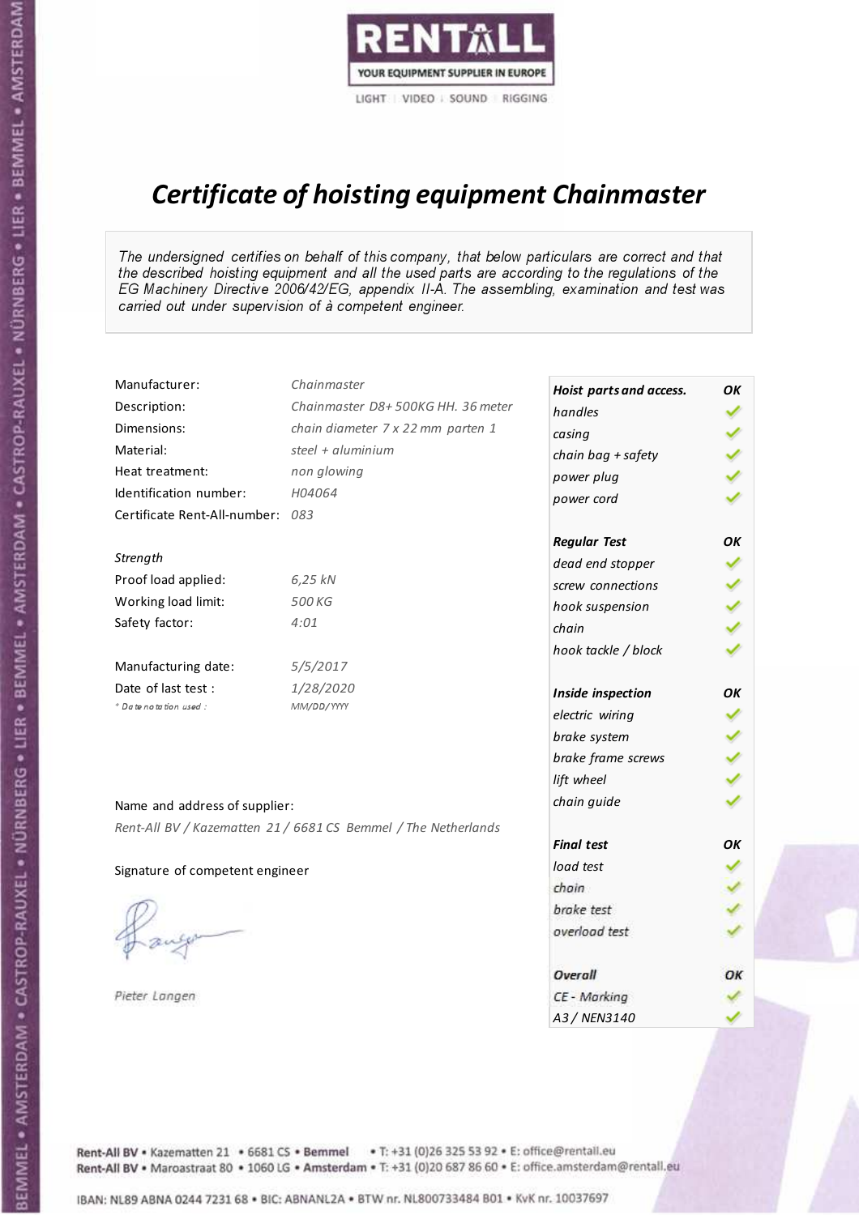RENTALL

YOUR EQUIPMENT SUPPLIER IN EUROPE

LIGHT | VIDEO | SOUND | RIGGING

# *Certificate of hoisting equipment Chainmaster*

*The undersigned certifies on behalf of this company, that below particulars are correct and that the described hoisting equipment and all the used parts are according to the regulations of the EG Machinery Directive 2006/42/EG, appendix II-A. The assembling, examination and test was carried out under supervision of à competent engineer.*

| | |
|---|---|
| Manufacturer: | *Chainmaster* |
| Description: | *Chainmaster D8+ 500KG HH. 36 meter* |
| Dimensions: | *chain diameter 7 x 22 mm parten 1* |
| Material: | *steel + aluminium* |
| Heat treatment: | *non glowing* |
| Identification number: | *H04064* |
| Certificate Rent-All-number: | *083* |

*Strength*

| | |
|---|---|
| Proof load applied: | *6,25 kN* |
| Working load limit: | *500 KG* |
| Safety factor: | *4:01* |

| | |
|---|---|
| Manufacturing date: | *5/5/2017* |
| Date of last test : | *1/28/2020* |
| *\* Date notation used :* | *MM/DD/YYYY* |

Name and address of supplier:

*Rent-All BV / Kazematten 21 / 6681 CS Bemmel / The Netherlands*

Signature of competent engineer

*Pieter Langen*

| ***Hoist parts and access.*** | ***OK*** |
|---|---|
| *handles* | ✓ |
| *casing* | ✓ |
| *chain bag + safety* | ✓ |
| *power plug* | ✓ |
| *power cord* | ✓ |
| ***Regular Test*** | ***OK*** |
| *dead end stopper* | ✓ |
| *screw connections* | ✓ |
| *hook suspension* | ✓ |
| *chain* | ✓ |
| *hook tackle / block* | ✓ |
| ***Inside inspection*** | ***OK*** |
| *electric wiring* | ✓ |
| *brake system* | ✓ |
| *brake frame screws* | ✓ |
| *lift wheel* | ✓ |
| *chain guide* | ✓ |
| ***Final test*** | ***OK*** |
| *load test* | ✓ |
| *chain* | ✓ |
| *brake test* | ✓ |
| *overload test* | ✓ |
| ***Overall*** | ***OK*** |
| *CE - Marking* | ✓ |
| *A3 / NEN3140* | ✓ |

Rent-All BV • Kazematten 21 • 6681 CS • **Bemmel** • T: +31 (0)26 325 53 92 • E: office@rentall.eu
Rent-All BV • Maroastraat 80 • 1060 LG • **Amsterdam** • T: +31 (0)20 687 86 60 • E: office.amsterdam@rentall.eu

IBAN: NL89 ABNA 0244 7231 68 • BIC: ABNANL2A • BTW nr. NL800733484 B01 • KvK nr. 10037697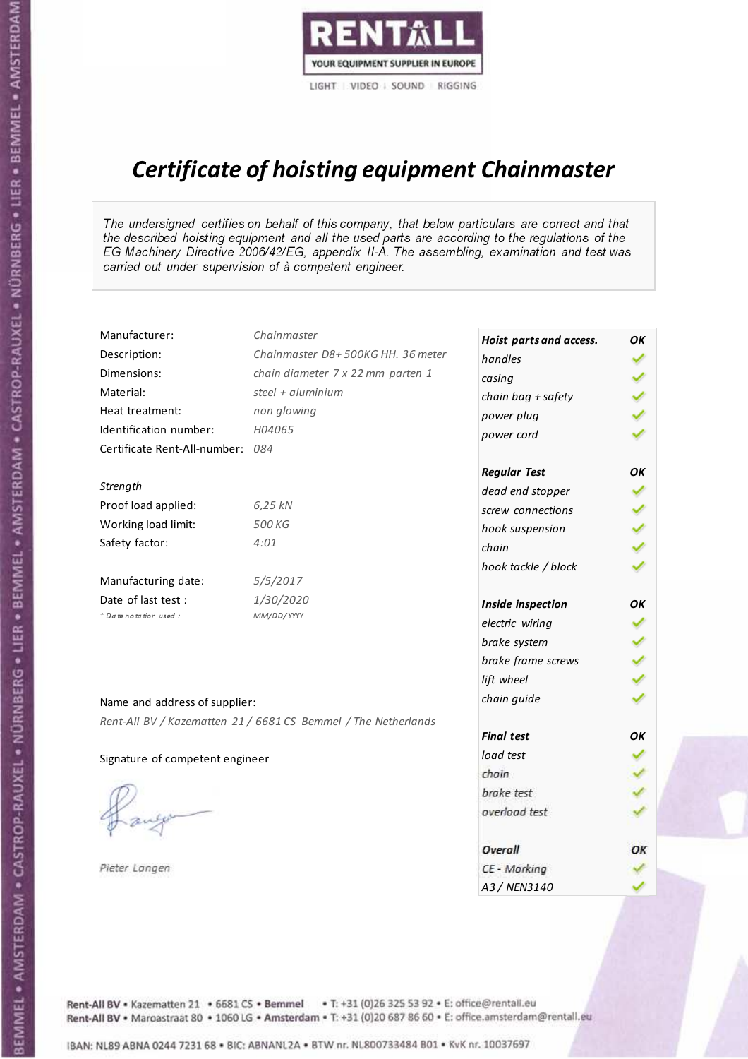# Certificate of hoisting equipment Chainmaster

*The undersigned certifies on behalf of this company, that below particulars are correct and that the described hoisting equipment and all the used parts are according to the regulations of the EG Machinery Directive 2006/42/EG, appendix II-A. The assembling, examination and test was carried out under supervision of à competent engineer.*

| | |
|---|---|
| Manufacturer: | Chainmaster |
| Description: | Chainmaster D8+ 500KG HH. 36 meter |
| Dimensions: | chain diameter 7 x 22 mm parten 1 |
| Material: | steel + aluminium |
| Heat treatment: | non glowing |
| Identification number: | H04065 |
| Certificate Rent-All-number: | 084 |

*Strength*

| | |
|---|---|
| Proof load applied: | 6,25 kN |
| Working load limit: | 500 KG |
| Safety factor: | 4:01 |

| | |
|---|---|
| Manufacturing date: | 5/5/2017 |
| Date of last test : | 1/30/2020 |
| * Date notation used : | MM/DD/YYYY |

| Hoist parts and access. | OK |
|---|---|
| handles | ✓ |
| casing | ✓ |
| chain bag + safety | ✓ |
| power plug | ✓ |
| power cord | ✓ |
| **Regular Test** | **OK** |
| dead end stopper | ✓ |
| screw connections | ✓ |
| hook suspension | ✓ |
| chain | ✓ |
| hook tackle / block | ✓ |
| **Inside inspection** | **OK** |
| electric wiring | ✓ |
| brake system | ✓ |
| brake frame screws | ✓ |
| lift wheel | ✓ |
| chain guide | ✓ |
| **Final test** | **OK** |
| load test | ✓ |
| chain | ✓ |
| brake test | ✓ |
| overload test | ✓ |
| **Overall** | **OK** |
| CE - Marking | ✓ |
| A3 / NEN3140 | ✓ |

Name and address of supplier:

*Rent-All BV / Kazematten 21 / 6681 CS Bemmel / The Netherlands*

Signature of competent engineer

*Pieter Langen*

Rent-All BV • Kazematten 21 • 6681 CS • Bemmel • T: +31 (0)26 325 53 92 • E: office@rentall.eu
Rent-All BV • Maroastraat 80 • 1060 LG • Amsterdam • T: +31 (0)20 687 86 60 • E: office.amsterdam@rentall.eu

IBAN: NL89 ABNA 0244 7231 68 • BIC: ABNANL2A • BTW nr. NL800733484 B01 • KvK nr. 10037697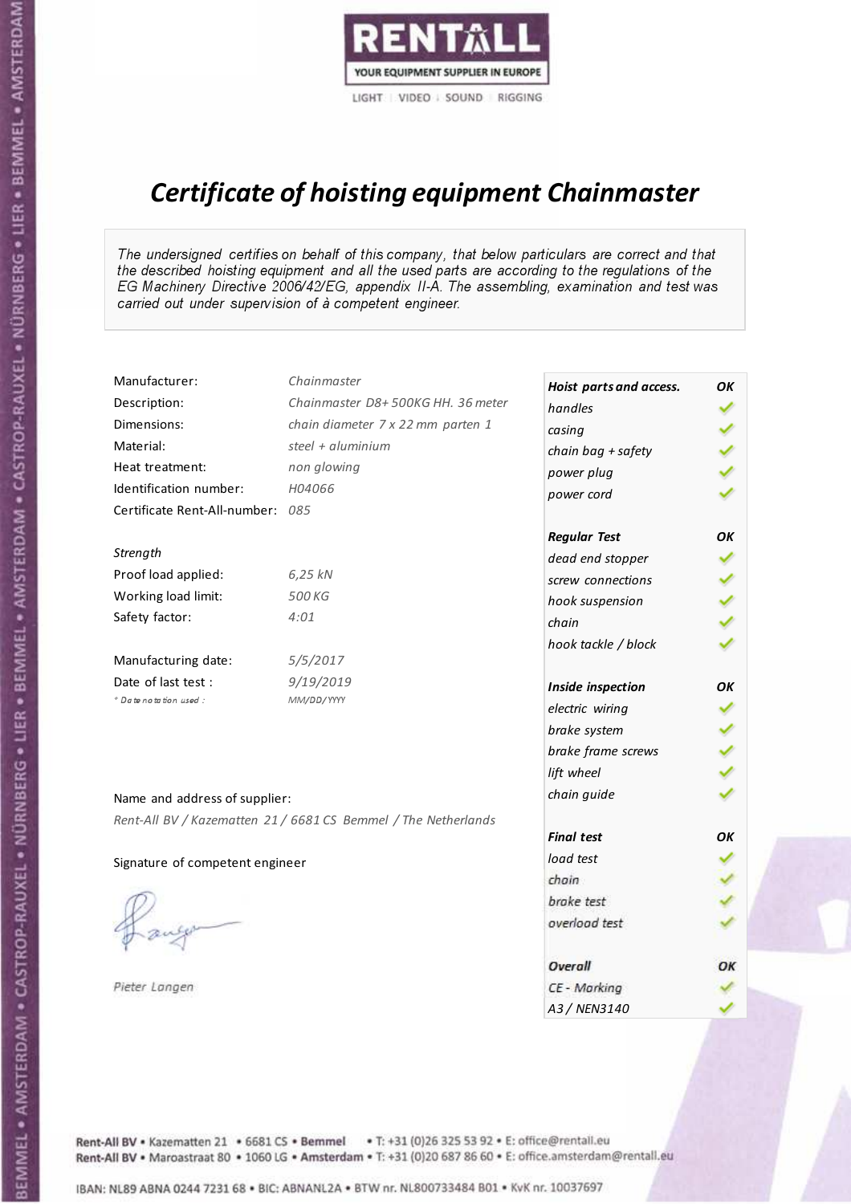RENTALL

YOUR EQUIPMENT SUPPLIER IN EUROPE

LIGHT | VIDEO | SOUND | RIGGING

# *Certificate of hoisting equipment Chainmaster*

*The undersigned certifies on behalf of this company, that below particulars are correct and that the described hoisting equipment and all the used parts are according to the regulations of the EG Machinery Directive 2006/42/EG, appendix II-A. The assembling, examination and test was carried out under supervision of à competent engineer.*

| | |
|---|---|
| Manufacturer: | *Chainmaster* |
| Description: | *Chainmaster D8+ 500KG HH. 36 meter* |
| Dimensions: | *chain diameter 7 x 22 mm parten 1* |
| Material: | *steel + aluminium* |
| Heat treatment: | *non glowing* |
| Identification number: | *H04066* |
| Certificate Rent-All-number: | *085* |

*Strength*

| | |
|---|---|
| Proof load applied: | *6,25 kN* |
| Working load limit: | *500 KG* |
| Safety factor: | *4:01* |

| | |
|---|---|
| Manufacturing date: | *5/5/2017* |
| Date of last test : | *9/19/2019* |
| *\* Date notation used :* | *MM/DD/YYYY* |

Name and address of supplier:

*Rent-All BV / Kazematten 21 / 6681 CS Bemmel / The Netherlands*

Signature of competent engineer

*Pieter Langen*

| ***Hoist parts and access.*** | ***OK*** |
|---|---|
| *handles* | ✓ |
| *casing* | ✓ |
| *chain bag + safety* | ✓ |
| *power plug* | ✓ |
| *power cord* | ✓ |
| ***Regular Test*** | ***OK*** |
| *dead end stopper* | ✓ |
| *screw connections* | ✓ |
| *hook suspension* | ✓ |
| *chain* | ✓ |
| *hook tackle / block* | ✓ |
| ***Inside inspection*** | ***OK*** |
| *electric wiring* | ✓ |
| *brake system* | ✓ |
| *brake frame screws* | ✓ |
| *lift wheel* | ✓ |
| *chain guide* | ✓ |
| ***Final test*** | ***OK*** |
| *load test* | ✓ |
| *chain* | ✓ |
| *brake test* | ✓ |
| *overload test* | ✓ |
| ***Overall*** | ***OK*** |
| *CE - Marking* | ✓ |
| *A3 / NEN3140* | ✓ |

Rent-All BV • Kazematten 21 • 6681 CS • **Bemmel** • T: +31 (0)26 325 53 92 • E: office@rentall.eu
Rent-All BV • Maroastraat 80 • 1060 LG • **Amsterdam** • T: +31 (0)20 687 86 60 • E: office.amsterdam@rentall.eu

IBAN: NL89 ABNA 0244 7231 68 • BIC: ABNANL2A • BTW nr. NL800733484 B01 • KvK nr. 10037697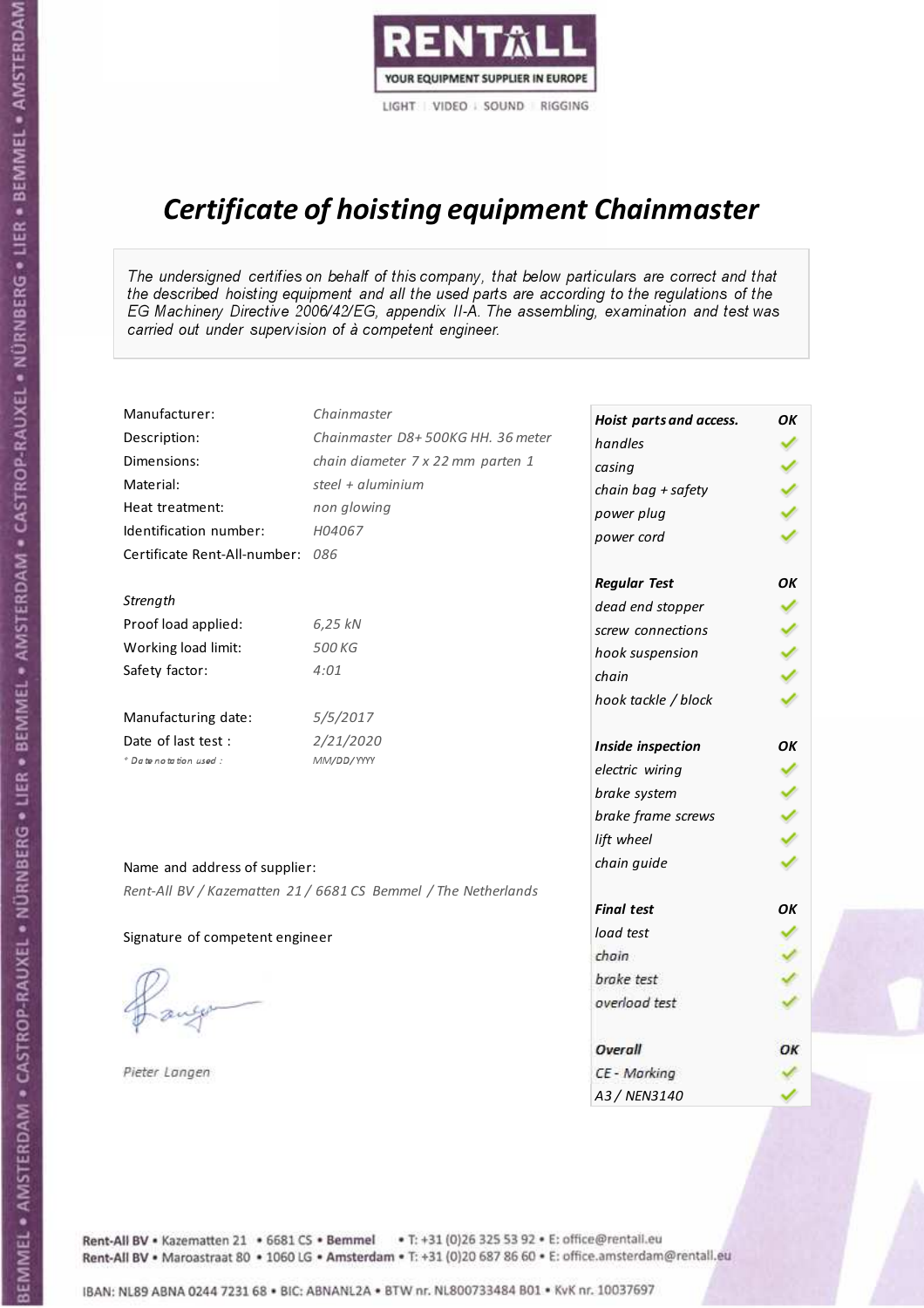RENTALL
YOUR EQUIPMENT SUPPLIER IN EUROPE
LIGHT | VIDEO | SOUND | RIGGING

# *Certificate of hoisting equipment Chainmaster*

*The undersigned certifies on behalf of this company, that below particulars are correct and that the described hoisting equipment and all the used parts are according to the regulations of the EG Machinery Directive 2006/42/EG, appendix II-A. The assembling, examination and test was carried out under supervision of à competent engineer.*

| | |
|---|---|
| Manufacturer: | *Chainmaster* |
| Description: | *Chainmaster D8+ 500KG HH. 36 meter* |
| Dimensions: | *chain diameter 7 x 22 mm parten 1* |
| Material: | *steel + aluminium* |
| Heat treatment: | *non glowing* |
| Identification number: | *H04067* |
| Certificate Rent-All-number: | *086* |

*Strength*

| | |
|---|---|
| Proof load applied: | *6,25 kN* |
| Working load limit: | *500 KG* |
| Safety factor: | *4:01* |

| | |
|---|---|
| Manufacturing date: | *5/5/2017* |
| Date of last test : | *2/21/2020* |
| *\* Date notation used :* | *MM/DD/YYYY* |

Name and address of supplier:

*Rent-All BV / Kazematten 21 / 6681 CS Bemmel / The Netherlands*

Signature of competent engineer

*Pieter Langen*

| ***Hoist parts and access.*** | ***OK*** |
|---|---|
| *handles* | ✓ |
| *casing* | ✓ |
| *chain bag + safety* | ✓ |
| *power plug* | ✓ |
| *power cord* | ✓ |
| ***Regular Test*** | ***OK*** |
| *dead end stopper* | ✓ |
| *screw connections* | ✓ |
| *hook suspension* | ✓ |
| *chain* | ✓ |
| *hook tackle / block* | ✓ |
| ***Inside inspection*** | ***OK*** |
| *electric wiring* | ✓ |
| *brake system* | ✓ |
| *brake frame screws* | ✓ |
| *lift wheel* | ✓ |
| *chain guide* | ✓ |
| ***Final test*** | ***OK*** |
| *load test* | ✓ |
| *chain* | ✓ |
| *brake test* | ✓ |
| *overload test* | ✓ |
| ***Overall*** | ***OK*** |
| *CE - Marking* | ✓ |
| *A3 / NEN3140* | ✓ |

Rent-All BV • Kazematten 21 • 6681 CS • **Bemmel** • T: +31 (0)26 325 53 92 • E: office@rentall.eu
Rent-All BV • Maroastraat 80 • 1060 LG • **Amsterdam** • T: +31 (0)20 687 86 60 • E: office.amsterdam@rentall.eu

IBAN: NL89 ABNA 0244 7231 68 • BIC: ABNANL2A • BTW nr. NL800733484 B01 • KvK nr. 10037697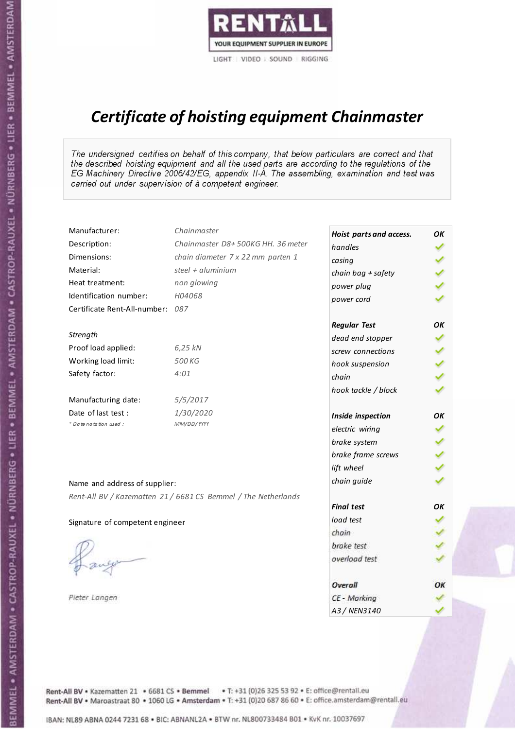RENTALL

YOUR EQUIPMENT SUPPLIER IN EUROPE

LIGHT | VIDEO | SOUND | RIGGING

# *Certificate of hoisting equipment Chainmaster*

*The undersigned certifies on behalf of this company, that below particulars are correct and that the described hoisting equipment and all the used parts are according to the regulations of the EG Machinery Directive 2006/42/EG, appendix II-A. The assembling, examination and test was carried out under supervision of à competent engineer.*

| | |
|---|---|
| Manufacturer: | *Chainmaster* |
| Description: | *Chainmaster D8+ 500KG HH. 36 meter* |
| Dimensions: | *chain diameter 7 x 22 mm parten 1* |
| Material: | *steel + aluminium* |
| Heat treatment: | *non glowing* |
| Identification number: | *H04068* |
| Certificate Rent-All-number: | *087* |

*Strength*

| | |
|---|---|
| Proof load applied: | *6,25 kN* |
| Working load limit: | *500 KG* |
| Safety factor: | *4:01* |

| | |
|---|---|
| Manufacturing date: | *5/5/2017* |
| Date of last test : | *1/30/2020* |
| * Date notation used : | *MM/DD/YYYY* |

| Hoist parts and access. | OK |
|---|---|
| handles | ✓ |
| casing | ✓ |
| chain bag + safety | ✓ |
| power plug | ✓ |
| power cord | ✓ |
| **Regular Test** | **OK** |
| dead end stopper | ✓ |
| screw connections | ✓ |
| hook suspension | ✓ |
| chain | ✓ |
| hook tackle / block | ✓ |
| **Inside inspection** | **OK** |
| electric wiring | ✓ |
| brake system | ✓ |
| brake frame screws | ✓ |
| lift wheel | ✓ |
| chain guide | ✓ |
| **Final test** | **OK** |
| load test | ✓ |
| chain | ✓ |
| brake test | ✓ |
| overload test | ✓ |
| **Overall** | **OK** |
| CE - Marking | ✓ |
| A3 / NEN3140 | ✓ |

Name and address of supplier:

*Rent-All BV / Kazematten 21 / 6681 CS Bemmel / The Netherlands*

Signature of competent engineer

*Pieter Langen*

Rent-All BV • Kazematten 21 • 6681 CS • Bemmel • T: +31 (0)26 325 53 92 • E: office@rentall.eu
Rent-All BV • Maroastraat 80 • 1060 LG • Amsterdam • T: +31 (0)20 687 86 60 • E: office.amsterdam@rentall.eu

IBAN: NL89 ABNA 0244 7231 68 • BIC: ABNANL2A • BTW nr. NL800733484 B01 • KvK nr. 10037697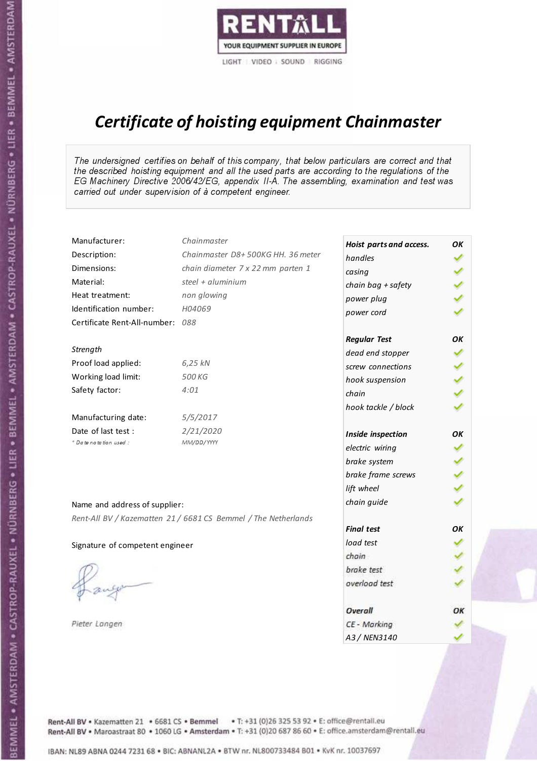RENTALL
YOUR EQUIPMENT SUPPLIER IN EUROPE
LIGHT | VIDEO | SOUND | RIGGING

# *Certificate of hoisting equipment Chainmaster*

*The undersigned certifies on behalf of this company, that below particulars are correct and that the described hoisting equipment and all the used parts are according to the regulations of the EG Machinery Directive 2006/42/EG, appendix II-A. The assembling, examination and test was carried out under supervision of à competent engineer.*

| | |
|---|---|
| Manufacturer: | *Chainmaster* |
| Description: | *Chainmaster D8+ 500KG HH. 36 meter* |
| Dimensions: | *chain diameter 7 x 22 mm parten 1* |
| Material: | *steel + aluminium* |
| Heat treatment: | *non glowing* |
| Identification number: | *H04069* |
| Certificate Rent-All-number: | *088* |

*Strength*

| | |
|---|---|
| Proof load applied: | *6,25 kN* |
| Working load limit: | *500 KG* |
| Safety factor: | *4:01* |

| | |
|---|---|
| Manufacturing date: | *5/5/2017* |
| Date of last test : | *2/21/2020* |
| *\* Date notation used :* | *MM/DD/YYYY* |

| ***Hoist parts and access.*** | ***OK*** |
|---|---|
| *handles* | ✓ |
| *casing* | ✓ |
| *chain bag + safety* | ✓ |
| *power plug* | ✓ |
| *power cord* | ✓ |
| ***Regular Test*** | ***OK*** |
| *dead end stopper* | ✓ |
| *screw connections* | ✓ |
| *hook suspension* | ✓ |
| *chain* | ✓ |
| *hook tackle / block* | ✓ |
| ***Inside inspection*** | ***OK*** |
| *electric wiring* | ✓ |
| *brake system* | ✓ |
| *brake frame screws* | ✓ |
| *lift wheel* | ✓ |
| *chain guide* | ✓ |
| ***Final test*** | ***OK*** |
| *load test* | ✓ |
| *chain* | ✓ |
| *brake test* | ✓ |
| *overload test* | ✓ |
| ***Overall*** | ***OK*** |
| *CE - Marking* | ✓ |
| *A3 / NEN3140* | ✓ |

Name and address of supplier:

*Rent-All BV / Kazematten 21 / 6681 CS Bemmel / The Netherlands*

Signature of competent engineer

*Pieter Langen*

Rent-All BV • Kazematten 21 • 6681 CS • **Bemmel** • T: +31 (0)26 325 53 92 • E: office@rentall.eu
Rent-All BV • Maroastraat 80 • 1060 LG • **Amsterdam** • T: +31 (0)20 687 86 60 • E: office.amsterdam@rentall.eu

IBAN: NL89 ABNA 0244 7231 68 • BIC: ABNANL2A • BTW nr. NL800733484 B01 • KvK nr. 10037697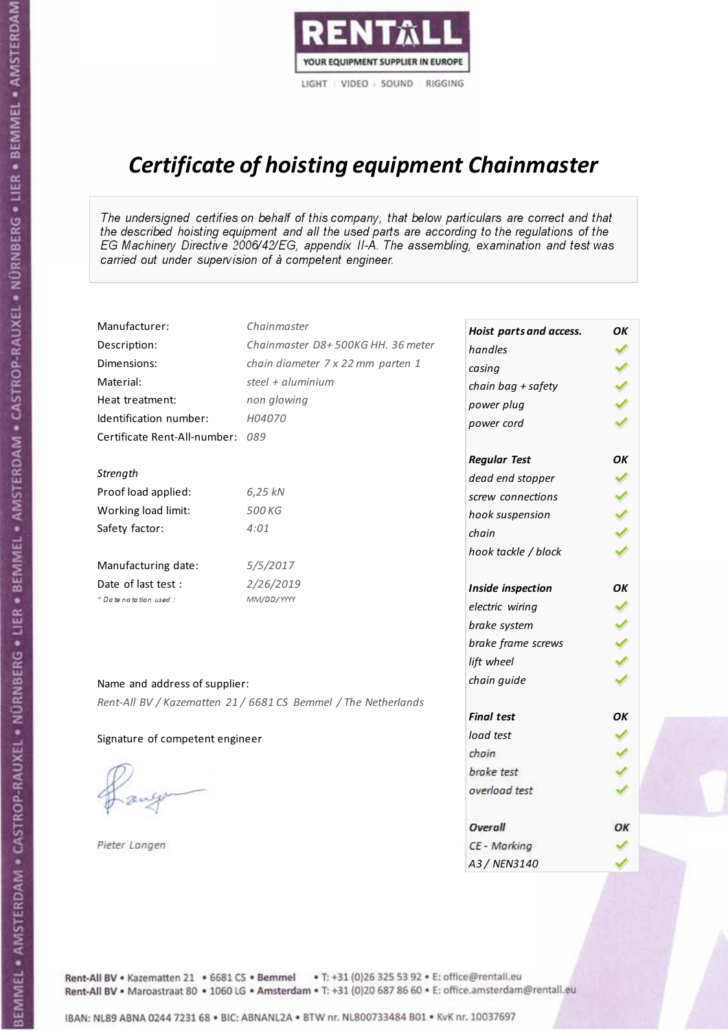RENTALL
YOUR EQUIPMENT SUPPLIER IN EUROPE
LIGHT | VIDEO | SOUND | RIGGING

# *Certificate of hoisting equipment Chainmaster*

*The undersigned certifies on behalf of this company, that below particulars are correct and that the described hoisting equipment and all the used parts are according to the regulations of the EG Machinery Directive 2006/42/EG, appendix II-A. The assembling, examination and test was carried out under supervision of à competent engineer.*

| | |
|---|---|
| Manufacturer: | *Chainmaster* |
| Description: | *Chainmaster D8+ 500KG HH. 36 meter* |
| Dimensions: | *chain diameter 7 x 22 mm parten 1* |
| Material: | *steel + aluminium* |
| Heat treatment: | *non glowing* |
| Identification number: | *H04070* |
| Certificate Rent-All-number: | *089* |

*Strength*

| | |
|---|---|
| Proof load applied: | *6,25 kN* |
| Working load limit: | *500 KG* |
| Safety factor: | *4:01* |

| | |
|---|---|
| Manufacturing date: | *5/5/2017* |
| Date of last test : | *2/26/2019* |
| *\* Date notation used :* | *MM/DD/YYYY* |

| ***Hoist parts and access.*** | ***OK*** |
|---|---|
| *handles* | ✓ |
| *casing* | ✓ |
| *chain bag + safety* | ✓ |
| *power plug* | ✓ |
| *power cord* | ✓ |
| ***Regular Test*** | ***OK*** |
| *dead end stopper* | ✓ |
| *screw connections* | ✓ |
| *hook suspension* | ✓ |
| *chain* | ✓ |
| *hook tackle / block* | ✓ |
| ***Inside inspection*** | ***OK*** |
| *electric wiring* | ✓ |
| *brake system* | ✓ |
| *brake frame screws* | ✓ |
| *lift wheel* | ✓ |
| *chain guide* | ✓ |
| ***Final test*** | ***OK*** |
| *load test* | ✓ |
| *chain* | ✓ |
| *brake test* | ✓ |
| *overload test* | ✓ |
| ***Overall*** | ***OK*** |
| *CE - Marking* | ✓ |
| *A3 / NEN3140* | ✓ |

Name and address of supplier:

*Rent-All BV / Kazematten 21 / 6681 CS Bemmel / The Netherlands*

Signature of competent engineer

*Pieter Langen*

Rent-All BV • Kazematten 21 • 6681 CS • **Bemmel** • T: +31 (0)26 325 53 92 • E: office@rentall.eu
Rent-All BV • Maroastraat 80 • 1060 LG • **Amsterdam** • T: +31 (0)20 687 86 60 • E: office.amsterdam@rentall.eu

IBAN: NL89 ABNA 0244 7231 68 • BIC: ABNANL2A • BTW nr. NL800733484 B01 • KvK nr. 10037697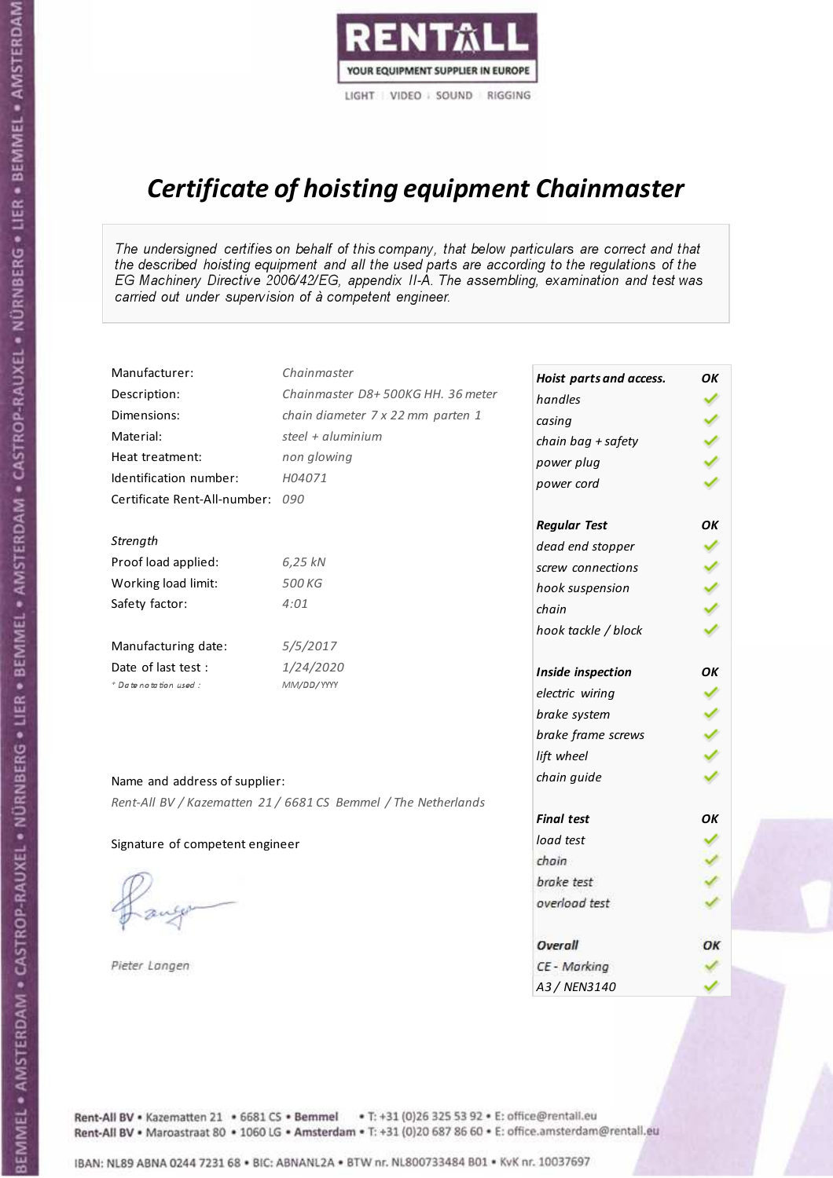RENTALL
YOUR EQUIPMENT SUPPLIER IN EUROPE
LIGHT | VIDEO | SOUND | RIGGING

# *Certificate of hoisting equipment Chainmaster*

*The undersigned certifies on behalf of this company, that below particulars are correct and that the described hoisting equipment and all the used parts are according to the regulations of the EG Machinery Directive 2006/42/EG, appendix II-A. The assembling, examination and test was carried out under supervision of à competent engineer.*

| | |
|---|---|
| Manufacturer: | *Chainmaster* |
| Description: | *Chainmaster D8+ 500KG HH. 36 meter* |
| Dimensions: | *chain diameter 7 x 22 mm parten 1* |
| Material: | *steel + aluminium* |
| Heat treatment: | *non glowing* |
| Identification number: | *H04071* |
| Certificate Rent-All-number: | *090* |

*Strength*

| | |
|---|---|
| Proof load applied: | *6,25 kN* |
| Working load limit: | *500 KG* |
| Safety factor: | *4:01* |

| | |
|---|---|
| Manufacturing date: | *5/5/2017* |
| Date of last test : | *1/24/2020* |
| *\* Date notation used :* | *MM/DD/YYYY* |

| *Hoist parts and access.* | *OK* |
|---|---|
| *handles* | ✓ |
| *casing* | ✓ |
| *chain bag + safety* | ✓ |
| *power plug* | ✓ |
| *power cord* | ✓ |
| ***Regular Test*** | ***OK*** |
| *dead end stopper* | ✓ |
| *screw connections* | ✓ |
| *hook suspension* | ✓ |
| *chain* | ✓ |
| *hook tackle / block* | ✓ |
| ***Inside inspection*** | ***OK*** |
| *electric wiring* | ✓ |
| *brake system* | ✓ |
| *brake frame screws* | ✓ |
| *lift wheel* | ✓ |
| *chain guide* | ✓ |
| ***Final test*** | ***OK*** |
| *load test* | ✓ |
| *chain* | ✓ |
| *brake test* | ✓ |
| *overload test* | ✓ |
| ***Overall*** | ***OK*** |
| *CE - Marking* | ✓ |
| *A3 / NEN3140* | ✓ |

Name and address of supplier:

*Rent-All BV / Kazematten 21 / 6681 CS Bemmel / The Netherlands*

Signature of competent engineer

*Pieter Langen*

Rent-All BV • Kazematten 21 • 6681 CS • **Bemmel** • T: +31 (0)26 325 53 92 • E: office@rentall.eu
Rent-All BV • Maroastraat 80 • 1060 LG • **Amsterdam** • T: +31 (0)20 687 86 60 • E: office.amsterdam@rentall.eu

IBAN: NL89 ABNA 0244 7231 68 • BIC: ABNANL2A • BTW nr. NL800733484 B01 • KvK nr. 10037697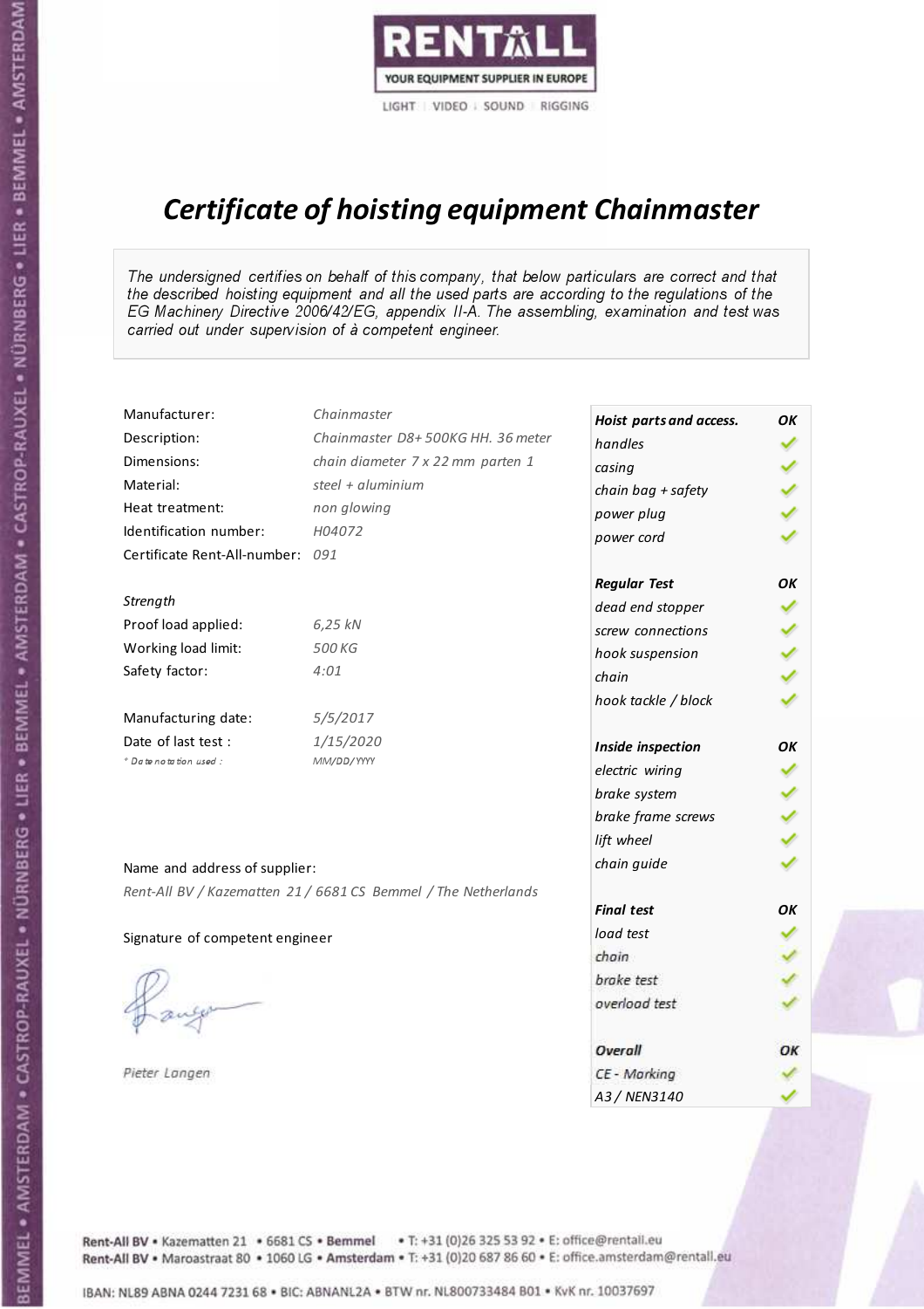RENTALL
YOUR EQUIPMENT SUPPLIER IN EUROPE
LIGHT | VIDEO | SOUND | RIGGING

# *Certificate of hoisting equipment Chainmaster*

*The undersigned certifies on behalf of this company, that below particulars are correct and that the described hoisting equipment and all the used parts are according to the regulations of the EG Machinery Directive 2006/42/EG, appendix II-A. The assembling, examination and test was carried out under supervision of à competent engineer.*

| | |
|---|---|
| Manufacturer: | *Chainmaster* |
| Description: | *Chainmaster D8+ 500KG HH. 36 meter* |
| Dimensions: | *chain diameter 7 x 22 mm parten 1* |
| Material: | *steel + aluminium* |
| Heat treatment: | *non glowing* |
| Identification number: | *H04072* |
| Certificate Rent-All-number: | *091* |

*Strength*

| | |
|---|---|
| Proof load applied: | *6,25 kN* |
| Working load limit: | *500 KG* |
| Safety factor: | *4:01* |

| | |
|---|---|
| Manufacturing date: | *5/5/2017* |
| Date of last test : | *1/15/2020* |
| *\* Date notation used :* | *MM/DD/YYYY* |

Name and address of supplier:

*Rent-All BV / Kazematten 21 / 6681 CS Bemmel / The Netherlands*

Signature of competent engineer

*Pieter Langen*

| ***Hoist parts and access.*** | ***OK*** |
|---|---|
| *handles* | ✓ |
| *casing* | ✓ |
| *chain bag + safety* | ✓ |
| *power plug* | ✓ |
| *power cord* | ✓ |
| ***Regular Test*** | ***OK*** |
| *dead end stopper* | ✓ |
| *screw connections* | ✓ |
| *hook suspension* | ✓ |
| *chain* | ✓ |
| *hook tackle / block* | ✓ |
| ***Inside inspection*** | ***OK*** |
| *electric wiring* | ✓ |
| *brake system* | ✓ |
| *brake frame screws* | ✓ |
| *lift wheel* | ✓ |
| *chain guide* | ✓ |
| ***Final test*** | ***OK*** |
| *load test* | ✓ |
| *chain* | ✓ |
| *brake test* | ✓ |
| *overload test* | ✓ |
| ***Overall*** | ***OK*** |
| *CE - Marking* | ✓ |
| *A3 / NEN3140* | ✓ |

Rent-All BV • Kazematten 21 • 6681 CS • **Bemmel** • T: +31 (0)26 325 53 92 • E: office@rentall.eu
Rent-All BV • Maroastraat 80 • 1060 LG • **Amsterdam** • T: +31 (0)20 687 86 60 • E: office.amsterdam@rentall.eu

IBAN: NL89 ABNA 0244 7231 68 • BIC: ABNANL2A • BTW nr. NL800733484 B01 • KvK nr. 10037697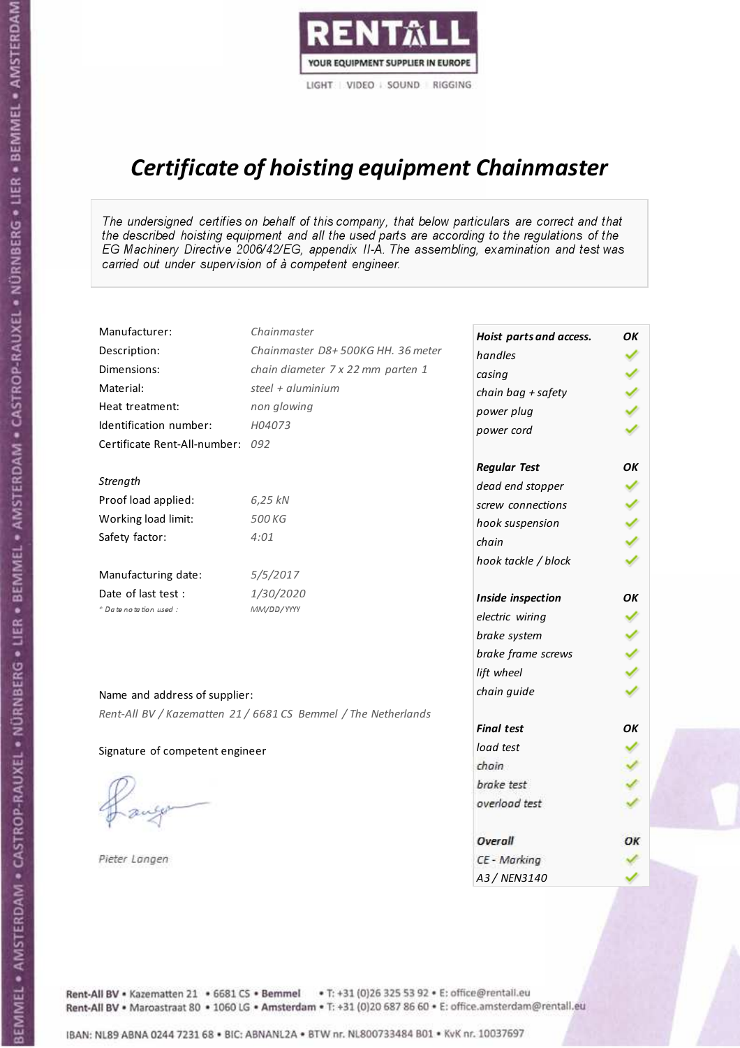RENTALL

YOUR EQUIPMENT SUPPLIER IN EUROPE

LIGHT | VIDEO | SOUND | RIGGING

# *Certificate of hoisting equipment Chainmaster*

*The undersigned certifies on behalf of this company, that below particulars are correct and that the described hoisting equipment and all the used parts are according to the regulations of the EG Machinery Directive 2006/42/EG, appendix II-A. The assembling, examination and test was carried out under supervision of à competent engineer.*

| | |
|---|---|
| Manufacturer: | *Chainmaster* |
| Description: | *Chainmaster D8+ 500KG HH. 36 meter* |
| Dimensions: | *chain diameter 7 x 22 mm parten 1* |
| Material: | *steel + aluminium* |
| Heat treatment: | *non glowing* |
| Identification number: | *H04073* |
| Certificate Rent-All-number: | *092* |

*Strength*

| | |
|---|---|
| Proof load applied: | *6,25 kN* |
| Working load limit: | *500 KG* |
| Safety factor: | *4:01* |

| | |
|---|---|
| Manufacturing date: | *5/5/2017* |
| Date of last test : | *1/30/2020* |
| * Date notation used : | *MM/DD/YYYY* |

Name and address of supplier:

*Rent-All BV / Kazematten 21 / 6681 CS Bemmel / The Netherlands*

Signature of competent engineer

*Pieter Langen*

| ***Hoist parts and access.*** | ***OK*** |
|---|---|
| *handles* | ✓ |
| *casing* | ✓ |
| *chain bag + safety* | ✓ |
| *power plug* | ✓ |
| *power cord* | ✓ |
| ***Regular Test*** | ***OK*** |
| *dead end stopper* | ✓ |
| *screw connections* | ✓ |
| *hook suspension* | ✓ |
| *chain* | ✓ |
| *hook tackle / block* | ✓ |
| ***Inside inspection*** | ***OK*** |
| *electric wiring* | ✓ |
| *brake system* | ✓ |
| *brake frame screws* | ✓ |
| *lift wheel* | ✓ |
| *chain guide* | ✓ |
| ***Final test*** | ***OK*** |
| *load test* | ✓ |
| *chain* | ✓ |
| *brake test* | ✓ |
| *overload test* | ✓ |
| ***Overall*** | ***OK*** |
| *CE - Marking* | ✓ |
| *A3 / NEN3140* | ✓ |

Rent-All BV • Kazematten 21 • 6681 CS • **Bemmel** • T: +31 (0)26 325 53 92 • E: office@rentall.eu
Rent-All BV • Maroastraat 80 • 1060 LG • **Amsterdam** • T: +31 (0)20 687 86 60 • E: office.amsterdam@rentall.eu

IBAN: NL89 ABNA 0244 7231 68 • BIC: ABNANL2A • BTW nr. NL800733484 B01 • KvK nr. 10037697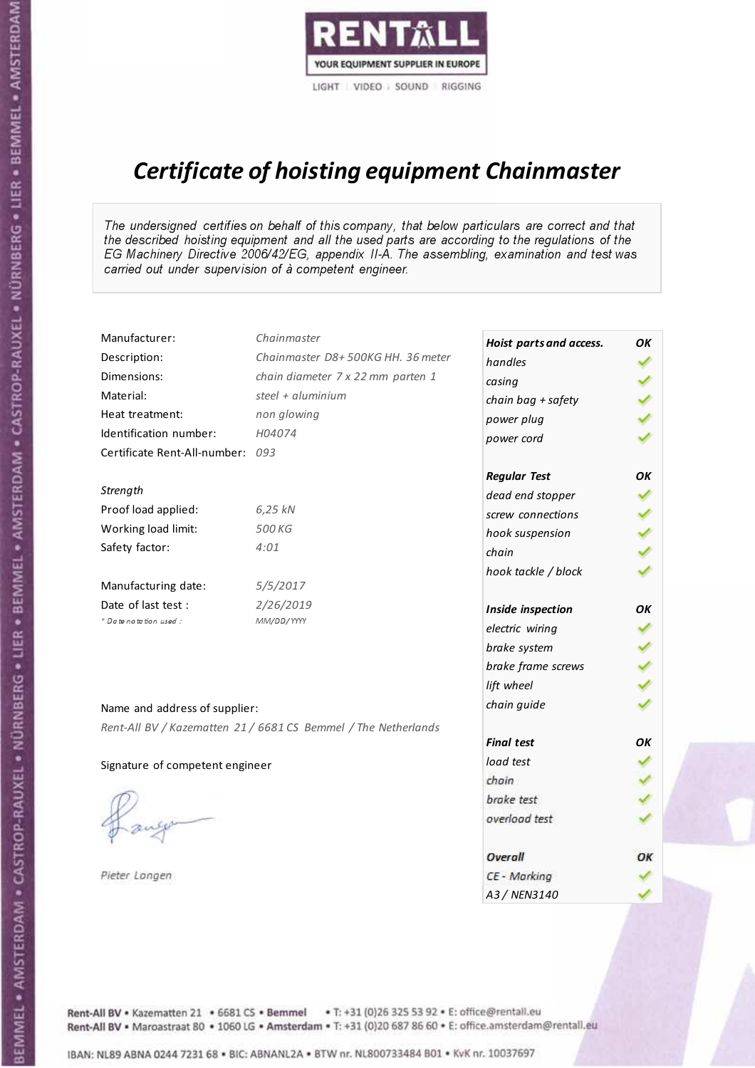RENTALL
YOUR EQUIPMENT SUPPLIER IN EUROPE
LIGHT | VIDEO | SOUND | RIGGING

# Certificate of hoisting equipment Chainmaster

*The undersigned certifies on behalf of this company, that below particulars are correct and that the described hoisting equipment and all the used parts are according to the regulations of the EG Machinery Directive 2006/42/EG, appendix II-A. The assembling, examination and test was carried out under supervision of à competent engineer.*

| | |
|---|---|
| Manufacturer: | *Chainmaster* |
| Description: | *Chainmaster D8+ 500KG HH. 36 meter* |
| Dimensions: | *chain diameter 7 x 22 mm parten 1* |
| Material: | *steel + aluminium* |
| Heat treatment: | *non glowing* |
| Identification number: | *H04074* |
| Certificate Rent-All-number: | *093* |

*Strength*

| | |
|---|---|
| Proof load applied: | *6,25 kN* |
| Working load limit: | *500 KG* |
| Safety factor: | *4:01* |

| | |
|---|---|
| Manufacturing date: | *5/5/2017* |
| Date of last test : | *2/26/2019* |
| * Date notation used : | *MM/DD/YYYY* |

Name and address of supplier:

*Rent-All BV / Kazematten 21 / 6681 CS Bemmel / The Netherlands*

Signature of competent engineer

*Pieter Langen*

| ***Hoist parts and access.*** | ***OK*** |
|---|---|
| *handles* | ✓ |
| *casing* | ✓ |
| *chain bag + safety* | ✓ |
| *power plug* | ✓ |
| *power cord* | ✓ |
| ***Regular Test*** | ***OK*** |
| *dead end stopper* | ✓ |
| *screw connections* | ✓ |
| *hook suspension* | ✓ |
| *chain* | ✓ |
| *hook tackle / block* | ✓ |
| ***Inside inspection*** | ***OK*** |
| *electric wiring* | ✓ |
| *brake system* | ✓ |
| *brake frame screws* | ✓ |
| *lift wheel* | ✓ |
| *chain guide* | ✓ |
| ***Final test*** | ***OK*** |
| *load test* | ✓ |
| *chain* | ✓ |
| *brake test* | ✓ |
| *overload test* | ✓ |
| ***Overall*** | ***OK*** |
| *CE - Marking* | ✓ |
| *A3 / NEN3140* | ✓ |

Rent-All BV • Kazematten 21 • 6681 CS • **Bemmel** • T: +31 (0)26 325 53 92 • E: office@rentall.eu
Rent-All BV • Maroastraat 80 • 1060 LG • **Amsterdam** • T: +31 (0)20 687 86 60 • E: office.amsterdam@rentall.eu

IBAN: NL89 ABNA 0244 7231 68 • BIC: ABNANL2A • BTW nr. NL800733484 B01 • KvK nr. 10037697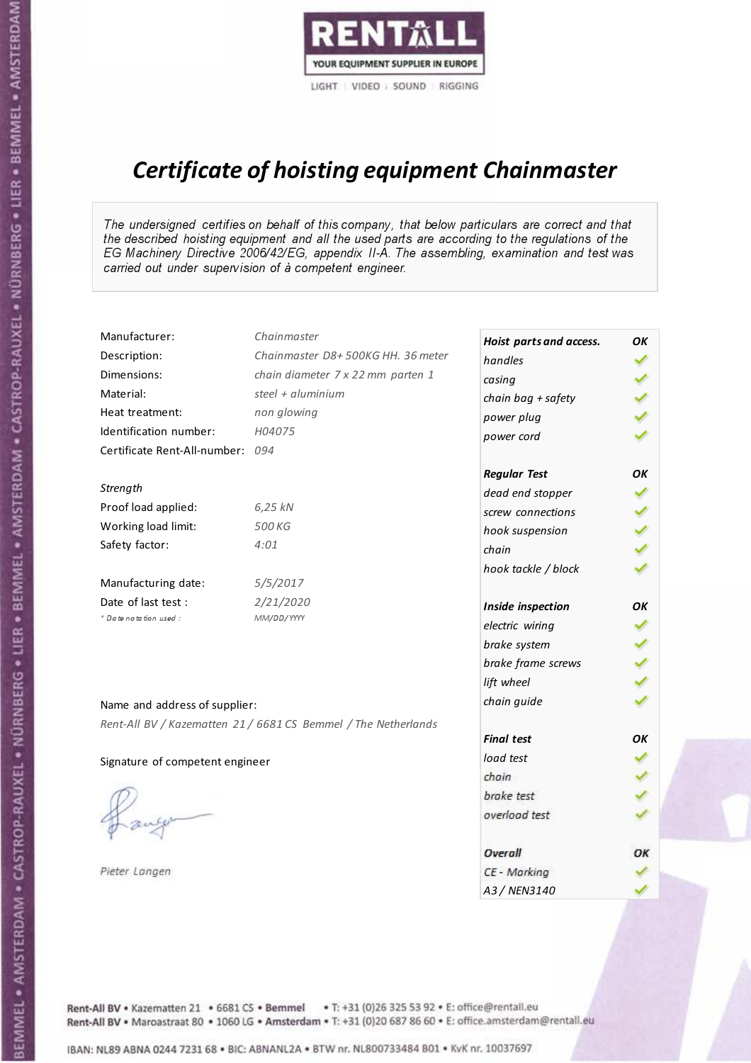RENTALL
YOUR EQUIPMENT SUPPLIER IN EUROPE
LIGHT | VIDEO | SOUND | RIGGING

# *Certificate of hoisting equipment Chainmaster*

*The undersigned certifies on behalf of this company, that below particulars are correct and that the described hoisting equipment and all the used parts are according to the regulations of the EG Machinery Directive 2006/42/EG, appendix II-A. The assembling, examination and test was carried out under supervision of à competent engineer.*

| | |
|---|---|
| Manufacturer: | *Chainmaster* |
| Description: | *Chainmaster D8+ 500KG HH. 36 meter* |
| Dimensions: | *chain diameter 7 x 22 mm parten 1* |
| Material: | *steel + aluminium* |
| Heat treatment: | *non glowing* |
| Identification number: | *H04075* |
| Certificate Rent-All-number: | *094* |

*Strength*

| | |
|---|---|
| Proof load applied: | *6,25 kN* |
| Working load limit: | *500 KG* |
| Safety factor: | *4:01* |

| | |
|---|---|
| Manufacturing date: | *5/5/2017* |
| Date of last test : | *2/21/2020* |
| *\* Date notation used :* | *MM/DD/YYYY* |

| | |
|---|---|
| ***Hoist parts and access.*** | ***OK*** |
| *handles* | ✓ |
| *casing* | ✓ |
| *chain bag + safety* | ✓ |
| *power plug* | ✓ |
| *power cord* | ✓ |
| ***Regular Test*** | ***OK*** |
| *dead end stopper* | ✓ |
| *screw connections* | ✓ |
| *hook suspension* | ✓ |
| *chain* | ✓ |
| *hook tackle / block* | ✓ |
| ***Inside inspection*** | ***OK*** |
| *electric wiring* | ✓ |
| *brake system* | ✓ |
| *brake frame screws* | ✓ |
| *lift wheel* | ✓ |
| *chain guide* | ✓ |
| ***Final test*** | ***OK*** |
| *load test* | ✓ |
| *chain* | ✓ |
| *brake test* | ✓ |
| *overload test* | ✓ |
| ***Overall*** | ***OK*** |
| *CE - Marking* | ✓ |
| *A3 / NEN3140* | ✓ |

Name and address of supplier:

*Rent-All BV / Kazematten 21 / 6681 CS Bemmel / The Netherlands*

Signature of competent engineer

*Pieter Langen*

Rent-All BV • Kazematten 21 • 6681 CS • **Bemmel** • T: +31 (0)26 325 53 92 • E: office@rentall.eu
Rent-All BV • Maroastraat 80 • 1060 LG • **Amsterdam** • T: +31 (0)20 687 86 60 • E: office.amsterdam@rentall.eu

IBAN: NL89 ABNA 0244 7231 68 • BIC: ABNANL2A • BTW nr. NL800733484 B01 • KvK nr. 10037697